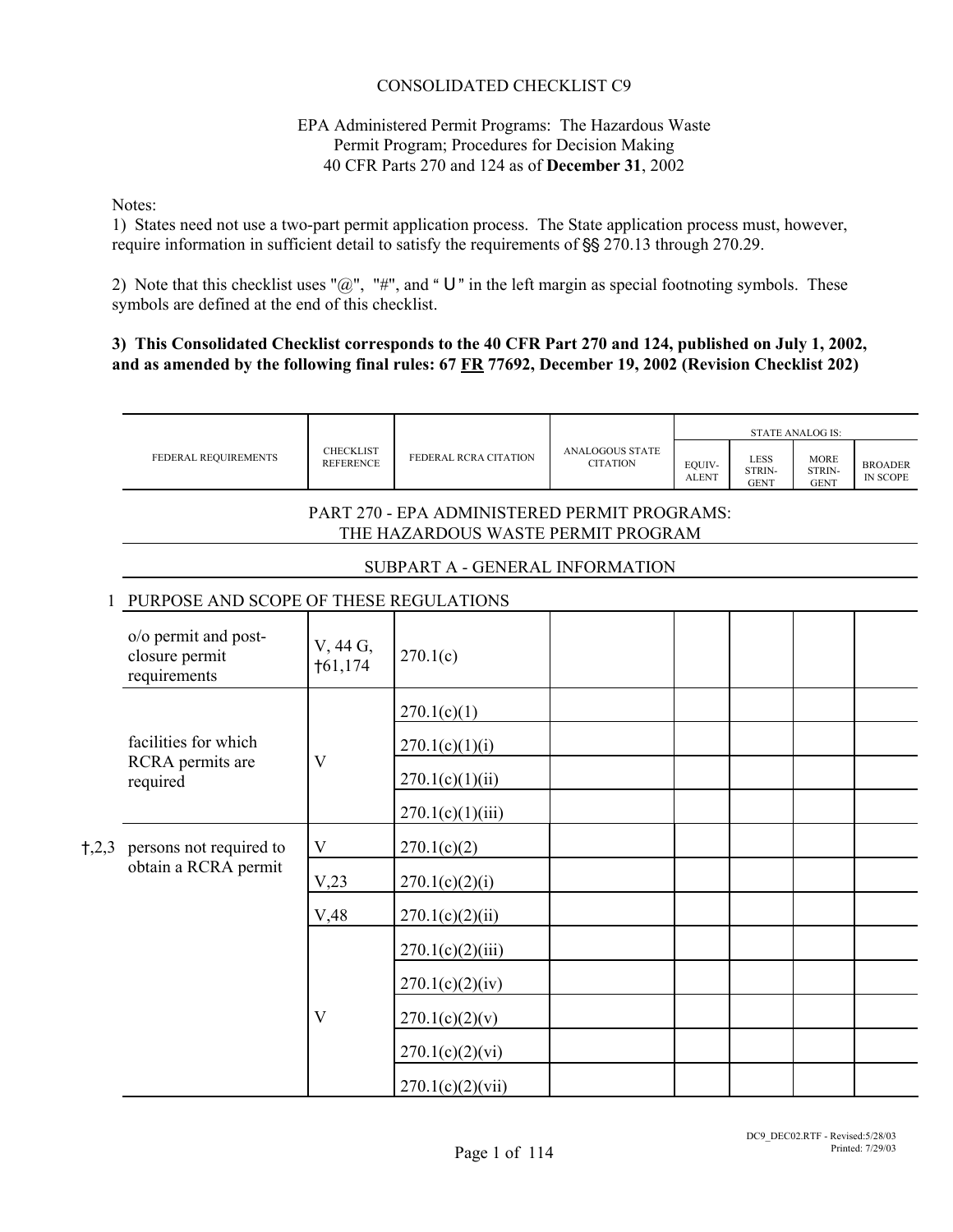CONSOLIDATED CHECKLIST C9

EPA Administered Permit Programs: The Hazardous Waste Permit Program; Procedures for Decision Making
40 CFR Parts 270 and 124 as of **December 31**, 2002

Notes:

1) States need not use a two-part permit application process. The State application process must, however, require information in sufficient detail to satisfy the requirements of §§ 270.13 through 270.29.

2) Note that this checklist uses "@", "#", and "U" in the left margin as special footnoting symbols. These symbols are defined at the end of this checklist.

**3) This Consolidated Checklist corresponds to the 40 CFR Part 270 and 124, published on July 1, 2002, and as amended by the following final rules: 67 FR 77692, December 19, 2002 (Revision Checklist 202)**

| | FEDERAL REQUIREMENTS | CHECKLIST REFERENCE | FEDERAL RCRA CITATION | ANALOGOUS STATE CITATION | STATE ANALOG IS: | | | |
|---|---|---|---|---|---|---|---|---|
| | | | | | EQUIVALENT | LESS STRINGENT | MORE STRINGENT | BROADER IN SCOPE |
| | **PART 270 - EPA ADMINISTERED PERMIT PROGRAMS: THE HAZARDOUS WASTE PERMIT PROGRAM** | | | | | | | |
| | **SUBPART A - GENERAL INFORMATION** | | | | | | | |
| 1 | **PURPOSE AND SCOPE OF THESE REGULATIONS** | | | | | | | |
| | o/o permit and post-closure permit requirements | V, 44 G, †61,174 | 270.1(c) | | | | | |
| | facilities for which RCRA permits are required | V | 270.1(c)(1) | | | | | |
| | | | 270.1(c)(1)(i) | | | | | |
| | | | 270.1(c)(1)(ii) | | | | | |
| | | | 270.1(c)(1)(iii) | | | | | |
| †,2,3 | persons not required to obtain a RCRA permit | V | 270.1(c)(2) | | | | | |
| | | V,23 | 270.1(c)(2)(i) | | | | | |
| | | V,48 | 270.1(c)(2)(ii) | | | | | |
| | | V | 270.1(c)(2)(iii) | | | | | |
| | | | 270.1(c)(2)(iv) | | | | | |
| | | | 270.1(c)(2)(v) | | | | | |
| | | | 270.1(c)(2)(vi) | | | | | |
| | | | 270.1(c)(2)(vii) | | | | | |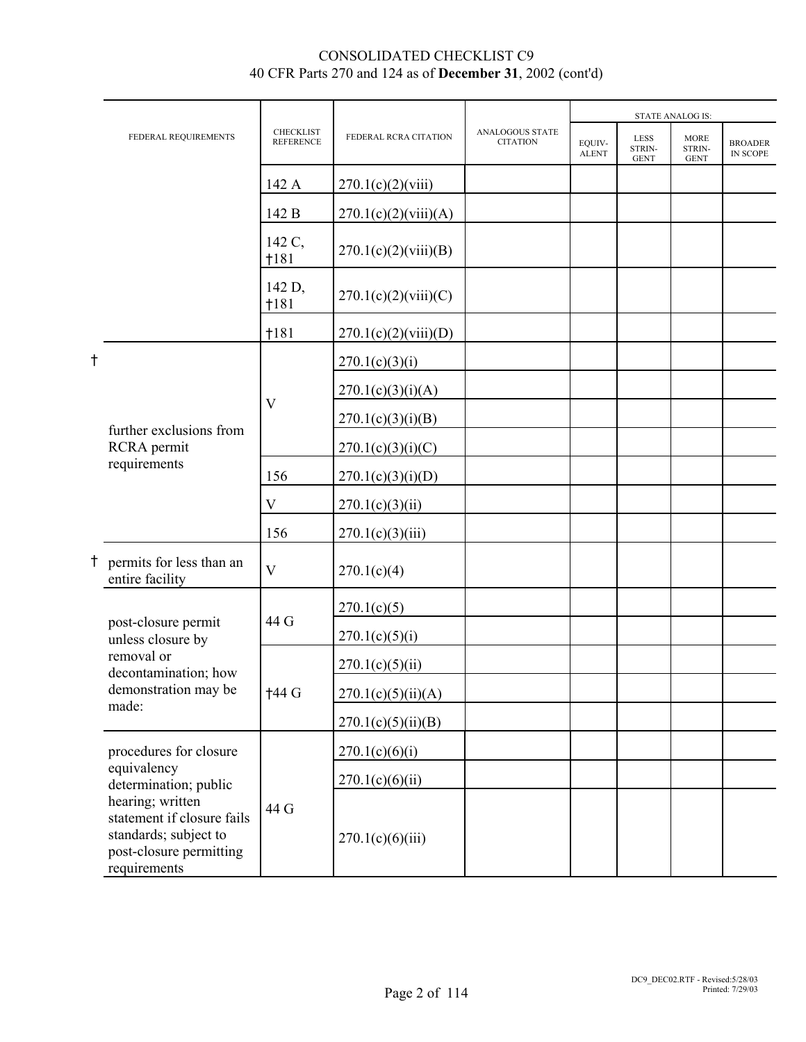# CONSOLIDATED CHECKLIST C9

40 CFR Parts 270 and 124 as of **December 31**, 2002 (cont'd)

| | FEDERAL REQUIREMENTS | CHECKLIST REFERENCE | FEDERAL RCRA CITATION | ANALOGOUS STATE CITATION | STATE ANALOG IS: EQUIV-ALENT | LESS STRIN-GENT | MORE STRIN-GENT | BROADER IN SCOPE |
|---|---|---|---|---|---|---|---|---|
| | | 142 A | 270.1(c)(2)(viii) | | | | | |
| | | 142 B | 270.1(c)(2)(viii)(A) | | | | | |
| | | 142 C, †181 | 270.1(c)(2)(viii)(B) | | | | | |
| | | 142 D, †181 | 270.1(c)(2)(viii)(C) | | | | | |
| | | †181 | 270.1(c)(2)(viii)(D) | | | | | |
| † | further exclusions from RCRA permit requirements | V | 270.1(c)(3)(i) | | | | | |
| | | | 270.1(c)(3)(i)(A) | | | | | |
| | | | 270.1(c)(3)(i)(B) | | | | | |
| | | | 270.1(c)(3)(i)(C) | | | | | |
| | | 156 | 270.1(c)(3)(i)(D) | | | | | |
| | | V | 270.1(c)(3)(ii) | | | | | |
| | | 156 | 270.1(c)(3)(iii) | | | | | |
| † | permits for less than an entire facility | V | 270.1(c)(4) | | | | | |
| | post-closure permit unless closure by removal or decontamination; how demonstration may be made: | 44 G | 270.1(c)(5) | | | | | |
| | | | 270.1(c)(5)(i) | | | | | |
| | | †44 G | 270.1(c)(5)(ii) | | | | | |
| | | | 270.1(c)(5)(ii)(A) | | | | | |
| | | | 270.1(c)(5)(ii)(B) | | | | | |
| | procedures for closure equivalency determination; public hearing; written statement if closure fails standards; subject to post-closure permitting requirements | 44 G | 270.1(c)(6)(i) | | | | | |
| | | | 270.1(c)(6)(ii) | | | | | |
| | | | 270.1(c)(6)(iii) | | | | | |

DC9_DEC02.RTF - Revised:5/28/03
Printed: 7/29/03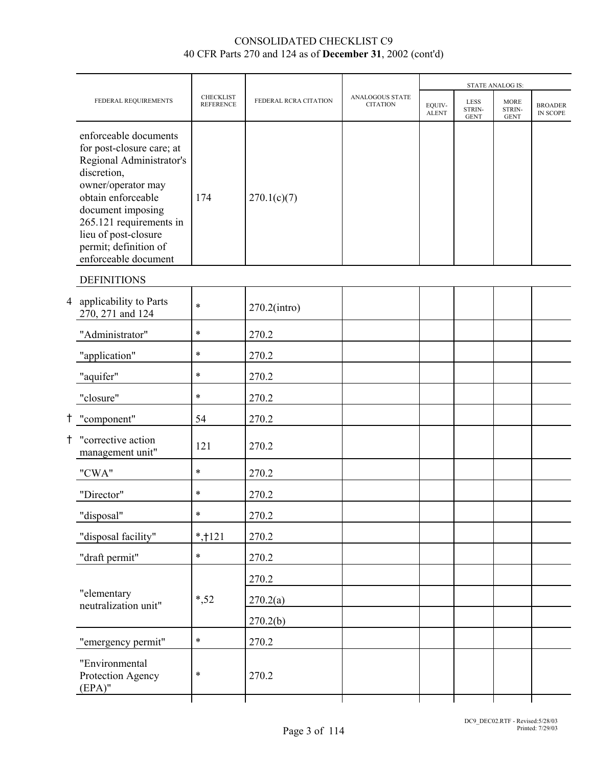CONSOLIDATED CHECKLIST C9
40 CFR Parts 270 and 124 as of **December 31**, 2002 (cont'd)

| | FEDERAL REQUIREMENTS | CHECKLIST REFERENCE | FEDERAL RCRA CITATION | ANALOGOUS STATE CITATION | STATE ANALOG IS: | | | |
|---|---|---|---|---|---|---|---|---|
| | | | | | EQUIV-ALENT | LESS STRIN-GENT | MORE STRIN-GENT | BROADER IN SCOPE |
| | enforceable documents for post-closure care; at Regional Administrator's discretion, owner/operator may obtain enforceable document imposing 265.121 requirements in lieu of post-closure permit; definition of enforceable document | 174 | 270.1(c)(7) | | | | | |
| | DEFINITIONS | | | | | | | |
| 4 | applicability to Parts 270, 271 and 124 | * | 270.2(intro) | | | | | |
| | "Administrator" | * | 270.2 | | | | | |
| | "application" | * | 270.2 | | | | | |
| | "aquifer" | * | 270.2 | | | | | |
| | "closure" | * | 270.2 | | | | | |
| † | "component" | 54 | 270.2 | | | | | |
| † | "corrective action management unit" | 121 | 270.2 | | | | | |
| | "CWA" | * | 270.2 | | | | | |
| | "Director" | * | 270.2 | | | | | |
| | "disposal" | * | 270.2 | | | | | |
| | "disposal facility" | *,†121 | 270.2 | | | | | |
| | "draft permit" | * | 270.2 | | | | | |
| | "elementary neutralization unit" | *,52 | 270.2 | | | | | |
| | | | 270.2(a) | | | | | |
| | | | 270.2(b) | | | | | |
| | "emergency permit" | * | 270.2 | | | | | |
| | "Environmental Protection Agency (EPA)" | * | 270.2 | | | | | |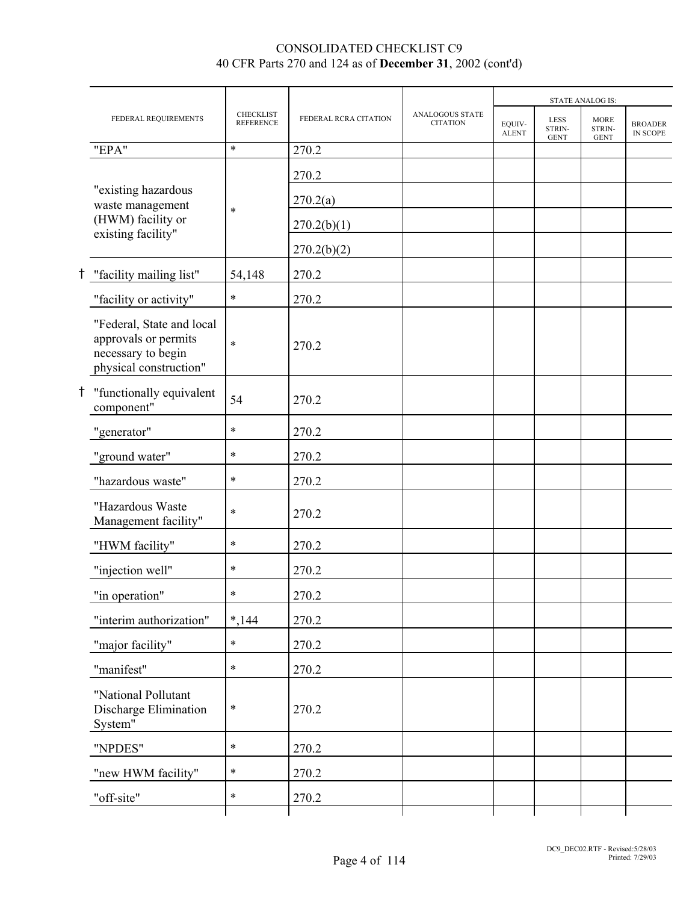# CONSOLIDATED CHECKLIST C9
## 40 CFR Parts 270 and 124 as of **December 31**, 2002 (cont'd)

| | FEDERAL REQUIREMENTS | CHECKLIST REFERENCE | FEDERAL RCRA CITATION | ANALOGOUS STATE CITATION | STATE ANALOG IS: | | | |
|---|---|---|---|---|---|---|---|---|
| | | | | | EQUIV-ALENT | LESS STRIN-GENT | MORE STRIN-GENT | BROADER IN SCOPE |
| | "EPA" | * | 270.2 | | | | | |
| | "existing hazardous waste management (HWM) facility or existing facility" | * | 270.2 | | | | | |
| | | | 270.2(a) | | | | | |
| | | | 270.2(b)(1) | | | | | |
| | | | 270.2(b)(2) | | | | | |
| † | "facility mailing list" | 54,148 | 270.2 | | | | | |
| | "facility or activity" | * | 270.2 | | | | | |
| | "Federal, State and local approvals or permits necessary to begin physical construction" | * | 270.2 | | | | | |
| † | "functionally equivalent component" | 54 | 270.2 | | | | | |
| | "generator" | * | 270.2 | | | | | |
| | "ground water" | * | 270.2 | | | | | |
| | "hazardous waste" | * | 270.2 | | | | | |
| | "Hazardous Waste Management facility" | * | 270.2 | | | | | |
| | "HWM facility" | * | 270.2 | | | | | |
| | "injection well" | * | 270.2 | | | | | |
| | "in operation" | * | 270.2 | | | | | |
| | "interim authorization" | *,144 | 270.2 | | | | | |
| | "major facility" | * | 270.2 | | | | | |
| | "manifest" | * | 270.2 | | | | | |
| | "National Pollutant Discharge Elimination System" | * | 270.2 | | | | | |
| | "NPDES" | * | 270.2 | | | | | |
| | "new HWM facility" | * | 270.2 | | | | | |
| | "off-site" | * | 270.2 | | | | | |

DC9_DEC02.RTF - Revised:5/28/03
Printed: 7/29/03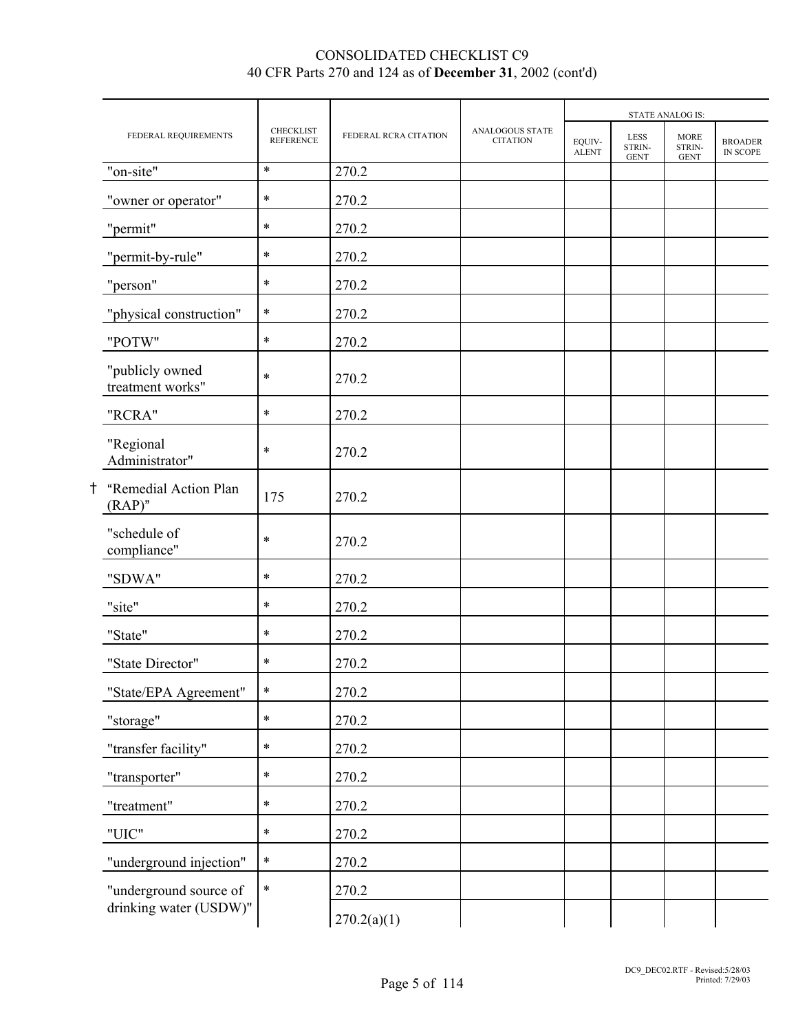# CONSOLIDATED CHECKLIST C9
40 CFR Parts 270 and 124 as of **December 31**, 2002 (cont'd)

| FEDERAL REQUIREMENTS | CHECKLIST REFERENCE | FEDERAL RCRA CITATION | ANALOGOUS STATE CITATION | STATE ANALOG IS: | | | |
|---|---|---|---|---|---|---|---|
| | | | | EQUIV-ALENT | LESS STRIN-GENT | MORE STRIN-GENT | BROADER IN SCOPE |
| "on-site" | * | 270.2 | | | | | |
| "owner or operator" | * | 270.2 | | | | | |
| "permit" | * | 270.2 | | | | | |
| "permit-by-rule" | * | 270.2 | | | | | |
| "person" | * | 270.2 | | | | | |
| "physical construction" | * | 270.2 | | | | | |
| "POTW" | * | 270.2 | | | | | |
| "publicly owned treatment works" | * | 270.2 | | | | | |
| "RCRA" | * | 270.2 | | | | | |
| "Regional Administrator" | * | 270.2 | | | | | |
| † "Remedial Action Plan (RAP)" | 175 | 270.2 | | | | | |
| "schedule of compliance" | * | 270.2 | | | | | |
| "SDWA" | * | 270.2 | | | | | |
| "site" | * | 270.2 | | | | | |
| "State" | * | 270.2 | | | | | |
| "State Director" | * | 270.2 | | | | | |
| "State/EPA Agreement" | * | 270.2 | | | | | |
| "storage" | * | 270.2 | | | | | |
| "transfer facility" | * | 270.2 | | | | | |
| "transporter" | * | 270.2 | | | | | |
| "treatment" | * | 270.2 | | | | | |
| "UIC" | * | 270.2 | | | | | |
| "underground injection" | * | 270.2 | | | | | |
| "underground source of drinking water (USDW)" | * | 270.2 | | | | | |
| | | 270.2(a)(1) | | | | | |

DC9_DEC02.RTF - Revised:5/28/03 Printed: 7/29/03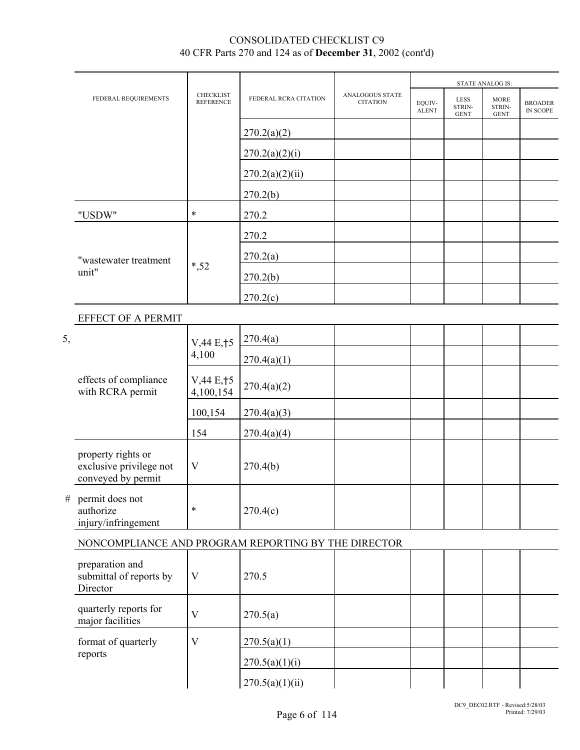CONSOLIDATED CHECKLIST C9
40 CFR Parts 270 and 124 as of **December 31**, 2002 (cont'd)

| FEDERAL REQUIREMENTS | CHECKLIST REFERENCE | FEDERAL RCRA CITATION | ANALOGOUS STATE CITATION | STATE ANALOG IS: EQUIV-ALENT | LESS STRIN-GENT | MORE STRIN-GENT | BROADER IN SCOPE |
|---|---|---|---|---|---|---|---|
| | | 270.2(a)(2) | | | | | |
| | | 270.2(a)(2)(i) | | | | | |
| | | 270.2(a)(2)(ii) | | | | | |
| | | 270.2(b) | | | | | |
| "USDW" | * | 270.2 | | | | | |
| "wastewater treatment unit" | *,52 | 270.2 | | | | | |
| | | 270.2(a) | | | | | |
| | | 270.2(b) | | | | | |
| | | 270.2(c) | | | | | |
| EFFECT OF A PERMIT | | | | | | | |
| 5, effects of compliance with RCRA permit | V,44 E,†5 4,100 | 270.4(a) | | | | | |
| | | 270.4(a)(1) | | | | | |
| | V,44 E,†5 4,100,154 | 270.4(a)(2) | | | | | |
| | 100,154 | 270.4(a)(3) | | | | | |
| | 154 | 270.4(a)(4) | | | | | |
| property rights or exclusive privilege not conveyed by permit | V | 270.4(b) | | | | | |
| # permit does not authorize injury/infringement | * | 270.4(c) | | | | | |
| NONCOMPLIANCE AND PROGRAM REPORTING BY THE DIRECTOR | | | | | | | |
| preparation and submittal of reports by Director | V | 270.5 | | | | | |
| quarterly reports for major facilities | V | 270.5(a) | | | | | |
| format of quarterly reports | V | 270.5(a)(1) | | | | | |
| | | 270.5(a)(1)(i) | | | | | |
| | | 270.5(a)(1)(ii) | | | | | |

DC9_DEC02.RTF - Revised:5/28/03
Printed: 7/29/03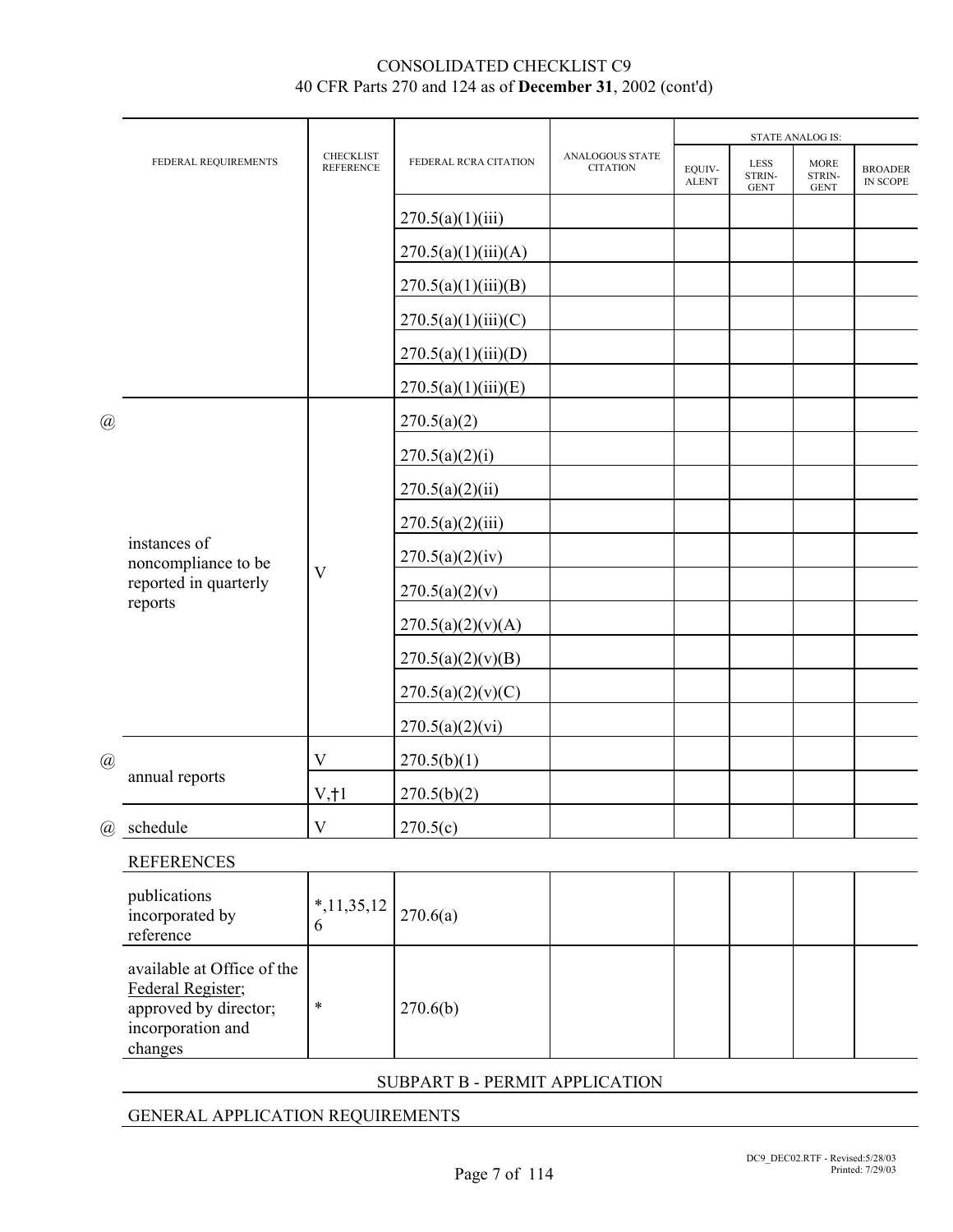# CONSOLIDATED CHECKLIST C9
40 CFR Parts 270 and 124 as of **December 31**, 2002 (cont'd)

| | FEDERAL REQUIREMENTS | CHECKLIST REFERENCE | FEDERAL RCRA CITATION | ANALOGOUS STATE CITATION | STATE ANALOG IS: EQUIVALENT | LESS STRINGENT | MORE STRINGENT | BROADER IN SCOPE |
|---|---|---|---|---|---|---|---|---|
| | | | 270.5(a)(1)(iii) | | | | | |
| | | | 270.5(a)(1)(iii)(A) | | | | | |
| | | | 270.5(a)(1)(iii)(B) | | | | | |
| | | | 270.5(a)(1)(iii)(C) | | | | | |
| | | | 270.5(a)(1)(iii)(D) | | | | | |
| | | | 270.5(a)(1)(iii)(E) | | | | | |
| @ | instances of noncompliance to be reported in quarterly reports | V | 270.5(a)(2) | | | | | |
| | | | 270.5(a)(2)(i) | | | | | |
| | | | 270.5(a)(2)(ii) | | | | | |
| | | | 270.5(a)(2)(iii) | | | | | |
| | | | 270.5(a)(2)(iv) | | | | | |
| | | | 270.5(a)(2)(v) | | | | | |
| | | | 270.5(a)(2)(v)(A) | | | | | |
| | | | 270.5(a)(2)(v)(B) | | | | | |
| | | | 270.5(a)(2)(v)(C) | | | | | |
| | | | 270.5(a)(2)(vi) | | | | | |
| @ | annual reports | V | 270.5(b)(1) | | | | | |
| | | V,†1 | 270.5(b)(2) | | | | | |
| @ | schedule | V | 270.5(c) | | | | | |
| | REFERENCES | | | | | | | |
| | publications incorporated by reference | *,11,35,126 | 270.6(a) | | | | | |
| | available at Office of the Federal Register; approved by director; incorporation and changes | * | 270.6(b) | | | | | |

SUBPART B - PERMIT APPLICATION

GENERAL APPLICATION REQUIREMENTS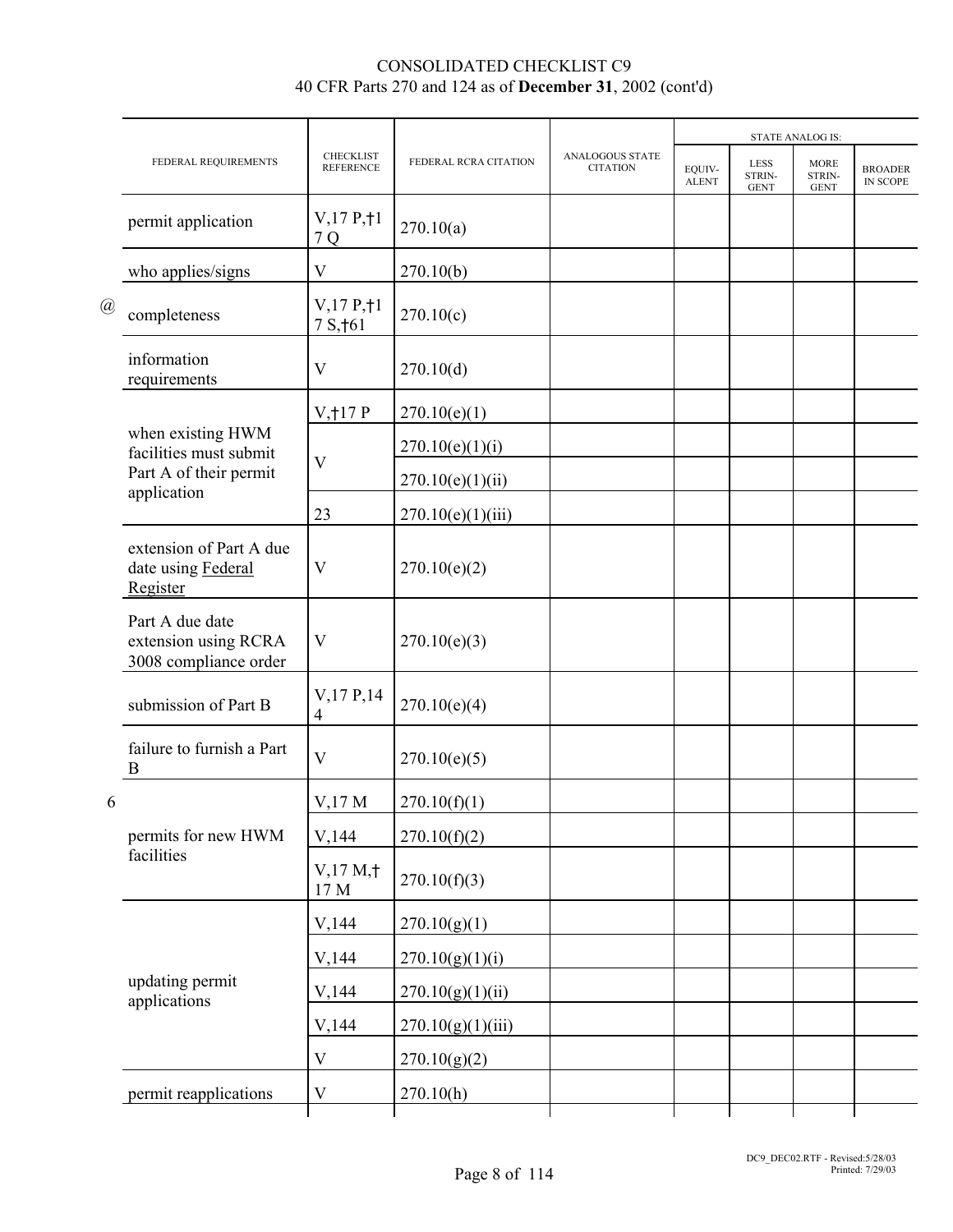# CONSOLIDATED CHECKLIST C9
40 CFR Parts 270 and 124 as of **December 31**, 2002 (cont'd)

| | FEDERAL REQUIREMENTS | CHECKLIST REFERENCE | FEDERAL RCRA CITATION | ANALOGOUS STATE CITATION | STATE ANALOG IS: EQUIV-ALENT | LESS STRIN-GENT | MORE STRIN-GENT | BROADER IN SCOPE |
|---|---|---|---|---|---|---|---|---|
| | permit application | V,17 P,†17 Q | 270.10(a) | | | | | |
| | who applies/signs | V | 270.10(b) | | | | | |
| @ | completeness | V,17 P,†17 S,†61 | 270.10(c) | | | | | |
| | information requirements | V | 270.10(d) | | | | | |
| | when existing HWM facilities must submit Part A of their permit application | V,†17 P | 270.10(e)(1) | | | | | |
| | | V | 270.10(e)(1)(i) | | | | | |
| | | | 270.10(e)(1)(ii) | | | | | |
| | | 23 | 270.10(e)(1)(iii) | | | | | |
| | extension of Part A due date using Federal Register | V | 270.10(e)(2) | | | | | |
| | Part A due date extension using RCRA 3008 compliance order | V | 270.10(e)(3) | | | | | |
| | submission of Part B | V,17 P,144 | 270.10(e)(4) | | | | | |
| | failure to furnish a Part B | V | 270.10(e)(5) | | | | | |
| 6 | permits for new HWM facilities | V,17 M | 270.10(f)(1) | | | | | |
| | | V,144 | 270.10(f)(2) | | | | | |
| | | V,17 M,†17 M | 270.10(f)(3) | | | | | |
| | updating permit applications | V,144 | 270.10(g)(1) | | | | | |
| | | V,144 | 270.10(g)(1)(i) | | | | | |
| | | V,144 | 270.10(g)(1)(ii) | | | | | |
| | | V,144 | 270.10(g)(1)(iii) | | | | | |
| | | V | 270.10(g)(2) | | | | | |
| | permit reapplications | V | 270.10(h) | | | | | |

DC9_DEC02.RTF - Revised:5/28/03
Printed: 7/29/03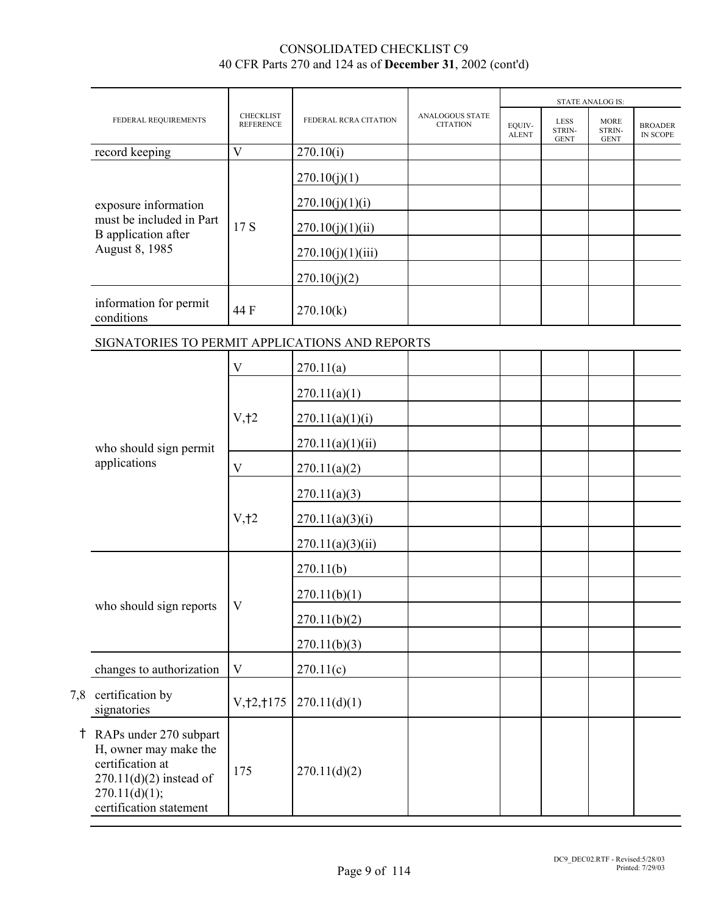# CONSOLIDATED CHECKLIST C9
## 40 CFR Parts 270 and 124 as of **December 31**, 2002 (cont'd)

| | FEDERAL REQUIREMENTS | CHECKLIST REFERENCE | FEDERAL RCRA CITATION | ANALOGOUS STATE CITATION | STATE ANALOG IS: EQUIV-ALENT | LESS STRIN-GENT | MORE STRIN-GENT | BROADER IN SCOPE |
|---|---|---|---|---|---|---|---|---|
| | record keeping | V | 270.10(i) | | | | | |
| | exposure information must be included in Part B application after August 8, 1985 | 17 S | 270.10(j)(1) | | | | | |
| | | | 270.10(j)(1)(i) | | | | | |
| | | | 270.10(j)(1)(ii) | | | | | |
| | | | 270.10(j)(1)(iii) | | | | | |
| | | | 270.10(j)(2) | | | | | |
| | information for permit conditions | 44 F | 270.10(k) | | | | | |
| | SIGNATORIES TO PERMIT APPLICATIONS AND REPORTS | | | | | | | |
| | who should sign permit applications | V | 270.11(a) | | | | | |
| | | V,†2 | 270.11(a)(1) | | | | | |
| | | | 270.11(a)(1)(i) | | | | | |
| | | | 270.11(a)(1)(ii) | | | | | |
| | | V | 270.11(a)(2) | | | | | |
| | | V,†2 | 270.11(a)(3) | | | | | |
| | | | 270.11(a)(3)(i) | | | | | |
| | | | 270.11(a)(3)(ii) | | | | | |
| | who should sign reports | V | 270.11(b) | | | | | |
| | | | 270.11(b)(1) | | | | | |
| | | | 270.11(b)(2) | | | | | |
| | | | 270.11(b)(3) | | | | | |
| | changes to authorization | V | 270.11(c) | | | | | |
| 7,8 | certification by signatories | V,†2,†175 | 270.11(d)(1) | | | | | |
| † | RAPs under 270 subpart H, owner may make the certification at 270.11(d)(2) instead of 270.11(d)(1); certification statement | 175 | 270.11(d)(2) | | | | | |

DC9_DEC02.RTF - Revised:5/28/03
Printed: 7/29/03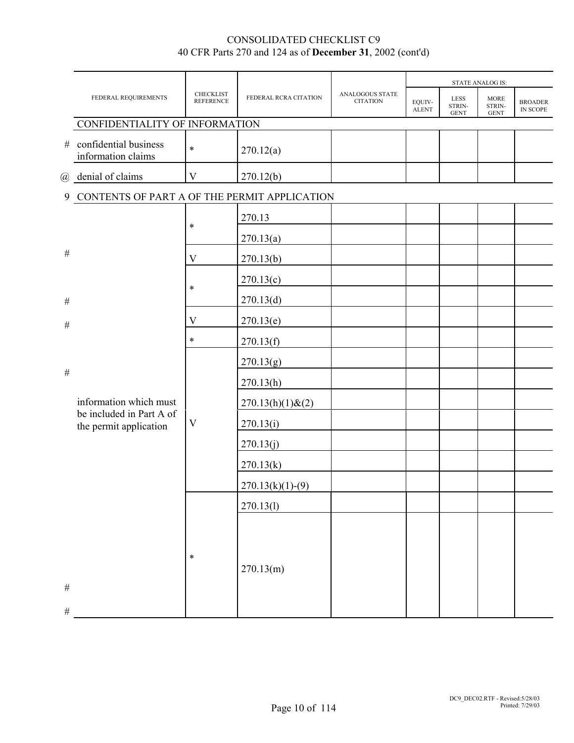CONSOLIDATED CHECKLIST C9
40 CFR Parts 270 and 124 as of **December 31**, 2002 (cont'd)

| | FEDERAL REQUIREMENTS | CHECKLIST REFERENCE | FEDERAL RCRA CITATION | ANALOGOUS STATE CITATION | STATE ANALOG IS: EQUIV-ALENT | LESS STRIN-GENT | MORE STRIN-GENT | BROADER IN SCOPE |
|---|---|---|---|---|---|---|---|---|
| | CONFIDENTIALITY OF INFORMATION | | | | | | | |
| # | confidential business information claims | * | 270.12(a) | | | | | |
| @ | denial of claims | V | 270.12(b) | | | | | |
| 9 | CONTENTS OF PART A OF THE PERMIT APPLICATION | | | | | | | |
| | information which must be included in Part A of the permit application | * | 270.13 | | | | | |
| | | * | 270.13(a) | | | | | |
| # | | V | 270.13(b) | | | | | |
| | | * | 270.13(c) | | | | | |
| # | | * | 270.13(d) | | | | | |
| # | | V | 270.13(e) | | | | | |
| | | * | 270.13(f) | | | | | |
| | | V | 270.13(g) | | | | | |
| # | | V | 270.13(h) | | | | | |
| | | V | 270.13(h)(1)&(2) | | | | | |
| | | V | 270.13(i) | | | | | |
| | | V | 270.13(j) | | | | | |
| | | V | 270.13(k) | | | | | |
| | | V | 270.13(k)(1)-(9) | | | | | |
| | | * | 270.13(l) | | | | | |
| # | | * | 270.13(m) | | | | | |
| # | | | | | | | | |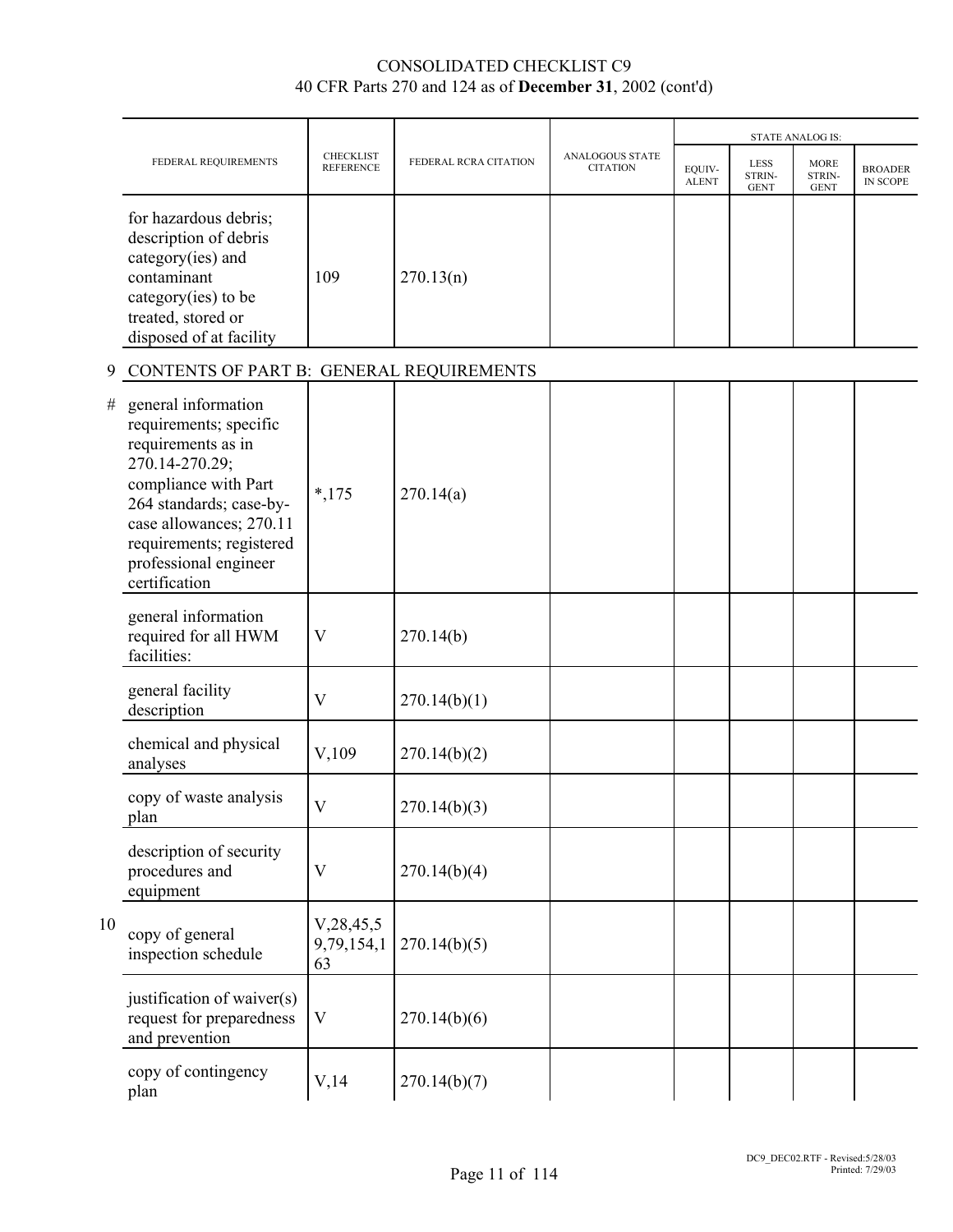CONSOLIDATED CHECKLIST C9
40 CFR Parts 270 and 124 as of **December 31**, 2002 (cont'd)

| | FEDERAL REQUIREMENTS | CHECKLIST REFERENCE | FEDERAL RCRA CITATION | ANALOGOUS STATE CITATION | STATE ANALOG IS: EQUIV-ALENT | LESS STRIN-GENT | MORE STRIN-GENT | BROADER IN SCOPE |
|---|---|---|---|---|---|---|---|---|
| | for hazardous debris; description of debris category(ies) and contaminant category(ies) to be treated, stored or disposed of at facility | 109 | 270.13(n) | | | | | |
| 9 | CONTENTS OF PART B: GENERAL REQUIREMENTS | | | | | | | |
| # | general information requirements; specific requirements as in 270.14-270.29; compliance with Part 264 standards; case-by-case allowances; 270.11 requirements; registered professional engineer certification | *,175 | 270.14(a) | | | | | |
| | general information required for all HWM facilities: | V | 270.14(b) | | | | | |
| | general facility description | V | 270.14(b)(1) | | | | | |
| | chemical and physical analyses | V,109 | 270.14(b)(2) | | | | | |
| | copy of waste analysis plan | V | 270.14(b)(3) | | | | | |
| | description of security procedures and equipment | V | 270.14(b)(4) | | | | | |
| 10 | copy of general inspection schedule | V,28,45,59,79,154,163 | 270.14(b)(5) | | | | | |
| | justification of waiver(s) request for preparedness and prevention | V | 270.14(b)(6) | | | | | |
| | copy of contingency plan | V,14 | 270.14(b)(7) | | | | | |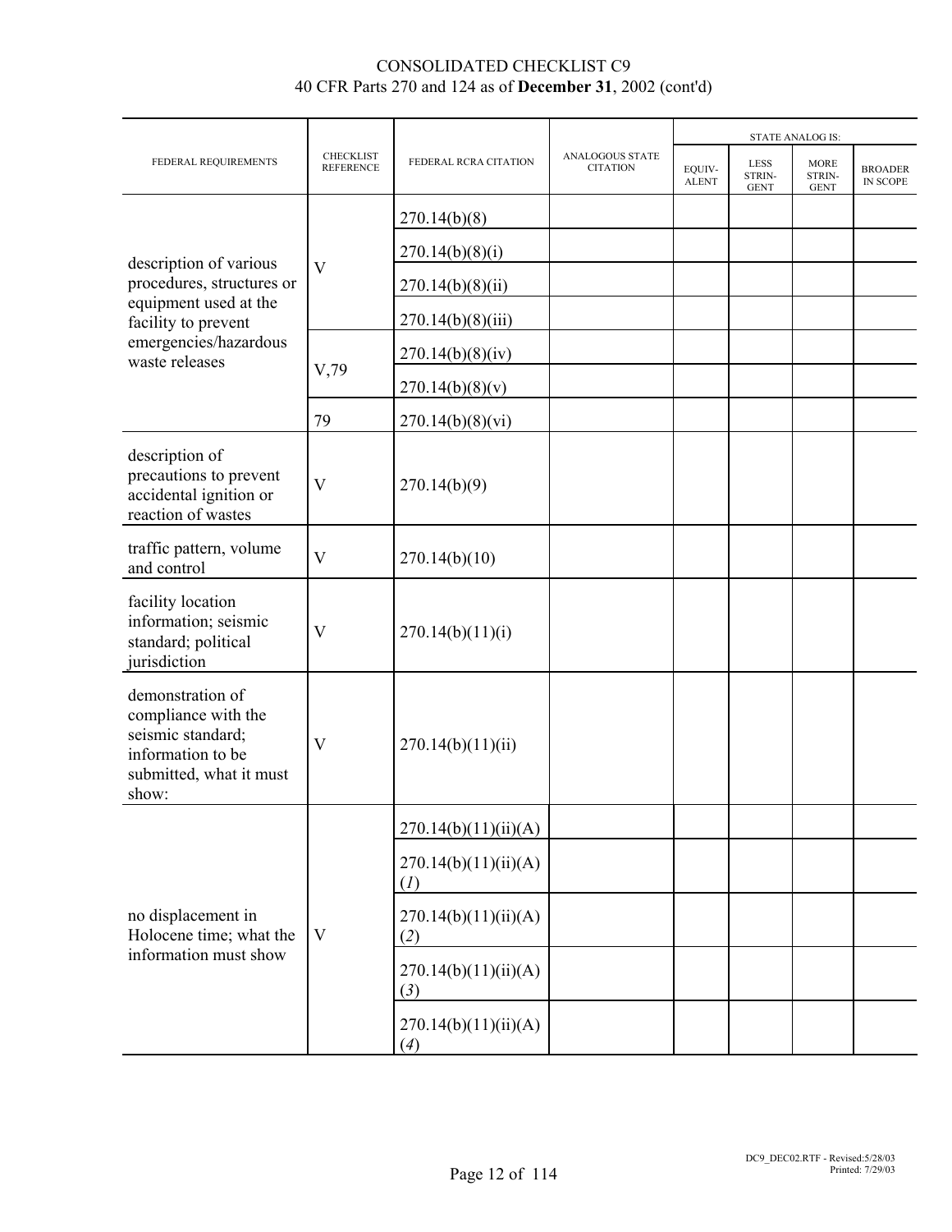CONSOLIDATED CHECKLIST C9
40 CFR Parts 270 and 124 as of **December 31**, 2002 (cont'd)

| FEDERAL REQUIREMENTS | CHECKLIST REFERENCE | FEDERAL RCRA CITATION | ANALOGOUS STATE CITATION | STATE ANALOG IS: | | | |
|---|---|---|---|---|---|---|---|
| | | | | EQUIV-ALENT | LESS STRIN-GENT | MORE STRIN-GENT | BROADER IN SCOPE |
| description of various procedures, structures or equipment used at the facility to prevent emergencies/hazardous waste releases | V | 270.14(b)(8) | | | | | |
| | | 270.14(b)(8)(i) | | | | | |
| | | 270.14(b)(8)(ii) | | | | | |
| | | 270.14(b)(8)(iii) | | | | | |
| | V,79 | 270.14(b)(8)(iv) | | | | | |
| | | 270.14(b)(8)(v) | | | | | |
| | 79 | 270.14(b)(8)(vi) | | | | | |
| description of precautions to prevent accidental ignition or reaction of wastes | V | 270.14(b)(9) | | | | | |
| traffic pattern, volume and control | V | 270.14(b)(10) | | | | | |
| facility location information; seismic standard; political jurisdiction | V | 270.14(b)(11)(i) | | | | | |
| demonstration of compliance with the seismic standard; information to be submitted, what it must show: | V | 270.14(b)(11)(ii) | | | | | |
| no displacement in Holocene time; what the information must show | V | 270.14(b)(11)(ii)(A) | | | | | |
| | | 270.14(b)(11)(ii)(A)(*1*) | | | | | |
| | | 270.14(b)(11)(ii)(A)(*2*) | | | | | |
| | | 270.14(b)(11)(ii)(A)(*3*) | | | | | |
| | | 270.14(b)(11)(ii)(A)(*4*) | | | | | |

DC9_DEC02.RTF - Revised:5/28/03
Printed: 7/29/03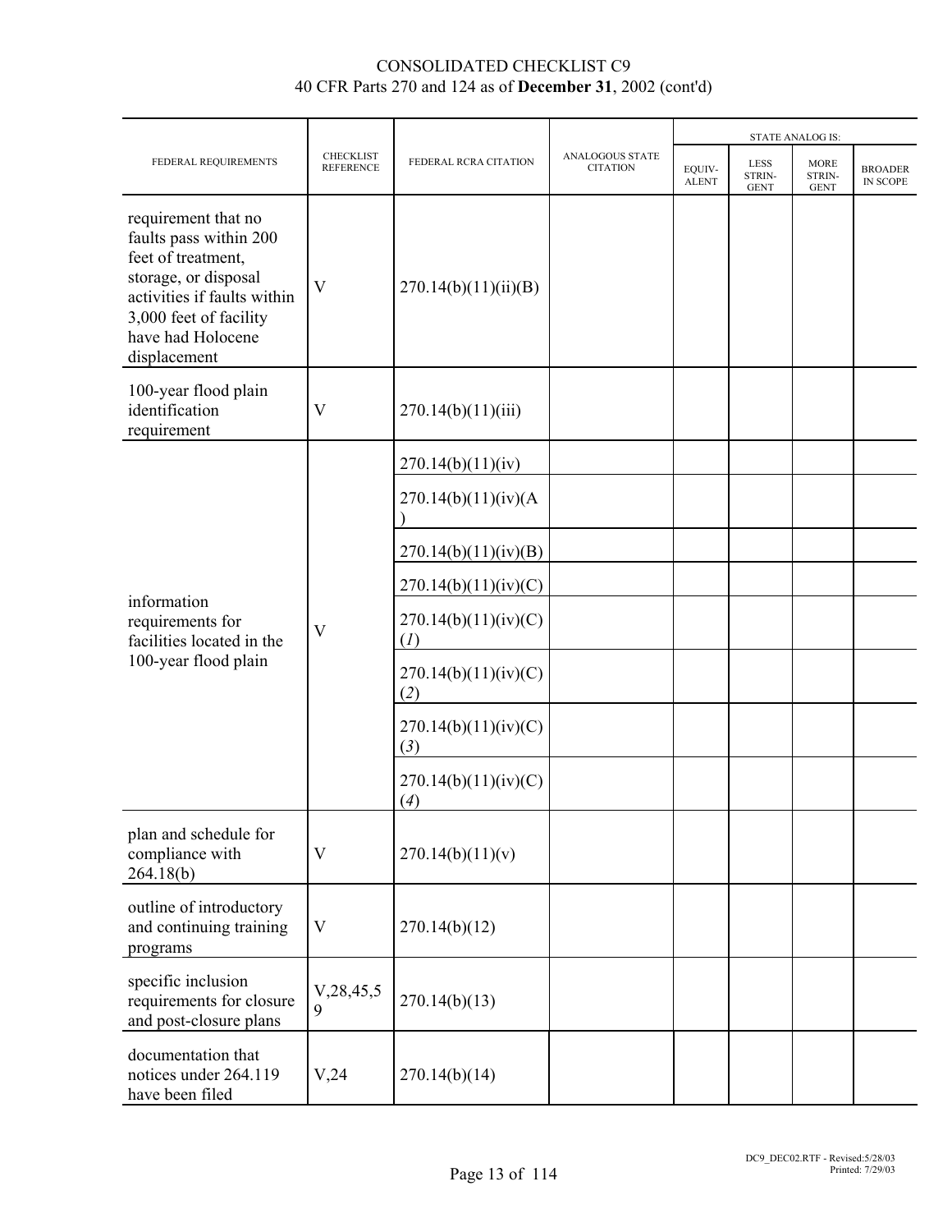# CONSOLIDATED CHECKLIST C9
40 CFR Parts 270 and 124 as of **December 31**, 2002 (cont'd)

| FEDERAL REQUIREMENTS | CHECKLIST REFERENCE | FEDERAL RCRA CITATION | ANALOGOUS STATE CITATION | STATE ANALOG IS: | | | |
|---|---|---|---|---|---|---|---|
| | | | | EQUIV-ALENT | LESS STRIN-GENT | MORE STRIN-GENT | BROADER IN SCOPE |
| requirement that no faults pass within 200 feet of treatment, storage, or disposal activities if faults within 3,000 feet of facility have had Holocene displacement | V | 270.14(b)(11)(ii)(B) | | | | | |
| 100-year flood plain identification requirement | V | 270.14(b)(11)(iii) | | | | | |
| information requirements for facilities located in the 100-year flood plain | V | 270.14(b)(11)(iv) | | | | | |
| | | 270.14(b)(11)(iv)(A) | | | | | |
| | | 270.14(b)(11)(iv)(B) | | | | | |
| | | 270.14(b)(11)(iv)(C) | | | | | |
| | | 270.14(b)(11)(iv)(C)(*1*) | | | | | |
| | | 270.14(b)(11)(iv)(C)(*2*) | | | | | |
| | | 270.14(b)(11)(iv)(C)(*3*) | | | | | |
| | | 270.14(b)(11)(iv)(C)(*4*) | | | | | |
| plan and schedule for compliance with 264.18(b) | V | 270.14(b)(11)(v) | | | | | |
| outline of introductory and continuing training programs | V | 270.14(b)(12) | | | | | |
| specific inclusion requirements for closure and post-closure plans | V,28,45,59 | 270.14(b)(13) | | | | | |
| documentation that notices under 264.119 have been filed | V,24 | 270.14(b)(14) | | | | | |

DC9_DEC02.RTF - Revised:5/28/03
Printed: 7/29/03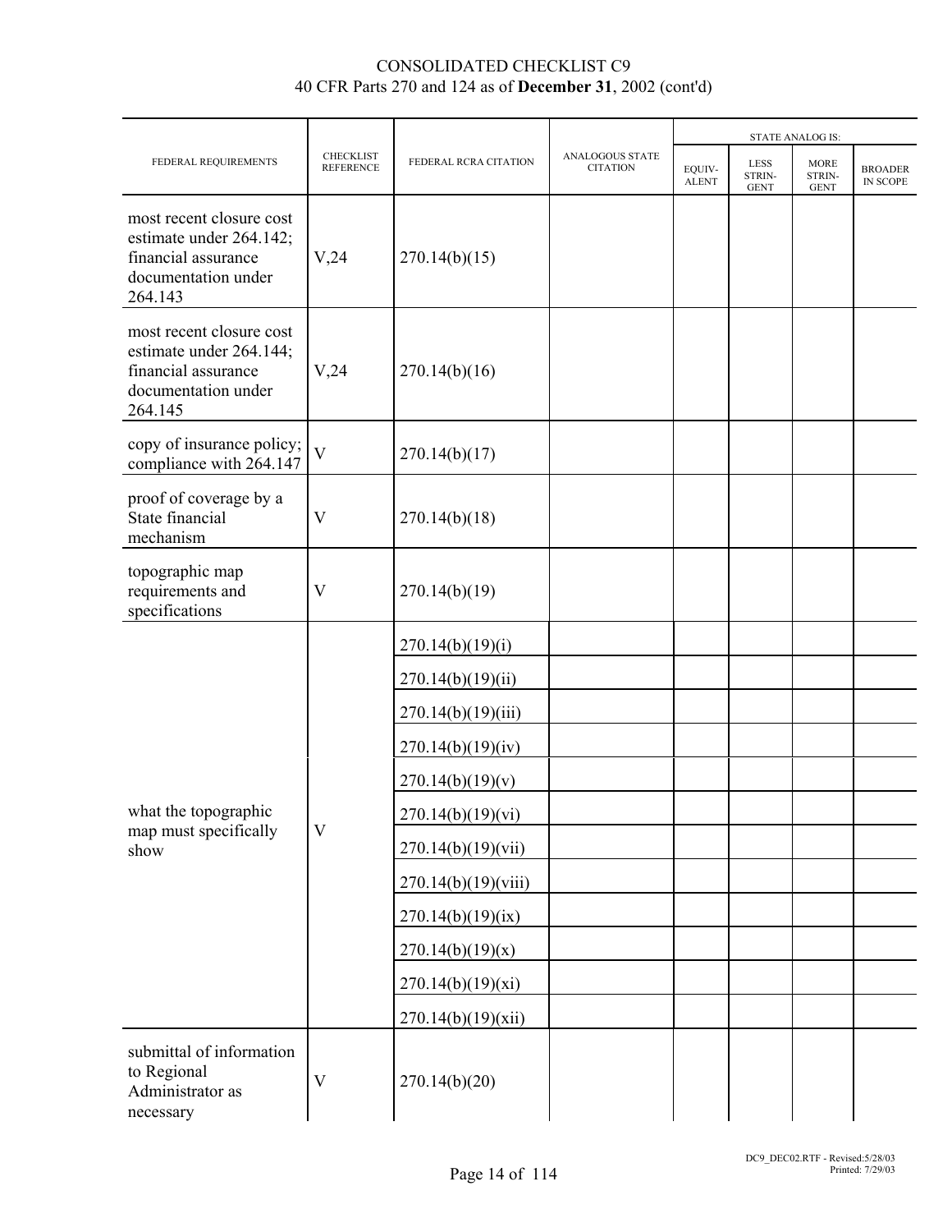| FEDERAL REQUIREMENTS | CHECKLIST REFERENCE | FEDERAL RCRA CITATION | ANALOGOUS STATE CITATION | STATE ANALOG IS: | | | |
|---|---|---|---|---|---|---|---|
| | | | | EQUIVALENT | LESS STRINGENT | MORE STRINGENT | BROADER IN SCOPE |
| most recent closure cost estimate under 264.142; financial assurance documentation under 264.143 | V,24 | 270.14(b)(15) | | | | | |
| most recent closure cost estimate under 264.144; financial assurance documentation under 264.145 | V,24 | 270.14(b)(16) | | | | | |
| copy of insurance policy; compliance with 264.147 | V | 270.14(b)(17) | | | | | |
| proof of coverage by a State financial mechanism | V | 270.14(b)(18) | | | | | |
| topographic map requirements and specifications | V | 270.14(b)(19) | | | | | |
| what the topographic map must specifically show | V | 270.14(b)(19)(i) | | | | | |
| | | 270.14(b)(19)(ii) | | | | | |
| | | 270.14(b)(19)(iii) | | | | | |
| | | 270.14(b)(19)(iv) | | | | | |
| | | 270.14(b)(19)(v) | | | | | |
| | | 270.14(b)(19)(vi) | | | | | |
| | | 270.14(b)(19)(vii) | | | | | |
| | | 270.14(b)(19)(viii) | | | | | |
| | | 270.14(b)(19)(ix) | | | | | |
| | | 270.14(b)(19)(x) | | | | | |
| | | 270.14(b)(19)(xi) | | | | | |
| | | 270.14(b)(19)(xii) | | | | | |
| submittal of information to Regional Administrator as necessary | V | 270.14(b)(20) | | | | | |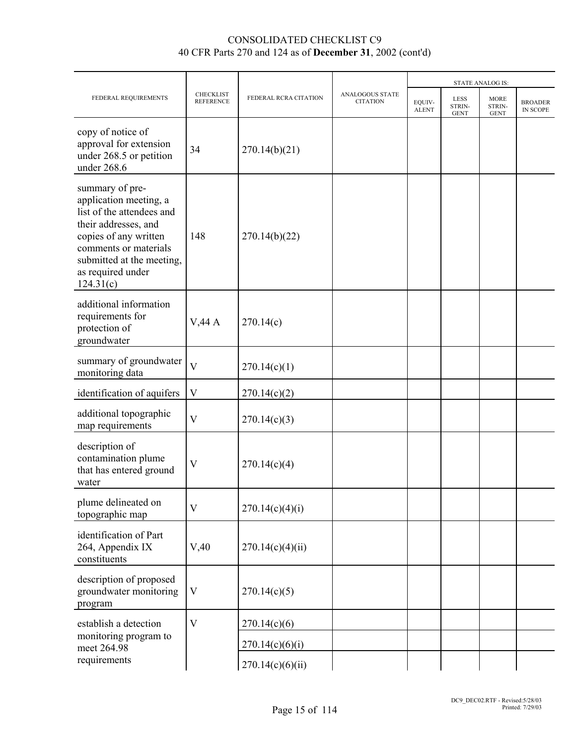CONSOLIDATED CHECKLIST C9
40 CFR Parts 270 and 124 as of **December 31**, 2002 (cont'd)

| FEDERAL REQUIREMENTS | CHECKLIST REFERENCE | FEDERAL RCRA CITATION | ANALOGOUS STATE CITATION | STATE ANALOG IS: | | | |
|---|---|---|---|---|---|---|---|
| | | | | EQUIV-ALENT | LESS STRIN-GENT | MORE STRIN-GENT | BROADER IN SCOPE |
| copy of notice of approval for extension under 268.5 or petition under 268.6 | 34 | 270.14(b)(21) | | | | | |
| summary of pre-application meeting, a list of the attendees and their addresses, and copies of any written comments or materials submitted at the meeting, as required under 124.31(c) | 148 | 270.14(b)(22) | | | | | |
| additional information requirements for protection of groundwater | V,44 A | 270.14(c) | | | | | |
| summary of groundwater monitoring data | V | 270.14(c)(1) | | | | | |
| identification of aquifers | V | 270.14(c)(2) | | | | | |
| additional topographic map requirements | V | 270.14(c)(3) | | | | | |
| description of contamination plume that has entered ground water | V | 270.14(c)(4) | | | | | |
| plume delineated on topographic map | V | 270.14(c)(4)(i) | | | | | |
| identification of Part 264, Appendix IX constituents | V,40 | 270.14(c)(4)(ii) | | | | | |
| description of proposed groundwater monitoring program | V | 270.14(c)(5) | | | | | |
| establish a detection monitoring program to meet 264.98 requirements | V | 270.14(c)(6) | | | | | |
| | | 270.14(c)(6)(i) | | | | | |
| | | 270.14(c)(6)(ii) | | | | | |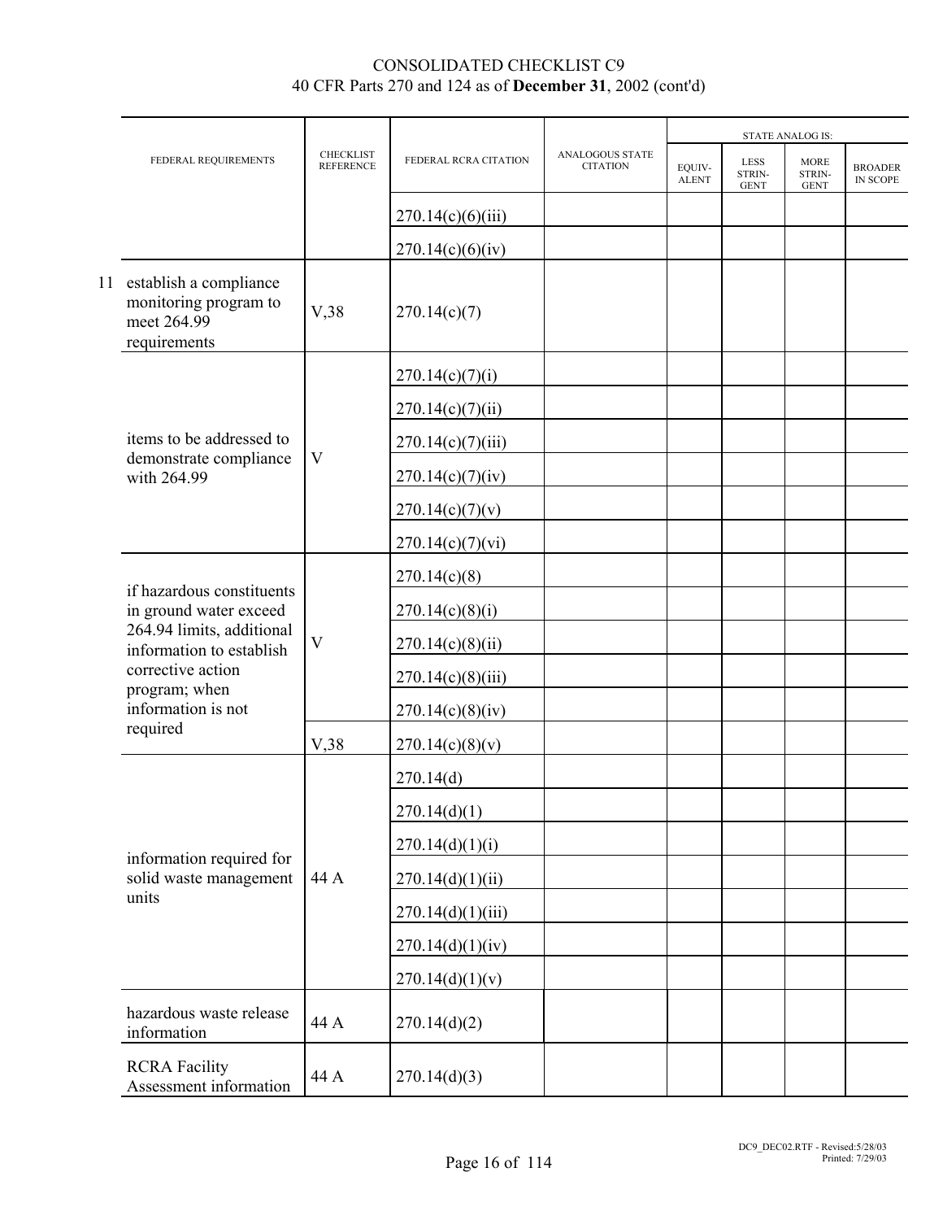CONSOLIDATED CHECKLIST C9
40 CFR Parts 270 and 124 as of **December 31**, 2002 (cont'd)

| | FEDERAL REQUIREMENTS | CHECKLIST REFERENCE | FEDERAL RCRA CITATION | ANALOGOUS STATE CITATION | STATE ANALOG IS: EQUIVALENT | LESS STRINGENT | MORE STRINGENT | BROADER IN SCOPE |
|---|---|---|---|---|---|---|---|---|
| | | | 270.14(c)(6)(iii) | | | | | |
| | | | 270.14(c)(6)(iv) | | | | | |
| 11 | establish a compliance monitoring program to meet 264.99 requirements | V,38 | 270.14(c)(7) | | | | | |
| | items to be addressed to demonstrate compliance with 264.99 | V | 270.14(c)(7)(i) | | | | | |
| | | | 270.14(c)(7)(ii) | | | | | |
| | | | 270.14(c)(7)(iii) | | | | | |
| | | | 270.14(c)(7)(iv) | | | | | |
| | | | 270.14(c)(7)(v) | | | | | |
| | | | 270.14(c)(7)(vi) | | | | | |
| | if hazardous constituents in ground water exceed 264.94 limits, additional information to establish corrective action program; when information is not required | V | 270.14(c)(8) | | | | | |
| | | | 270.14(c)(8)(i) | | | | | |
| | | | 270.14(c)(8)(ii) | | | | | |
| | | | 270.14(c)(8)(iii) | | | | | |
| | | | 270.14(c)(8)(iv) | | | | | |
| | | V,38 | 270.14(c)(8)(v) | | | | | |
| | information required for solid waste management units | 44 A | 270.14(d) | | | | | |
| | | | 270.14(d)(1) | | | | | |
| | | | 270.14(d)(1)(i) | | | | | |
| | | | 270.14(d)(1)(ii) | | | | | |
| | | | 270.14(d)(1)(iii) | | | | | |
| | | | 270.14(d)(1)(iv) | | | | | |
| | | | 270.14(d)(1)(v) | | | | | |
| | hazardous waste release information | 44 A | 270.14(d)(2) | | | | | |
| | RCRA Facility Assessment information | 44 A | 270.14(d)(3) | | | | | |

DC9_DEC02.RTF - Revised:5/28/03
Printed: 7/29/03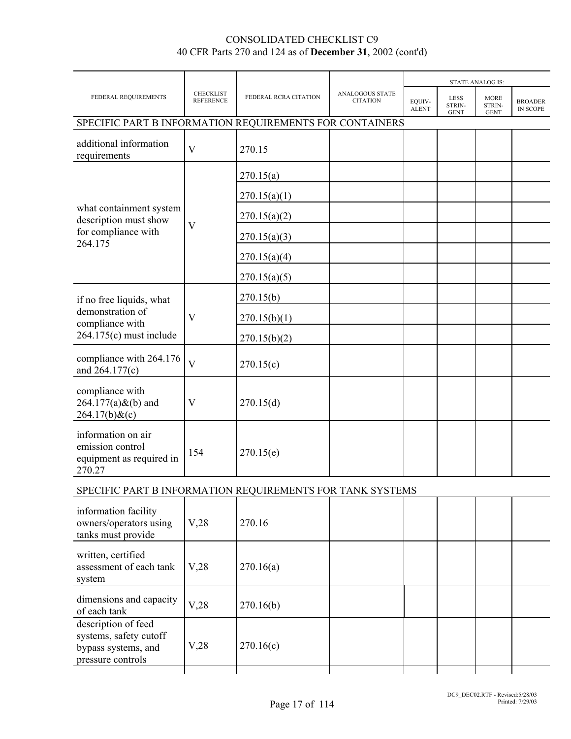CONSOLIDATED CHECKLIST C9
40 CFR Parts 270 and 124 as of **December 31**, 2002 (cont'd)

| FEDERAL REQUIREMENTS | CHECKLIST REFERENCE | FEDERAL RCRA CITATION | ANALOGOUS STATE CITATION | STATE ANALOG IS: | | | |
|---|---|---|---|---|---|---|---|
| | | | | EQUIV-ALENT | LESS STRIN-GENT | MORE STRIN-GENT | BROADER IN SCOPE |
| SPECIFIC PART B INFORMATION REQUIREMENTS FOR CONTAINERS | | | | | | | |
| additional information requirements | V | 270.15 | | | | | |
| what containment system description must show for compliance with 264.175 | V | 270.15(a) | | | | | |
| | | 270.15(a)(1) | | | | | |
| | | 270.15(a)(2) | | | | | |
| | | 270.15(a)(3) | | | | | |
| | | 270.15(a)(4) | | | | | |
| | | 270.15(a)(5) | | | | | |
| if no free liquids, what demonstration of compliance with 264.175(c) must include | V | 270.15(b) | | | | | |
| | | 270.15(b)(1) | | | | | |
| | | 270.15(b)(2) | | | | | |
| compliance with 264.176 and 264.177(c) | V | 270.15(c) | | | | | |
| compliance with 264.177(a)&(b) and 264.17(b)&(c) | V | 270.15(d) | | | | | |
| information on air emission control equipment as required in 270.27 | 154 | 270.15(e) | | | | | |
| SPECIFIC PART B INFORMATION REQUIREMENTS FOR TANK SYSTEMS | | | | | | | |
| information facility owners/operators using tanks must provide | V,28 | 270.16 | | | | | |
| written, certified assessment of each tank system | V,28 | 270.16(a) | | | | | |
| dimensions and capacity of each tank | V,28 | 270.16(b) | | | | | |
| description of feed systems, safety cutoff bypass systems, and pressure controls | V,28 | 270.16(c) | | | | | |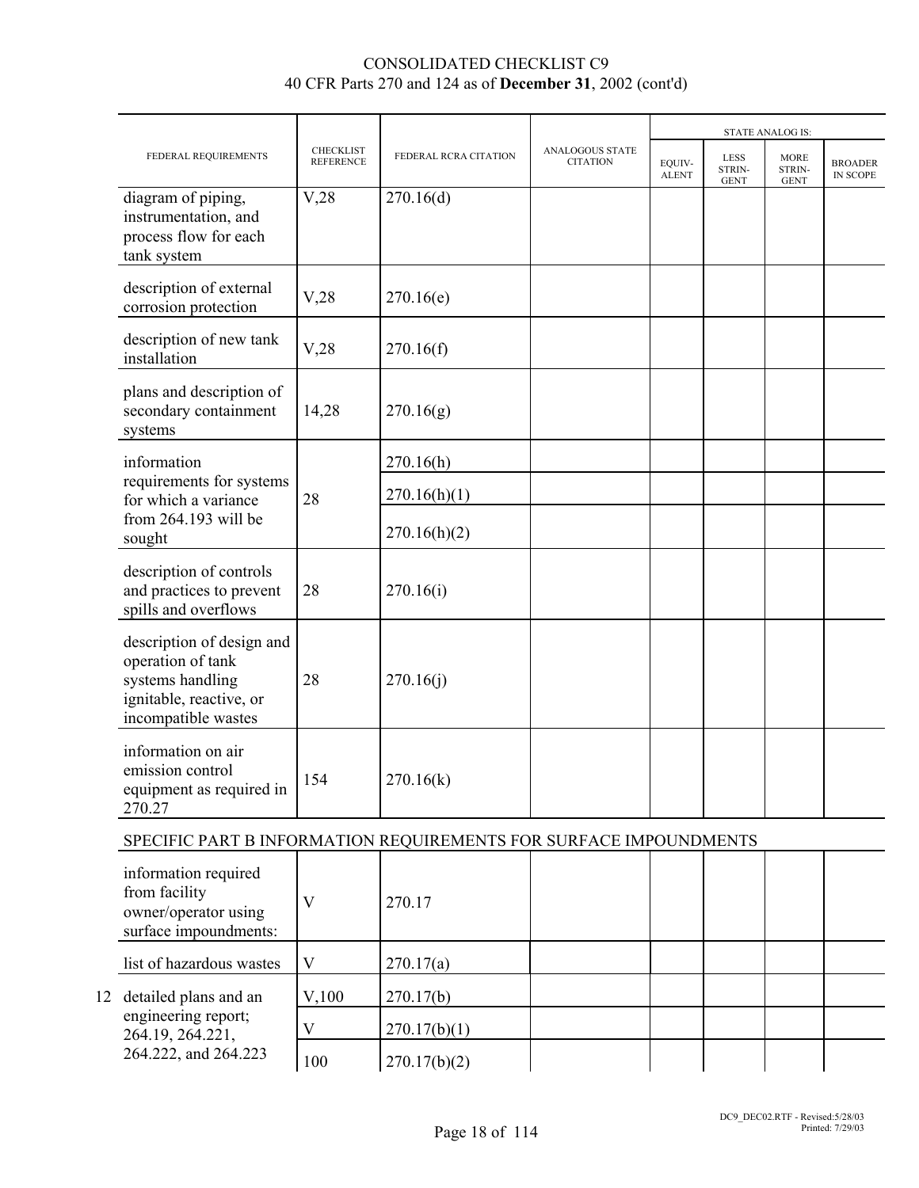# CONSOLIDATED CHECKLIST C9
40 CFR Parts 270 and 124 as of **December 31**, 2002 (cont'd)

| FEDERAL REQUIREMENTS | CHECKLIST REFERENCE | FEDERAL RCRA CITATION | ANALOGOUS STATE CITATION | STATE ANALOG IS: EQUIVALENT | LESS STRINGENT | MORE STRINGENT | BROADER IN SCOPE |
|---|---|---|---|---|---|---|---|
| diagram of piping, instrumentation, and process flow for each tank system | V,28 | 270.16(d) | | | | | |
| description of external corrosion protection | V,28 | 270.16(e) | | | | | |
| description of new tank installation | V,28 | 270.16(f) | | | | | |
| plans and description of secondary containment systems | 14,28 | 270.16(g) | | | | | |
| information requirements for systems for which a variance from 264.193 will be sought | 28 | 270.16(h) | | | | | |
| | | 270.16(h)(1) | | | | | |
| | | 270.16(h)(2) | | | | | |
| description of controls and practices to prevent spills and overflows | 28 | 270.16(i) | | | | | |
| description of design and operation of tank systems handling ignitable, reactive, or incompatible wastes | 28 | 270.16(j) | | | | | |
| information on air emission control equipment as required in 270.27 | 154 | 270.16(k) | | | | | |
| **SPECIFIC PART B INFORMATION REQUIREMENTS FOR SURFACE IMPOUNDMENTS** | | | | | | | |
| information required from facility owner/operator using surface impoundments: | V | 270.17 | | | | | |
| list of hazardous wastes | V | 270.17(a) | | | | | |
| 12 detailed plans and an engineering report; 264.19, 264.221, 264.222, and 264.223 | V,100 | 270.17(b) | | | | | |
| | V | 270.17(b)(1) | | | | | |
| | 100 | 270.17(b)(2) | | | | | |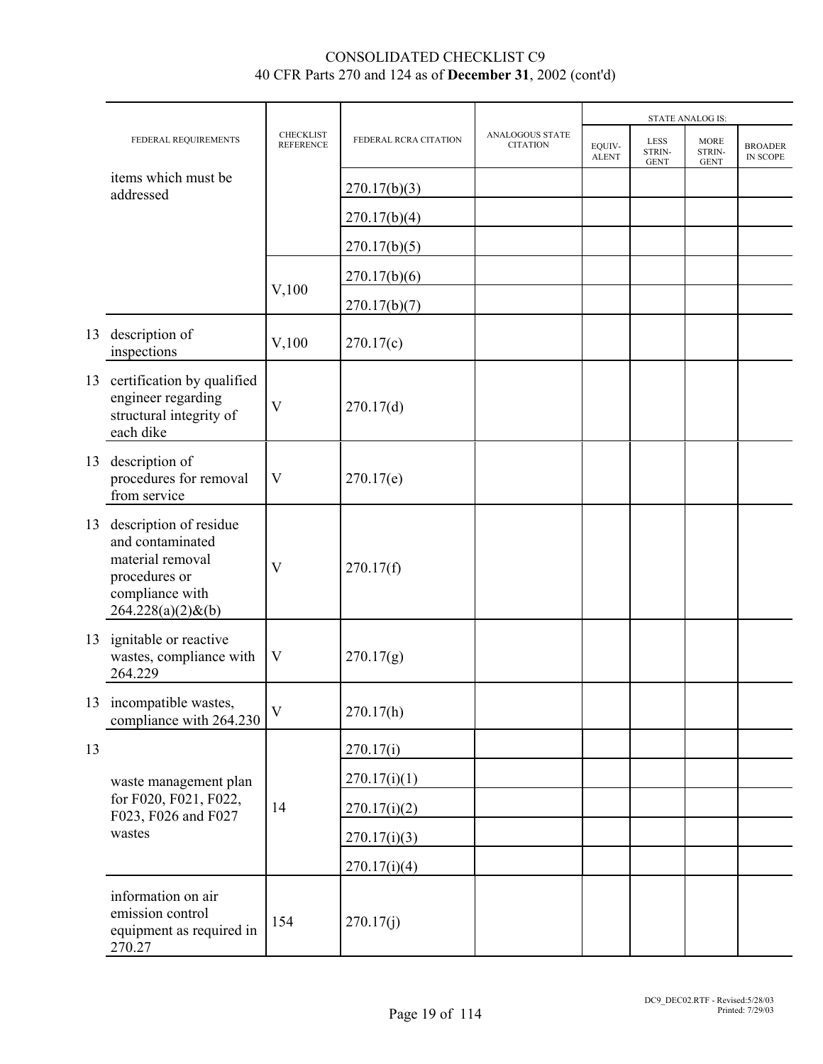CONSOLIDATED CHECKLIST C9
40 CFR Parts 270 and 124 as of **December 31**, 2002 (cont'd)

| | FEDERAL REQUIREMENTS | CHECKLIST REFERENCE | FEDERAL RCRA CITATION | ANALOGOUS STATE CITATION | STATE ANALOG IS: EQUIVALENT | LESS STRINGENT | MORE STRINGENT | BROADER IN SCOPE |
|---|---|---|---|---|---|---|---|---|
| | items which must be addressed | | 270.17(b)(3) | | | | | |
| | | | 270.17(b)(4) | | | | | |
| | | | 270.17(b)(5) | | | | | |
| | | V,100 | 270.17(b)(6) | | | | | |
| | | | 270.17(b)(7) | | | | | |
| 13 | description of inspections | V,100 | 270.17(c) | | | | | |
| 13 | certification by qualified engineer regarding structural integrity of each dike | V | 270.17(d) | | | | | |
| 13 | description of procedures for removal from service | V | 270.17(e) | | | | | |
| 13 | description of residue and contaminated material removal procedures or compliance with 264.228(a)(2)&(b) | V | 270.17(f) | | | | | |
| 13 | ignitable or reactive wastes, compliance with 264.229 | V | 270.17(g) | | | | | |
| 13 | incompatible wastes, compliance with 264.230 | V | 270.17(h) | | | | | |
| 13 | waste management plan for F020, F021, F022, F023, F026 and F027 wastes | 14 | 270.17(i) | | | | | |
| | | | 270.17(i)(1) | | | | | |
| | | | 270.17(i)(2) | | | | | |
| | | | 270.17(i)(3) | | | | | |
| | | | 270.17(i)(4) | | | | | |
| | information on air emission control equipment as required in 270.27 | 154 | 270.17(j) | | | | | |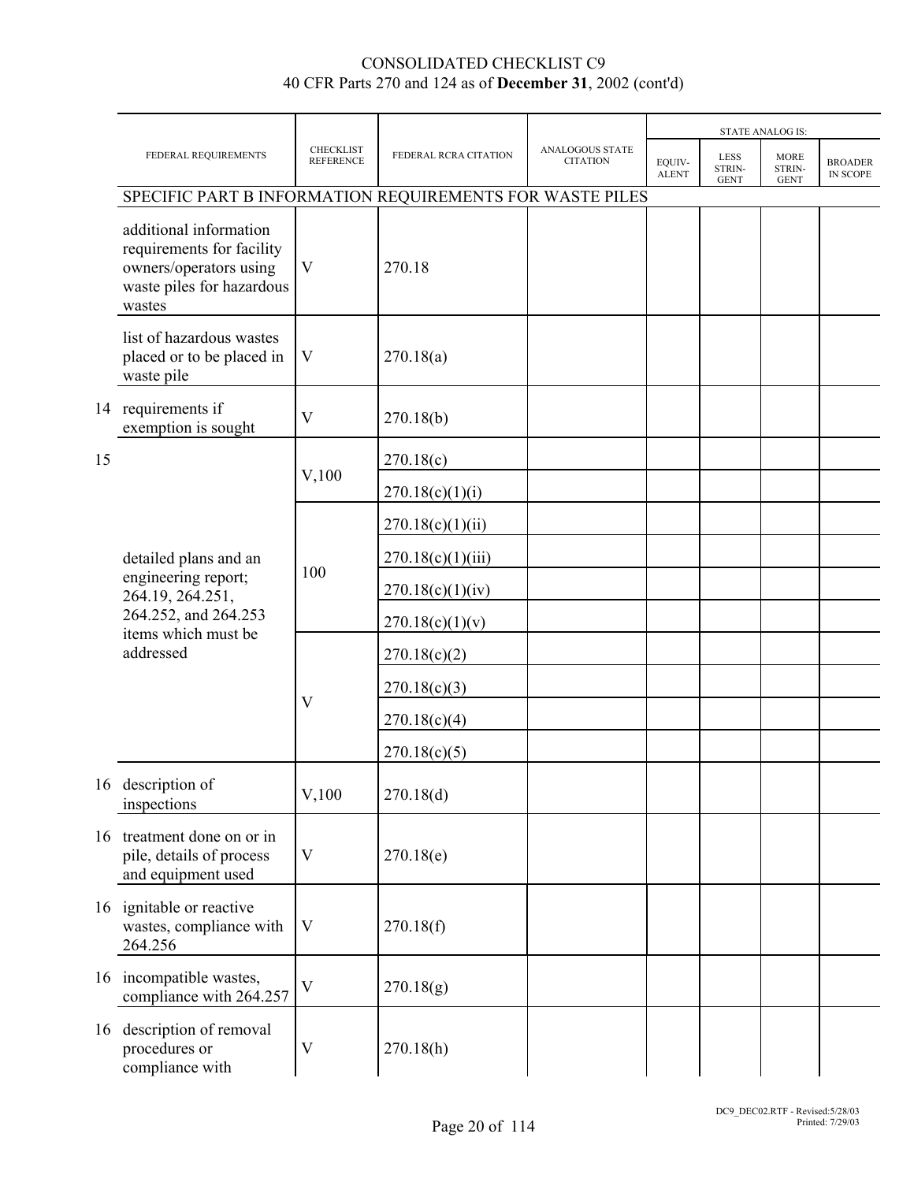# CONSOLIDATED CHECKLIST C9
40 CFR Parts 270 and 124 as of **December 31**, 2002 (cont'd)

| | FEDERAL REQUIREMENTS | CHECKLIST REFERENCE | FEDERAL RCRA CITATION | ANALOGOUS STATE CITATION | STATE ANALOG IS: EQUIV-ALENT | LESS STRIN-GENT | MORE STRIN-GENT | BROADER IN SCOPE |
|---|---|---|---|---|---|---|---|---|
| | SPECIFIC PART B INFORMATION REQUIREMENTS FOR WASTE PILES | | | | | | | |
| | additional information requirements for facility owners/operators using waste piles for hazardous wastes | V | 270.18 | | | | | |
| | list of hazardous wastes placed or to be placed in waste pile | V | 270.18(a) | | | | | |
| 14 | requirements if exemption is sought | V | 270.18(b) | | | | | |
| 15 | detailed plans and an engineering report; 264.19, 264.251, 264.252, and 264.253 items which must be addressed | V,100 | 270.18(c) | | | | | |
| | | | 270.18(c)(1)(i) | | | | | |
| | | 100 | 270.18(c)(1)(ii) | | | | | |
| | | | 270.18(c)(1)(iii) | | | | | |
| | | | 270.18(c)(1)(iv) | | | | | |
| | | | 270.18(c)(1)(v) | | | | | |
| | | V | 270.18(c)(2) | | | | | |
| | | | 270.18(c)(3) | | | | | |
| | | | 270.18(c)(4) | | | | | |
| | | | 270.18(c)(5) | | | | | |
| 16 | description of inspections | V,100 | 270.18(d) | | | | | |
| 16 | treatment done on or in pile, details of process and equipment used | V | 270.18(e) | | | | | |
| 16 | ignitable or reactive wastes, compliance with 264.256 | V | 270.18(f) | | | | | |
| 16 | incompatible wastes, compliance with 264.257 | V | 270.18(g) | | | | | |
| 16 | description of removal procedures or compliance with | V | 270.18(h) | | | | | |

DC9_DEC02.RTF - Revised:5/28/03 Printed: 7/29/03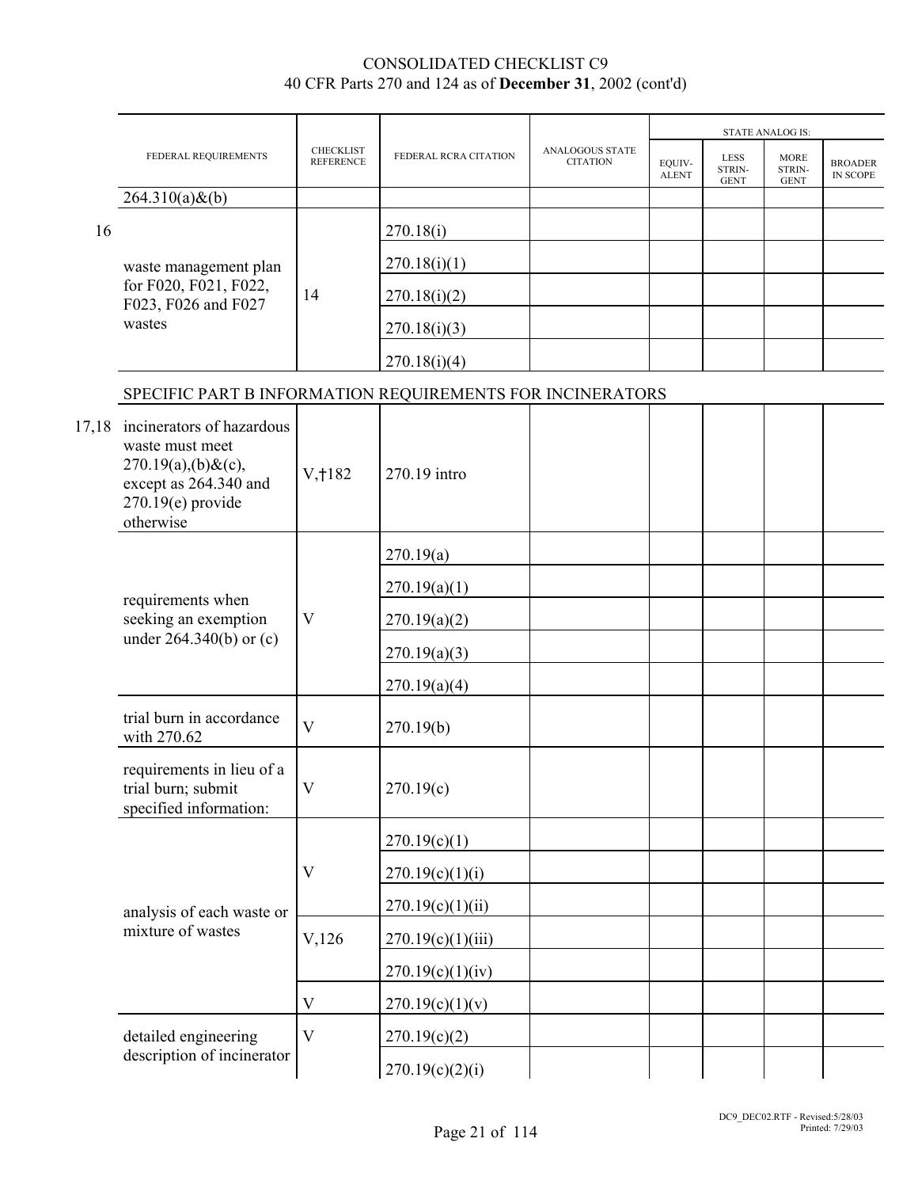CONSOLIDATED CHECKLIST C9
40 CFR Parts 270 and 124 as of **December 31**, 2002 (cont'd)

| | FEDERAL REQUIREMENTS | CHECKLIST REFERENCE | FEDERAL RCRA CITATION | ANALOGOUS STATE CITATION | STATE ANALOG IS: EQUIV-ALENT | LESS STRIN-GENT | MORE STRIN-GENT | BROADER IN SCOPE |
|---|---|---|---|---|---|---|---|---|
| | 264.310(a)&(b) | | | | | | | |
| 16 | waste management plan for F020, F021, F022, F023, F026 and F027 wastes | 14 | 270.18(i) | | | | | |
| | | | 270.18(i)(1) | | | | | |
| | | | 270.18(i)(2) | | | | | |
| | | | 270.18(i)(3) | | | | | |
| | | | 270.18(i)(4) | | | | | |
| | SPECIFIC PART B INFORMATION REQUIREMENTS FOR INCINERATORS | | | | | | | |
| 17,18 | incinerators of hazardous waste must meet 270.19(a),(b)&(c), except as 264.340 and 270.19(e) provide otherwise | V,†182 | 270.19 intro | | | | | |
| | requirements when seeking an exemption under 264.340(b) or (c) | V | 270.19(a) | | | | | |
| | | | 270.19(a)(1) | | | | | |
| | | | 270.19(a)(2) | | | | | |
| | | | 270.19(a)(3) | | | | | |
| | | | 270.19(a)(4) | | | | | |
| | trial burn in accordance with 270.62 | V | 270.19(b) | | | | | |
| | requirements in lieu of a trial burn; submit specified information: | V | 270.19(c) | | | | | |
| | analysis of each waste or mixture of wastes | V | 270.19(c)(1) | | | | | |
| | | | 270.19(c)(1)(i) | | | | | |
| | | | 270.19(c)(1)(ii) | | | | | |
| | | V,126 | 270.19(c)(1)(iii) | | | | | |
| | | | 270.19(c)(1)(iv) | | | | | |
| | | V | 270.19(c)(1)(v) | | | | | |
| | detailed engineering description of incinerator | V | 270.19(c)(2) | | | | | |
| | | | 270.19(c)(2)(i) | | | | | |

DC9_DEC02.RTF - Revised:5/28/03
Printed: 7/29/03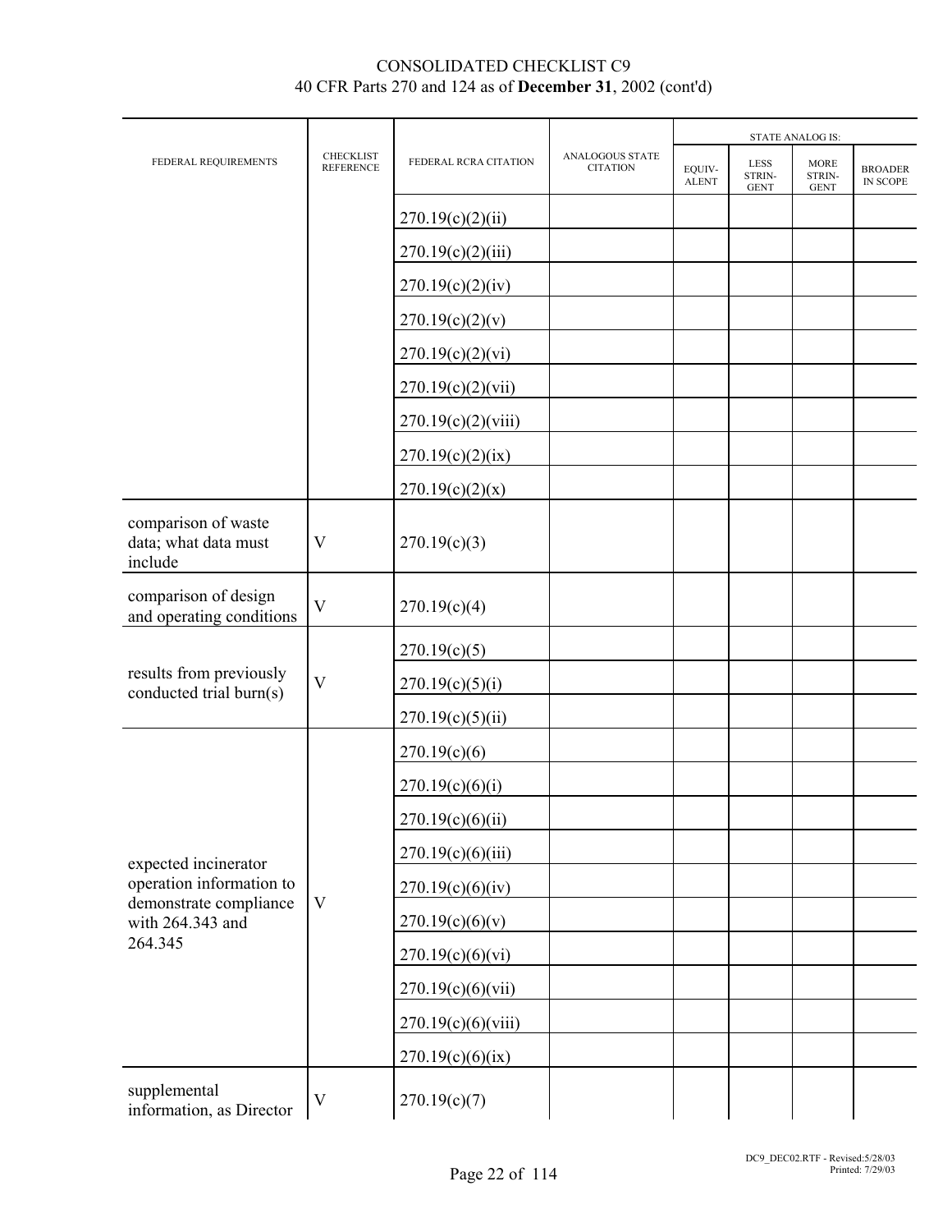CONSOLIDATED CHECKLIST C9
40 CFR Parts 270 and 124 as of **December 31**, 2002 (cont'd)

| FEDERAL REQUIREMENTS | CHECKLIST REFERENCE | FEDERAL RCRA CITATION | ANALOGOUS STATE CITATION | STATE ANALOG IS: | | | |
|---|---|---|---|---|---|---|---|
| | | | | EQUIVALENT | LESS STRINGENT | MORE STRINGENT | BROADER IN SCOPE |
| | | 270.19(c)(2)(ii) | | | | | |
| | | 270.19(c)(2)(iii) | | | | | |
| | | 270.19(c)(2)(iv) | | | | | |
| | | 270.19(c)(2)(v) | | | | | |
| | | 270.19(c)(2)(vi) | | | | | |
| | | 270.19(c)(2)(vii) | | | | | |
| | | 270.19(c)(2)(viii) | | | | | |
| | | 270.19(c)(2)(ix) | | | | | |
| | | 270.19(c)(2)(x) | | | | | |
| comparison of waste data; what data must include | V | 270.19(c)(3) | | | | | |
| comparison of design and operating conditions | V | 270.19(c)(4) | | | | | |
| results from previously conducted trial burn(s) | V | 270.19(c)(5) | | | | | |
| | | 270.19(c)(5)(i) | | | | | |
| | | 270.19(c)(5)(ii) | | | | | |
| expected incinerator operation information to demonstrate compliance with 264.343 and 264.345 | V | 270.19(c)(6) | | | | | |
| | | 270.19(c)(6)(i) | | | | | |
| | | 270.19(c)(6)(ii) | | | | | |
| | | 270.19(c)(6)(iii) | | | | | |
| | | 270.19(c)(6)(iv) | | | | | |
| | | 270.19(c)(6)(v) | | | | | |
| | | 270.19(c)(6)(vi) | | | | | |
| | | 270.19(c)(6)(vii) | | | | | |
| | | 270.19(c)(6)(viii) | | | | | |
| | | 270.19(c)(6)(ix) | | | | | |
| supplemental information, as Director | V | 270.19(c)(7) | | | | | |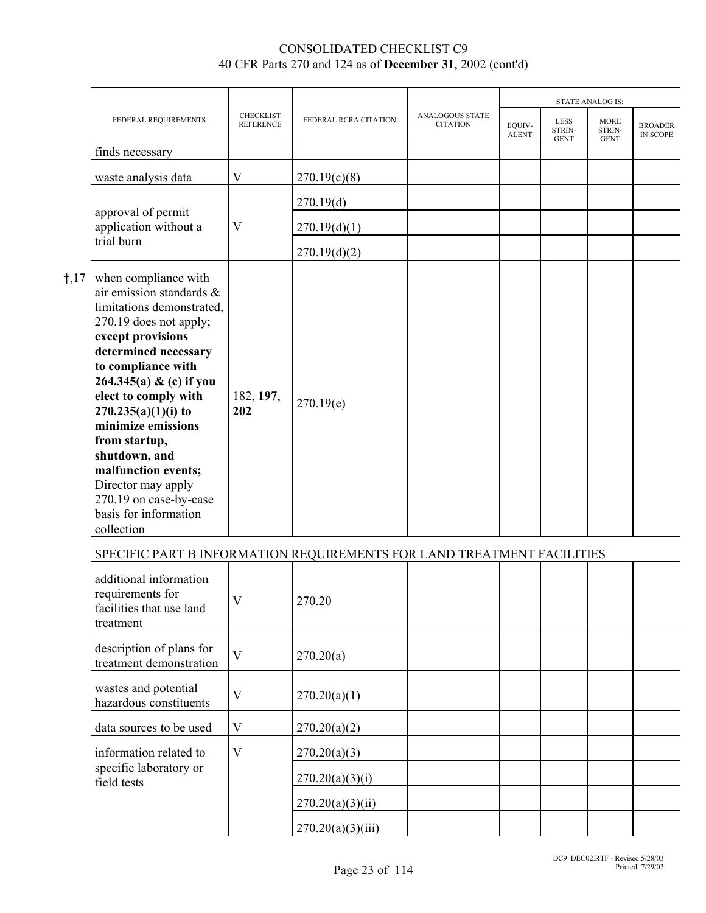CONSOLIDATED CHECKLIST C9
40 CFR Parts 270 and 124 as of **December 31**, 2002 (cont'd)

| | FEDERAL REQUIREMENTS | CHECKLIST REFERENCE | FEDERAL RCRA CITATION | ANALOGOUS STATE CITATION | STATE ANALOG IS: EQUIV-ALENT | LESS STRIN-GENT | MORE STRIN-GENT | BROADER IN SCOPE |
|---|---|---|---|---|---|---|---|---|
| | finds necessary | | | | | | | |
| | waste analysis data | V | 270.19(c)(8) | | | | | |
| | approval of permit application without a trial burn | V | 270.19(d) | | | | | |
| | | | 270.19(d)(1) | | | | | |
| | | | 270.19(d)(2) | | | | | |
| †,17 | when compliance with air emission standards & limitations demonstrated, 270.19 does not apply; **except provisions determined necessary to compliance with 264.345(a) & (c) if you elect to comply with 270.235(a)(1)(i) to minimize emissions from startup, shutdown, and malfunction events;** Director may apply 270.19 on case-by-case basis for information collection | 182, **197**, **202** | 270.19(e) | | | | | |

SPECIFIC PART B INFORMATION REQUIREMENTS FOR LAND TREATMENT FACILITIES

| FEDERAL REQUIREMENTS | CHECKLIST REFERENCE | FEDERAL RCRA CITATION | ANALOGOUS STATE CITATION | EQUIV-ALENT | LESS STRIN-GENT | MORE STRIN-GENT | BROADER IN SCOPE |
|---|---|---|---|---|---|---|---|
| additional information requirements for facilities that use land treatment | V | 270.20 | | | | | |
| description of plans for treatment demonstration | V | 270.20(a) | | | | | |
| wastes and potential hazardous constituents | V | 270.20(a)(1) | | | | | |
| data sources to be used | V | 270.20(a)(2) | | | | | |
| information related to specific laboratory or field tests | V | 270.20(a)(3) | | | | | |
| | | 270.20(a)(3)(i) | | | | | |
| | | 270.20(a)(3)(ii) | | | | | |
| | | 270.20(a)(3)(iii) | | | | | |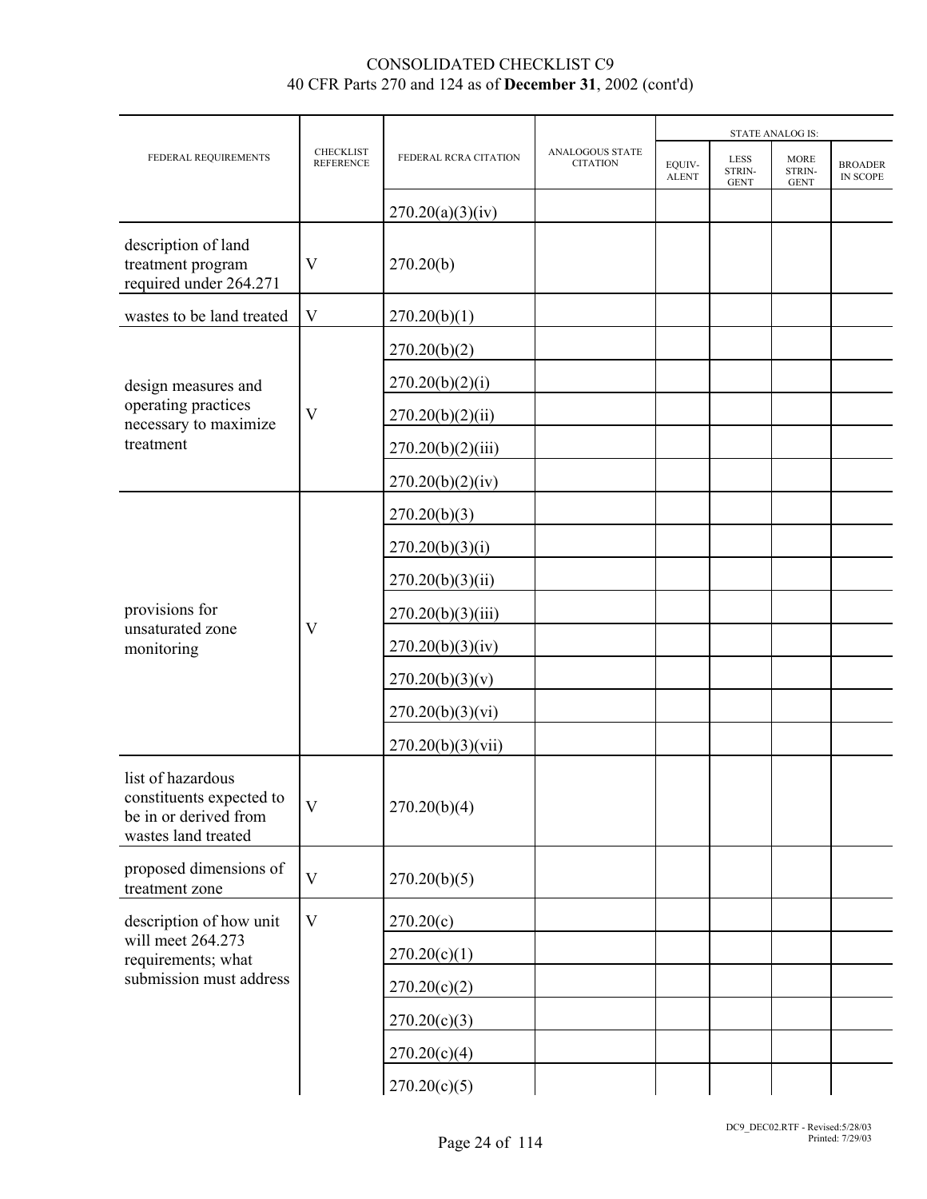CONSOLIDATED CHECKLIST C9
40 CFR Parts 270 and 124 as of **December 31**, 2002 (cont'd)

| FEDERAL REQUIREMENTS | CHECKLIST REFERENCE | FEDERAL RCRA CITATION | ANALOGOUS STATE CITATION | STATE ANALOG IS: | | | |
|---|---|---|---|---|---|---|---|
| | | | | EQUIV-ALENT | LESS STRIN-GENT | MORE STRIN-GENT | BROADER IN SCOPE |
| | | 270.20(a)(3)(iv) | | | | | |
| description of land treatment program required under 264.271 | V | 270.20(b) | | | | | |
| wastes to be land treated | V | 270.20(b)(1) | | | | | |
| design measures and operating practices necessary to maximize treatment | V | 270.20(b)(2) | | | | | |
| | | 270.20(b)(2)(i) | | | | | |
| | | 270.20(b)(2)(ii) | | | | | |
| | | 270.20(b)(2)(iii) | | | | | |
| | | 270.20(b)(2)(iv) | | | | | |
| provisions for unsaturated zone monitoring | V | 270.20(b)(3) | | | | | |
| | | 270.20(b)(3)(i) | | | | | |
| | | 270.20(b)(3)(ii) | | | | | |
| | | 270.20(b)(3)(iii) | | | | | |
| | | 270.20(b)(3)(iv) | | | | | |
| | | 270.20(b)(3)(v) | | | | | |
| | | 270.20(b)(3)(vi) | | | | | |
| | | 270.20(b)(3)(vii) | | | | | |
| list of hazardous constituents expected to be in or derived from wastes land treated | V | 270.20(b)(4) | | | | | |
| proposed dimensions of treatment zone | V | 270.20(b)(5) | | | | | |
| description of how unit will meet 264.273 requirements; what submission must address | V | 270.20(c) | | | | | |
| | | 270.20(c)(1) | | | | | |
| | | 270.20(c)(2) | | | | | |
| | | 270.20(c)(3) | | | | | |
| | | 270.20(c)(4) | | | | | |
| | | 270.20(c)(5) | | | | | |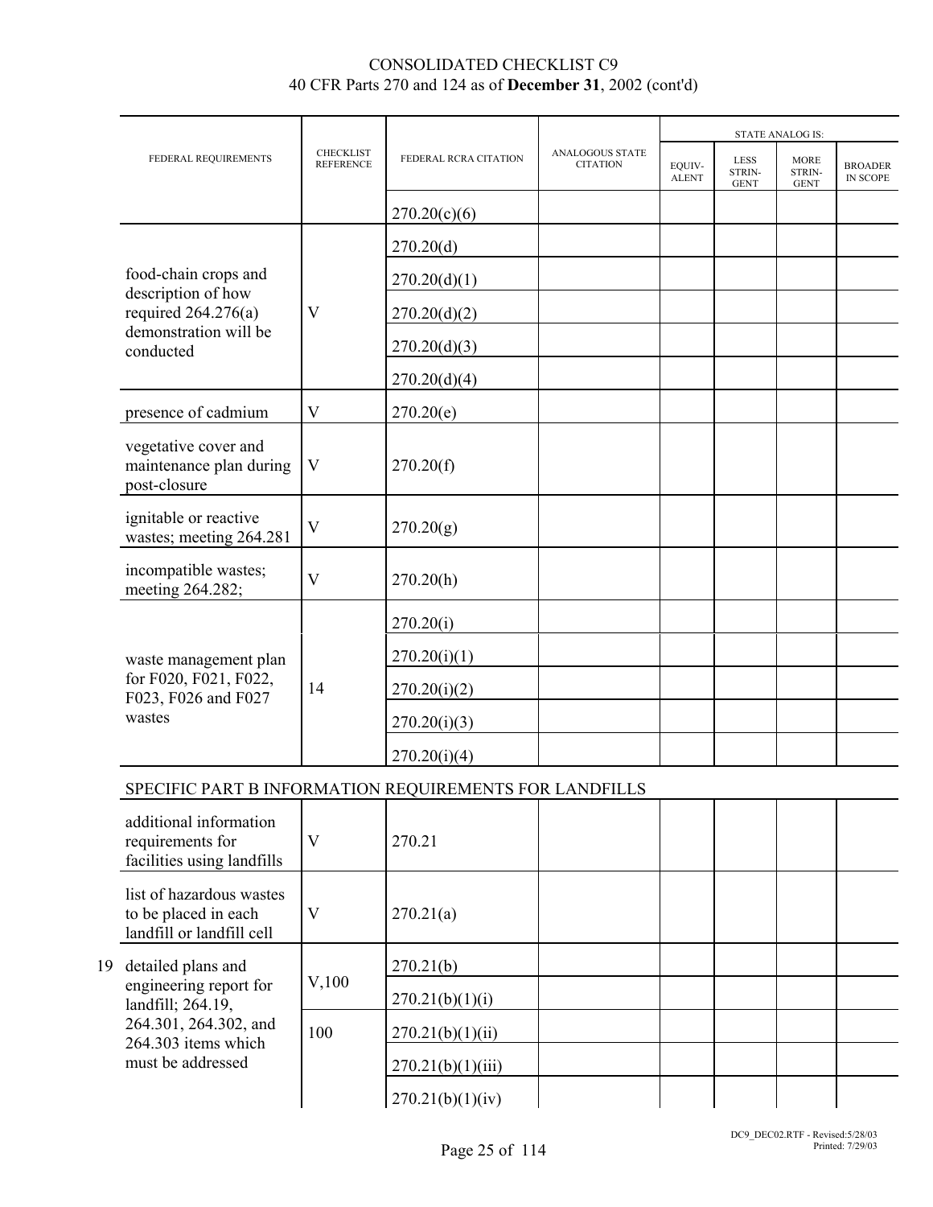| FEDERAL REQUIREMENTS | CHECKLIST REFERENCE | FEDERAL RCRA CITATION | ANALOGOUS STATE CITATION | STATE ANALOG IS: EQUIV-ALENT | LESS STRIN-GENT | MORE STRIN-GENT | BROADER IN SCOPE |
|---|---|---|---|---|---|---|---|
| | | 270.20(c)(6) | | | | | |
| food-chain crops and description of how required 264.276(a) demonstration will be conducted | V | 270.20(d) | | | | | |
| | | 270.20(d)(1) | | | | | |
| | | 270.20(d)(2) | | | | | |
| | | 270.20(d)(3) | | | | | |
| | | 270.20(d)(4) | | | | | |
| presence of cadmium | V | 270.20(e) | | | | | |
| vegetative cover and maintenance plan during post-closure | V | 270.20(f) | | | | | |
| ignitable or reactive wastes; meeting 264.281 | V | 270.20(g) | | | | | |
| incompatible wastes; meeting 264.282; | V | 270.20(h) | | | | | |
| waste management plan for F020, F021, F022, F023, F026 and F027 wastes | 14 | 270.20(i) | | | | | |
| | | 270.20(i)(1) | | | | | |
| | | 270.20(i)(2) | | | | | |
| | | 270.20(i)(3) | | | | | |
| | | 270.20(i)(4) | | | | | |
| SPECIFIC PART B INFORMATION REQUIREMENTS FOR LANDFILLS | | | | | | | |
| additional information requirements for facilities using landfills | V | 270.21 | | | | | |
| list of hazardous wastes to be placed in each landfill or landfill cell | V | 270.21(a) | | | | | |
| 19 detailed plans and engineering report for landfill; 264.19, 264.301, 264.302, and 264.303 items which must be addressed | V,100 | 270.21(b) | | | | | |
| | | 270.21(b)(1)(i) | | | | | |
| | 100 | 270.21(b)(1)(ii) | | | | | |
| | | 270.21(b)(1)(iii) | | | | | |
| | | 270.21(b)(1)(iv) | | | | | |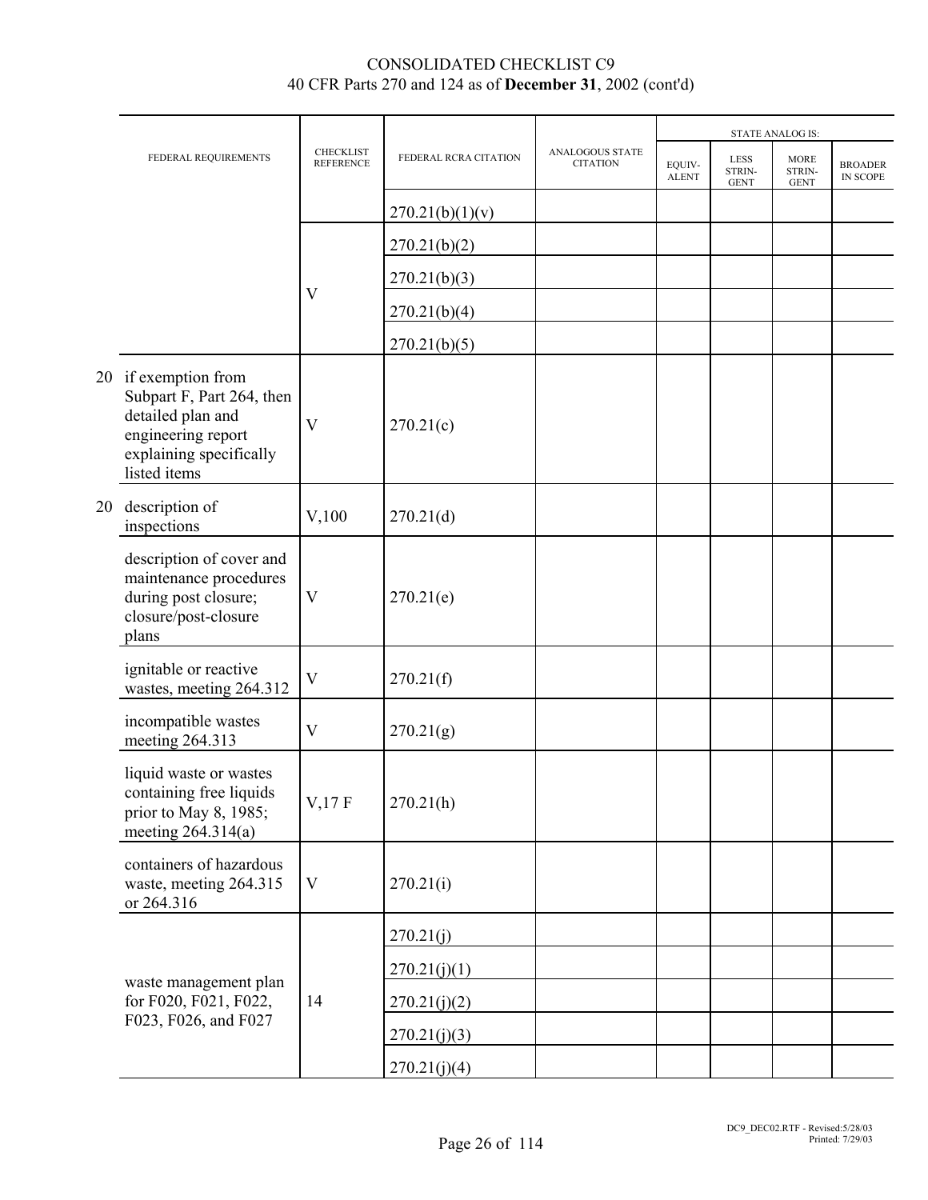# CONSOLIDATED CHECKLIST C9
## 40 CFR Parts 270 and 124 as of **December 31**, 2002 (cont'd)

| FEDERAL REQUIREMENTS | CHECKLIST REFERENCE | FEDERAL RCRA CITATION | ANALOGOUS STATE CITATION | STATE ANALOG IS: EQUIV-ALENT | LESS STRIN-GENT | MORE STRIN-GENT | BROADER IN SCOPE |
|---|---|---|---|---|---|---|---|
| | | 270.21(b)(1)(v) | | | | | |
| | V | 270.21(b)(2) | | | | | |
| | | 270.21(b)(3) | | | | | |
| | | 270.21(b)(4) | | | | | |
| | | 270.21(b)(5) | | | | | |
| 20 if exemption from Subpart F, Part 264, then detailed plan and engineering report explaining specifically listed items | V | 270.21(c) | | | | | |
| 20 description of inspections | V,100 | 270.21(d) | | | | | |
| description of cover and maintenance procedures during post closure; closure/post-closure plans | V | 270.21(e) | | | | | |
| ignitable or reactive wastes, meeting 264.312 | V | 270.21(f) | | | | | |
| incompatible wastes meeting 264.313 | V | 270.21(g) | | | | | |
| liquid waste or wastes containing free liquids prior to May 8, 1985; meeting 264.314(a) | V,17 F | 270.21(h) | | | | | |
| containers of hazardous waste, meeting 264.315 or 264.316 | V | 270.21(i) | | | | | |
| waste management plan for F020, F021, F022, F023, F026, and F027 | 14 | 270.21(j) | | | | | |
| | | 270.21(j)(1) | | | | | |
| | | 270.21(j)(2) | | | | | |
| | | 270.21(j)(3) | | | | | |
| | | 270.21(j)(4) | | | | | |

DC9_DEC02.RTF - Revised:5/28/03
Printed: 7/29/03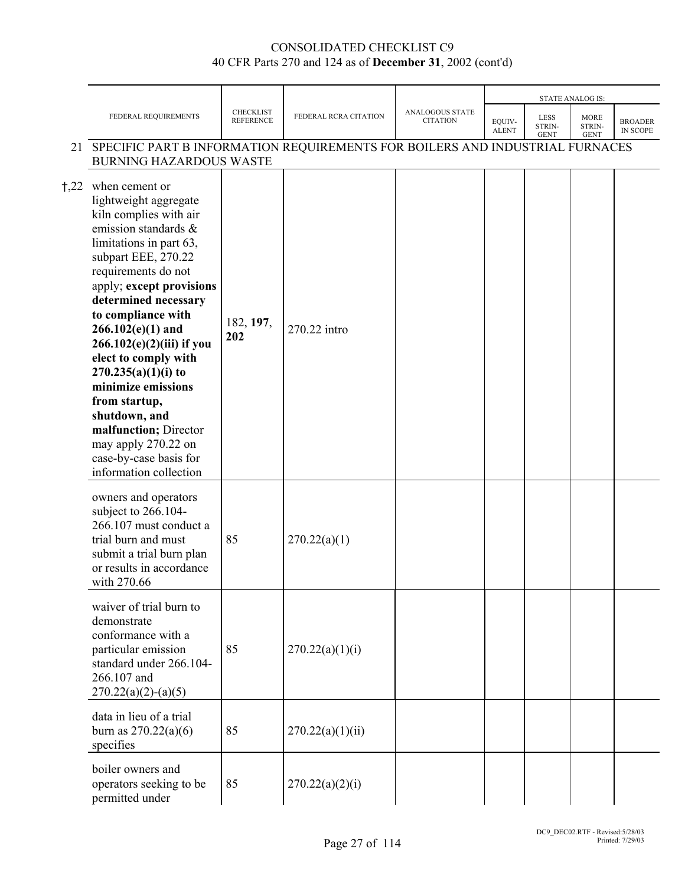CONSOLIDATED CHECKLIST C9
40 CFR Parts 270 and 124 as of **December 31**, 2002 (cont'd)

| | FEDERAL REQUIREMENTS | CHECKLIST REFERENCE | FEDERAL RCRA CITATION | ANALOGOUS STATE CITATION | STATE ANALOG IS: | | | |
|---|---|---|---|---|---|---|---|---|
| | | | | | EQUIV-ALENT | LESS STRIN-GENT | MORE STRIN-GENT | BROADER IN SCOPE |
| 21 | SPECIFIC PART B INFORMATION REQUIREMENTS FOR BOILERS AND INDUSTRIAL FURNACES BURNING HAZARDOUS WASTE | | | | | | | |
| †,22 | when cement or lightweight aggregate kiln complies with air emission standards & limitations in part 63, subpart EEE, 270.22 requirements do not apply; **except provisions determined necessary to compliance with 266.102(e)(1) and 266.102(e)(2)(iii) if you elect to comply with 270.235(a)(1)(i) to minimize emissions from startup, shutdown, and malfunction;** Director may apply 270.22 on case-by-case basis for information collection | 182, **197**, **202** | 270.22 intro | | | | | |
| | owners and operators subject to 266.104-266.107 must conduct a trial burn and must submit a trial burn plan or results in accordance with 270.66 | 85 | 270.22(a)(1) | | | | | |
| | waiver of trial burn to demonstrate conformance with a particular emission standard under 266.104-266.107 and 270.22(a)(2)-(a)(5) | 85 | 270.22(a)(1)(i) | | | | | |
| | data in lieu of a trial burn as 270.22(a)(6) specifies | 85 | 270.22(a)(1)(ii) | | | | | |
| | boiler owners and operators seeking to be permitted under | 85 | 270.22(a)(2)(i) | | | | | |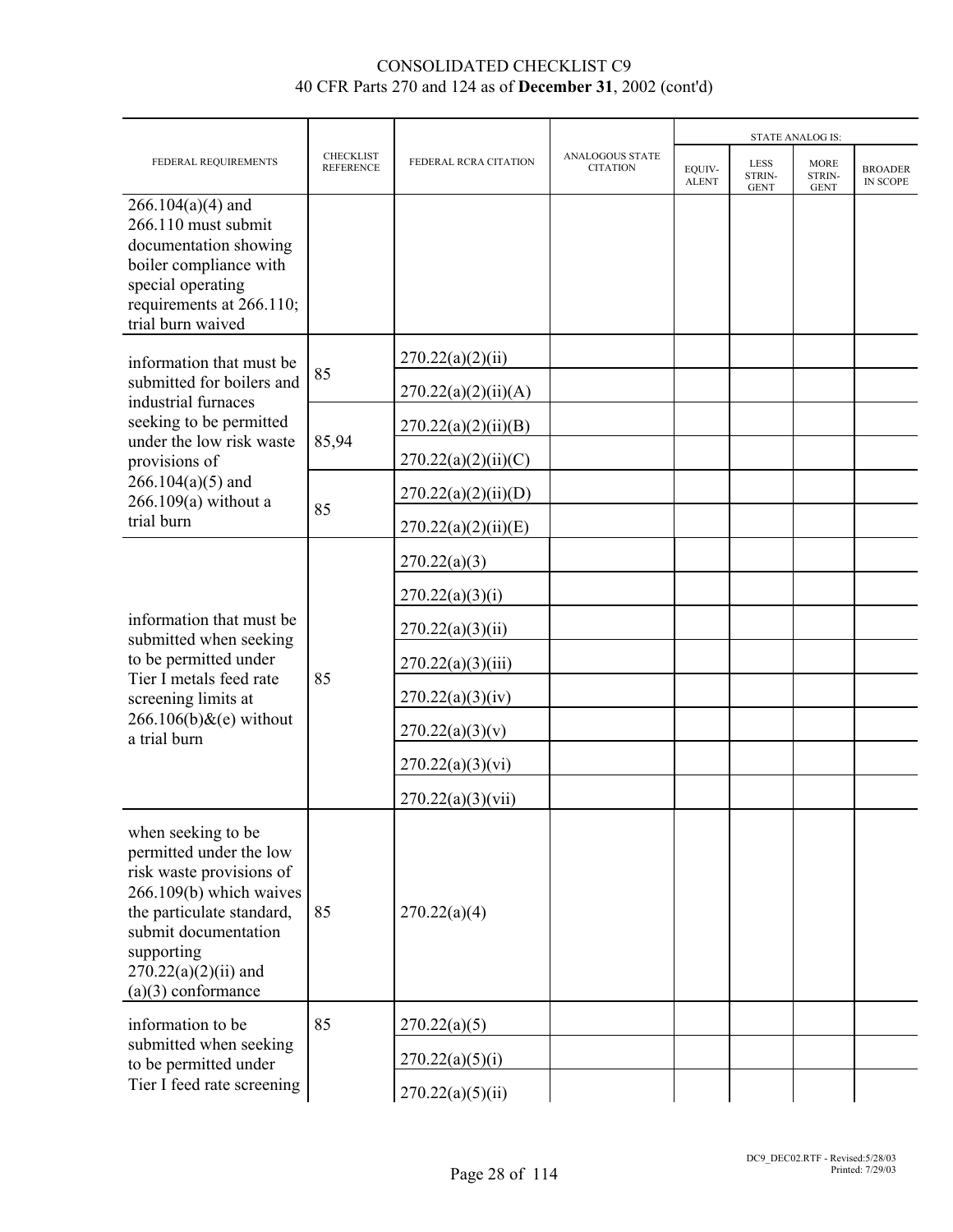CONSOLIDATED CHECKLIST C9
40 CFR Parts 270 and 124 as of **December 31**, 2002 (cont'd)

| FEDERAL REQUIREMENTS | CHECKLIST REFERENCE | FEDERAL RCRA CITATION | ANALOGOUS STATE CITATION | STATE ANALOG IS: | | | |
|---|---|---|---|---|---|---|---|
| | | | | EQUIV-ALENT | LESS STRIN-GENT | MORE STRIN-GENT | BROADER IN SCOPE |
| 266.104(a)(4) and 266.110 must submit documentation showing boiler compliance with special operating requirements at 266.110; trial burn waived | | | | | | | |
| information that must be submitted for boilers and industrial furnaces seeking to be permitted under the low risk waste provisions of 266.104(a)(5) and 266.109(a) without a trial burn | 85 | 270.22(a)(2)(ii) | | | | | |
| | | 270.22(a)(2)(ii)(A) | | | | | |
| | 85,94 | 270.22(a)(2)(ii)(B) | | | | | |
| | | 270.22(a)(2)(ii)(C) | | | | | |
| | 85 | 270.22(a)(2)(ii)(D) | | | | | |
| | | 270.22(a)(2)(ii)(E) | | | | | |
| information that must be submitted when seeking to be permitted under Tier I metals feed rate screening limits at 266.106(b)&(e) without a trial burn | 85 | 270.22(a)(3) | | | | | |
| | | 270.22(a)(3)(i) | | | | | |
| | | 270.22(a)(3)(ii) | | | | | |
| | | 270.22(a)(3)(iii) | | | | | |
| | | 270.22(a)(3)(iv) | | | | | |
| | | 270.22(a)(3)(v) | | | | | |
| | | 270.22(a)(3)(vi) | | | | | |
| | | 270.22(a)(3)(vii) | | | | | |
| when seeking to be permitted under the low risk waste provisions of 266.109(b) which waives the particulate standard, submit documentation supporting 270.22(a)(2)(ii) and (a)(3) conformance | 85 | 270.22(a)(4) | | | | | |
| information to be submitted when seeking to be permitted under Tier I feed rate screening | 85 | 270.22(a)(5) | | | | | |
| | | 270.22(a)(5)(i) | | | | | |
| | | 270.22(a)(5)(ii) | | | | | |

DC9_DEC02.RTF - Revised:5/28/03
Printed: 7/29/03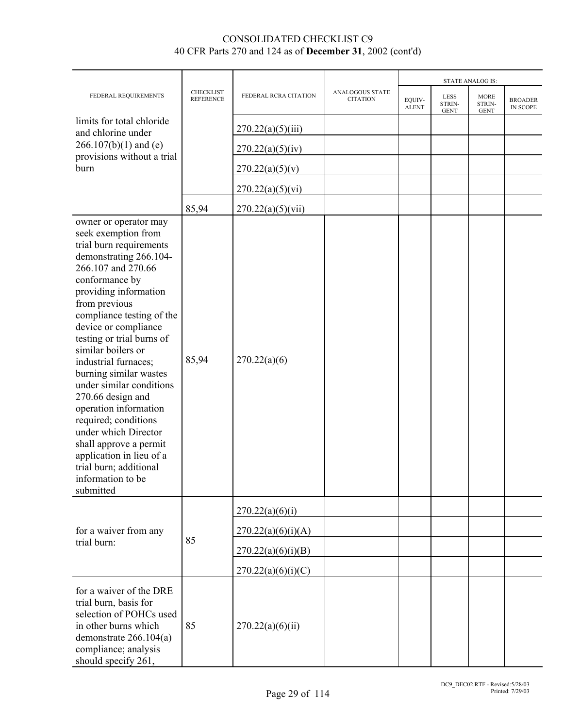# CONSOLIDATED CHECKLIST C9
40 CFR Parts 270 and 124 as of **December 31**, 2002 (cont'd)

| FEDERAL REQUIREMENTS | CHECKLIST REFERENCE | FEDERAL RCRA CITATION | ANALOGOUS STATE CITATION | STATE ANALOG IS: EQUIV-ALENT | LESS STRIN-GENT | MORE STRIN-GENT | BROADER IN SCOPE |
|---|---|---|---|---|---|---|---|
| limits for total chloride and chlorine under 266.107(b)(1) and (e) provisions without a trial burn | | 270.22(a)(5)(iii) | | | | | |
| | | 270.22(a)(5)(iv) | | | | | |
| | | 270.22(a)(5)(v) | | | | | |
| | | 270.22(a)(5)(vi) | | | | | |
| | 85,94 | 270.22(a)(5)(vii) | | | | | |
| owner or operator may seek exemption from trial burn requirements demonstrating 266.104-266.107 and 270.66 conformance by providing information from previous compliance testing of the device or compliance testing or trial burns of similar boilers or industrial furnaces; burning similar wastes under similar conditions 270.66 design and operation information required; conditions under which Director shall approve a permit application in lieu of a trial burn; additional information to be submitted | 85,94 | 270.22(a)(6) | | | | | |
| for a waiver from any trial burn: | 85 | 270.22(a)(6)(i) | | | | | |
| | | 270.22(a)(6)(i)(A) | | | | | |
| | | 270.22(a)(6)(i)(B) | | | | | |
| | | 270.22(a)(6)(i)(C) | | | | | |
| for a waiver of the DRE trial burn, basis for selection of POHCs used in other burns which demonstrate 266.104(a) compliance; analysis should specify 261, | 85 | 270.22(a)(6)(ii) | | | | | |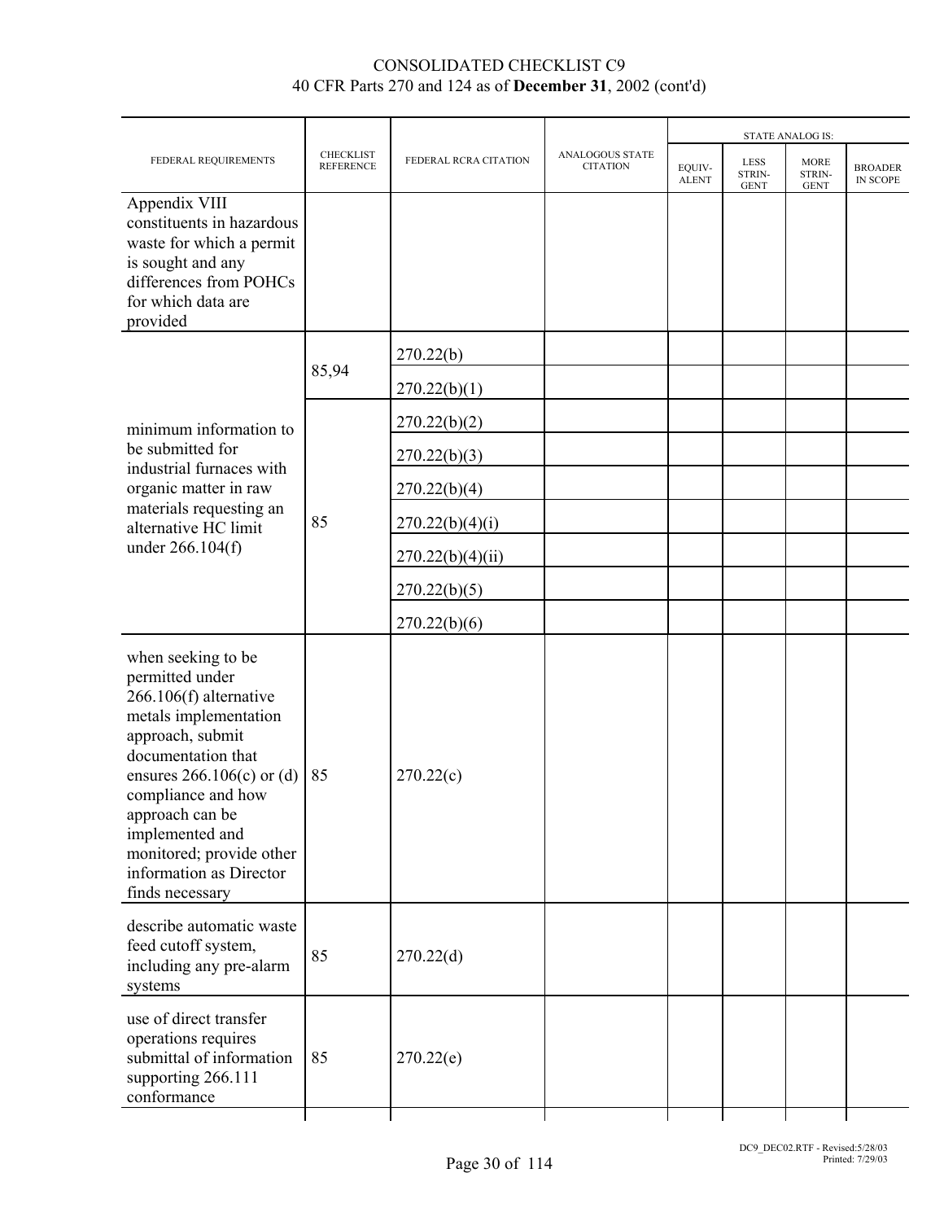# CONSOLIDATED CHECKLIST C9
## 40 CFR Parts 270 and 124 as of **December 31**, 2002 (cont'd)

| FEDERAL REQUIREMENTS | CHECKLIST REFERENCE | FEDERAL RCRA CITATION | ANALOGOUS STATE CITATION | STATE ANALOG IS: EQUIV-ALENT | LESS STRIN-GENT | MORE STRIN-GENT | BROADER IN SCOPE |
|---|---|---|---|---|---|---|---|
| Appendix VIII constituents in hazardous waste for which a permit is sought and any differences from POHCs for which data are provided | | | | | | | |
| minimum information to be submitted for industrial furnaces with organic matter in raw materials requesting an alternative HC limit under 266.104(f) | 85,94 | 270.22(b) | | | | | |
| | | 270.22(b)(1) | | | | | |
| | 85 | 270.22(b)(2) | | | | | |
| | | 270.22(b)(3) | | | | | |
| | | 270.22(b)(4) | | | | | |
| | | 270.22(b)(4)(i) | | | | | |
| | | 270.22(b)(4)(ii) | | | | | |
| | | 270.22(b)(5) | | | | | |
| | | 270.22(b)(6) | | | | | |
| when seeking to be permitted under 266.106(f) alternative metals implementation approach, submit documentation that ensures 266.106(c) or (d) compliance and how approach can be implemented and monitored; provide other information as Director finds necessary | 85 | 270.22(c) | | | | | |
| describe automatic waste feed cutoff system, including any pre-alarm systems | 85 | 270.22(d) | | | | | |
| use of direct transfer operations requires submittal of information supporting 266.111 conformance | 85 | 270.22(e) | | | | | |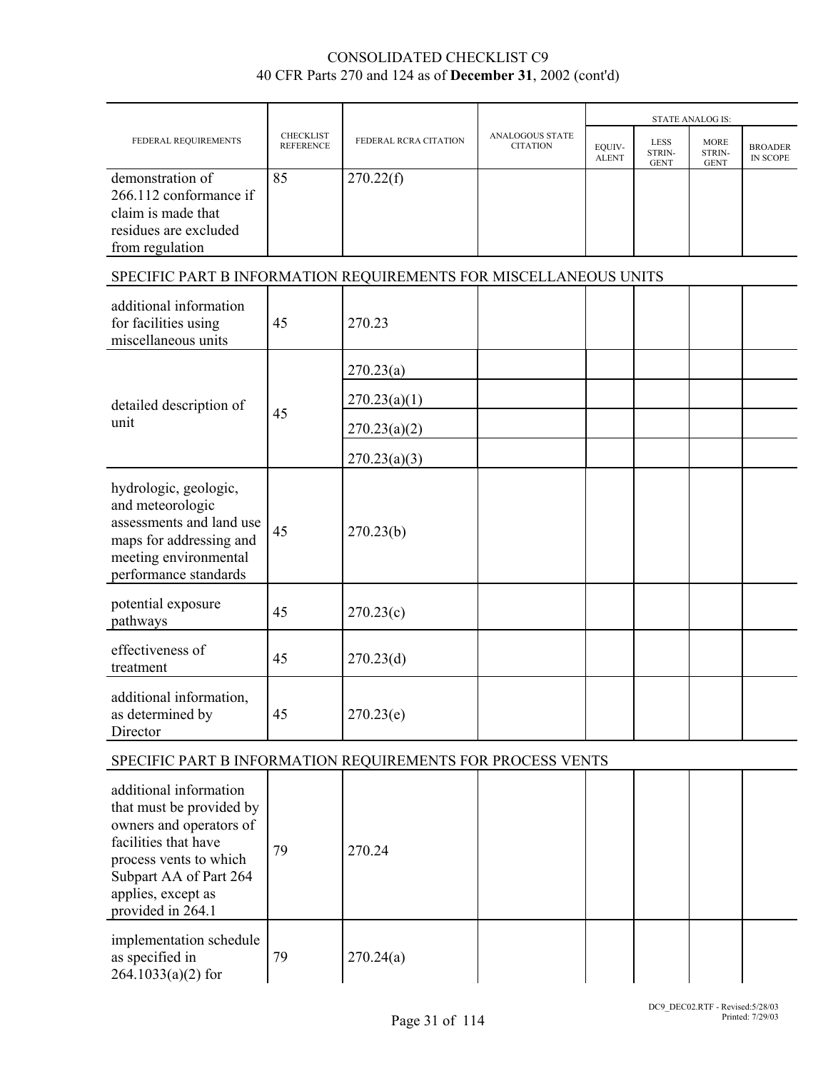| FEDERAL REQUIREMENTS | CHECKLIST REFERENCE | FEDERAL RCRA CITATION | ANALOGOUS STATE CITATION | STATE ANALOG IS: | | | |
|---|---|---|---|---|---|---|---|
| | | | | EQUIVALENT | LESS STRINGENT | MORE STRINGENT | BROADER IN SCOPE |
| demonstration of 266.112 conformance if claim is made that residues are excluded from regulation | 85 | 270.22(f) | | | | | |
| **SPECIFIC PART B INFORMATION REQUIREMENTS FOR MISCELLANEOUS UNITS** | | | | | | | |
| additional information for facilities using miscellaneous units | 45 | 270.23 | | | | | |
| detailed description of unit | 45 | 270.23(a) | | | | | |
| | | 270.23(a)(1) | | | | | |
| | | 270.23(a)(2) | | | | | |
| | | 270.23(a)(3) | | | | | |
| hydrologic, geologic, and meteorologic assessments and land use maps for addressing and meeting environmental performance standards | 45 | 270.23(b) | | | | | |
| potential exposure pathways | 45 | 270.23(c) | | | | | |
| effectiveness of treatment | 45 | 270.23(d) | | | | | |
| additional information, as determined by Director | 45 | 270.23(e) | | | | | |
| **SPECIFIC PART B INFORMATION REQUIREMENTS FOR PROCESS VENTS** | | | | | | | |
| additional information that must be provided by owners and operators of facilities that have process vents to which Subpart AA of Part 264 applies, except as provided in 264.1 | 79 | 270.24 | | | | | |
| implementation schedule as specified in 264.1033(a)(2) for | 79 | 270.24(a) | | | | | |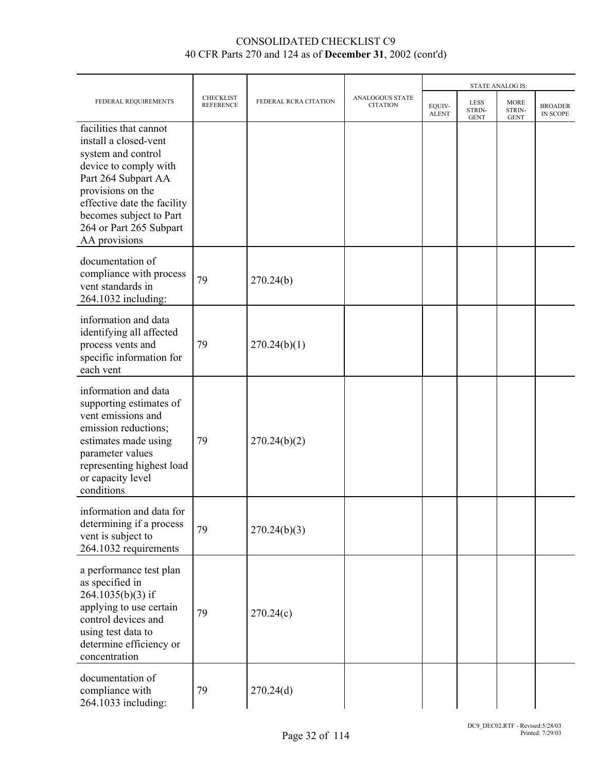# CONSOLIDATED CHECKLIST C9
## 40 CFR Parts 270 and 124 as of **December 31**, 2002 (cont'd)

| FEDERAL REQUIREMENTS | CHECKLIST REFERENCE | FEDERAL RCRA CITATION | ANALOGOUS STATE CITATION | STATE ANALOG IS: EQUIV-ALENT | LESS STRIN-GENT | MORE STRIN-GENT | BROADER IN SCOPE |
|---|---|---|---|---|---|---|---|
| facilities that cannot install a closed-vent system and control device to comply with Part 264 Subpart AA provisions on the effective date the facility becomes subject to Part 264 or Part 265 Subpart AA provisions | | | | | | | |
| documentation of compliance with process vent standards in 264.1032 including: | 79 | 270.24(b) | | | | | |
| information and data identifying all affected process vents and specific information for each vent | 79 | 270.24(b)(1) | | | | | |
| information and data supporting estimates of vent emissions and emission reductions; estimates made using parameter values representing highest load or capacity level conditions | 79 | 270.24(b)(2) | | | | | |
| information and data for determining if a process vent is subject to 264.1032 requirements | 79 | 270.24(b)(3) | | | | | |
| a performance test plan as specified in 264.1035(b)(3) if applying to use certain control devices and using test data to determine efficiency or concentration | 79 | 270.24(c) | | | | | |
| documentation of compliance with 264.1033 including: | 79 | 270.24(d) | | | | | |

DC9_DEC02.RTF - Revised:5/28/03
Printed: 7/29/03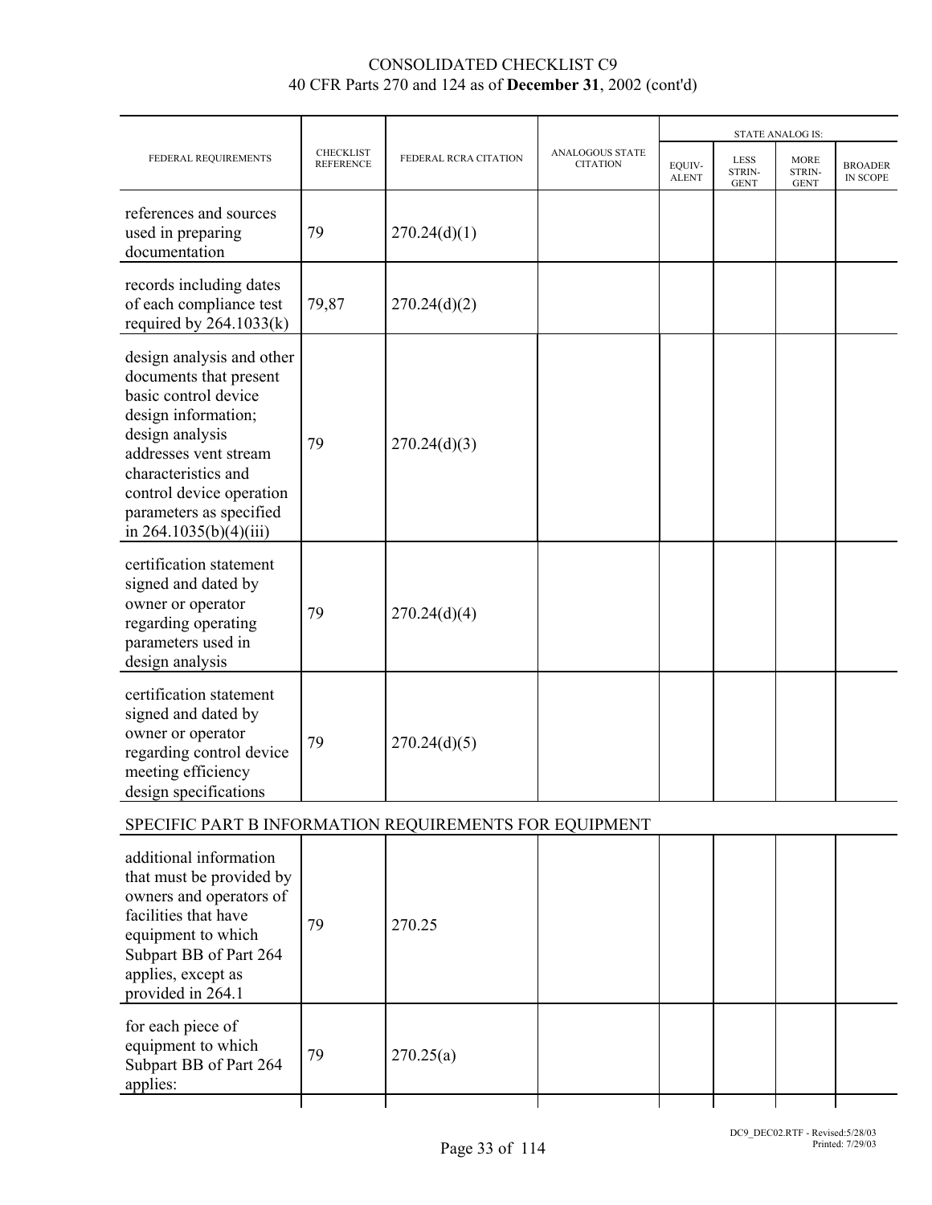CONSOLIDATED CHECKLIST C9
40 CFR Parts 270 and 124 as of **December 31**, 2002 (cont'd)

| FEDERAL REQUIREMENTS | CHECKLIST REFERENCE | FEDERAL RCRA CITATION | ANALOGOUS STATE CITATION | STATE ANALOG IS: | | | |
|---|---|---|---|---|---|---|---|
| | | | | EQUIV-ALENT | LESS STRIN-GENT | MORE STRIN-GENT | BROADER IN SCOPE |
| references and sources used in preparing documentation | 79 | 270.24(d)(1) | | | | | |
| records including dates of each compliance test required by 264.1033(k) | 79,87 | 270.24(d)(2) | | | | | |
| design analysis and other documents that present basic control device design information; design analysis addresses vent stream characteristics and control device operation parameters as specified in 264.1035(b)(4)(iii) | 79 | 270.24(d)(3) | | | | | |
| certification statement signed and dated by owner or operator regarding operating parameters used in design analysis | 79 | 270.24(d)(4) | | | | | |
| certification statement signed and dated by owner or operator regarding control device meeting efficiency design specifications | 79 | 270.24(d)(5) | | | | | |
| SPECIFIC PART B INFORMATION REQUIREMENTS FOR EQUIPMENT | | | | | | | |
| additional information that must be provided by owners and operators of facilities that have equipment to which Subpart BB of Part 264 applies, except as provided in 264.1 | 79 | 270.25 | | | | | |
| for each piece of equipment to which Subpart BB of Part 264 applies: | 79 | 270.25(a) | | | | | |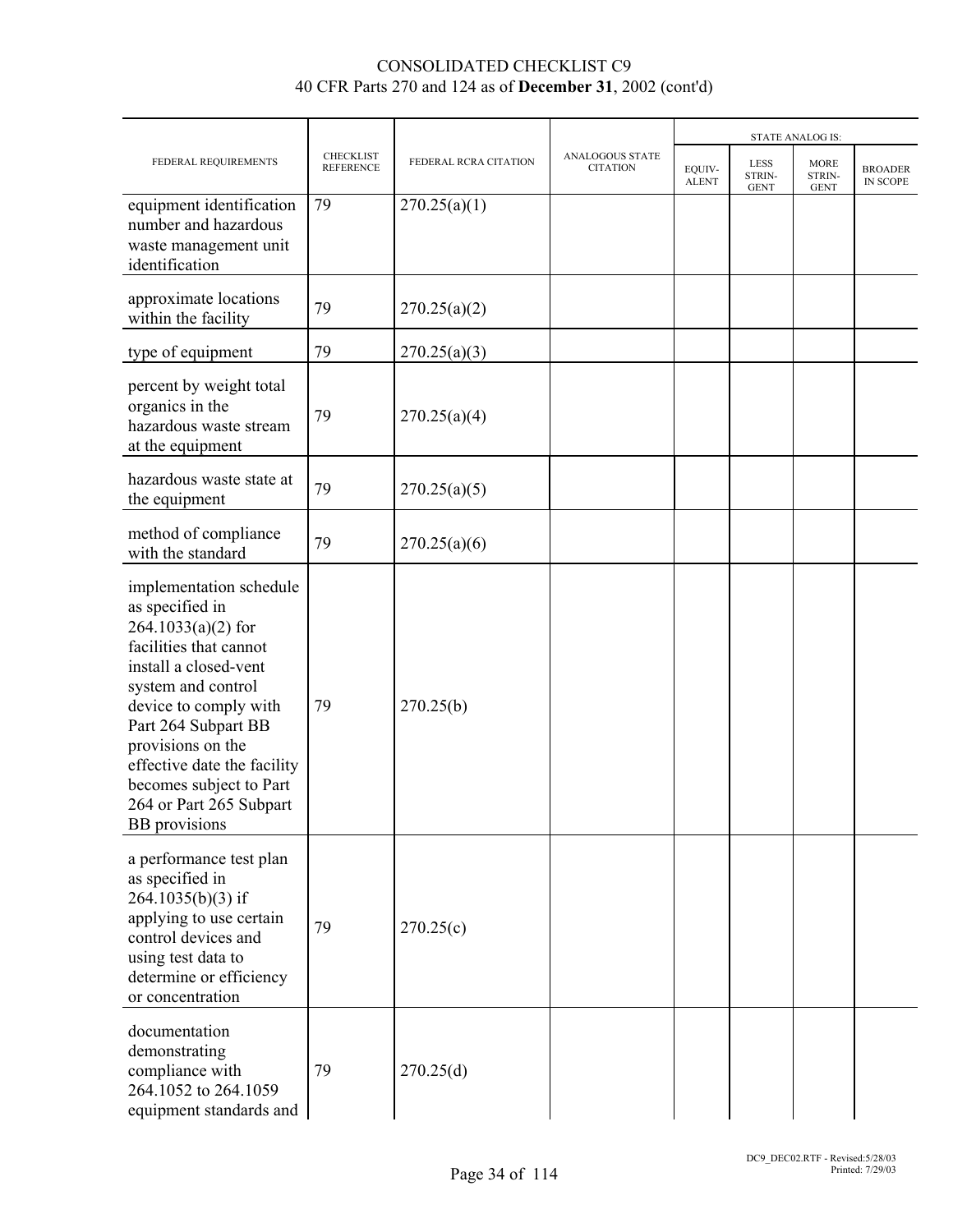# CONSOLIDATED CHECKLIST C9

40 CFR Parts 270 and 124 as of **December 31**, 2002 (cont'd)

| FEDERAL REQUIREMENTS | CHECKLIST REFERENCE | FEDERAL RCRA CITATION | ANALOGOUS STATE CITATION | STATE ANALOG IS: | | | |
|---|---|---|---|---|---|---|---|
| | | | | EQUIV-ALENT | LESS STRIN-GENT | MORE STRIN-GENT | BROADER IN SCOPE |
| equipment identification number and hazardous waste management unit identification | 79 | 270.25(a)(1) | | | | | |
| approximate locations within the facility | 79 | 270.25(a)(2) | | | | | |
| type of equipment | 79 | 270.25(a)(3) | | | | | |
| percent by weight total organics in the hazardous waste stream at the equipment | 79 | 270.25(a)(4) | | | | | |
| hazardous waste state at the equipment | 79 | 270.25(a)(5) | | | | | |
| method of compliance with the standard | 79 | 270.25(a)(6) | | | | | |
| implementation schedule as specified in 264.1033(a)(2) for facilities that cannot install a closed-vent system and control device to comply with Part 264 Subpart BB provisions on the effective date the facility becomes subject to Part 264 or Part 265 Subpart BB provisions | 79 | 270.25(b) | | | | | |
| a performance test plan as specified in 264.1035(b)(3) if applying to use certain control devices and using test data to determine or efficiency or concentration | 79 | 270.25(c) | | | | | |
| documentation demonstrating compliance with 264.1052 to 264.1059 equipment standards and | 79 | 270.25(d) | | | | | |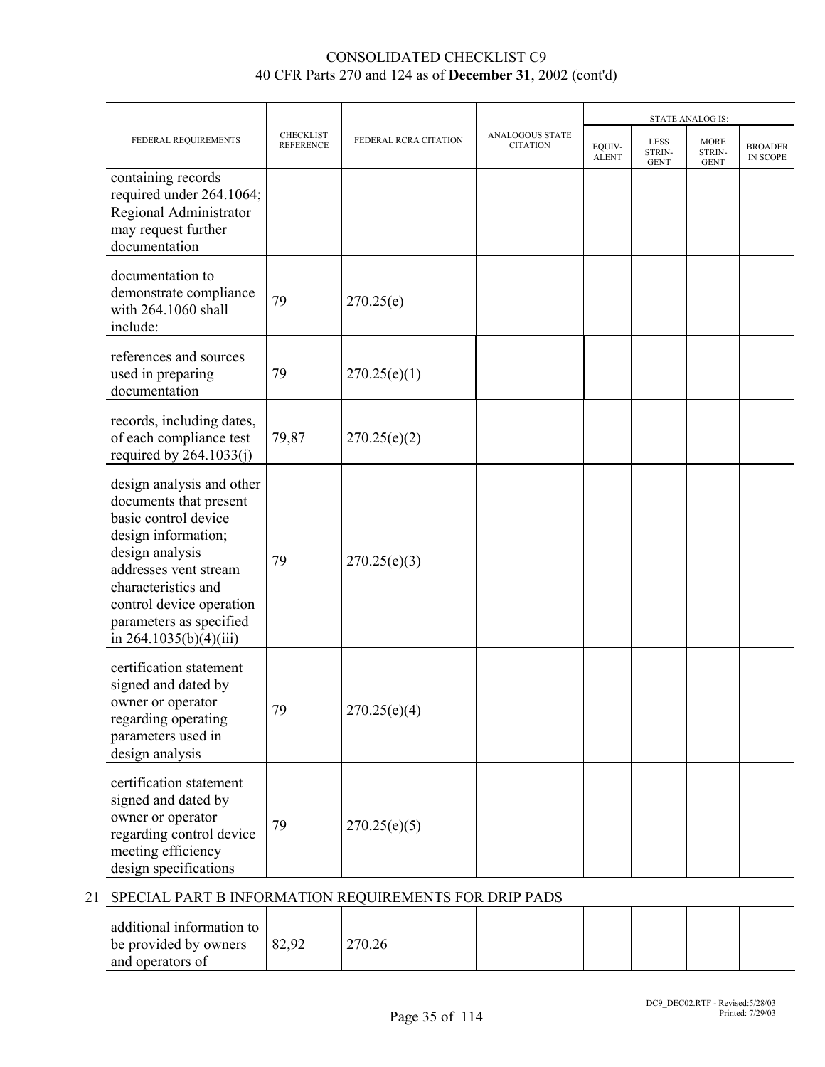CONSOLIDATED CHECKLIST C9
40 CFR Parts 270 and 124 as of **December 31**, 2002 (cont'd)

| FEDERAL REQUIREMENTS | CHECKLIST REFERENCE | FEDERAL RCRA CITATION | ANALOGOUS STATE CITATION | STATE ANALOG IS: EQUIV-ALENT | LESS STRIN-GENT | MORE STRIN-GENT | BROADER IN SCOPE |
|---|---|---|---|---|---|---|---|
| containing records required under 264.1064; Regional Administrator may request further documentation | | | | | | | |
| documentation to demonstrate compliance with 264.1060 shall include: | 79 | 270.25(e) | | | | | |
| references and sources used in preparing documentation | 79 | 270.25(e)(1) | | | | | |
| records, including dates, of each compliance test required by 264.1033(j) | 79,87 | 270.25(e)(2) | | | | | |
| design analysis and other documents that present basic control device design information; design analysis addresses vent stream characteristics and control device operation parameters as specified in 264.1035(b)(4)(iii) | 79 | 270.25(e)(3) | | | | | |
| certification statement signed and dated by owner or operator regarding operating parameters used in design analysis | 79 | 270.25(e)(4) | | | | | |
| certification statement signed and dated by owner or operator regarding control device meeting efficiency design specifications | 79 | 270.25(e)(5) | | | | | |
| **21 SPECIAL PART B INFORMATION REQUIREMENTS FOR DRIP PADS** | | | | | | | |
| additional information to be provided by owners and operators of | 82,92 | 270.26 | | | | | |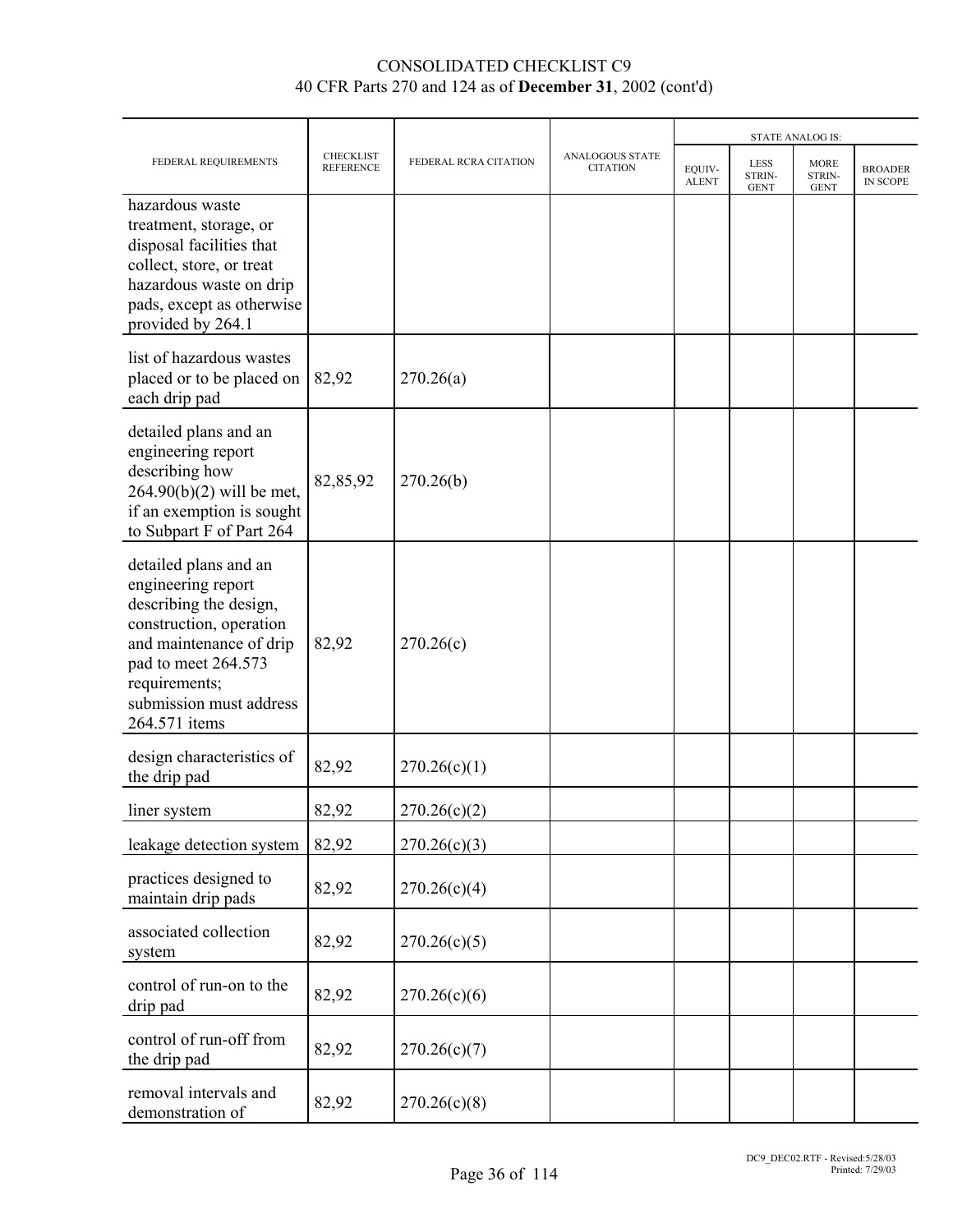# CONSOLIDATED CHECKLIST C9
40 CFR Parts 270 and 124 as of **December 31**, 2002 (cont'd)

| FEDERAL REQUIREMENTS | CHECKLIST REFERENCE | FEDERAL RCRA CITATION | ANALOGOUS STATE CITATION | STATE ANALOG IS: | | | |
|---|---|---|---|---|---|---|---|
| | | | | EQUIVALENT | LESS STRINGENT | MORE STRINGENT | BROADER IN SCOPE |
| hazardous waste treatment, storage, or disposal facilities that collect, store, or treat hazardous waste on drip pads, except as otherwise provided by 264.1 | | | | | | | |
| list of hazardous wastes placed or to be placed on each drip pad | 82,92 | 270.26(a) | | | | | |
| detailed plans and an engineering report describing how 264.90(b)(2) will be met, if an exemption is sought to Subpart F of Part 264 | 82,85,92 | 270.26(b) | | | | | |
| detailed plans and an engineering report describing the design, construction, operation and maintenance of drip pad to meet 264.573 requirements; submission must address 264.571 items | 82,92 | 270.26(c) | | | | | |
| design characteristics of the drip pad | 82,92 | 270.26(c)(1) | | | | | |
| liner system | 82,92 | 270.26(c)(2) | | | | | |
| leakage detection system | 82,92 | 270.26(c)(3) | | | | | |
| practices designed to maintain drip pads | 82,92 | 270.26(c)(4) | | | | | |
| associated collection system | 82,92 | 270.26(c)(5) | | | | | |
| control of run-on to the drip pad | 82,92 | 270.26(c)(6) | | | | | |
| control of run-off from the drip pad | 82,92 | 270.26(c)(7) | | | | | |
| removal intervals and demonstration of | 82,92 | 270.26(c)(8) | | | | | |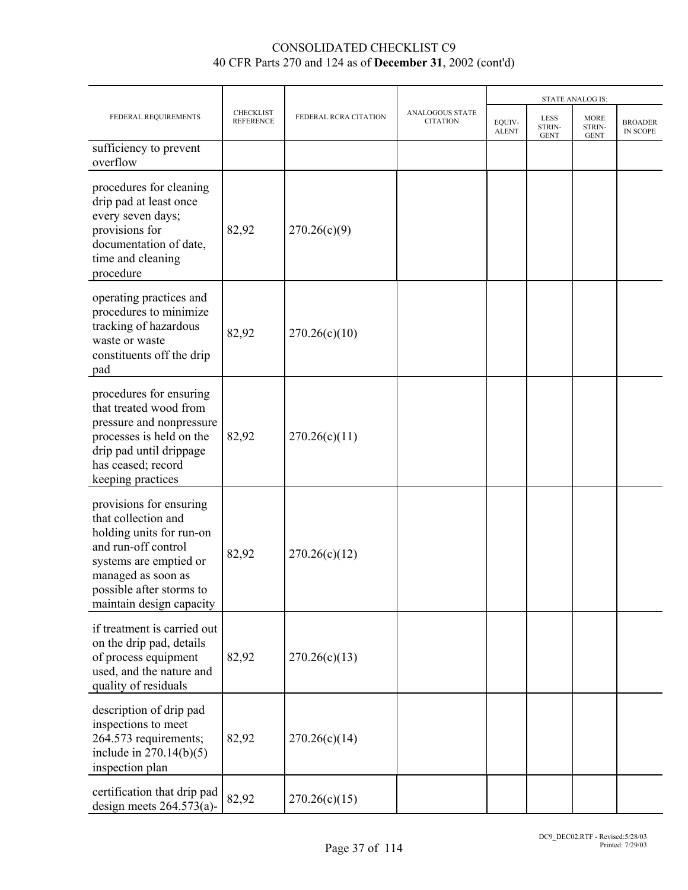CONSOLIDATED CHECKLIST C9
40 CFR Parts 270 and 124 as of **December 31**, 2002 (cont'd)

| FEDERAL REQUIREMENTS | CHECKLIST REFERENCE | FEDERAL RCRA CITATION | ANALOGOUS STATE CITATION | STATE ANALOG IS: EQUIV-ALENT | LESS STRIN-GENT | MORE STRIN-GENT | BROADER IN SCOPE |
|---|---|---|---|---|---|---|---|
| sufficiency to prevent overflow | | | | | | | |
| procedures for cleaning drip pad at least once every seven days; provisions for documentation of date, time and cleaning procedure | 82,92 | 270.26(c)(9) | | | | | |
| operating practices and procedures to minimize tracking of hazardous waste or waste constituents off the drip pad | 82,92 | 270.26(c)(10) | | | | | |
| procedures for ensuring that treated wood from pressure and nonpressure processes is held on the drip pad until drippage has ceased; record keeping practices | 82,92 | 270.26(c)(11) | | | | | |
| provisions for ensuring that collection and holding units for run-on and run-off control systems are emptied or managed as soon as possible after storms to maintain design capacity | 82,92 | 270.26(c)(12) | | | | | |
| if treatment is carried out on the drip pad, details of process equipment used, and the nature and quality of residuals | 82,92 | 270.26(c)(13) | | | | | |
| description of drip pad inspections to meet 264.573 requirements; include in 270.14(b)(5) inspection plan | 82,92 | 270.26(c)(14) | | | | | |
| certification that drip pad design meets 264.573(a)- | 82,92 | 270.26(c)(15) | | | | | |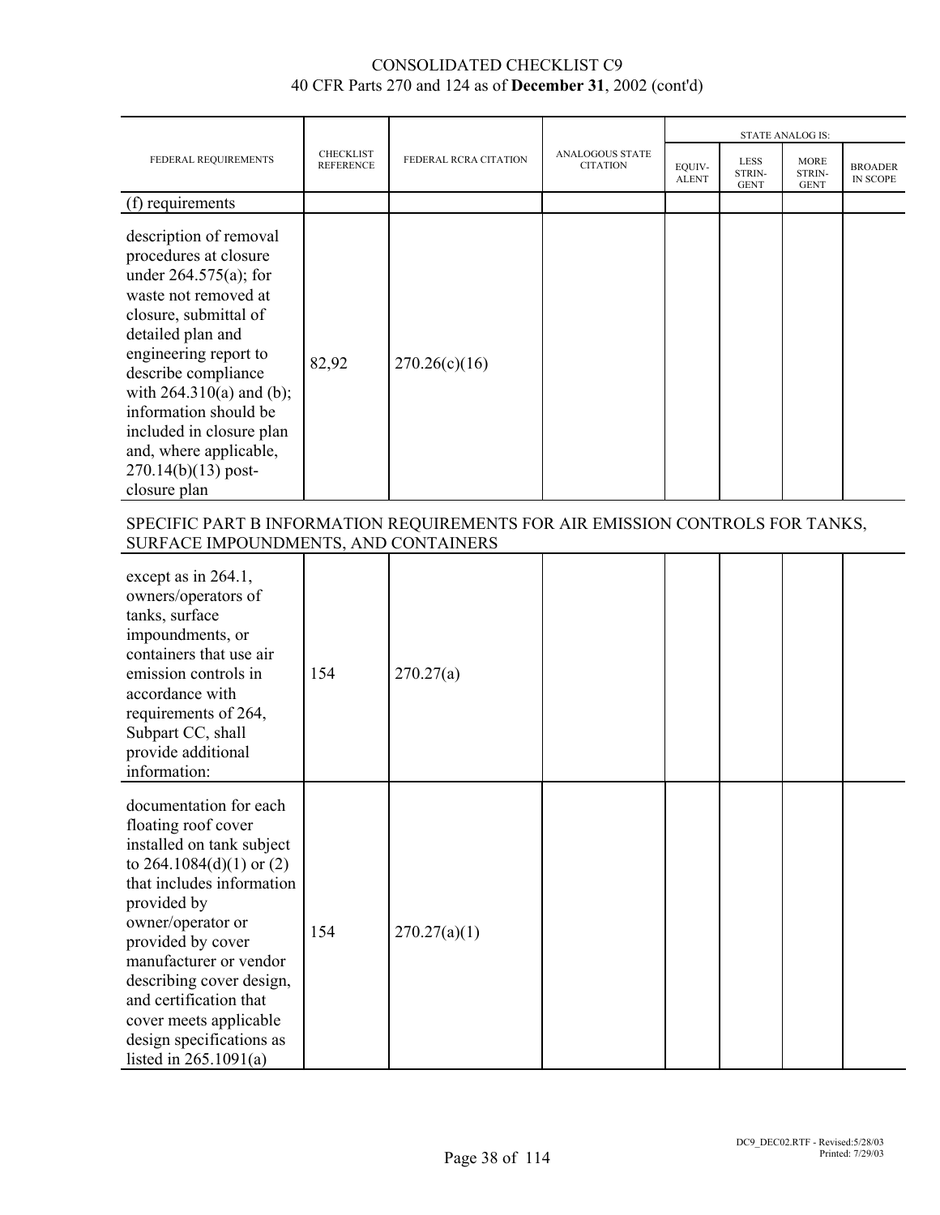# CONSOLIDATED CHECKLIST C9
40 CFR Parts 270 and 124 as of **December 31**, 2002 (cont'd)

| FEDERAL REQUIREMENTS | CHECKLIST REFERENCE | FEDERAL RCRA CITATION | ANALOGOUS STATE CITATION | STATE ANALOG IS: | | | |
|---|---|---|---|---|---|---|---|
| | | | | EQUIV-ALENT | LESS STRIN-GENT | MORE STRIN-GENT | BROADER IN SCOPE |
| (f) requirements | | | | | | | |
| description of removal procedures at closure under 264.575(a); for waste not removed at closure, submittal of detailed plan and engineering report to describe compliance with 264.310(a) and (b); information should be included in closure plan and, where applicable, 270.14(b)(13) post-closure plan | 82,92 | 270.26(c)(16) | | | | | |
| **SPECIFIC PART B INFORMATION REQUIREMENTS FOR AIR EMISSION CONTROLS FOR TANKS, SURFACE IMPOUNDMENTS, AND CONTAINERS** | | | | | | | |
| except as in 264.1, owners/operators of tanks, surface impoundments, or containers that use air emission controls in accordance with requirements of 264, Subpart CC, shall provide additional information: | 154 | 270.27(a) | | | | | |
| documentation for each floating roof cover installed on tank subject to 264.1084(d)(1) or (2) that includes information provided by owner/operator or provided by cover manufacturer or vendor describing cover design, and certification that cover meets applicable design specifications as listed in 265.1091(a) | 154 | 270.27(a)(1) | | | | | |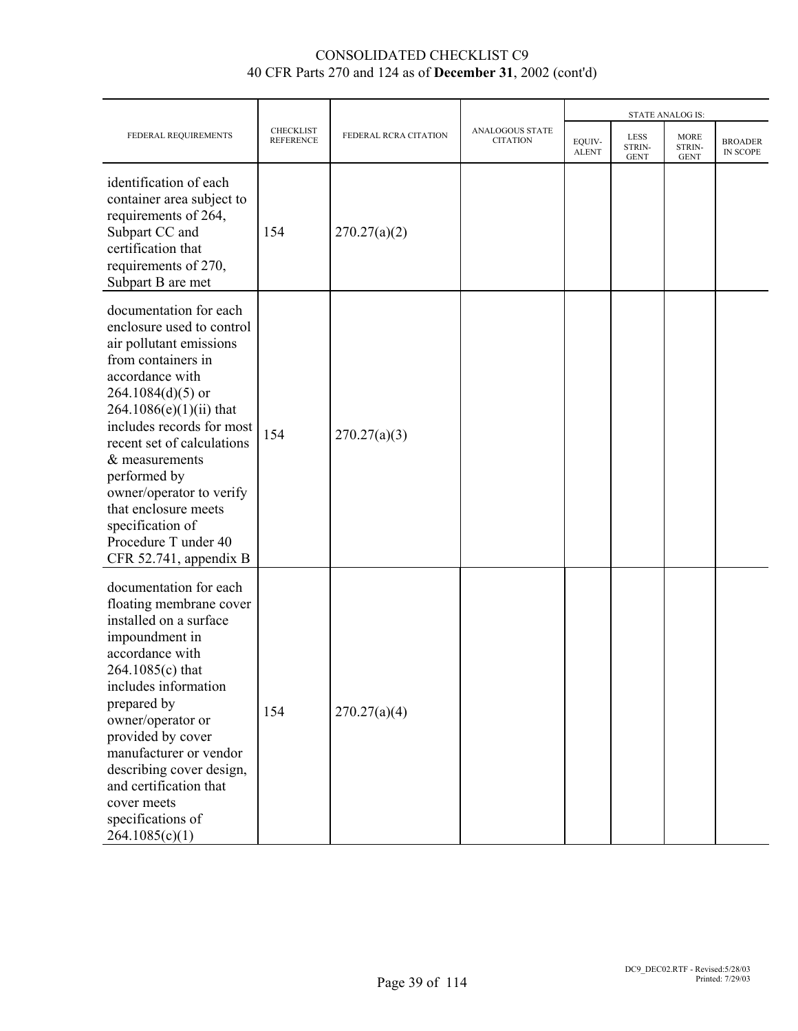CONSOLIDATED CHECKLIST C9

40 CFR Parts 270 and 124 as of **December 31**, 2002 (cont'd)

| FEDERAL REQUIREMENTS | CHECKLIST REFERENCE | FEDERAL RCRA CITATION | ANALOGOUS STATE CITATION | STATE ANALOG IS: | | | |
|---|---|---|---|---|---|---|---|
| | | | | EQUIVALENT | LESS STRINGENT | MORE STRINGENT | BROADER IN SCOPE |
| identification of each container area subject to requirements of 264, Subpart CC and certification that requirements of 270, Subpart B are met | 154 | 270.27(a)(2) | | | | | |
| documentation for each enclosure used to control air pollutant emissions from containers in accordance with 264.1084(d)(5) or 264.1086(e)(1)(ii) that includes records for most recent set of calculations & measurements performed by owner/operator to verify that enclosure meets specification of Procedure T under 40 CFR 52.741, appendix B | 154 | 270.27(a)(3) | | | | | |
| documentation for each floating membrane cover installed on a surface impoundment in accordance with 264.1085(c) that includes information prepared by owner/operator or provided by cover manufacturer or vendor describing cover design, and certification that cover meets specifications of 264.1085(c)(1) | 154 | 270.27(a)(4) | | | | | |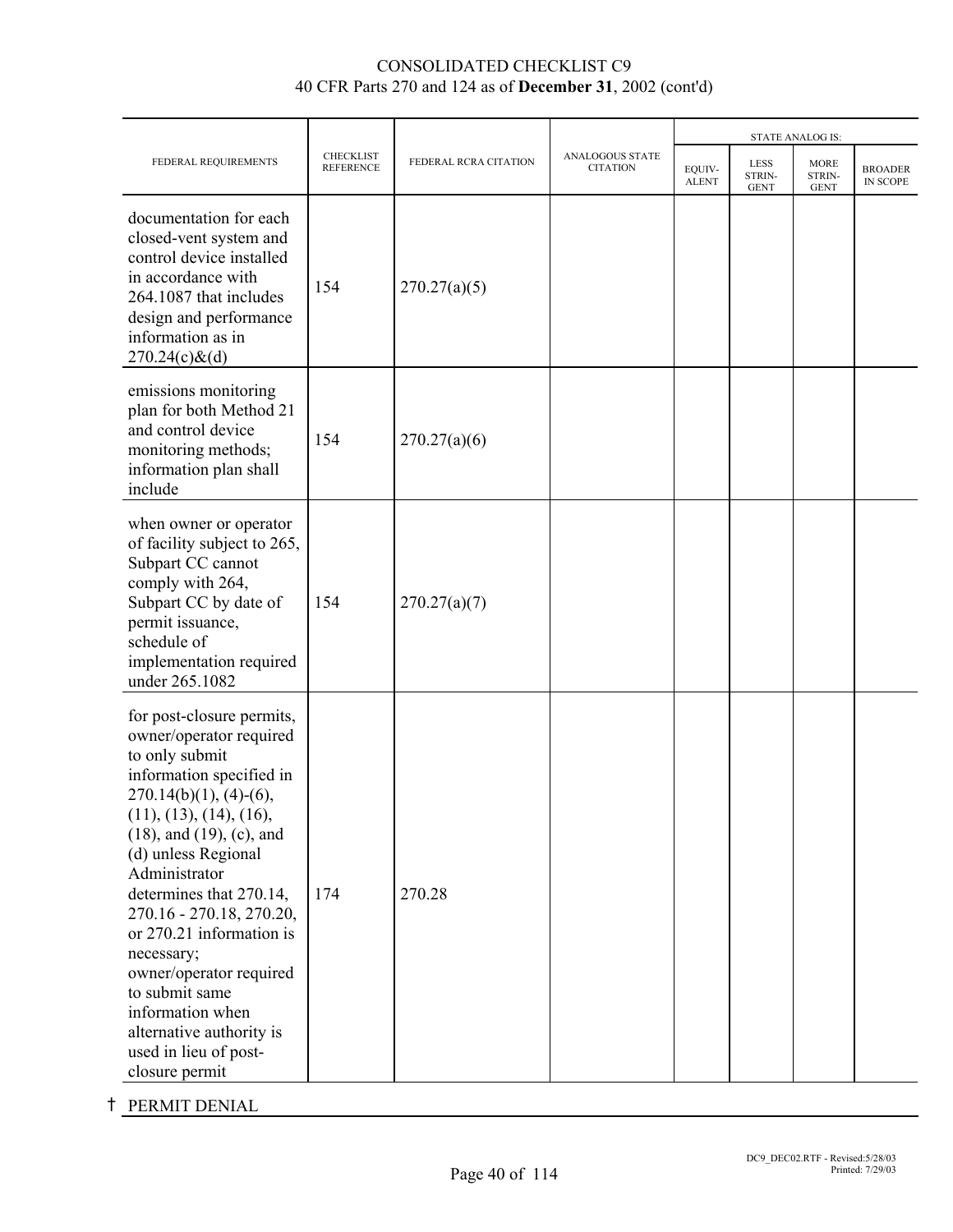# CONSOLIDATED CHECKLIST C9
40 CFR Parts 270 and 124 as of **December 31**, 2002 (cont'd)

| FEDERAL REQUIREMENTS | CHECKLIST REFERENCE | FEDERAL RCRA CITATION | ANALOGOUS STATE CITATION | STATE ANALOG IS: | | | |
|---|---|---|---|---|---|---|---|
| | | | | EQUIV-ALENT | LESS STRIN-GENT | MORE STRIN-GENT | BROADER IN SCOPE |
| documentation for each closed-vent system and control device installed in accordance with 264.1087 that includes design and performance information as in 270.24(c)&(d) | 154 | 270.27(a)(5) | | | | | |
| emissions monitoring plan for both Method 21 and control device monitoring methods; information plan shall include | 154 | 270.27(a)(6) | | | | | |
| when owner or operator of facility subject to 265, Subpart CC cannot comply with 264, Subpart CC by date of permit issuance, schedule of implementation required under 265.1082 | 154 | 270.27(a)(7) | | | | | |
| for post-closure permits, owner/operator required to only submit information specified in 270.14(b)(1), (4)-(6), (11), (13), (14), (16), (18), and (19), (c), and (d) unless Regional Administrator determines that 270.14, 270.16 - 270.18, 270.20, or 270.21 information is necessary; owner/operator required to submit same information when alternative authority is used in lieu of post-closure permit | 174 | 270.28 | | | | | |

† PERMIT DENIAL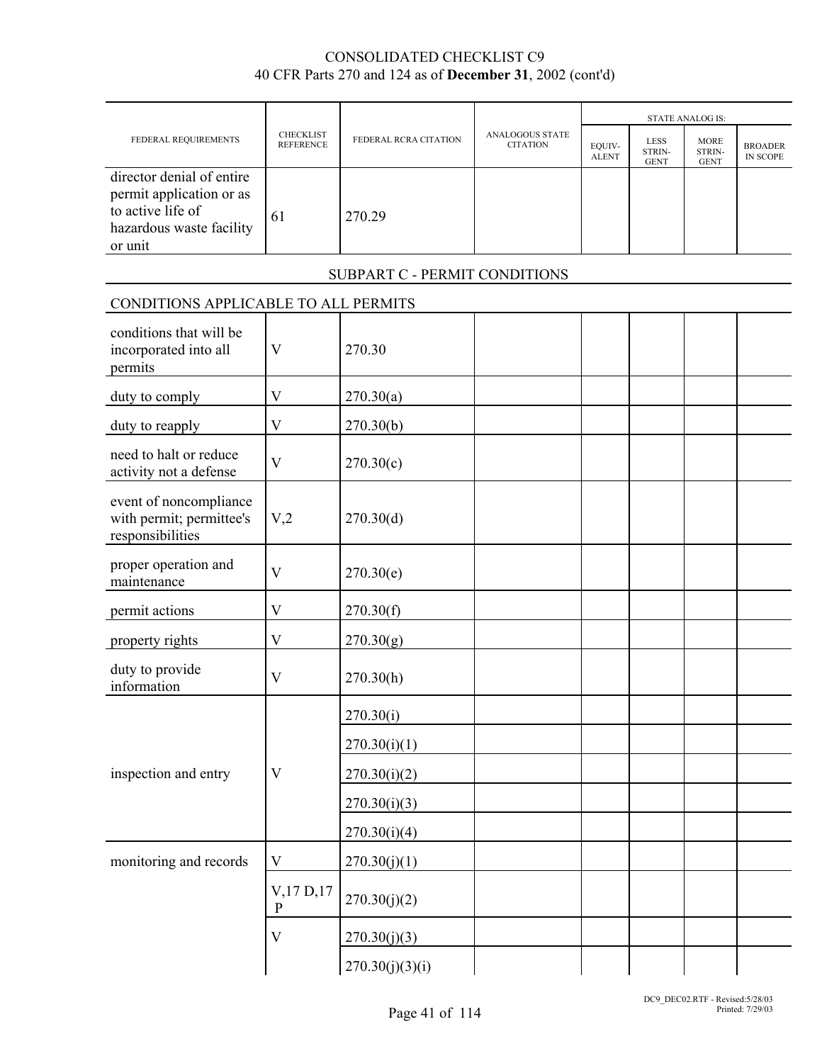CONSOLIDATED CHECKLIST C9
40 CFR Parts 270 and 124 as of **December 31**, 2002 (cont'd)

| FEDERAL REQUIREMENTS | CHECKLIST REFERENCE | FEDERAL RCRA CITATION | ANALOGOUS STATE CITATION | STATE ANALOG IS: EQUIV-ALENT | LESS STRIN-GENT | MORE STRIN-GENT | BROADER IN SCOPE |
|---|---|---|---|---|---|---|---|
| director denial of entire permit application or as to active life of hazardous waste facility or unit | 61 | 270.29 | | | | | |

SUBPART C - PERMIT CONDITIONS

CONDITIONS APPLICABLE TO ALL PERMITS

| FEDERAL REQUIREMENTS | CHECKLIST REFERENCE | FEDERAL RCRA CITATION | ANALOGOUS STATE CITATION | STATE ANALOG IS: EQUIV-ALENT | LESS STRIN-GENT | MORE STRIN-GENT | BROADER IN SCOPE |
|---|---|---|---|---|---|---|---|
| conditions that will be incorporated into all permits | V | 270.30 | | | | | |
| duty to comply | V | 270.30(a) | | | | | |
| duty to reapply | V | 270.30(b) | | | | | |
| need to halt or reduce activity not a defense | V | 270.30(c) | | | | | |
| event of noncompliance with permit; permittee's responsibilities | V,2 | 270.30(d) | | | | | |
| proper operation and maintenance | V | 270.30(e) | | | | | |
| permit actions | V | 270.30(f) | | | | | |
| property rights | V | 270.30(g) | | | | | |
| duty to provide information | V | 270.30(h) | | | | | |
| inspection and entry | V | 270.30(i) | | | | | |
| | | 270.30(i)(1) | | | | | |
| | | 270.30(i)(2) | | | | | |
| | | 270.30(i)(3) | | | | | |
| | | 270.30(i)(4) | | | | | |
| monitoring and records | V | 270.30(j)(1) | | | | | |
| | V,17 D,17 P | 270.30(j)(2) | | | | | |
| | V | 270.30(j)(3) | | | | | |
| | | 270.30(j)(3)(i) | | | | | |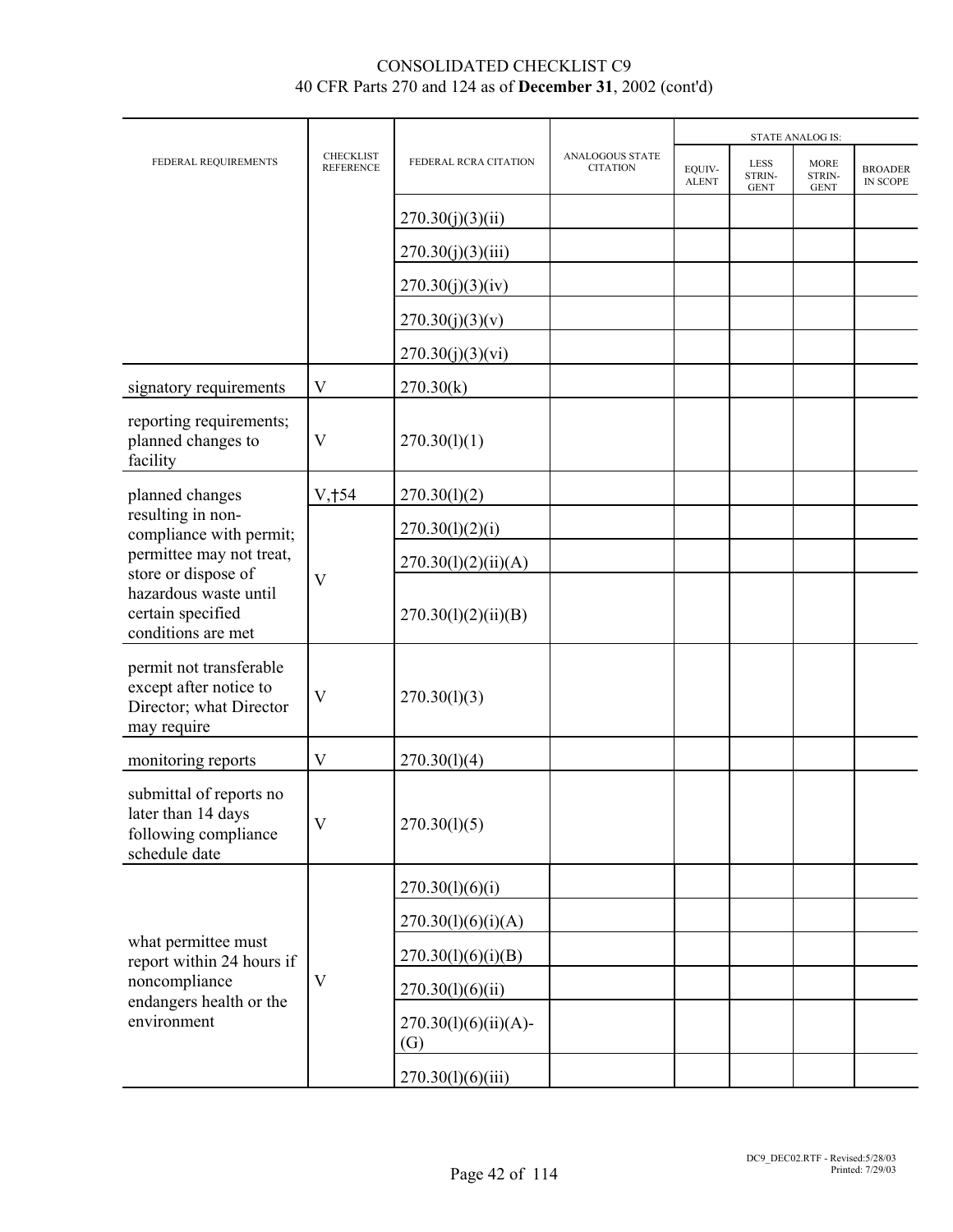# CONSOLIDATED CHECKLIST C9
40 CFR Parts 270 and 124 as of **December 31**, 2002 (cont'd)

| FEDERAL REQUIREMENTS | CHECKLIST REFERENCE | FEDERAL RCRA CITATION | ANALOGOUS STATE CITATION | STATE ANALOG IS: EQUIV-ALENT | LESS STRIN-GENT | MORE STRIN-GENT | BROADER IN SCOPE |
|---|---|---|---|---|---|---|---|
| | | 270.30(j)(3)(ii) | | | | | |
| | | 270.30(j)(3)(iii) | | | | | |
| | | 270.30(j)(3)(iv) | | | | | |
| | | 270.30(j)(3)(v) | | | | | |
| | | 270.30(j)(3)(vi) | | | | | |
| signatory requirements | V | 270.30(k) | | | | | |
| reporting requirements; planned changes to facility | V | 270.30(l)(1) | | | | | |
| planned changes resulting in non-compliance with permit; permittee may not treat, store or dispose of hazardous waste until certain specified conditions are met | V,†54 | 270.30(l)(2) | | | | | |
| | V | 270.30(l)(2)(i) | | | | | |
| | | 270.30(l)(2)(ii)(A) | | | | | |
| | | 270.30(l)(2)(ii)(B) | | | | | |
| permit not transferable except after notice to Director; what Director may require | V | 270.30(l)(3) | | | | | |
| monitoring reports | V | 270.30(l)(4) | | | | | |
| submittal of reports no later than 14 days following compliance schedule date | V | 270.30(l)(5) | | | | | |
| what permittee must report within 24 hours if noncompliance endangers health or the environment | V | 270.30(l)(6)(i) | | | | | |
| | | 270.30(l)(6)(i)(A) | | | | | |
| | | 270.30(l)(6)(i)(B) | | | | | |
| | | 270.30(l)(6)(ii) | | | | | |
| | | 270.30(l)(6)(ii)(A)-(G) | | | | | |
| | | 270.30(l)(6)(iii) | | | | | |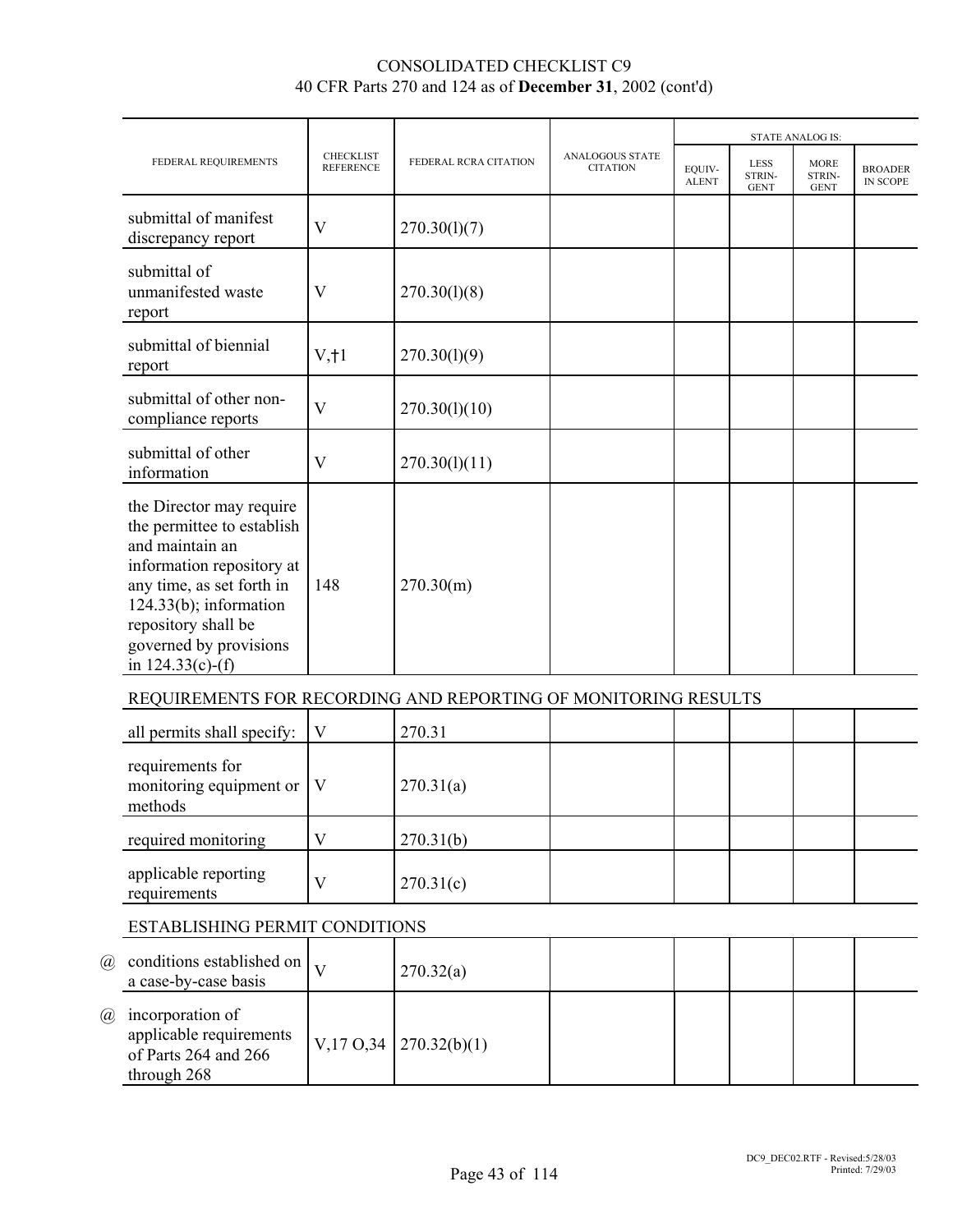CONSOLIDATED CHECKLIST C9
40 CFR Parts 270 and 124 as of **December 31**, 2002 (cont'd)

| | FEDERAL REQUIREMENTS | CHECKLIST REFERENCE | FEDERAL RCRA CITATION | ANALOGOUS STATE CITATION | STATE ANALOG IS: | | | |
|---|---|---|---|---|---|---|---|---|
| | | | | | EQUIV-ALENT | LESS STRIN-GENT | MORE STRIN-GENT | BROADER IN SCOPE |
| | submittal of manifest discrepancy report | V | 270.30(l)(7) | | | | | |
| | submittal of unmanifested waste report | V | 270.30(l)(8) | | | | | |
| | submittal of biennial report | V,†1 | 270.30(l)(9) | | | | | |
| | submittal of other non-compliance reports | V | 270.30(l)(10) | | | | | |
| | submittal of other information | V | 270.30(l)(11) | | | | | |
| | the Director may require the permittee to establish and maintain an information repository at any time, as set forth in 124.33(b); information repository shall be governed by provisions in 124.33(c)-(f) | 148 | 270.30(m) | | | | | |
| | REQUIREMENTS FOR RECORDING AND REPORTING OF MONITORING RESULTS | | | | | | | |
| | all permits shall specify: | V | 270.31 | | | | | |
| | requirements for monitoring equipment or methods | V | 270.31(a) | | | | | |
| | required monitoring | V | 270.31(b) | | | | | |
| | applicable reporting requirements | V | 270.31(c) | | | | | |
| | ESTABLISHING PERMIT CONDITIONS | | | | | | | |
| @ | conditions established on a case-by-case basis | V | 270.32(a) | | | | | |
| @ | incorporation of applicable requirements of Parts 264 and 266 through 268 | V,17 O,34 | 270.32(b)(1) | | | | | |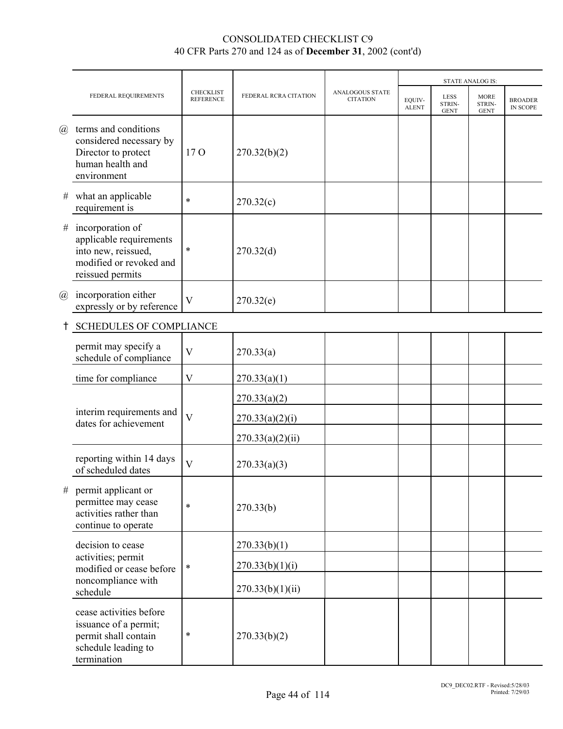CONSOLIDATED CHECKLIST C9
40 CFR Parts 270 and 124 as of **December 31**, 2002 (cont'd)

| | FEDERAL REQUIREMENTS | CHECKLIST REFERENCE | FEDERAL RCRA CITATION | ANALOGOUS STATE CITATION | STATE ANALOG IS: EQUIV-ALENT | LESS STRIN-GENT | MORE STRIN-GENT | BROADER IN SCOPE |
|---|---|---|---|---|---|---|---|---|
| @ | terms and conditions considered necessary by Director to protect human health and environment | 17 O | 270.32(b)(2) | | | | | |
| # | what an applicable requirement is | * | 270.32(c) | | | | | |
| # | incorporation of applicable requirements into new, reissued, modified or revoked and reissued permits | * | 270.32(d) | | | | | |
| @ | incorporation either expressly or by reference | V | 270.32(e) | | | | | |
| † | SCHEDULES OF COMPLIANCE | | | | | | | |
| | permit may specify a schedule of compliance | V | 270.33(a) | | | | | |
| | time for compliance | V | 270.33(a)(1) | | | | | |
| | interim requirements and dates for achievement | V | 270.33(a)(2) | | | | | |
| | | | 270.33(a)(2)(i) | | | | | |
| | | | 270.33(a)(2)(ii) | | | | | |
| | reporting within 14 days of scheduled dates | V | 270.33(a)(3) | | | | | |
| # | permit applicant or permittee may cease activities rather than continue to operate | * | 270.33(b) | | | | | |
| | decision to cease activities; permit modified or cease before noncompliance with schedule | * | 270.33(b)(1) | | | | | |
| | | | 270.33(b)(1)(i) | | | | | |
| | | | 270.33(b)(1)(ii) | | | | | |
| | cease activities before issuance of a permit; permit shall contain schedule leading to termination | * | 270.33(b)(2) | | | | | |

DC9_DEC02.RTF - Revised:5/28/03
Printed: 7/29/03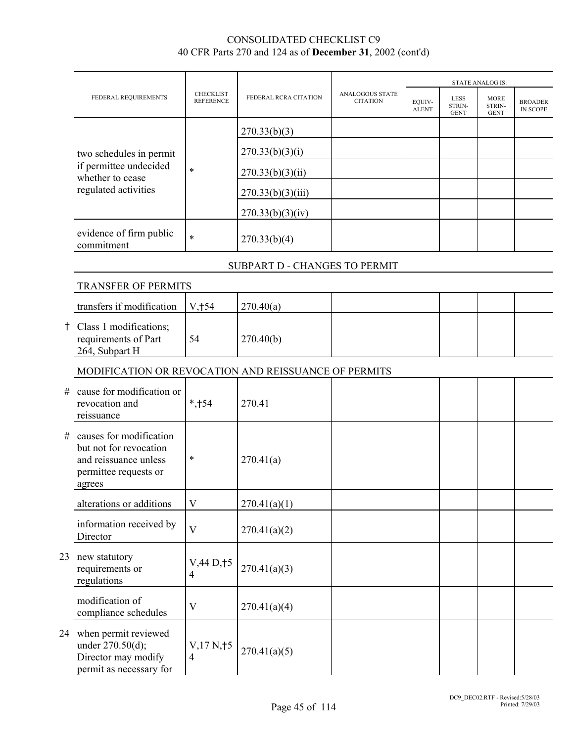## CONSOLIDATED CHECKLIST C9
40 CFR Parts 270 and 124 as of **December 31**, 2002 (cont'd)

| | FEDERAL REQUIREMENTS | CHECKLIST REFERENCE | FEDERAL RCRA CITATION | ANALOGOUS STATE CITATION | STATE ANALOG IS: EQUIV-ALENT | LESS STRIN-GENT | MORE STRIN-GENT | BROADER IN SCOPE |
|---|---|---|---|---|---|---|---|---|
| | two schedules in permit if permittee undecided whether to cease regulated activities | * | 270.33(b)(3) | | | | | |
| | | | 270.33(b)(3)(i) | | | | | |
| | | | 270.33(b)(3)(ii) | | | | | |
| | | | 270.33(b)(3)(iii) | | | | | |
| | | | 270.33(b)(3)(iv) | | | | | |
| | evidence of firm public commitment | * | 270.33(b)(4) | | | | | |
| | **SUBPART D - CHANGES TO PERMIT** | | | | | | | |
| | **TRANSFER OF PERMITS** | | | | | | | |
| | transfers if modification | V,†54 | 270.40(a) | | | | | |
| † | Class 1 modifications; requirements of Part 264, Subpart H | 54 | 270.40(b) | | | | | |
| | **MODIFICATION OR REVOCATION AND REISSUANCE OF PERMITS** | | | | | | | |
| # | cause for modification or revocation and reissuance | *,†54 | 270.41 | | | | | |
| # | causes for modification but not for revocation and reissuance unless permittee requests or agrees | * | 270.41(a) | | | | | |
| | alterations or additions | V | 270.41(a)(1) | | | | | |
| | information received by Director | V | 270.41(a)(2) | | | | | |
| 23 | new statutory requirements or regulations | V,44 D,†54 | 270.41(a)(3) | | | | | |
| | modification of compliance schedules | V | 270.41(a)(4) | | | | | |
| 24 | when permit reviewed under 270.50(d); Director may modify permit as necessary for | V,17 N,†54 | 270.41(a)(5) | | | | | |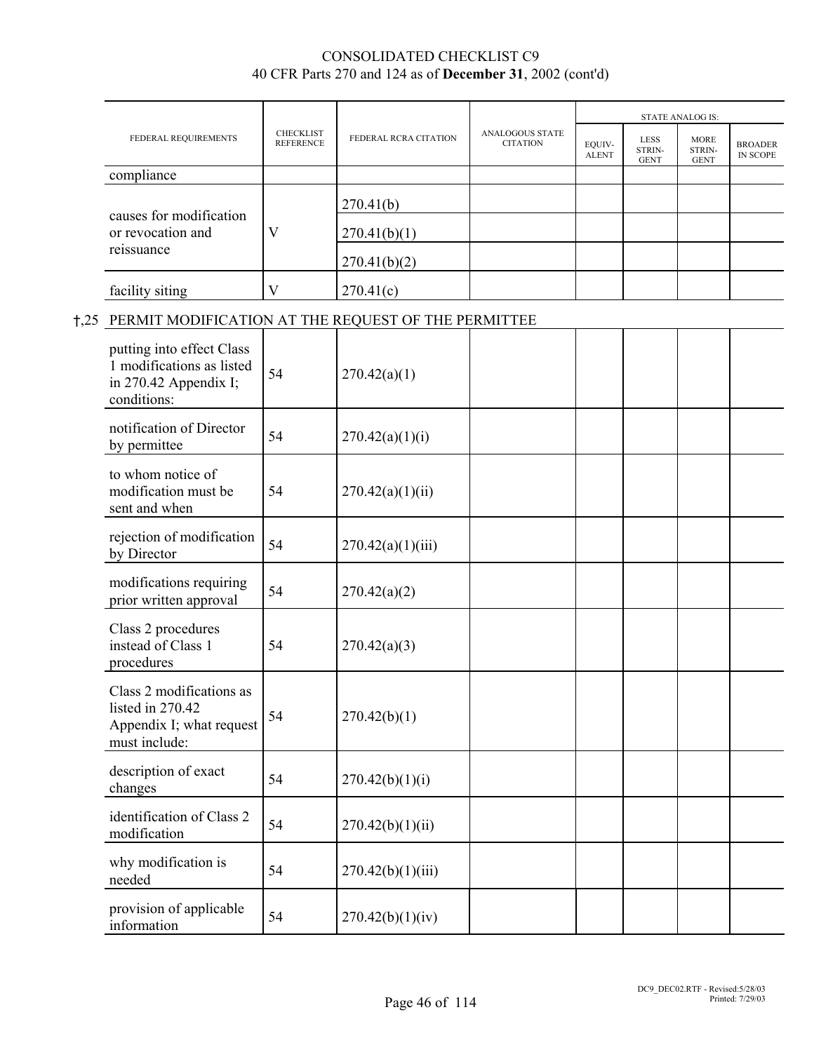CONSOLIDATED CHECKLIST C9
40 CFR Parts 270 and 124 as of **December 31**, 2002 (cont'd)

| FEDERAL REQUIREMENTS | CHECKLIST REFERENCE | FEDERAL RCRA CITATION | ANALOGOUS STATE CITATION | STATE ANALOG IS: | | | |
|---|---|---|---|---|---|---|---|
| | | | | EQUIV-ALENT | LESS STRIN-GENT | MORE STRIN-GENT | BROADER IN SCOPE |
| compliance | | | | | | | |
| causes for modification or revocation and reissuance | V | 270.41(b) | | | | | |
| | | 270.41(b)(1) | | | | | |
| | | 270.41(b)(2) | | | | | |
| facility siting | V | 270.41(c) | | | | | |

†,25 PERMIT MODIFICATION AT THE REQUEST OF THE PERMITTEE

| FEDERAL REQUIREMENTS | CHECKLIST REFERENCE | FEDERAL RCRA CITATION | ANALOGOUS STATE CITATION | EQUIV-ALENT | LESS STRIN-GENT | MORE STRIN-GENT | BROADER IN SCOPE |
|---|---|---|---|---|---|---|---|
| putting into effect Class 1 modifications as listed in 270.42 Appendix I; conditions: | 54 | 270.42(a)(1) | | | | | |
| notification of Director by permittee | 54 | 270.42(a)(1)(i) | | | | | |
| to whom notice of modification must be sent and when | 54 | 270.42(a)(1)(ii) | | | | | |
| rejection of modification by Director | 54 | 270.42(a)(1)(iii) | | | | | |
| modifications requiring prior written approval | 54 | 270.42(a)(2) | | | | | |
| Class 2 procedures instead of Class 1 procedures | 54 | 270.42(a)(3) | | | | | |
| Class 2 modifications as listed in 270.42 Appendix I; what request must include: | 54 | 270.42(b)(1) | | | | | |
| description of exact changes | 54 | 270.42(b)(1)(i) | | | | | |
| identification of Class 2 modification | 54 | 270.42(b)(1)(ii) | | | | | |
| why modification is needed | 54 | 270.42(b)(1)(iii) | | | | | |
| provision of applicable information | 54 | 270.42(b)(1)(iv) | | | | | |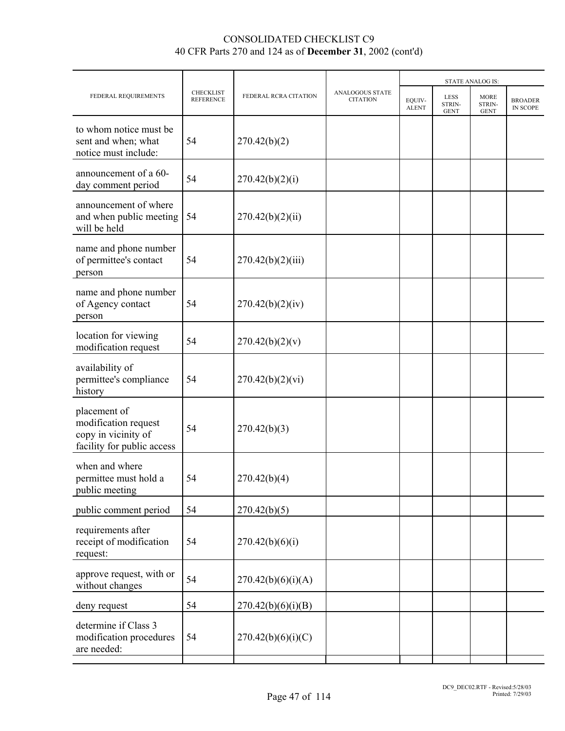CONSOLIDATED CHECKLIST C9
40 CFR Parts 270 and 124 as of **December 31**, 2002 (cont'd)

| FEDERAL REQUIREMENTS | CHECKLIST REFERENCE | FEDERAL RCRA CITATION | ANALOGOUS STATE CITATION | STATE ANALOG IS: | | | |
|---|---|---|---|---|---|---|---|
| | | | | EQUIV-ALENT | LESS STRIN-GENT | MORE STRIN-GENT | BROADER IN SCOPE |
| to whom notice must be sent and when; what notice must include: | 54 | 270.42(b)(2) | | | | | |
| announcement of a 60-day comment period | 54 | 270.42(b)(2)(i) | | | | | |
| announcement of where and when public meeting will be held | 54 | 270.42(b)(2)(ii) | | | | | |
| name and phone number of permittee's contact person | 54 | 270.42(b)(2)(iii) | | | | | |
| name and phone number of Agency contact person | 54 | 270.42(b)(2)(iv) | | | | | |
| location for viewing modification request | 54 | 270.42(b)(2)(v) | | | | | |
| availability of permittee's compliance history | 54 | 270.42(b)(2)(vi) | | | | | |
| placement of modification request copy in vicinity of facility for public access | 54 | 270.42(b)(3) | | | | | |
| when and where permittee must hold a public meeting | 54 | 270.42(b)(4) | | | | | |
| public comment period | 54 | 270.42(b)(5) | | | | | |
| requirements after receipt of modification request: | 54 | 270.42(b)(6)(i) | | | | | |
| approve request, with or without changes | 54 | 270.42(b)(6)(i)(A) | | | | | |
| deny request | 54 | 270.42(b)(6)(i)(B) | | | | | |
| determine if Class 3 modification procedures are needed: | 54 | 270.42(b)(6)(i)(C) | | | | | |

DC9_DEC02.RTF - Revised:5/28/03
Printed: 7/29/03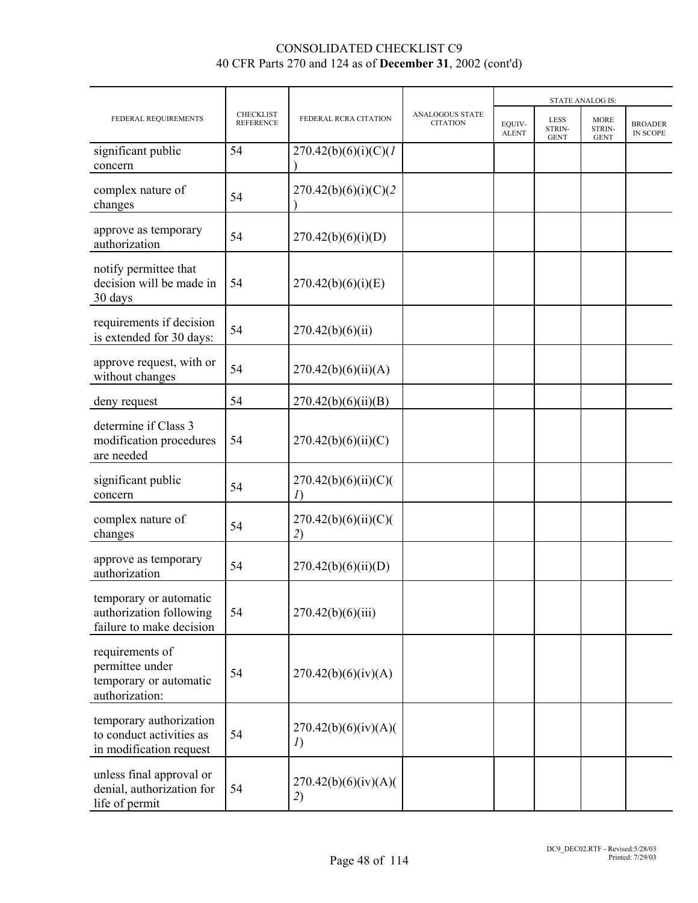CONSOLIDATED CHECKLIST C9
40 CFR Parts 270 and 124 as of **December 31**, 2002 (cont'd)

| FEDERAL REQUIREMENTS | CHECKLIST REFERENCE | FEDERAL RCRA CITATION | ANALOGOUS STATE CITATION | STATE ANALOG IS: | | | |
|---|---|---|---|---|---|---|---|
| | | | | EQUIV-ALENT | LESS STRIN-GENT | MORE STRIN-GENT | BROADER IN SCOPE |
| significant public concern | 54 | 270.42(b)(6)(i)(C)(*1*) | | | | | |
| complex nature of changes | 54 | 270.42(b)(6)(i)(C)(*2*) | | | | | |
| approve as temporary authorization | 54 | 270.42(b)(6)(i)(D) | | | | | |
| notify permittee that decision will be made in 30 days | 54 | 270.42(b)(6)(i)(E) | | | | | |
| requirements if decision is extended for 30 days: | 54 | 270.42(b)(6)(ii) | | | | | |
| approve request, with or without changes | 54 | 270.42(b)(6)(ii)(A) | | | | | |
| deny request | 54 | 270.42(b)(6)(ii)(B) | | | | | |
| determine if Class 3 modification procedures are needed | 54 | 270.42(b)(6)(ii)(C) | | | | | |
| significant public concern | 54 | 270.42(b)(6)(ii)(C)(*1*) | | | | | |
| complex nature of changes | 54 | 270.42(b)(6)(ii)(C)(*2*) | | | | | |
| approve as temporary authorization | 54 | 270.42(b)(6)(ii)(D) | | | | | |
| temporary or automatic authorization following failure to make decision | 54 | 270.42(b)(6)(iii) | | | | | |
| requirements of permittee under temporary or automatic authorization: | 54 | 270.42(b)(6)(iv)(A) | | | | | |
| temporary authorization to conduct activities as in modification request | 54 | 270.42(b)(6)(iv)(A)(*1*) | | | | | |
| unless final approval or denial, authorization for life of permit | 54 | 270.42(b)(6)(iv)(A)(*2*) | | | | | |

DC9_DEC02.RTF - Revised:5/28/03
Printed: 7/29/03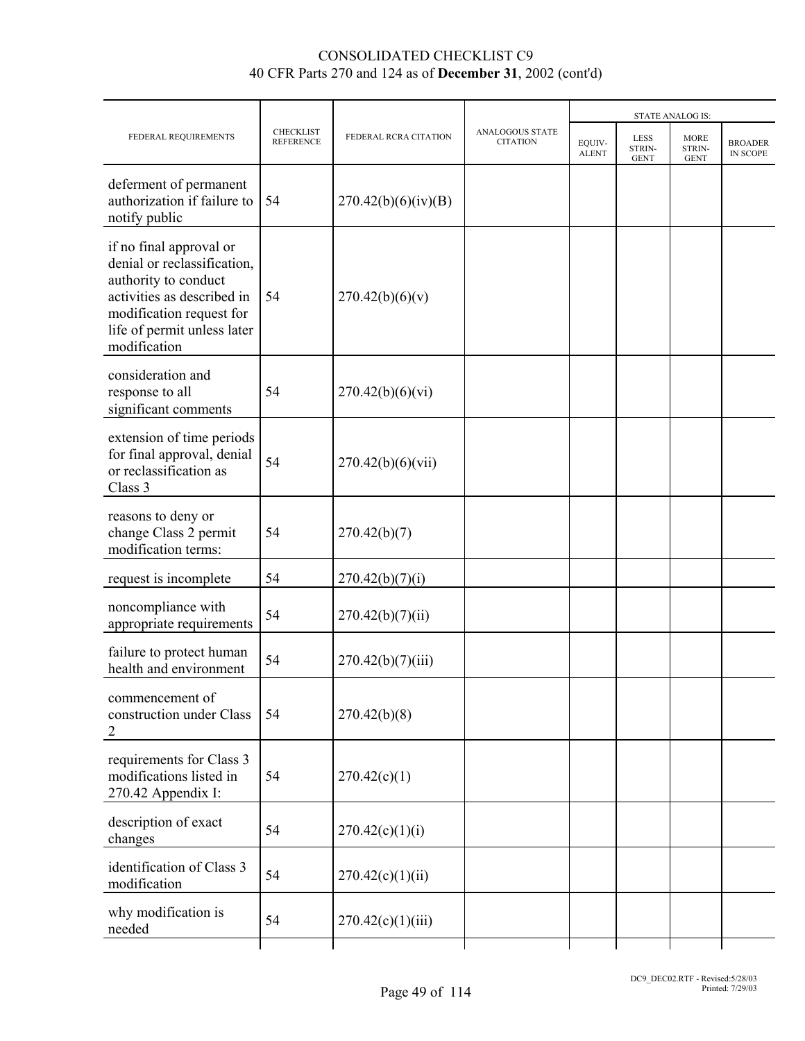# CONSOLIDATED CHECKLIST C9
## 40 CFR Parts 270 and 124 as of **December 31**, 2002 (cont'd)

| FEDERAL REQUIREMENTS | CHECKLIST REFERENCE | FEDERAL RCRA CITATION | ANALOGOUS STATE CITATION | STATE ANALOG IS: | | | |
|---|---|---|---|---|---|---|---|
| | | | | EQUIV-ALENT | LESS STRIN-GENT | MORE STRIN-GENT | BROADER IN SCOPE |
| deferment of permanent authorization if failure to notify public | 54 | 270.42(b)(6)(iv)(B) | | | | | |
| if no final approval or denial or reclassification, authority to conduct activities as described in modification request for life of permit unless later modification | 54 | 270.42(b)(6)(v) | | | | | |
| consideration and response to all significant comments | 54 | 270.42(b)(6)(vi) | | | | | |
| extension of time periods for final approval, denial or reclassification as Class 3 | 54 | 270.42(b)(6)(vii) | | | | | |
| reasons to deny or change Class 2 permit modification terms: | 54 | 270.42(b)(7) | | | | | |
| request is incomplete | 54 | 270.42(b)(7)(i) | | | | | |
| noncompliance with appropriate requirements | 54 | 270.42(b)(7)(ii) | | | | | |
| failure to protect human health and environment | 54 | 270.42(b)(7)(iii) | | | | | |
| commencement of construction under Class 2 | 54 | 270.42(b)(8) | | | | | |
| requirements for Class 3 modifications listed in 270.42 Appendix I: | 54 | 270.42(c)(1) | | | | | |
| description of exact changes | 54 | 270.42(c)(1)(i) | | | | | |
| identification of Class 3 modification | 54 | 270.42(c)(1)(ii) | | | | | |
| why modification is needed | 54 | 270.42(c)(1)(iii) | | | | | |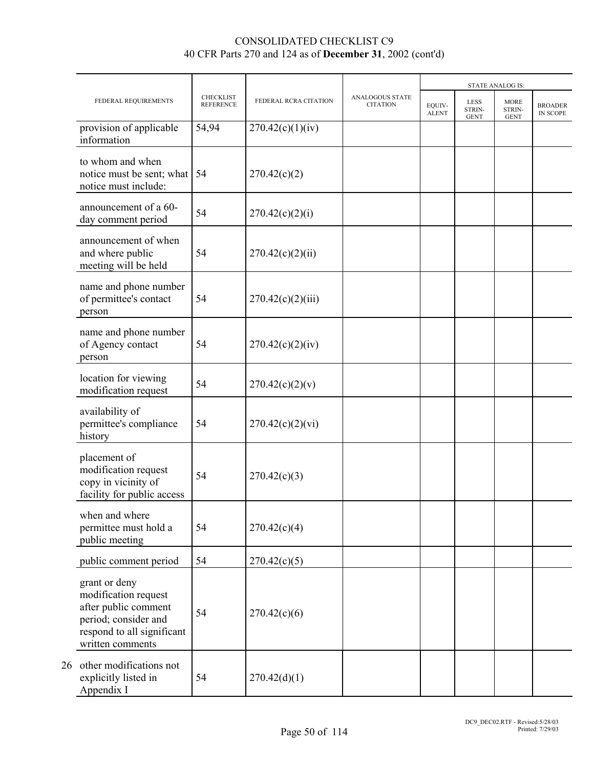# CONSOLIDATED CHECKLIST C9
40 CFR Parts 270 and 124 as of **December 31**, 2002 (cont'd)

| | FEDERAL REQUIREMENTS | CHECKLIST REFERENCE | FEDERAL RCRA CITATION | ANALOGOUS STATE CITATION | STATE ANALOG IS: | | | |
|---|---|---|---|---|---|---|---|---|
| | | | | | EQUIV-ALENT | LESS STRIN-GENT | MORE STRIN-GENT | BROADER IN SCOPE |
| | provision of applicable information | 54,94 | 270.42(c)(1)(iv) | | | | | |
| | to whom and when notice must be sent; what notice must include: | 54 | 270.42(c)(2) | | | | | |
| | announcement of a 60-day comment period | 54 | 270.42(c)(2)(i) | | | | | |
| | announcement of when and where public meeting will be held | 54 | 270.42(c)(2)(ii) | | | | | |
| | name and phone number of permittee's contact person | 54 | 270.42(c)(2)(iii) | | | | | |
| | name and phone number of Agency contact person | 54 | 270.42(c)(2)(iv) | | | | | |
| | location for viewing modification request | 54 | 270.42(c)(2)(v) | | | | | |
| | availability of permittee's compliance history | 54 | 270.42(c)(2)(vi) | | | | | |
| | placement of modification request copy in vicinity of facility for public access | 54 | 270.42(c)(3) | | | | | |
| | when and where permittee must hold a public meeting | 54 | 270.42(c)(4) | | | | | |
| | public comment period | 54 | 270.42(c)(5) | | | | | |
| | grant or deny modification request after public comment period; consider and respond to all significant written comments | 54 | 270.42(c)(6) | | | | | |
| 26 | other modifications not explicitly listed in Appendix I | 54 | 270.42(d)(1) | | | | | |

DC9_DEC02.RTF - Revised:5/28/03
Printed: 7/29/03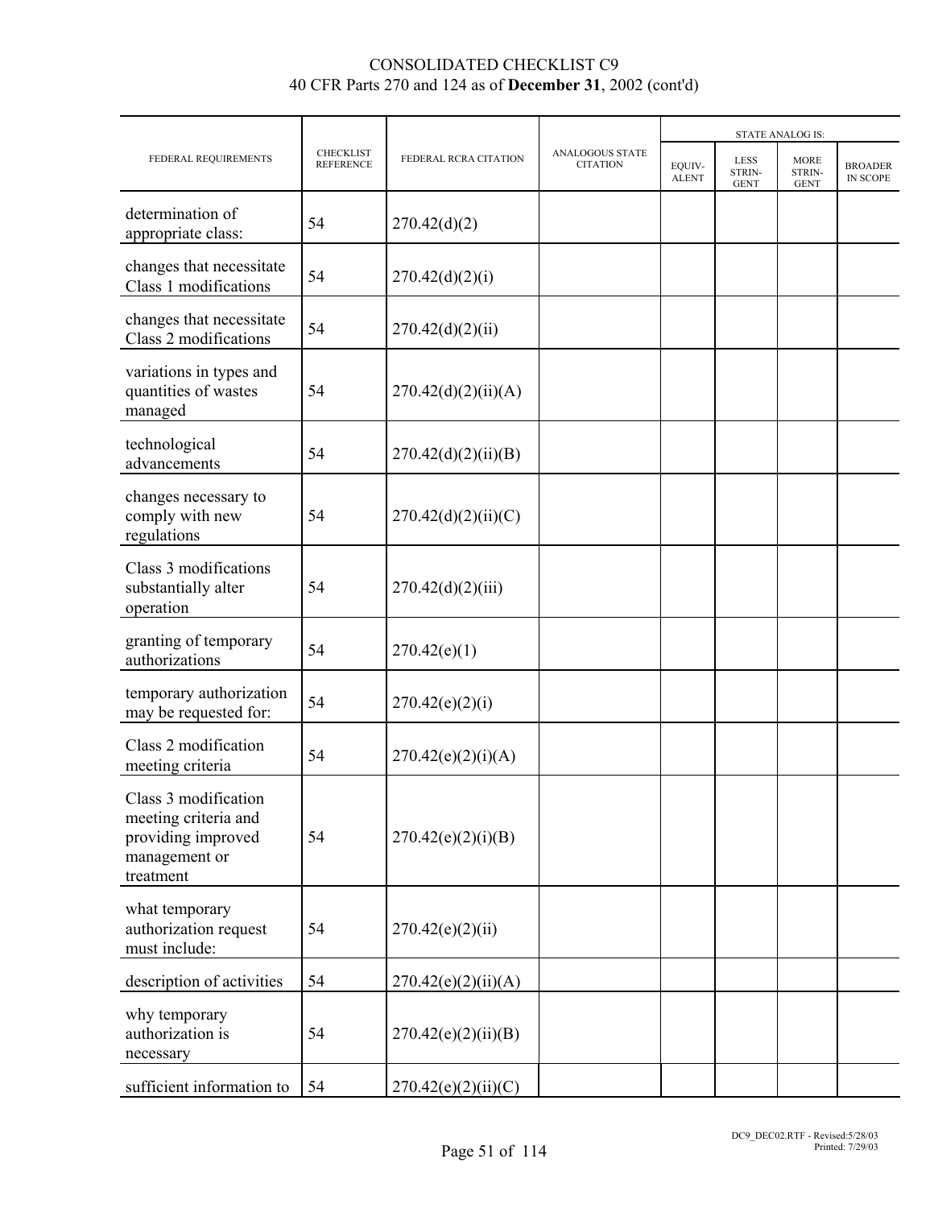CONSOLIDATED CHECKLIST C9
40 CFR Parts 270 and 124 as of **December 31**, 2002 (cont'd)

| FEDERAL REQUIREMENTS | CHECKLIST REFERENCE | FEDERAL RCRA CITATION | ANALOGOUS STATE CITATION | STATE ANALOG IS: | | | |
|---|---|---|---|---|---|---|---|
| | | | | EQUIV-ALENT | LESS STRIN-GENT | MORE STRIN-GENT | BROADER IN SCOPE |
| determination of appropriate class: | 54 | 270.42(d)(2) | | | | | |
| changes that necessitate Class 1 modifications | 54 | 270.42(d)(2)(i) | | | | | |
| changes that necessitate Class 2 modifications | 54 | 270.42(d)(2)(ii) | | | | | |
| variations in types and quantities of wastes managed | 54 | 270.42(d)(2)(ii)(A) | | | | | |
| technological advancements | 54 | 270.42(d)(2)(ii)(B) | | | | | |
| changes necessary to comply with new regulations | 54 | 270.42(d)(2)(ii)(C) | | | | | |
| Class 3 modifications substantially alter operation | 54 | 270.42(d)(2)(iii) | | | | | |
| granting of temporary authorizations | 54 | 270.42(e)(1) | | | | | |
| temporary authorization may be requested for: | 54 | 270.42(e)(2)(i) | | | | | |
| Class 2 modification meeting criteria | 54 | 270.42(e)(2)(i)(A) | | | | | |
| Class 3 modification meeting criteria and providing improved management or treatment | 54 | 270.42(e)(2)(i)(B) | | | | | |
| what temporary authorization request must include: | 54 | 270.42(e)(2)(ii) | | | | | |
| description of activities | 54 | 270.42(e)(2)(ii)(A) | | | | | |
| why temporary authorization is necessary | 54 | 270.42(e)(2)(ii)(B) | | | | | |
| sufficient information to | 54 | 270.42(e)(2)(ii)(C) | | | | | |

DC9_DEC02.RTF - Revised:5/28/03
Printed: 7/29/03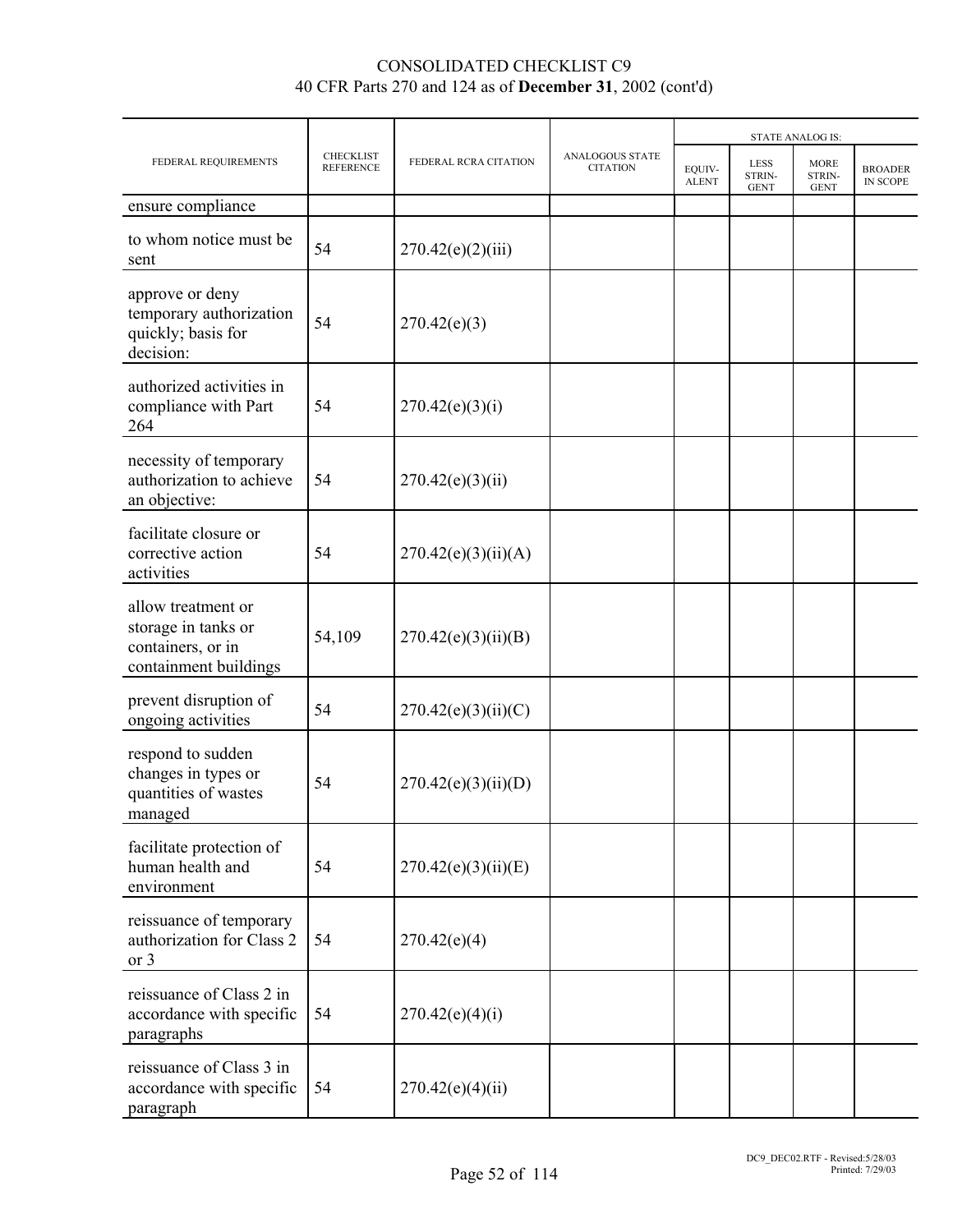# CONSOLIDATED CHECKLIST C9
## 40 CFR Parts 270 and 124 as of **December 31**, 2002 (cont'd)

| FEDERAL REQUIREMENTS | CHECKLIST REFERENCE | FEDERAL RCRA CITATION | ANALOGOUS STATE CITATION | STATE ANALOG IS: | | | |
|---|---|---|---|---|---|---|---|
| | | | | EQUIV-ALENT | LESS STRIN-GENT | MORE STRIN-GENT | BROADER IN SCOPE |
| ensure compliance | | | | | | | |
| to whom notice must be sent | 54 | 270.42(e)(2)(iii) | | | | | |
| approve or deny temporary authorization quickly; basis for decision: | 54 | 270.42(e)(3) | | | | | |
| authorized activities in compliance with Part 264 | 54 | 270.42(e)(3)(i) | | | | | |
| necessity of temporary authorization to achieve an objective: | 54 | 270.42(e)(3)(ii) | | | | | |
| facilitate closure or corrective action activities | 54 | 270.42(e)(3)(ii)(A) | | | | | |
| allow treatment or storage in tanks or containers, or in containment buildings | 54,109 | 270.42(e)(3)(ii)(B) | | | | | |
| prevent disruption of ongoing activities | 54 | 270.42(e)(3)(ii)(C) | | | | | |
| respond to sudden changes in types or quantities of wastes managed | 54 | 270.42(e)(3)(ii)(D) | | | | | |
| facilitate protection of human health and environment | 54 | 270.42(e)(3)(ii)(E) | | | | | |
| reissuance of temporary authorization for Class 2 or 3 | 54 | 270.42(e)(4) | | | | | |
| reissuance of Class 2 in accordance with specific paragraphs | 54 | 270.42(e)(4)(i) | | | | | |
| reissuance of Class 3 in accordance with specific paragraph | 54 | 270.42(e)(4)(ii) | | | | | |

DC9_DEC02.RTF - Revised:5/28/03 Printed: 7/29/03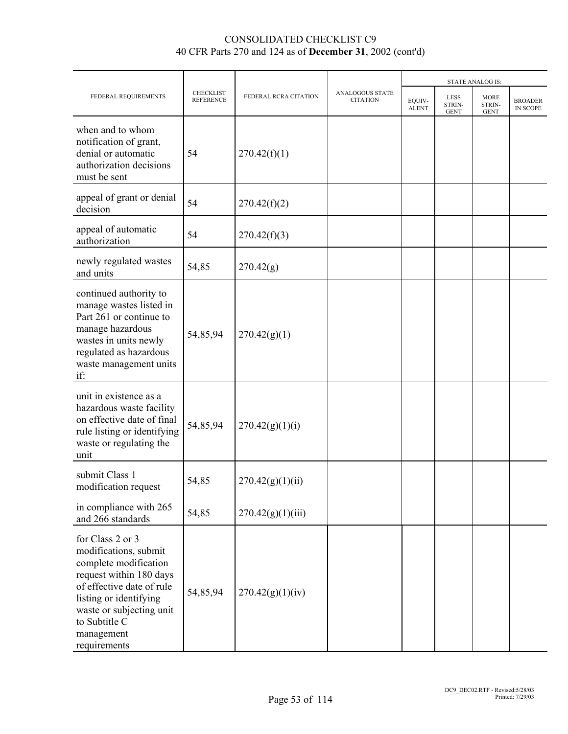CONSOLIDATED CHECKLIST C9
40 CFR Parts 270 and 124 as of **December 31**, 2002 (cont'd)

| FEDERAL REQUIREMENTS | CHECKLIST REFERENCE | FEDERAL RCRA CITATION | ANALOGOUS STATE CITATION | STATE ANALOG IS: | | | |
|---|---|---|---|---|---|---|---|
| | | | | EQUIV-ALENT | LESS STRIN-GENT | MORE STRIN-GENT | BROADER IN SCOPE |
| when and to whom notification of grant, denial or automatic authorization decisions must be sent | 54 | 270.42(f)(1) | | | | | |
| appeal of grant or denial decision | 54 | 270.42(f)(2) | | | | | |
| appeal of automatic authorization | 54 | 270.42(f)(3) | | | | | |
| newly regulated wastes and units | 54,85 | 270.42(g) | | | | | |
| continued authority to manage wastes listed in Part 261 or continue to manage hazardous wastes in units newly regulated as hazardous waste management units if: | 54,85,94 | 270.42(g)(1) | | | | | |
| unit in existence as a hazardous waste facility on effective date of final rule listing or identifying waste or regulating the unit | 54,85,94 | 270.42(g)(1)(i) | | | | | |
| submit Class 1 modification request | 54,85 | 270.42(g)(1)(ii) | | | | | |
| in compliance with 265 and 266 standards | 54,85 | 270.42(g)(1)(iii) | | | | | |
| for Class 2 or 3 modifications, submit complete modification request within 180 days of effective date of rule listing or identifying waste or subjecting unit to Subtitle C management requirements | 54,85,94 | 270.42(g)(1)(iv) | | | | | |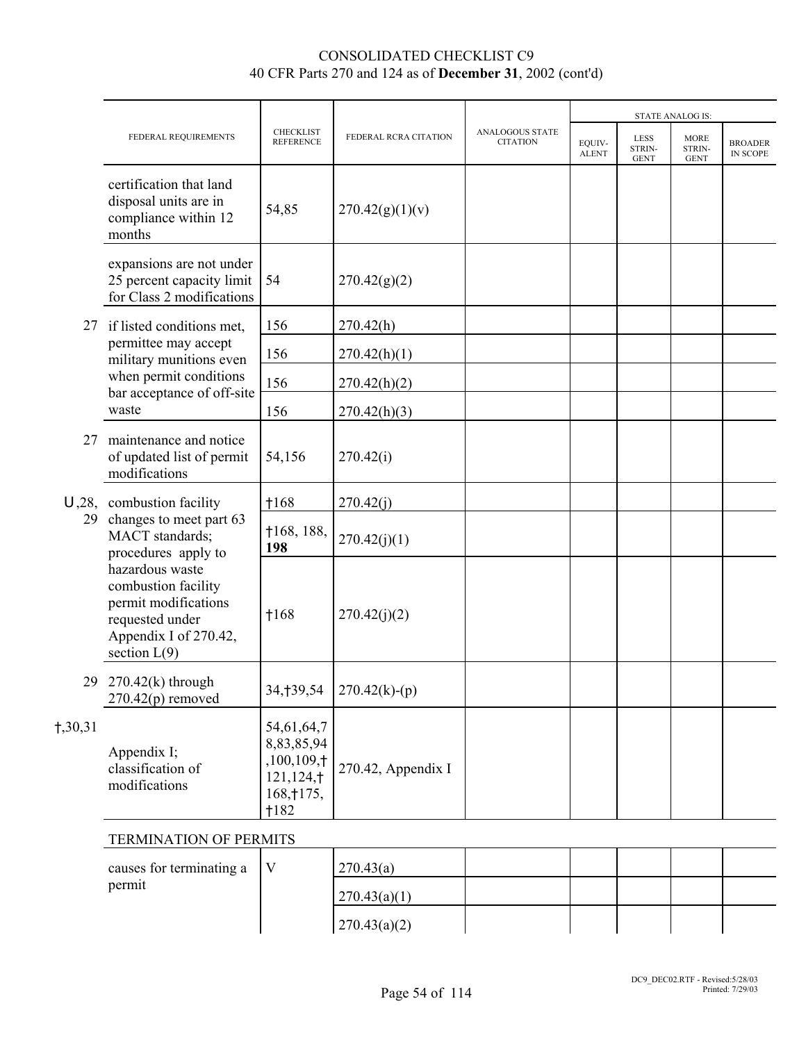# CONSOLIDATED CHECKLIST C9
## 40 CFR Parts 270 and 124 as of **December 31**, 2002 (cont'd)

| | FEDERAL REQUIREMENTS | CHECKLIST REFERENCE | FEDERAL RCRA CITATION | ANALOGOUS STATE CITATION | STATE ANALOG IS: EQUIV-ALENT | LESS STRIN-GENT | MORE STRIN-GENT | BROADER IN SCOPE |
|---|---|---|---|---|---|---|---|---|
| | certification that land disposal units are in compliance within 12 months | 54,85 | 270.42(g)(1)(v) | | | | | |
| | expansions are not under 25 percent capacity limit for Class 2 modifications | 54 | 270.42(g)(2) | | | | | |
| 27 | if listed conditions met, permittee may accept military munitions even when permit conditions bar acceptance of off-site waste | 156 | 270.42(h) | | | | | |
| | | 156 | 270.42(h)(1) | | | | | |
| | | 156 | 270.42(h)(2) | | | | | |
| | | 156 | 270.42(h)(3) | | | | | |
| 27 | maintenance and notice of updated list of permit modifications | 54,156 | 270.42(i) | | | | | |
| U,28, 29 | combustion facility changes to meet part 63 MACT standards; procedures apply to hazardous waste combustion facility permit modifications requested under Appendix I of 270.42, section L(9) | †168 | 270.42(j) | | | | | |
| | | †168, 188, **198** | 270.42(j)(1) | | | | | |
| | | †168 | 270.42(j)(2) | | | | | |
| 29 | 270.42(k) through 270.42(p) removed | 34,†39,54 | 270.42(k)-(p) | | | | | |
| †,30,31 | Appendix I; classification of modifications | 54,61,64,78,83,85,94,100,109,†121,124,†168,†175,†182 | 270.42, Appendix I | | | | | |
| | TERMINATION OF PERMITS | | | | | | | |
| | causes for terminating a permit | V | 270.43(a) | | | | | |
| | | | 270.43(a)(1) | | | | | |
| | | | 270.43(a)(2) | | | | | |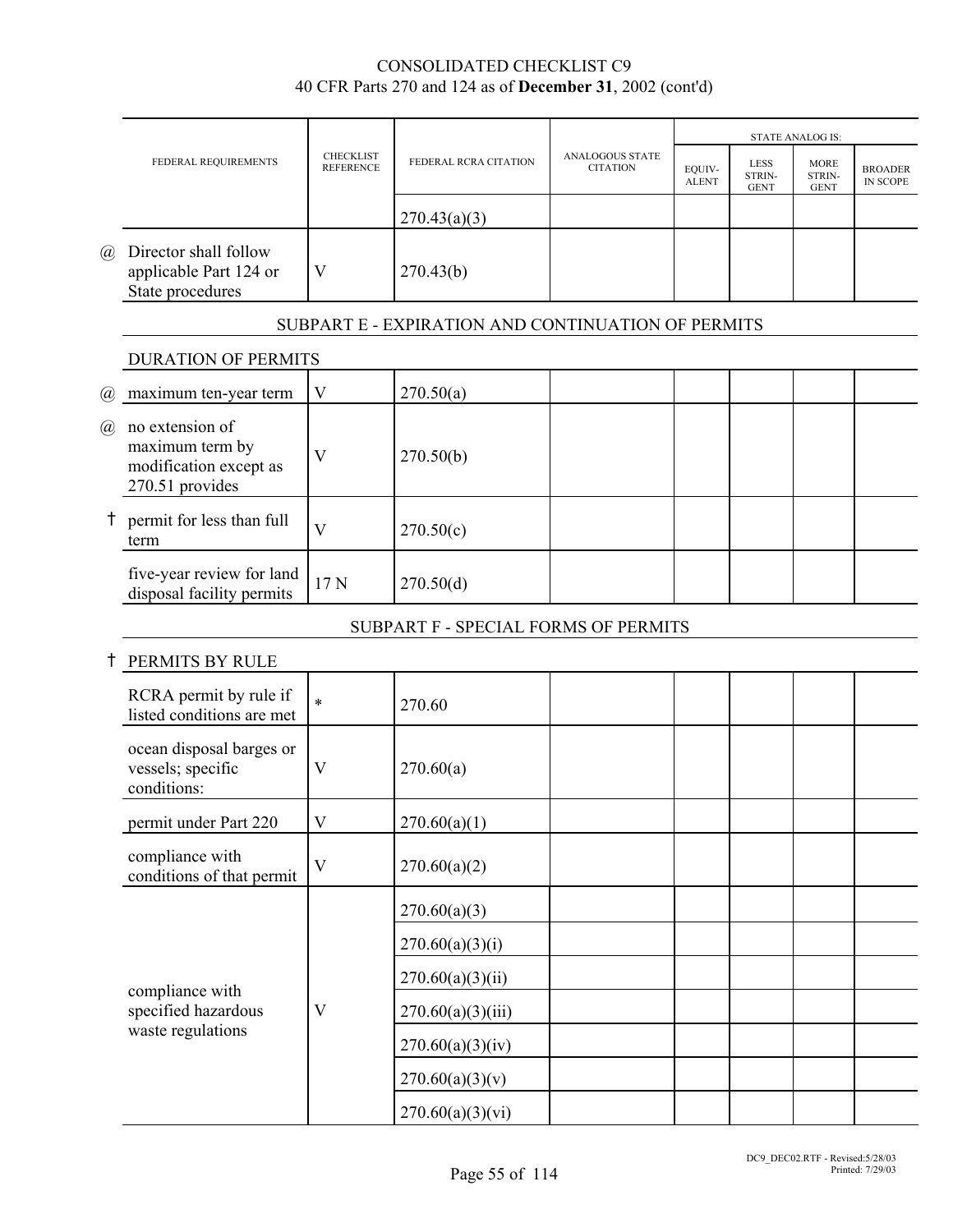CONSOLIDATED CHECKLIST C9
40 CFR Parts 270 and 124 as of **December 31**, 2002 (cont'd)

| | FEDERAL REQUIREMENTS | CHECKLIST REFERENCE | FEDERAL RCRA CITATION | ANALOGOUS STATE CITATION | STATE ANALOG IS: EQUIV-ALENT | LESS STRIN-GENT | MORE STRIN-GENT | BROADER IN SCOPE |
|---|---|---|---|---|---|---|---|---|
| | | | 270.43(a)(3) | | | | | |
| @ | Director shall follow applicable Part 124 or State procedures | V | 270.43(b) | | | | | |
| | **SUBPART E - EXPIRATION AND CONTINUATION OF PERMITS** | | | | | | | |
| | DURATION OF PERMITS | | | | | | | |
| @ | maximum ten-year term | V | 270.50(a) | | | | | |
| @ | no extension of maximum term by modification except as 270.51 provides | V | 270.50(b) | | | | | |
| † | permit for less than full term | V | 270.50(c) | | | | | |
| | five-year review for land disposal facility permits | 17 N | 270.50(d) | | | | | |
| | **SUBPART F - SPECIAL FORMS OF PERMITS** | | | | | | | |
| † | PERMITS BY RULE | | | | | | | |
| | RCRA permit by rule if listed conditions are met | * | 270.60 | | | | | |
| | ocean disposal barges or vessels; specific conditions: | V | 270.60(a) | | | | | |
| | permit under Part 220 | V | 270.60(a)(1) | | | | | |
| | compliance with conditions of that permit | V | 270.60(a)(2) | | | | | |
| | compliance with specified hazardous waste regulations | V | 270.60(a)(3) | | | | | |
| | | | 270.60(a)(3)(i) | | | | | |
| | | | 270.60(a)(3)(ii) | | | | | |
| | | | 270.60(a)(3)(iii) | | | | | |
| | | | 270.60(a)(3)(iv) | | | | | |
| | | | 270.60(a)(3)(v) | | | | | |
| | | | 270.60(a)(3)(vi) | | | | | |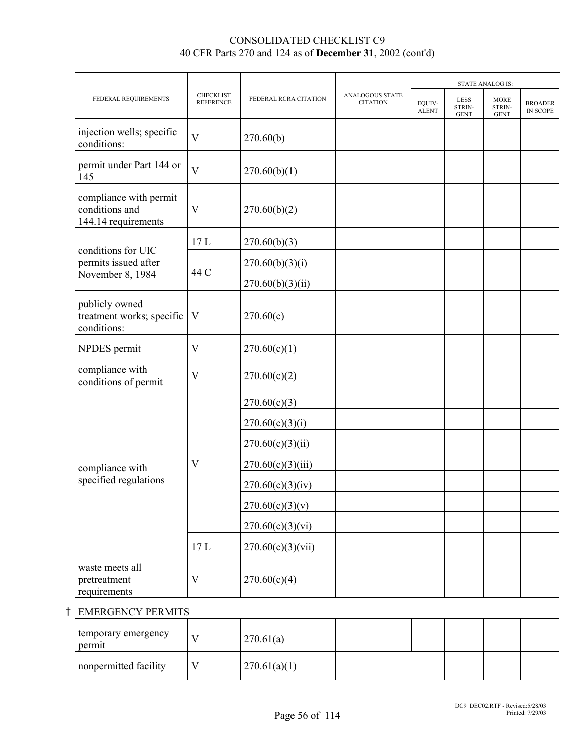# CONSOLIDATED CHECKLIST C9
40 CFR Parts 270 and 124 as of **December 31**, 2002 (cont'd)

| FEDERAL REQUIREMENTS | CHECKLIST REFERENCE | FEDERAL RCRA CITATION | ANALOGOUS STATE CITATION | STATE ANALOG IS: EQUIV-ALENT | LESS STRIN-GENT | MORE STRIN-GENT | BROADER IN SCOPE |
|---|---|---|---|---|---|---|---|
| injection wells; specific conditions: | V | 270.60(b) | | | | | |
| permit under Part 144 or 145 | V | 270.60(b)(1) | | | | | |
| compliance with permit conditions and 144.14 requirements | V | 270.60(b)(2) | | | | | |
| conditions for UIC permits issued after November 8, 1984 | 17 L | 270.60(b)(3) | | | | | |
| | 44 C | 270.60(b)(3)(i) | | | | | |
| | | 270.60(b)(3)(ii) | | | | | |
| publicly owned treatment works; specific conditions: | V | 270.60(c) | | | | | |
| NPDES permit | V | 270.60(c)(1) | | | | | |
| compliance with conditions of permit | V | 270.60(c)(2) | | | | | |
| compliance with specified regulations | V | 270.60(c)(3) | | | | | |
| | | 270.60(c)(3)(i) | | | | | |
| | | 270.60(c)(3)(ii) | | | | | |
| | | 270.60(c)(3)(iii) | | | | | |
| | | 270.60(c)(3)(iv) | | | | | |
| | | 270.60(c)(3)(v) | | | | | |
| | | 270.60(c)(3)(vi) | | | | | |
| | 17 L | 270.60(c)(3)(vii) | | | | | |
| waste meets all pretreatment requirements | V | 270.60(c)(4) | | | | | |
| † EMERGENCY PERMITS | | | | | | | |
| temporary emergency permit | V | 270.61(a) | | | | | |
| nonpermitted facility | V | 270.61(a)(1) | | | | | |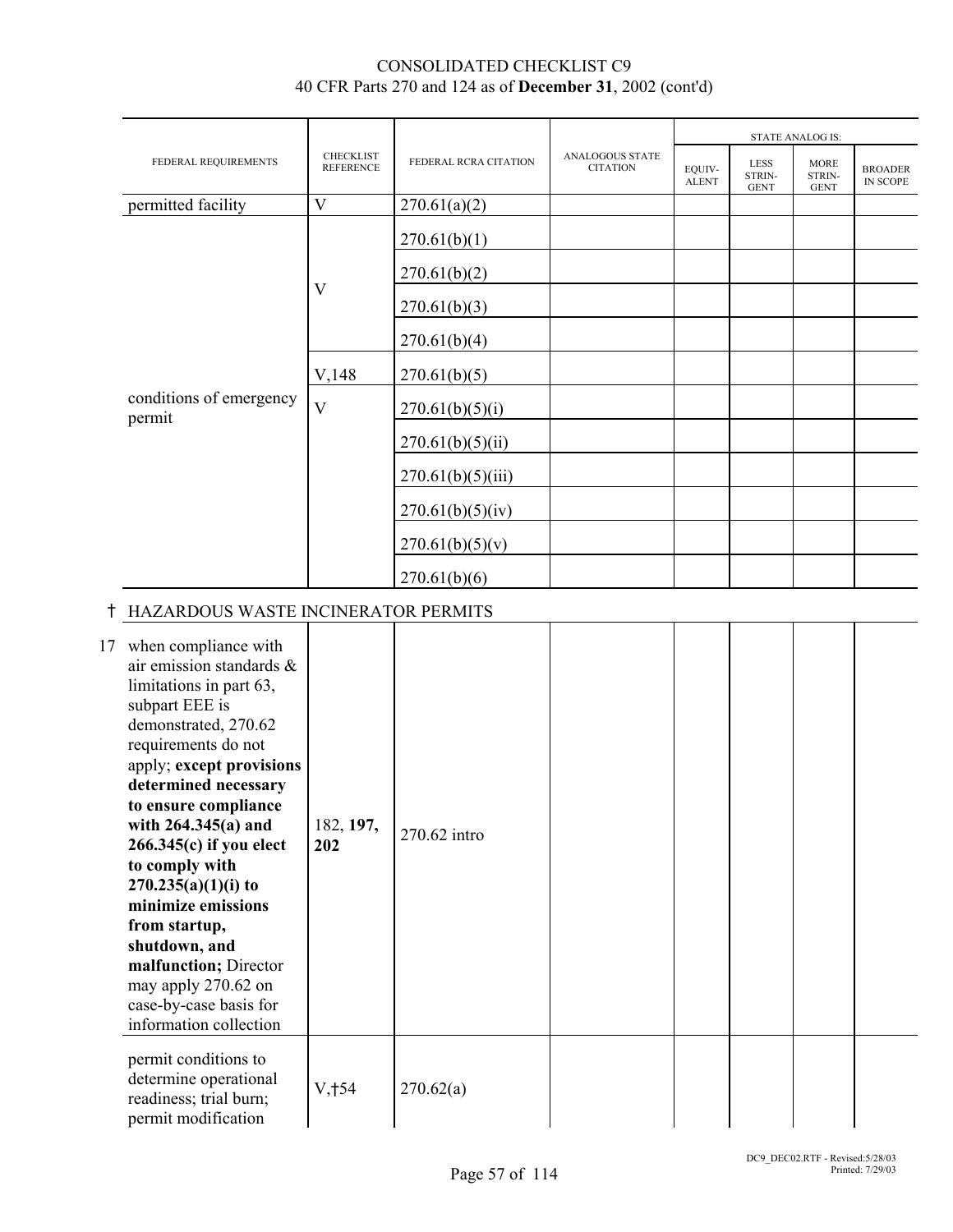CONSOLIDATED CHECKLIST C9
40 CFR Parts 270 and 124 as of **December 31**, 2002 (cont'd)

| | FEDERAL REQUIREMENTS | CHECKLIST REFERENCE | FEDERAL RCRA CITATION | ANALOGOUS STATE CITATION | STATE ANALOG IS: | | | |
|---|---|---|---|---|---|---|---|---|
| | | | | | EQUIV-ALENT | LESS STRIN-GENT | MORE STRIN-GENT | BROADER IN SCOPE |
| | permitted facility | V | 270.61(a)(2) | | | | | |
| | conditions of emergency permit | V | 270.61(b)(1) | | | | | |
| | | | 270.61(b)(2) | | | | | |
| | | | 270.61(b)(3) | | | | | |
| | | | 270.61(b)(4) | | | | | |
| | | V,148 | 270.61(b)(5) | | | | | |
| | | V | 270.61(b)(5)(i) | | | | | |
| | | | 270.61(b)(5)(ii) | | | | | |
| | | | 270.61(b)(5)(iii) | | | | | |
| | | | 270.61(b)(5)(iv) | | | | | |
| | | | 270.61(b)(5)(v) | | | | | |
| | | | 270.61(b)(6) | | | | | |
| † | **HAZARDOUS WASTE INCINERATOR PERMITS** | | | | | | | |
| 17 | when compliance with air emission standards & limitations in part 63, subpart EEE is demonstrated, 270.62 requirements do not apply; **except provisions determined necessary to ensure compliance with 264.345(a) and 266.345(c) if you elect to comply with 270.235(a)(1)(i) to minimize emissions from startup, shutdown, and malfunction;** Director may apply 270.62 on case-by-case basis for information collection | 182, **197, 202** | 270.62 intro | | | | | |
| | permit conditions to determine operational readiness; trial burn; permit modification | V,†54 | 270.62(a) | | | | | |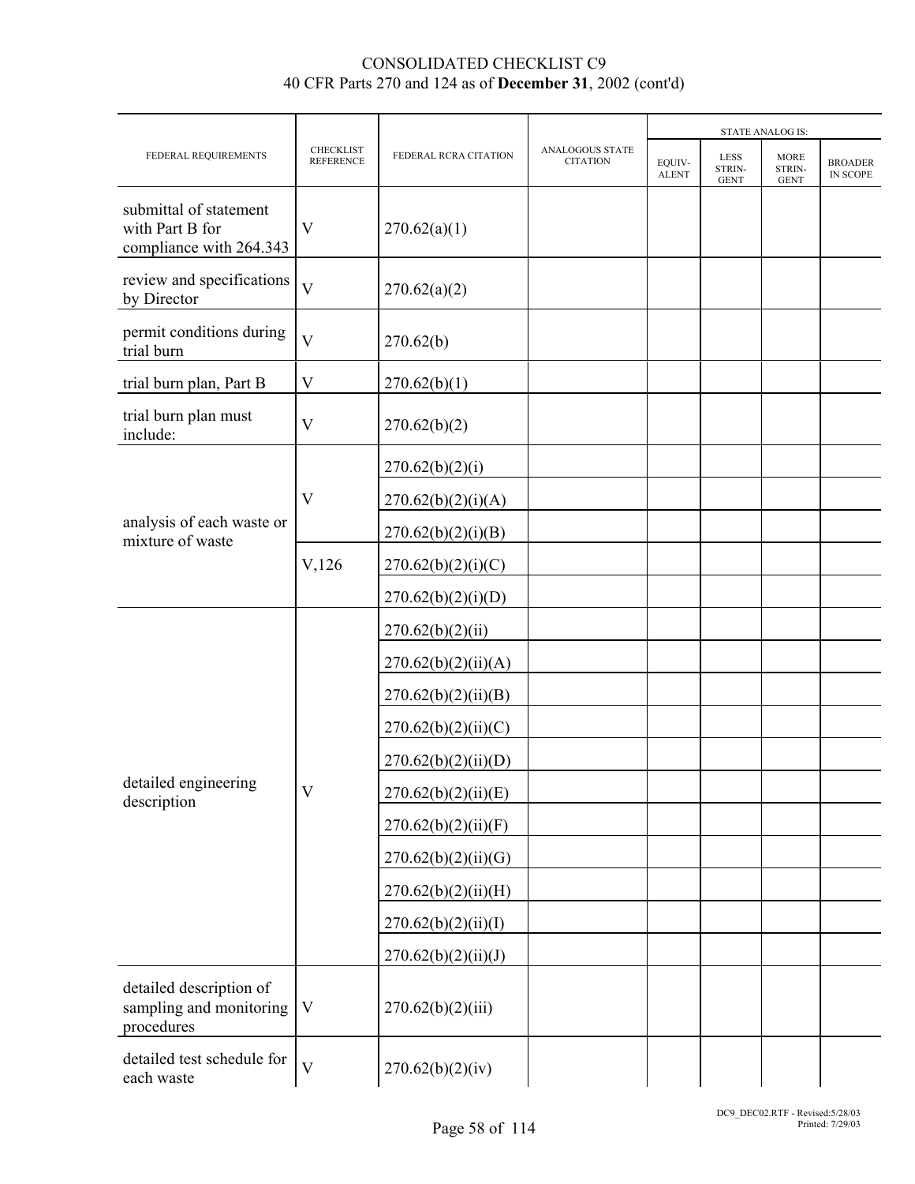CONSOLIDATED CHECKLIST C9
40 CFR Parts 270 and 124 as of **December 31**, 2002 (cont'd)

| FEDERAL REQUIREMENTS | CHECKLIST REFERENCE | FEDERAL RCRA CITATION | ANALOGOUS STATE CITATION | STATE ANALOG IS: | | | |
|---|---|---|---|---|---|---|---|
| | | | | EQUIV-ALENT | LESS STRIN-GENT | MORE STRIN-GENT | BROADER IN SCOPE |
| submittal of statement with Part B for compliance with 264.343 | V | 270.62(a)(1) | | | | | |
| review and specifications by Director | V | 270.62(a)(2) | | | | | |
| permit conditions during trial burn | V | 270.62(b) | | | | | |
| trial burn plan, Part B | V | 270.62(b)(1) | | | | | |
| trial burn plan must include: | V | 270.62(b)(2) | | | | | |
| analysis of each waste or mixture of waste | V | 270.62(b)(2)(i) | | | | | |
| | | 270.62(b)(2)(i)(A) | | | | | |
| | | 270.62(b)(2)(i)(B) | | | | | |
| | V,126 | 270.62(b)(2)(i)(C) | | | | | |
| | | 270.62(b)(2)(i)(D) | | | | | |
| detailed engineering description | V | 270.62(b)(2)(ii) | | | | | |
| | | 270.62(b)(2)(ii)(A) | | | | | |
| | | 270.62(b)(2)(ii)(B) | | | | | |
| | | 270.62(b)(2)(ii)(C) | | | | | |
| | | 270.62(b)(2)(ii)(D) | | | | | |
| | | 270.62(b)(2)(ii)(E) | | | | | |
| | | 270.62(b)(2)(ii)(F) | | | | | |
| | | 270.62(b)(2)(ii)(G) | | | | | |
| | | 270.62(b)(2)(ii)(H) | | | | | |
| | | 270.62(b)(2)(ii)(I) | | | | | |
| | | 270.62(b)(2)(ii)(J) | | | | | |
| detailed description of sampling and monitoring procedures | V | 270.62(b)(2)(iii) | | | | | |
| detailed test schedule for each waste | V | 270.62(b)(2)(iv) | | | | | |

DC9_DEC02.RTF - Revised:5/28/03
Printed: 7/29/03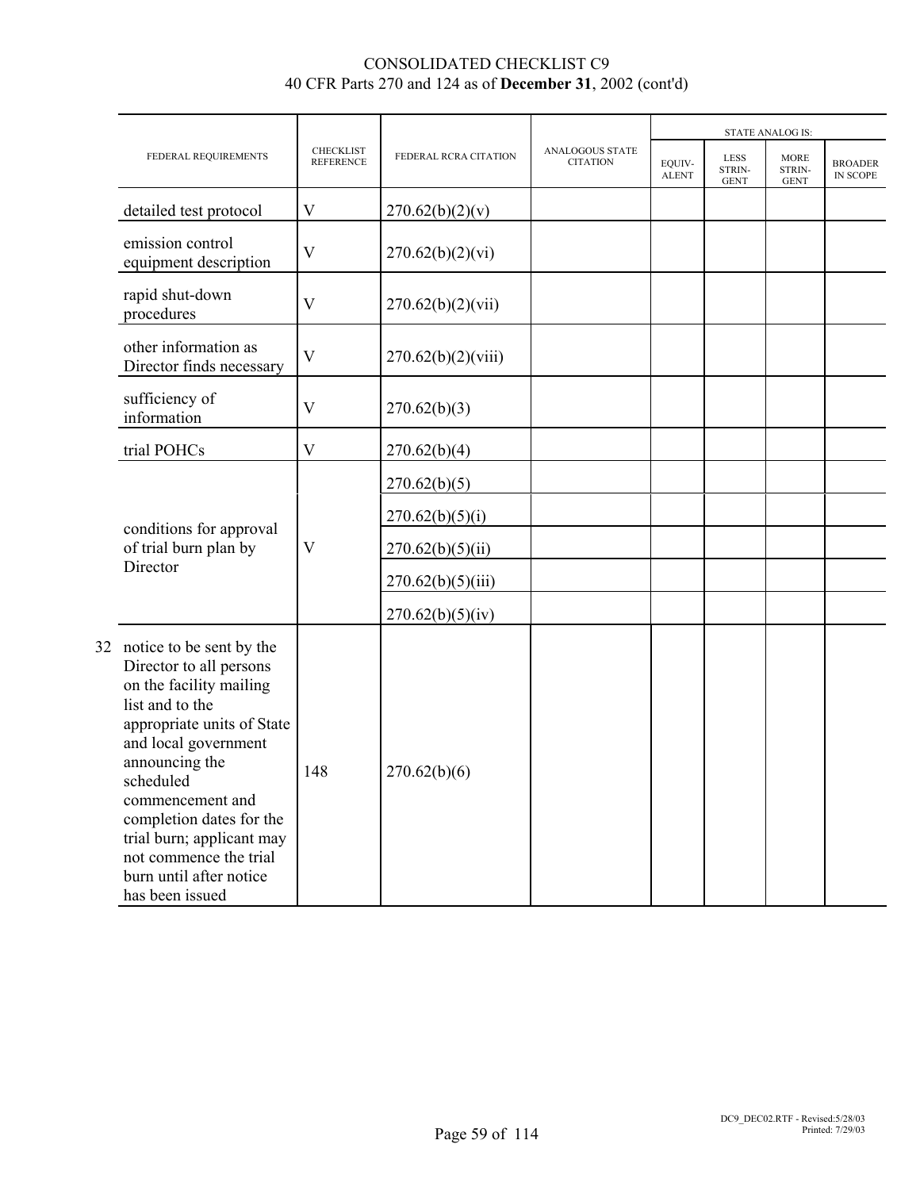# CONSOLIDATED CHECKLIST C9

40 CFR Parts 270 and 124 as of **December 31**, 2002 (cont'd)

| FEDERAL REQUIREMENTS | CHECKLIST REFERENCE | FEDERAL RCRA CITATION | ANALOGOUS STATE CITATION | STATE ANALOG IS: | | | |
|---|---|---|---|---|---|---|---|
| | | | | EQUIV-ALENT | LESS STRIN-GENT | MORE STRIN-GENT | BROADER IN SCOPE |
| detailed test protocol | V | 270.62(b)(2)(v) | | | | | |
| emission control equipment description | V | 270.62(b)(2)(vi) | | | | | |
| rapid shut-down procedures | V | 270.62(b)(2)(vii) | | | | | |
| other information as Director finds necessary | V | 270.62(b)(2)(viii) | | | | | |
| sufficiency of information | V | 270.62(b)(3) | | | | | |
| trial POHCs | V | 270.62(b)(4) | | | | | |
| conditions for approval of trial burn plan by Director | V | 270.62(b)(5) | | | | | |
| | | 270.62(b)(5)(i) | | | | | |
| | | 270.62(b)(5)(ii) | | | | | |
| | | 270.62(b)(5)(iii) | | | | | |
| | | 270.62(b)(5)(iv) | | | | | |
| 32 notice to be sent by the Director to all persons on the facility mailing list and to the appropriate units of State and local government announcing the scheduled commencement and completion dates for the trial burn; applicant may not commence the trial burn until after notice has been issued | 148 | 270.62(b)(6) | | | | | |

DC9_DEC02.RTF - Revised:5/28/03 Printed: 7/29/03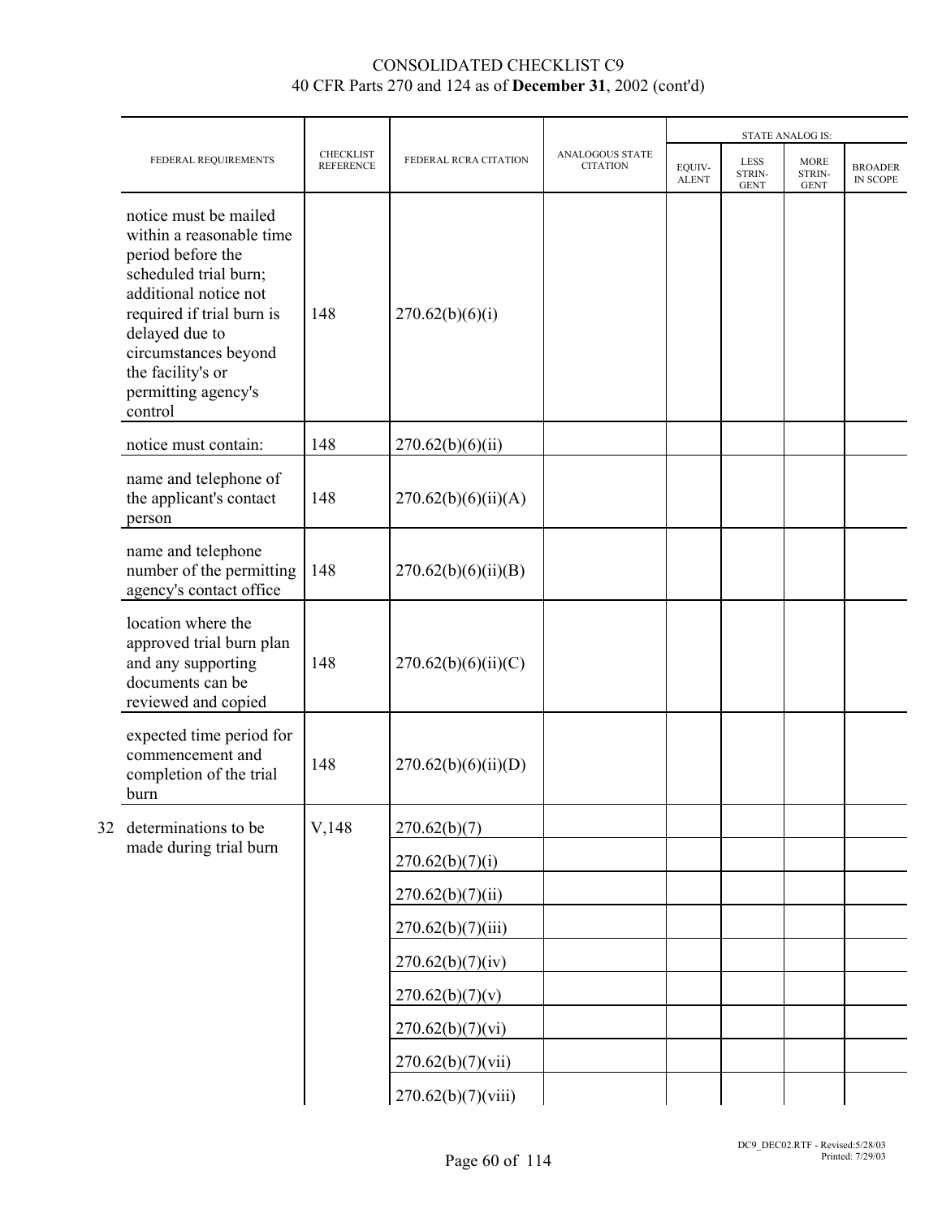# CONSOLIDATED CHECKLIST C9
40 CFR Parts 270 and 124 as of **December 31**, 2002 (cont'd)

| | FEDERAL REQUIREMENTS | CHECKLIST REFERENCE | FEDERAL RCRA CITATION | ANALOGOUS STATE CITATION | STATE ANALOG IS: | | | |
|---|---|---|---|---|---|---|---|---|
| | | | | | EQUIV-ALENT | LESS STRIN-GENT | MORE STRIN-GENT | BROADER IN SCOPE |
| | notice must be mailed within a reasonable time period before the scheduled trial burn; additional notice not required if trial burn is delayed due to circumstances beyond the facility's or permitting agency's control | 148 | 270.62(b)(6)(i) | | | | | |
| | notice must contain: | 148 | 270.62(b)(6)(ii) | | | | | |
| | name and telephone of the applicant's contact person | 148 | 270.62(b)(6)(ii)(A) | | | | | |
| | name and telephone number of the permitting agency's contact office | 148 | 270.62(b)(6)(ii)(B) | | | | | |
| | location where the approved trial burn plan and any supporting documents can be reviewed and copied | 148 | 270.62(b)(6)(ii)(C) | | | | | |
| | expected time period for commencement and completion of the trial burn | 148 | 270.62(b)(6)(ii)(D) | | | | | |
| 32 | determinations to be made during trial burn | V,148 | 270.62(b)(7) | | | | | |
| | | | 270.62(b)(7)(i) | | | | | |
| | | | 270.62(b)(7)(ii) | | | | | |
| | | | 270.62(b)(7)(iii) | | | | | |
| | | | 270.62(b)(7)(iv) | | | | | |
| | | | 270.62(b)(7)(v) | | | | | |
| | | | 270.62(b)(7)(vi) | | | | | |
| | | | 270.62(b)(7)(vii) | | | | | |
| | | | 270.62(b)(7)(viii) | | | | | |

DC9_DEC02.RTF - Revised:5/28/03
Printed: 7/29/03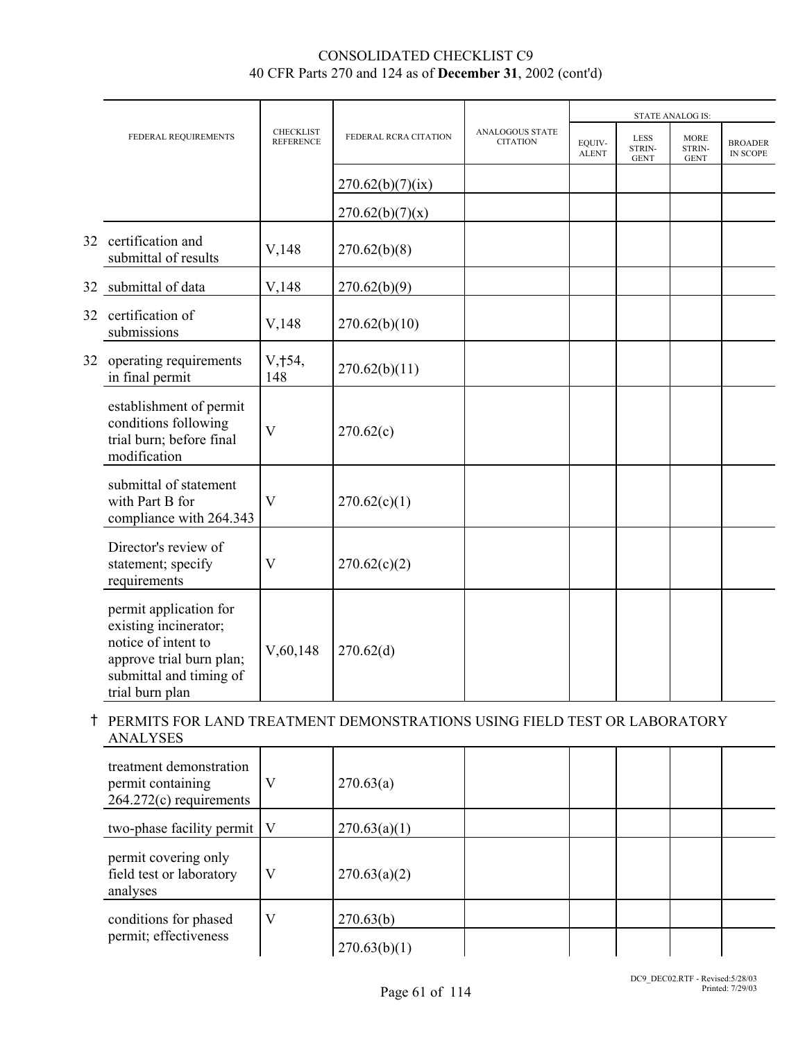# CONSOLIDATED CHECKLIST C9
40 CFR Parts 270 and 124 as of **December 31**, 2002 (cont'd)

| | FEDERAL REQUIREMENTS | CHECKLIST REFERENCE | FEDERAL RCRA CITATION | ANALOGOUS STATE CITATION | STATE ANALOG IS: EQUIV-ALENT | LESS STRIN-GENT | MORE STRIN-GENT | BROADER IN SCOPE |
|---|---|---|---|---|---|---|---|---|
| | | | 270.62(b)(7)(ix) | | | | | |
| | | | 270.62(b)(7)(x) | | | | | |
| 32 | certification and submittal of results | V,148 | 270.62(b)(8) | | | | | |
| 32 | submittal of data | V,148 | 270.62(b)(9) | | | | | |
| 32 | certification of submissions | V,148 | 270.62(b)(10) | | | | | |
| 32 | operating requirements in final permit | V,†54, 148 | 270.62(b)(11) | | | | | |
| | establishment of permit conditions following trial burn; before final modification | V | 270.62(c) | | | | | |
| | submittal of statement with Part B for compliance with 264.343 | V | 270.62(c)(1) | | | | | |
| | Director's review of statement; specify requirements | V | 270.62(c)(2) | | | | | |
| | permit application for existing incinerator; notice of intent to approve trial burn plan; submittal and timing of trial burn plan | V,60,148 | 270.62(d) | | | | | |
| † | **PERMITS FOR LAND TREATMENT DEMONSTRATIONS USING FIELD TEST OR LABORATORY ANALYSES** | | | | | | | |
| | treatment demonstration permit containing 264.272(c) requirements | V | 270.63(a) | | | | | |
| | two-phase facility permit | V | 270.63(a)(1) | | | | | |
| | permit covering only field test or laboratory analyses | V | 270.63(a)(2) | | | | | |
| | conditions for phased permit; effectiveness | V | 270.63(b) | | | | | |
| | | | 270.63(b)(1) | | | | | |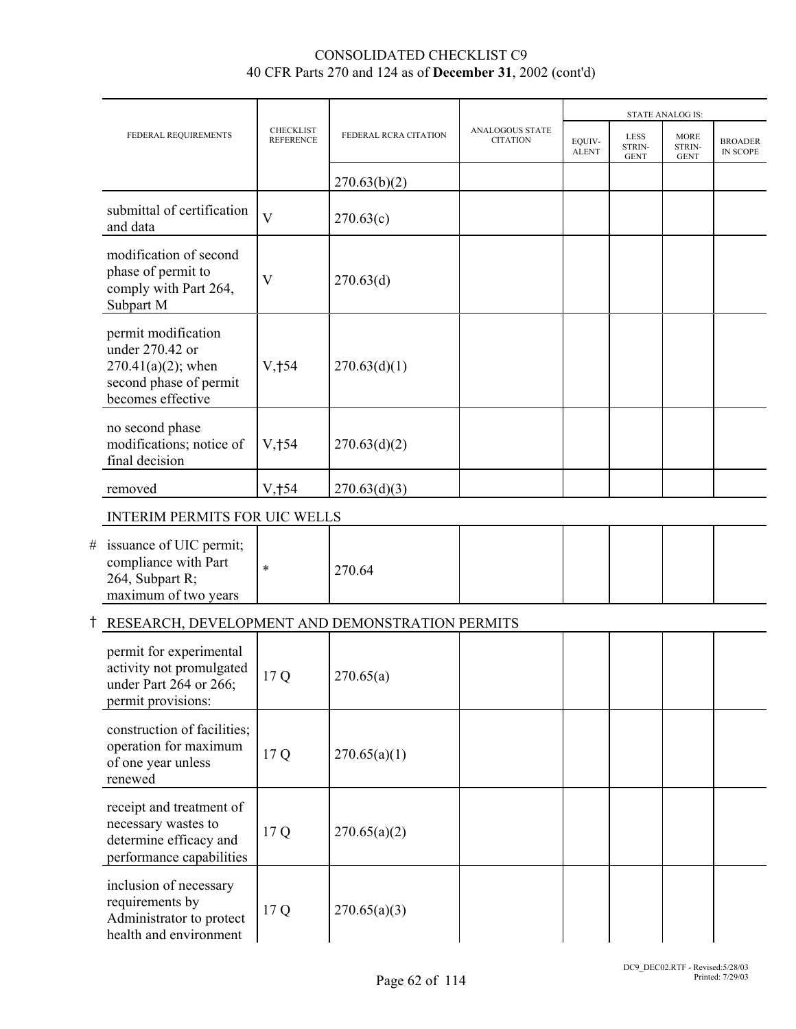CONSOLIDATED CHECKLIST C9
40 CFR Parts 270 and 124 as of **December 31**, 2002 (cont'd)

| FEDERAL REQUIREMENTS | CHECKLIST REFERENCE | FEDERAL RCRA CITATION | ANALOGOUS STATE CITATION | STATE ANALOG IS: | | | |
|---|---|---|---|---|---|---|---|
| | | | | EQUIV-ALENT | LESS STRIN-GENT | MORE STRIN-GENT | BROADER IN SCOPE |
| | | 270.63(b)(2) | | | | | |
| submittal of certification and data | V | 270.63(c) | | | | | |
| modification of second phase of permit to comply with Part 264, Subpart M | V | 270.63(d) | | | | | |
| permit modification under 270.42 or 270.41(a)(2); when second phase of permit becomes effective | V,†54 | 270.63(d)(1) | | | | | |
| no second phase modifications; notice of final decision | V,†54 | 270.63(d)(2) | | | | | |
| removed | V,†54 | 270.63(d)(3) | | | | | |
| INTERIM PERMITS FOR UIC WELLS | | | | | | | |
| # issuance of UIC permit; compliance with Part 264, Subpart R; maximum of two years | * | 270.64 | | | | | |
| † RESEARCH, DEVELOPMENT AND DEMONSTRATION PERMITS | | | | | | | |
| permit for experimental activity not promulgated under Part 264 or 266; permit provisions: | 17 Q | 270.65(a) | | | | | |
| construction of facilities; operation for maximum of one year unless renewed | 17 Q | 270.65(a)(1) | | | | | |
| receipt and treatment of necessary wastes to determine efficacy and performance capabilities | 17 Q | 270.65(a)(2) | | | | | |
| inclusion of necessary requirements by Administrator to protect health and environment | 17 Q | 270.65(a)(3) | | | | | |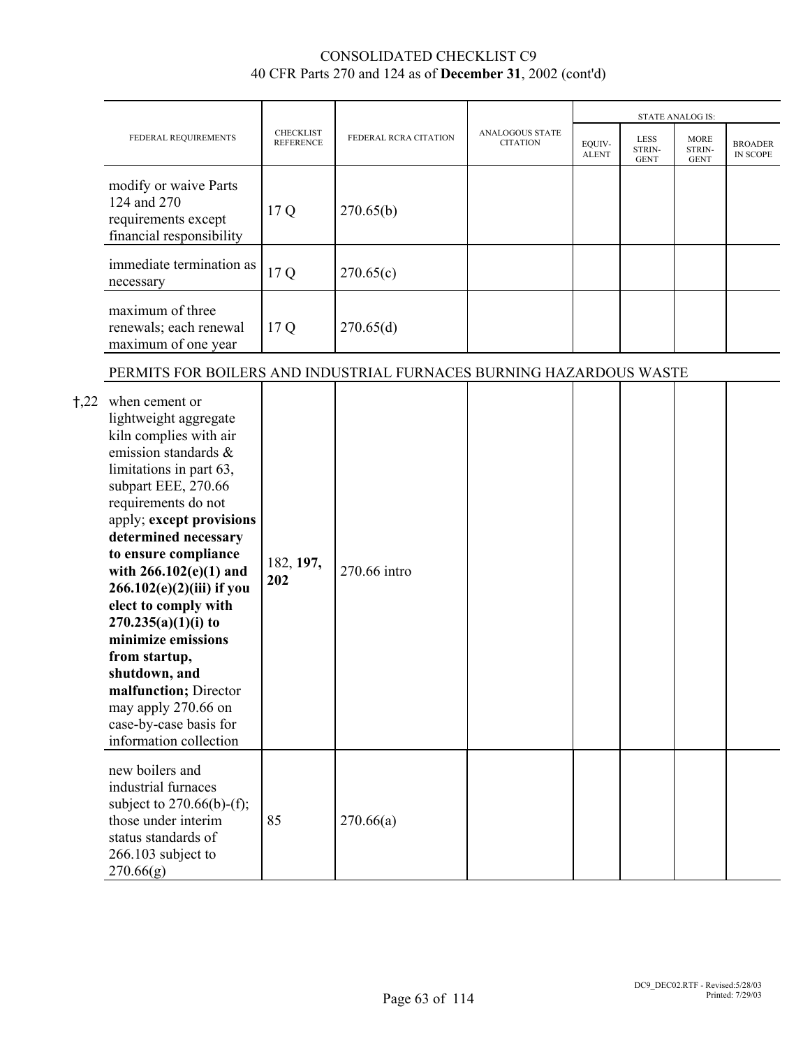# CONSOLIDATED CHECKLIST C9
40 CFR Parts 270 and 124 as of **December 31**, 2002 (cont'd)

| | FEDERAL REQUIREMENTS | CHECKLIST REFERENCE | FEDERAL RCRA CITATION | ANALOGOUS STATE CITATION | STATE ANALOG IS: EQUIVALENT | LESS STRINGENT | MORE STRINGENT | BROADER IN SCOPE |
|---|---|---|---|---|---|---|---|---|
| | modify or waive Parts 124 and 270 requirements except financial responsibility | 17 Q | 270.65(b) | | | | | |
| | immediate termination as necessary | 17 Q | 270.65(c) | | | | | |
| | maximum of three renewals; each renewal maximum of one year | 17 Q | 270.65(d) | | | | | |
| | PERMITS FOR BOILERS AND INDUSTRIAL FURNACES BURNING HAZARDOUS WASTE | | | | | | | |
| †,22 | when cement or lightweight aggregate kiln complies with air emission standards & limitations in part 63, subpart EEE, 270.66 requirements do not apply; **except provisions determined necessary to ensure compliance with 266.102(e)(1) and 266.102(e)(2)(iii) if you elect to comply with 270.235(a)(1)(i) to minimize emissions from startup, shutdown, and malfunction;** Director may apply 270.66 on case-by-case basis for information collection | 182, **197, 202** | 270.66 intro | | | | | |
| | new boilers and industrial furnaces subject to 270.66(b)-(f); those under interim status standards of 266.103 subject to 270.66(g) | 85 | 270.66(a) | | | | | |

DC9_DEC02.RTF - Revised:5/28/03
Printed: 7/29/03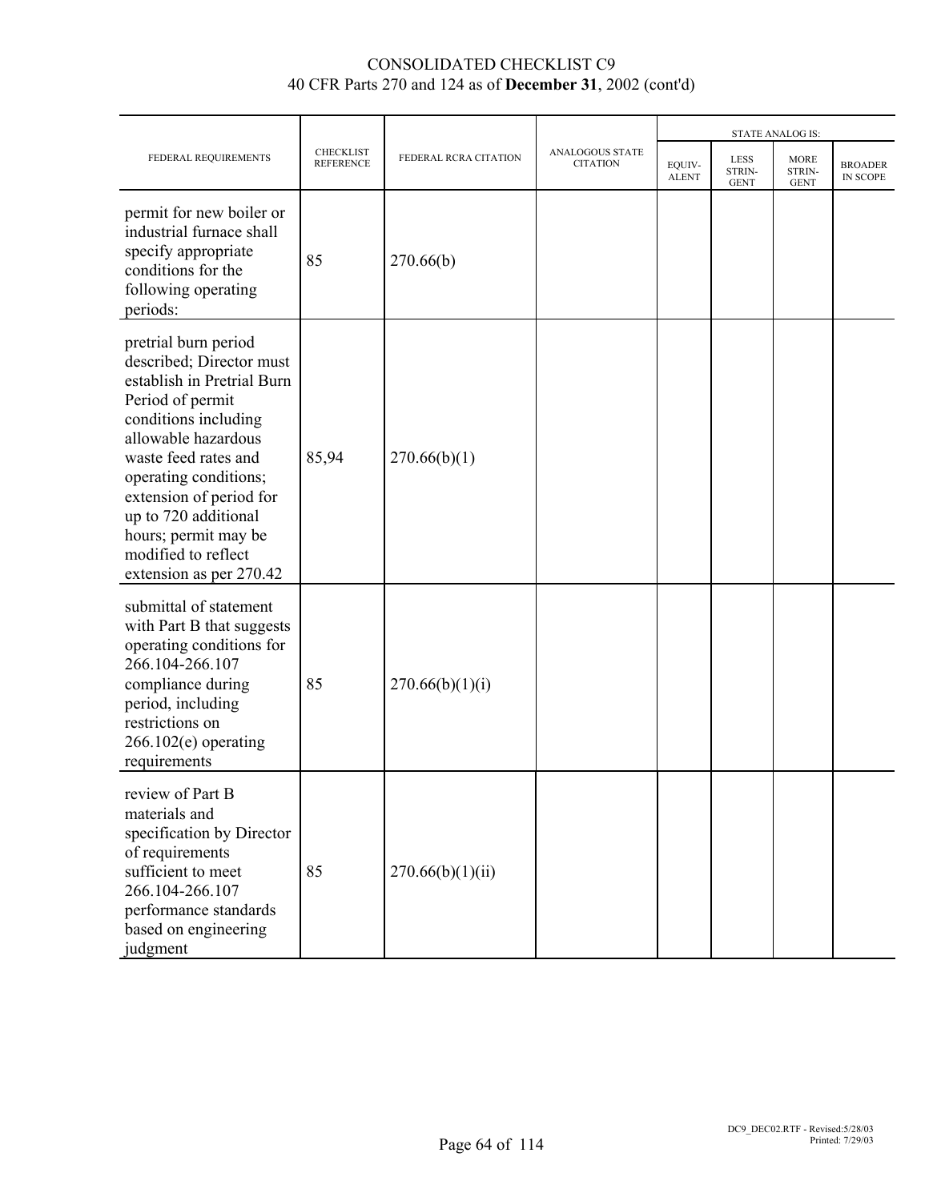CONSOLIDATED CHECKLIST C9
40 CFR Parts 270 and 124 as of **December 31**, 2002 (cont'd)

| FEDERAL REQUIREMENTS | CHECKLIST REFERENCE | FEDERAL RCRA CITATION | ANALOGOUS STATE CITATION | STATE ANALOG IS: | | | |
|---|---|---|---|---|---|---|---|
| | | | | EQUIV-ALENT | LESS STRIN-GENT | MORE STRIN-GENT | BROADER IN SCOPE |
| permit for new boiler or industrial furnace shall specify appropriate conditions for the following operating periods: | 85 | 270.66(b) | | | | | |
| pretrial burn period described; Director must establish in Pretrial Burn Period of permit conditions including allowable hazardous waste feed rates and operating conditions; extension of period for up to 720 additional hours; permit may be modified to reflect extension as per 270.42 | 85,94 | 270.66(b)(1) | | | | | |
| submittal of statement with Part B that suggests operating conditions for 266.104-266.107 compliance during period, including restrictions on 266.102(e) operating requirements | 85 | 270.66(b)(1)(i) | | | | | |
| review of Part B materials and specification by Director of requirements sufficient to meet 266.104-266.107 performance standards based on engineering judgment | 85 | 270.66(b)(1)(ii) | | | | | |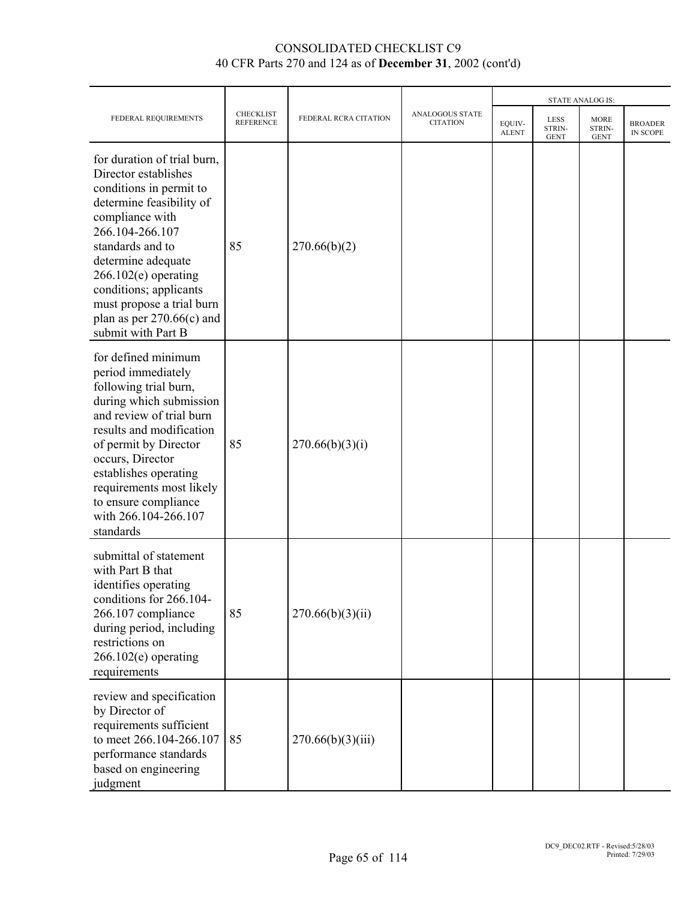# CONSOLIDATED CHECKLIST C9
## 40 CFR Parts 270 and 124 as of **December 31**, 2002 (cont'd)

| FEDERAL REQUIREMENTS | CHECKLIST REFERENCE | FEDERAL RCRA CITATION | ANALOGOUS STATE CITATION | STATE ANALOG IS: EQUIV-ALENT | LESS STRIN-GENT | MORE STRIN-GENT | BROADER IN SCOPE |
|---|---|---|---|---|---|---|---|
| for duration of trial burn, Director establishes conditions in permit to determine feasibility of compliance with 266.104-266.107 standards and to determine adequate 266.102(e) operating conditions; applicants must propose a trial burn plan as per 270.66(c) and submit with Part B | 85 | 270.66(b)(2) | | | | | |
| for defined minimum period immediately following trial burn, during which submission and review of trial burn results and modification of permit by Director occurs, Director establishes operating requirements most likely to ensure compliance with 266.104-266.107 standards | 85 | 270.66(b)(3)(i) | | | | | |
| submittal of statement with Part B that identifies operating conditions for 266.104-266.107 compliance during period, including restrictions on 266.102(e) operating requirements | 85 | 270.66(b)(3)(ii) | | | | | |
| review and specification by Director of requirements sufficient to meet 266.104-266.107 performance standards based on engineering judgment | 85 | 270.66(b)(3)(iii) | | | | | |

DC9_DEC02.RTF - Revised:5/28/03
Printed: 7/29/03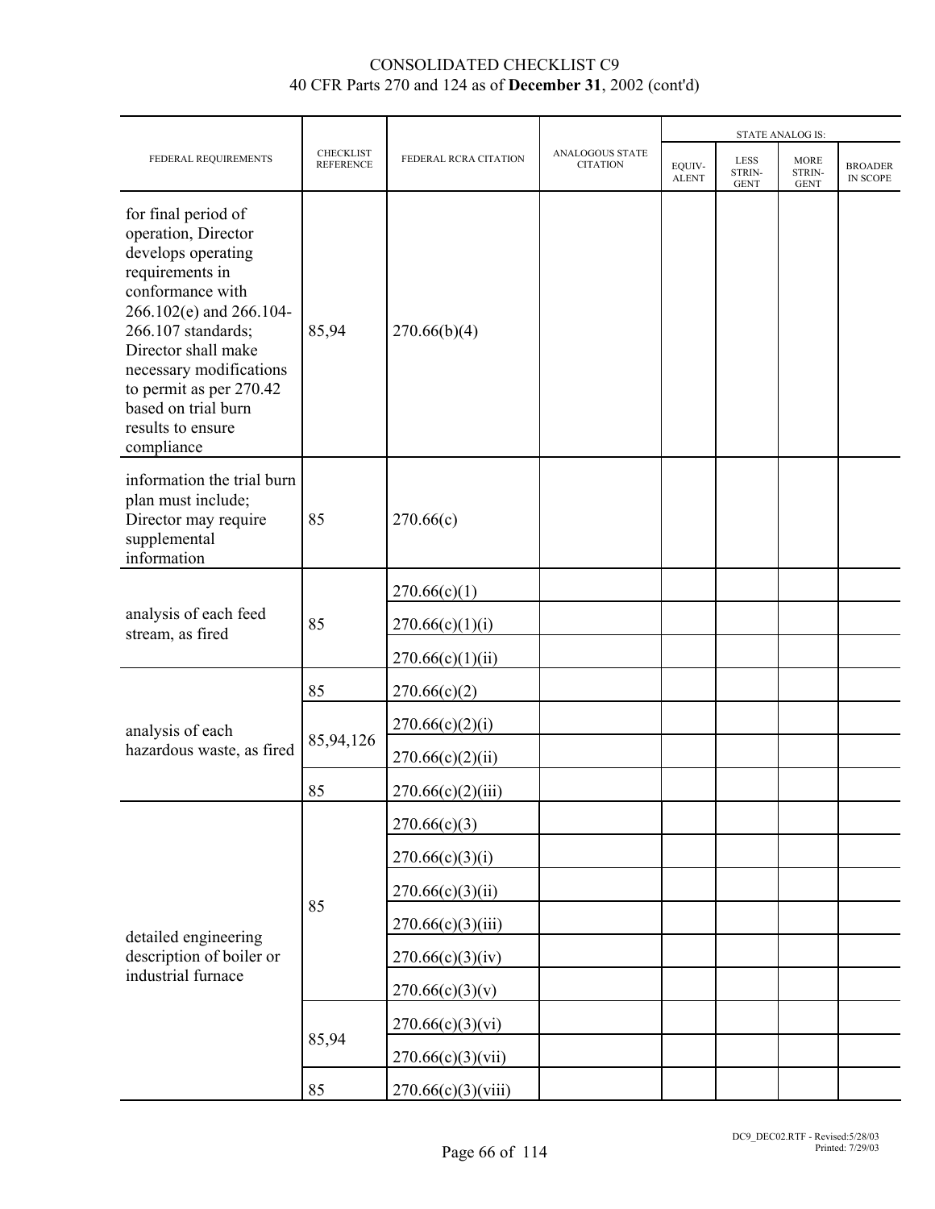CONSOLIDATED CHECKLIST C9
40 CFR Parts 270 and 124 as of **December 31**, 2002 (cont'd)

| FEDERAL REQUIREMENTS | CHECKLIST REFERENCE | FEDERAL RCRA CITATION | ANALOGOUS STATE CITATION | STATE ANALOG IS: | | | |
|---|---|---|---|---|---|---|---|
| | | | | EQUIVALENT | LESS STRINGENT | MORE STRINGENT | BROADER IN SCOPE |
| for final period of operation, Director develops operating requirements in conformance with 266.102(e) and 266.104-266.107 standards; Director shall make necessary modifications to permit as per 270.42 based on trial burn results to ensure compliance | 85,94 | 270.66(b)(4) | | | | | |
| information the trial burn plan must include; Director may require supplemental information | 85 | 270.66(c) | | | | | |
| analysis of each feed stream, as fired | 85 | 270.66(c)(1) | | | | | |
| | | 270.66(c)(1)(i) | | | | | |
| | | 270.66(c)(1)(ii) | | | | | |
| analysis of each hazardous waste, as fired | 85 | 270.66(c)(2) | | | | | |
| | 85,94,126 | 270.66(c)(2)(i) | | | | | |
| | | 270.66(c)(2)(ii) | | | | | |
| | 85 | 270.66(c)(2)(iii) | | | | | |
| detailed engineering description of boiler or industrial furnace | 85 | 270.66(c)(3) | | | | | |
| | | 270.66(c)(3)(i) | | | | | |
| | | 270.66(c)(3)(ii) | | | | | |
| | | 270.66(c)(3)(iii) | | | | | |
| | | 270.66(c)(3)(iv) | | | | | |
| | | 270.66(c)(3)(v) | | | | | |
| | 85,94 | 270.66(c)(3)(vi) | | | | | |
| | | 270.66(c)(3)(vii) | | | | | |
| | 85 | 270.66(c)(3)(viii) | | | | | |

DC9_DEC02.RTF - Revised:5/28/03
Printed: 7/29/03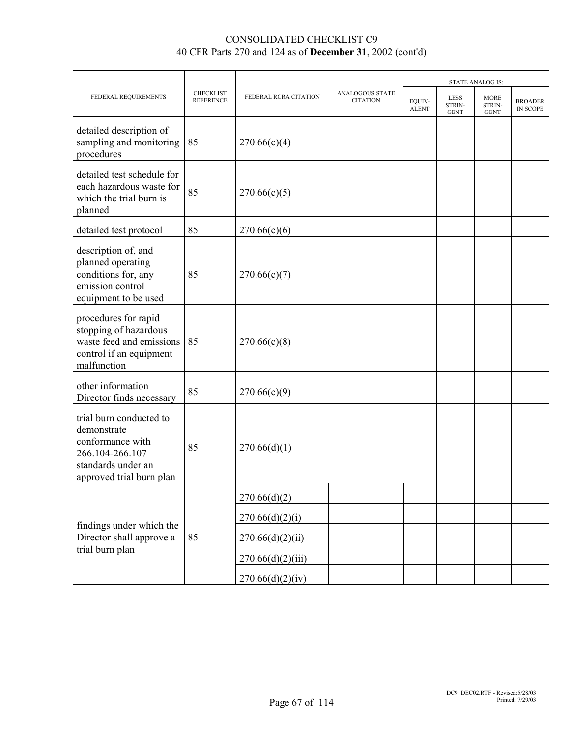CONSOLIDATED CHECKLIST C9
40 CFR Parts 270 and 124 as of **December 31**, 2002 (cont'd)

| FEDERAL REQUIREMENTS | CHECKLIST REFERENCE | FEDERAL RCRA CITATION | ANALOGOUS STATE CITATION | STATE ANALOG IS: | | | |
|---|---|---|---|---|---|---|---|
| | | | | EQUIV-ALENT | LESS STRIN-GENT | MORE STRIN-GENT | BROADER IN SCOPE |
| detailed description of sampling and monitoring procedures | 85 | 270.66(c)(4) | | | | | |
| detailed test schedule for each hazardous waste for which the trial burn is planned | 85 | 270.66(c)(5) | | | | | |
| detailed test protocol | 85 | 270.66(c)(6) | | | | | |
| description of, and planned operating conditions for, any emission control equipment to be used | 85 | 270.66(c)(7) | | | | | |
| procedures for rapid stopping of hazardous waste feed and emissions control if an equipment malfunction | 85 | 270.66(c)(8) | | | | | |
| other information Director finds necessary | 85 | 270.66(c)(9) | | | | | |
| trial burn conducted to demonstrate conformance with 266.104-266.107 standards under an approved trial burn plan | 85 | 270.66(d)(1) | | | | | |
| findings under which the Director shall approve a trial burn plan | 85 | 270.66(d)(2) | | | | | |
| | | 270.66(d)(2)(i) | | | | | |
| | | 270.66(d)(2)(ii) | | | | | |
| | | 270.66(d)(2)(iii) | | | | | |
| | | 270.66(d)(2)(iv) | | | | | |

DC9_DEC02.RTF - Revised:5/28/03
Printed: 7/29/03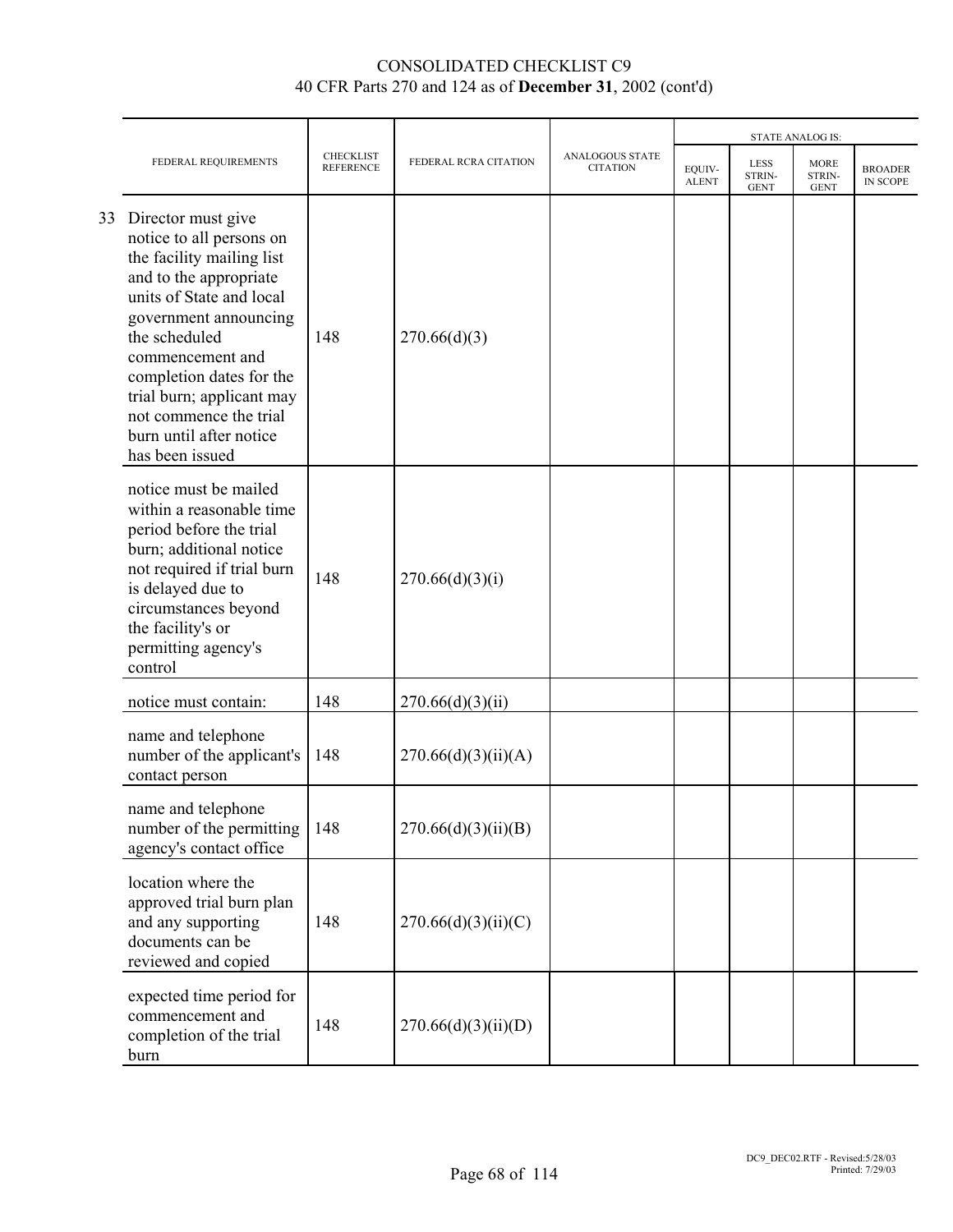# CONSOLIDATED CHECKLIST C9
## 40 CFR Parts 270 and 124 as of **December 31**, 2002 (cont'd)

| | FEDERAL REQUIREMENTS | CHECKLIST REFERENCE | FEDERAL RCRA CITATION | ANALOGOUS STATE CITATION | STATE ANALOG IS: EQUIV-ALENT | LESS STRIN-GENT | MORE STRIN-GENT | BROADER IN SCOPE |
|---|---|---|---|---|---|---|---|---|
| 33 | Director must give notice to all persons on the facility mailing list and to the appropriate units of State and local government announcing the scheduled commencement and completion dates for the trial burn; applicant may not commence the trial burn until after notice has been issued | 148 | 270.66(d)(3) | | | | | |
| | notice must be mailed within a reasonable time period before the trial burn; additional notice not required if trial burn is delayed due to circumstances beyond the facility's or permitting agency's control | 148 | 270.66(d)(3)(i) | | | | | |
| | notice must contain: | 148 | 270.66(d)(3)(ii) | | | | | |
| | name and telephone number of the applicant's contact person | 148 | 270.66(d)(3)(ii)(A) | | | | | |
| | name and telephone number of the permitting agency's contact office | 148 | 270.66(d)(3)(ii)(B) | | | | | |
| | location where the approved trial burn plan and any supporting documents can be reviewed and copied | 148 | 270.66(d)(3)(ii)(C) | | | | | |
| | expected time period for commencement and completion of the trial burn | 148 | 270.66(d)(3)(ii)(D) | | | | | |

DC9_DEC02.RTF - Revised:5/28/03
Printed: 7/29/03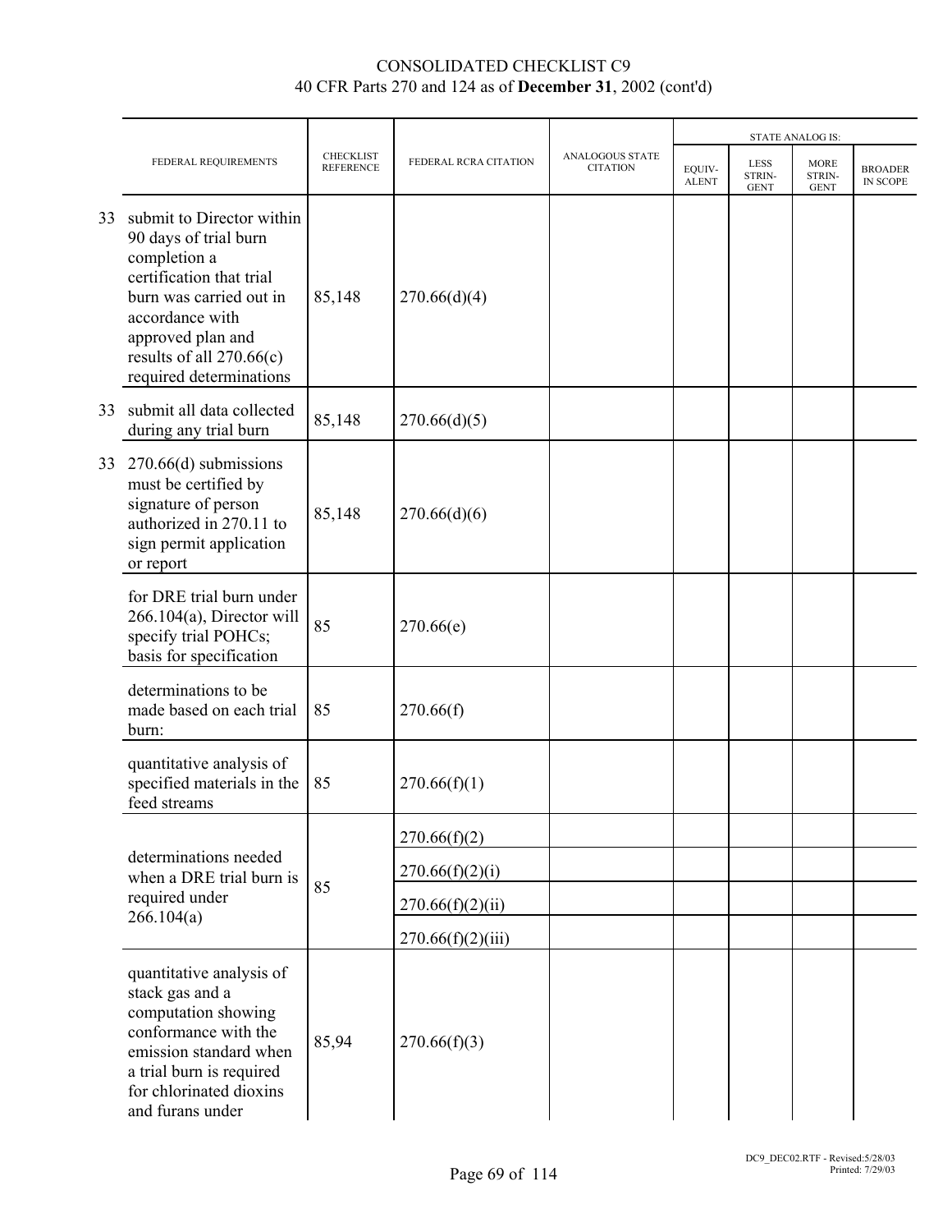# CONSOLIDATED CHECKLIST C9
## 40 CFR Parts 270 and 124 as of **December 31**, 2002 (cont'd)

| | FEDERAL REQUIREMENTS | CHECKLIST REFERENCE | FEDERAL RCRA CITATION | ANALOGOUS STATE CITATION | STATE ANALOG IS: EQUIV-ALENT | LESS STRIN-GENT | MORE STRIN-GENT | BROADER IN SCOPE |
|---|---|---|---|---|---|---|---|---|
| 33 | submit to Director within 90 days of trial burn completion a certification that trial burn was carried out in accordance with approved plan and results of all 270.66(c) required determinations | 85,148 | 270.66(d)(4) | | | | | |
| 33 | submit all data collected during any trial burn | 85,148 | 270.66(d)(5) | | | | | |
| 33 | 270.66(d) submissions must be certified by signature of person authorized in 270.11 to sign permit application or report | 85,148 | 270.66(d)(6) | | | | | |
| | for DRE trial burn under 266.104(a), Director will specify trial POHCs; basis for specification | 85 | 270.66(e) | | | | | |
| | determinations to be made based on each trial burn: | 85 | 270.66(f) | | | | | |
| | quantitative analysis of specified materials in the feed streams | 85 | 270.66(f)(1) | | | | | |
| | determinations needed when a DRE trial burn is required under 266.104(a) | 85 | 270.66(f)(2) | | | | | |
| | | | 270.66(f)(2)(i) | | | | | |
| | | | 270.66(f)(2)(ii) | | | | | |
| | | | 270.66(f)(2)(iii) | | | | | |
| | quantitative analysis of stack gas and a computation showing conformance with the emission standard when a trial burn is required for chlorinated dioxins and furans under | 85,94 | 270.66(f)(3) | | | | | |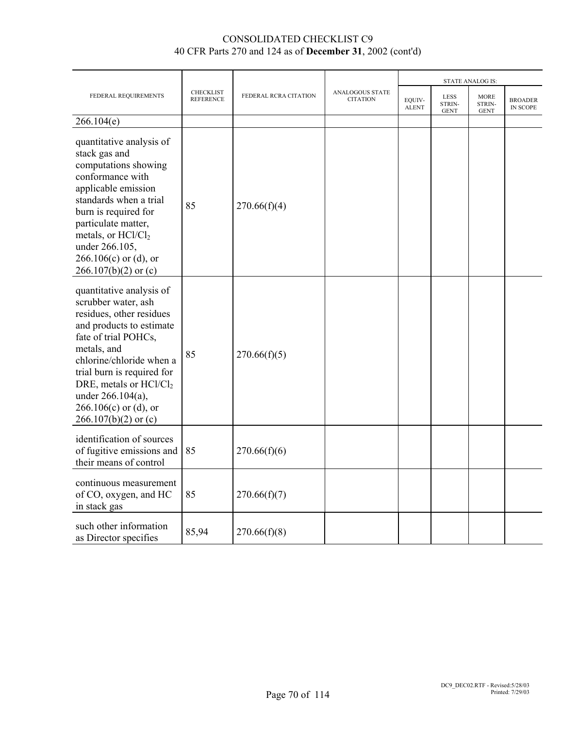# CONSOLIDATED CHECKLIST C9
40 CFR Parts 270 and 124 as of **December 31**, 2002 (cont'd)

| FEDERAL REQUIREMENTS | CHECKLIST REFERENCE | FEDERAL RCRA CITATION | ANALOGOUS STATE CITATION | STATE ANALOG IS: | | | |
|---|---|---|---|---|---|---|---|
| | | | | EQUIV-ALENT | LESS STRIN-GENT | MORE STRIN-GENT | BROADER IN SCOPE |
| 266.104(e) | | | | | | | |
| quantitative analysis of stack gas and computations showing conformance with applicable emission standards when a trial burn is required for particulate matter, metals, or $HCl/Cl_2$ under 266.105, 266.106(c) or (d), or 266.107(b)(2) or (c) | 85 | 270.66(f)(4) | | | | | |
| quantitative analysis of scrubber water, ash residues, other residues and products to estimate fate of trial POHCs, metals, and chlorine/chloride when a trial burn is required for DRE, metals or $HCl/Cl_2$ under 266.104(a), 266.106(c) or (d), or 266.107(b)(2) or (c) | 85 | 270.66(f)(5) | | | | | |
| identification of sources of fugitive emissions and their means of control | 85 | 270.66(f)(6) | | | | | |
| continuous measurement of CO, oxygen, and HC in stack gas | 85 | 270.66(f)(7) | | | | | |
| such other information as Director specifies | 85,94 | 270.66(f)(8) | | | | | |

DC9_DEC02.RTF - Revised:5/28/03
Printed: 7/29/03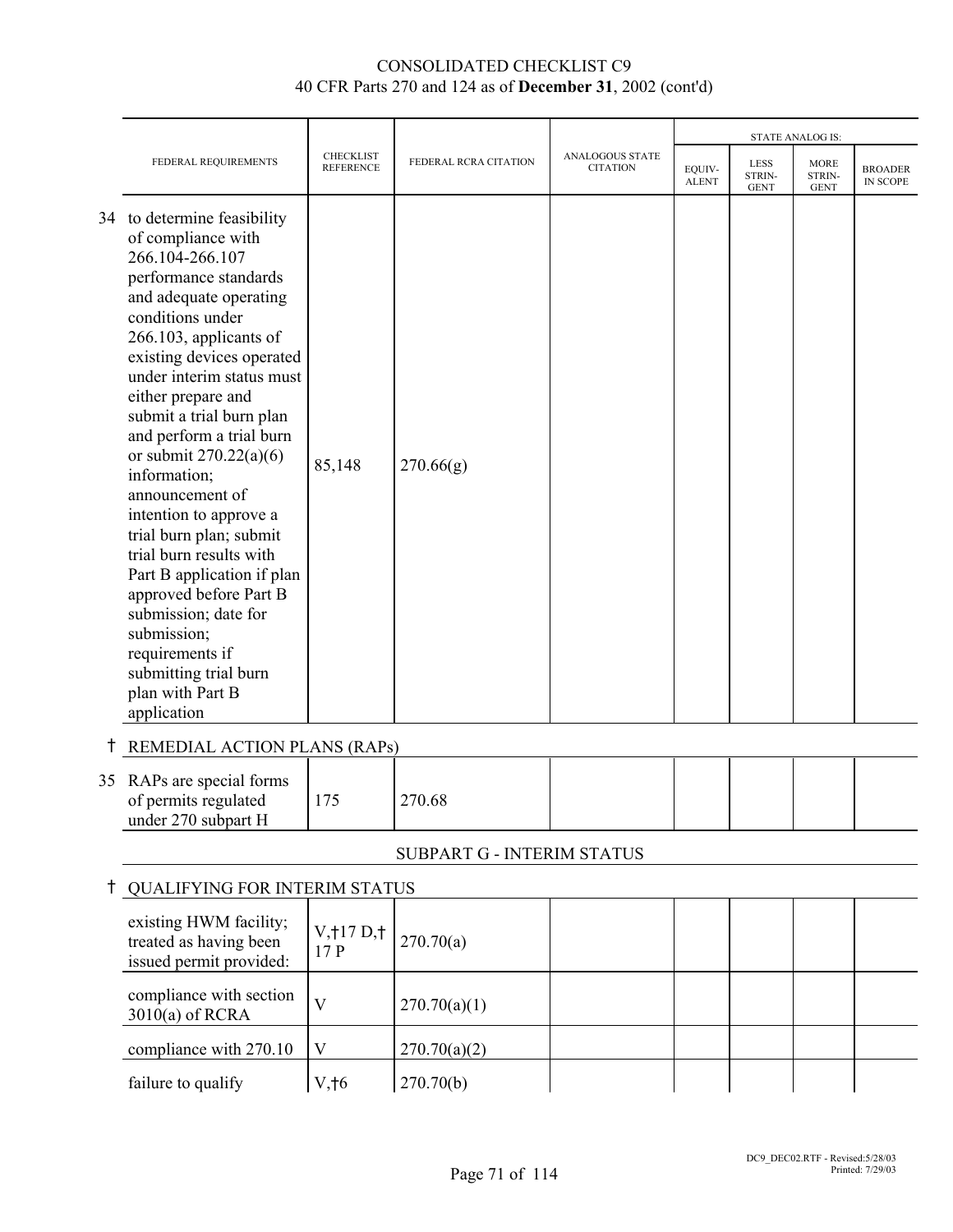CONSOLIDATED CHECKLIST C9
40 CFR Parts 270 and 124 as of **December 31**, 2002 (cont'd)

| | FEDERAL REQUIREMENTS | CHECKLIST REFERENCE | FEDERAL RCRA CITATION | ANALOGOUS STATE CITATION | STATE ANALOG IS: EQUIV-ALENT | LESS STRIN-GENT | MORE STRIN-GENT | BROADER IN SCOPE |
|---|---|---|---|---|---|---|---|---|
| 34 | to determine feasibility of compliance with 266.104-266.107 performance standards and adequate operating conditions under 266.103, applicants of existing devices operated under interim status must either prepare and submit a trial burn plan and perform a trial burn or submit 270.22(a)(6) information; announcement of intention to approve a trial burn plan; submit trial burn results with Part B application if plan approved before Part B submission; date for submission; requirements if submitting trial burn plan with Part B application | 85,148 | 270.66(g) | | | | | |
| † | REMEDIAL ACTION PLANS (RAPs) | | | | | | | |
| 35 | RAPs are special forms of permits regulated under 270 subpart H | 175 | 270.68 | | | | | |
| | | | SUBPART G - INTERIM STATUS | | | | | |
| † | QUALIFYING FOR INTERIM STATUS | | | | | | | |
| | existing HWM facility; treated as having been issued permit provided: | V,†17 D,†17 P | 270.70(a) | | | | | |
| | compliance with section 3010(a) of RCRA | V | 270.70(a)(1) | | | | | |
| | compliance with 270.10 | V | 270.70(a)(2) | | | | | |
| | failure to qualify | V,†6 | 270.70(b) | | | | | |

DC9_DEC02.RTF - Revised:5/28/03
Printed: 7/29/03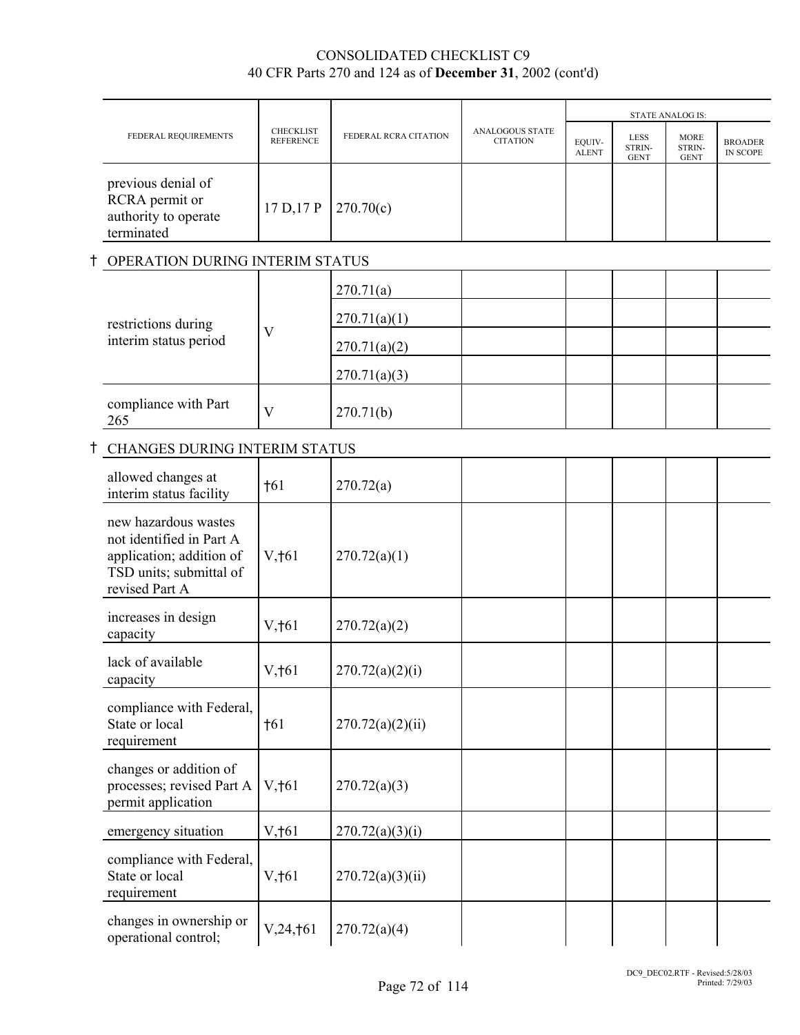CONSOLIDATED CHECKLIST C9
40 CFR Parts 270 and 124 as of **December 31**, 2002 (cont'd)

| FEDERAL REQUIREMENTS | CHECKLIST REFERENCE | FEDERAL RCRA CITATION | ANALOGOUS STATE CITATION | STATE ANALOG IS: EQUIV-ALENT | LESS STRIN-GENT | MORE STRIN-GENT | BROADER IN SCOPE |
|---|---|---|---|---|---|---|---|
| previous denial of RCRA permit or authority to operate terminated | 17 D,17 P | 270.70(c) | | | | | |
| **† OPERATION DURING INTERIM STATUS** | | | | | | | |
| restrictions during interim status period | V | 270.71(a) | | | | | |
| | | 270.71(a)(1) | | | | | |
| | | 270.71(a)(2) | | | | | |
| | | 270.71(a)(3) | | | | | |
| compliance with Part 265 | V | 270.71(b) | | | | | |
| **† CHANGES DURING INTERIM STATUS** | | | | | | | |
| allowed changes at interim status facility | †61 | 270.72(a) | | | | | |
| new hazardous wastes not identified in Part A application; addition of TSD units; submittal of revised Part A | V,†61 | 270.72(a)(1) | | | | | |
| increases in design capacity | V,†61 | 270.72(a)(2) | | | | | |
| lack of available capacity | V,†61 | 270.72(a)(2)(i) | | | | | |
| compliance with Federal, State or local requirement | †61 | 270.72(a)(2)(ii) | | | | | |
| changes or addition of processes; revised Part A permit application | V,†61 | 270.72(a)(3) | | | | | |
| emergency situation | V,†61 | 270.72(a)(3)(i) | | | | | |
| compliance with Federal, State or local requirement | V,†61 | 270.72(a)(3)(ii) | | | | | |
| changes in ownership or operational control; | V,24,†61 | 270.72(a)(4) | | | | | |

DC9_DEC02.RTF - Revised:5/28/03
Printed: 7/29/03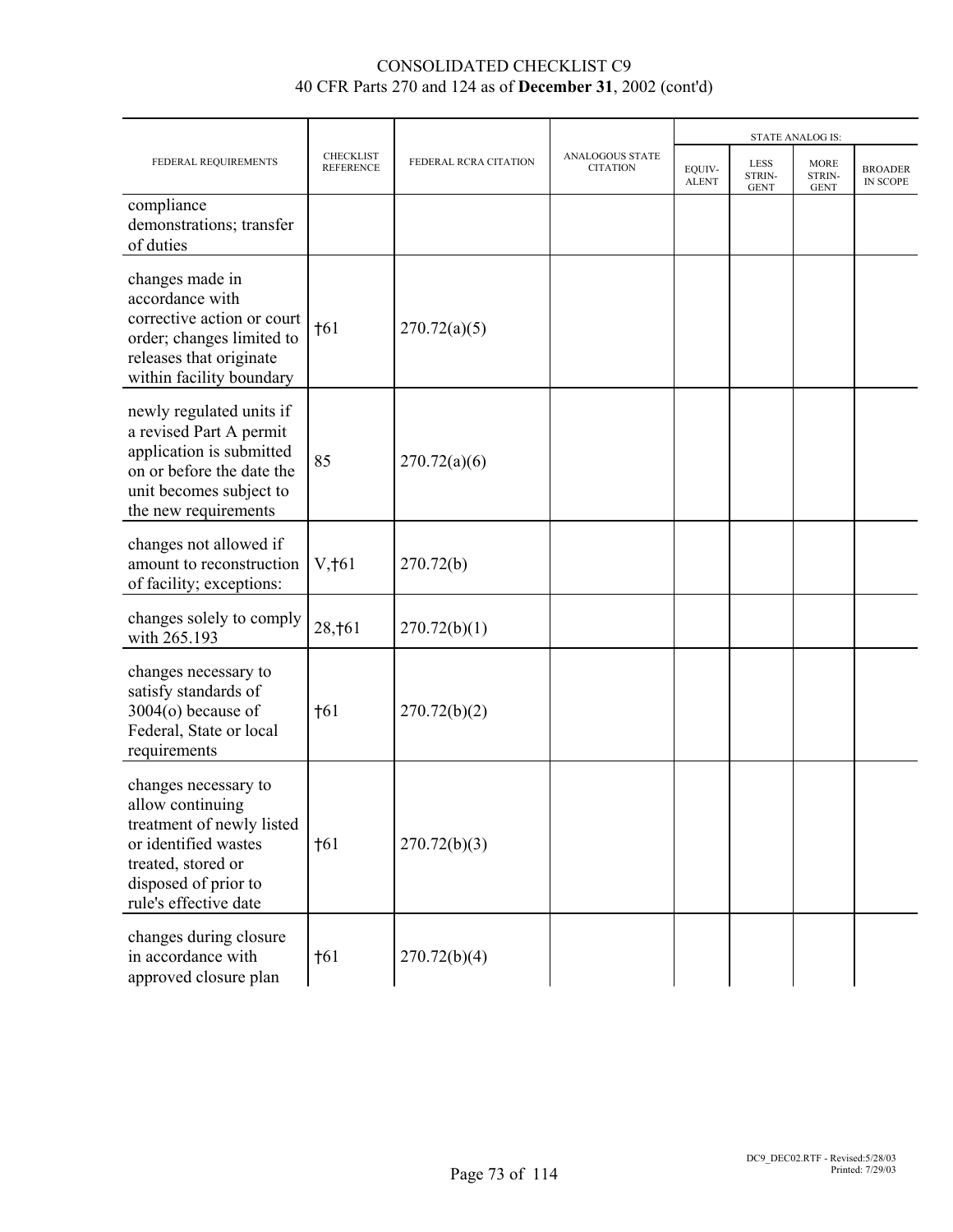# CONSOLIDATED CHECKLIST C9

40 CFR Parts 270 and 124 as of **December 31**, 2002 (cont'd)

| FEDERAL REQUIREMENTS | CHECKLIST REFERENCE | FEDERAL RCRA CITATION | ANALOGOUS STATE CITATION | STATE ANALOG IS: | | | |
|---|---|---|---|---|---|---|---|
| | | | | EQUIV-ALENT | LESS STRIN-GENT | MORE STRIN-GENT | BROADER IN SCOPE |
| compliance demonstrations; transfer of duties | | | | | | | |
| changes made in accordance with corrective action or court order; changes limited to releases that originate within facility boundary | †61 | 270.72(a)(5) | | | | | |
| newly regulated units if a revised Part A permit application is submitted on or before the date the unit becomes subject to the new requirements | 85 | 270.72(a)(6) | | | | | |
| changes not allowed if amount to reconstruction of facility; exceptions: | V,†61 | 270.72(b) | | | | | |
| changes solely to comply with 265.193 | 28,†61 | 270.72(b)(1) | | | | | |
| changes necessary to satisfy standards of 3004(o) because of Federal, State or local requirements | †61 | 270.72(b)(2) | | | | | |
| changes necessary to allow continuing treatment of newly listed or identified wastes treated, stored or disposed of prior to rule's effective date | †61 | 270.72(b)(3) | | | | | |
| changes during closure in accordance with approved closure plan | †61 | 270.72(b)(4) | | | | | |

DC9_DEC02.RTF - Revised:5/28/03
Printed: 7/29/03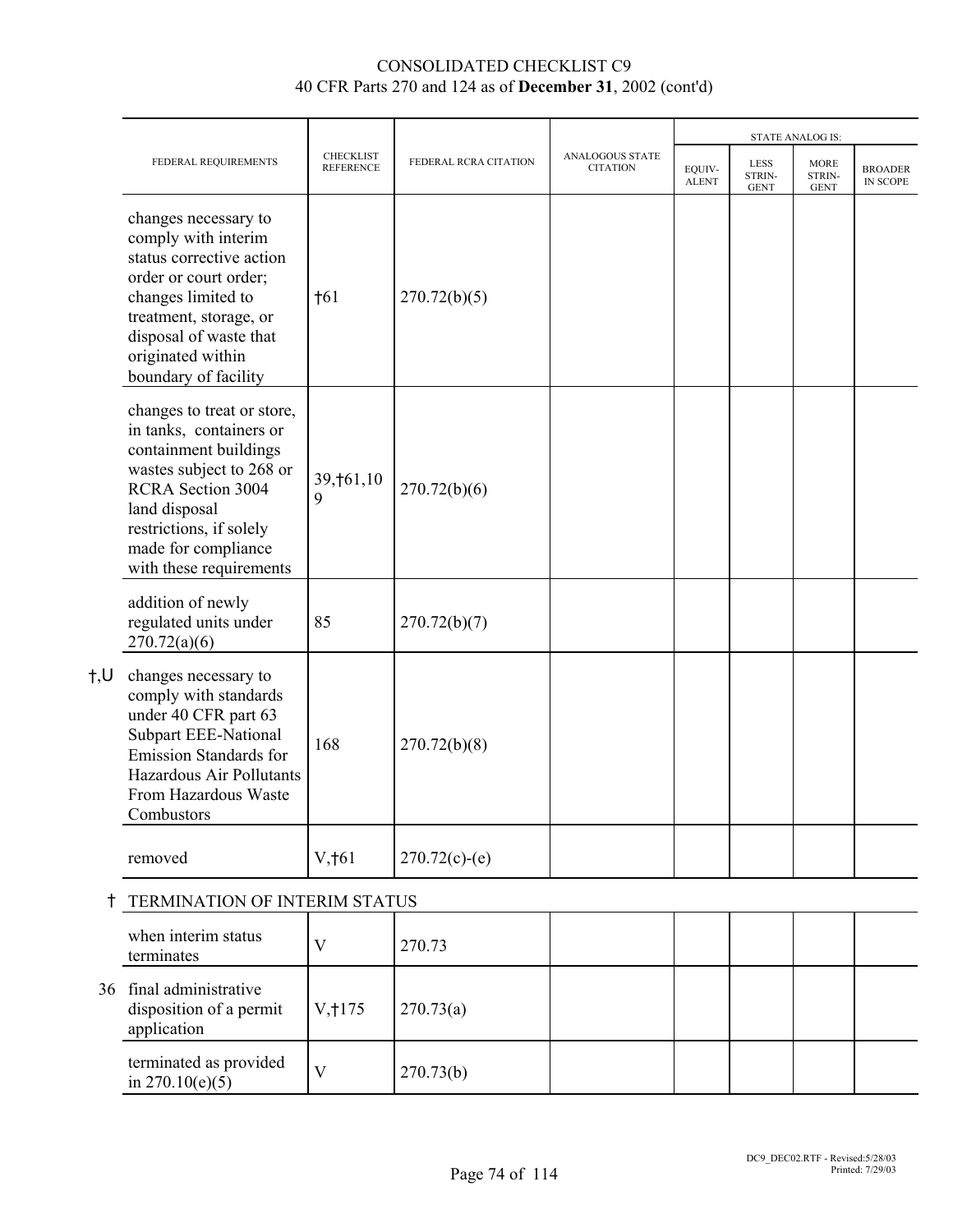# CONSOLIDATED CHECKLIST C9
40 CFR Parts 270 and 124 as of **December 31**, 2002 (cont'd)

| | FEDERAL REQUIREMENTS | CHECKLIST REFERENCE | FEDERAL RCRA CITATION | ANALOGOUS STATE CITATION | STATE ANALOG IS: EQUIV-ALENT | LESS STRIN-GENT | MORE STRIN-GENT | BROADER IN SCOPE |
|---|---|---|---|---|---|---|---|---|
| | changes necessary to comply with interim status corrective action order or court order; changes limited to treatment, storage, or disposal of waste that originated within boundary of facility | †61 | 270.72(b)(5) | | | | | |
| | changes to treat or store, in tanks, containers or containment buildings wastes subject to 268 or RCRA Section 3004 land disposal restrictions, if solely made for compliance with these requirements | 39,†61,109 | 270.72(b)(6) | | | | | |
| | addition of newly regulated units under 270.72(a)(6) | 85 | 270.72(b)(7) | | | | | |
| †,U | changes necessary to comply with standards under 40 CFR part 63 Subpart EEE-National Emission Standards for Hazardous Air Pollutants From Hazardous Waste Combustors | 168 | 270.72(b)(8) | | | | | |
| | removed | V,†61 | 270.72(c)-(e) | | | | | |
| † | TERMINATION OF INTERIM STATUS | | | | | | | |
| | when interim status terminates | V | 270.73 | | | | | |
| 36 | final administrative disposition of a permit application | V,†175 | 270.73(a) | | | | | |
| | terminated as provided in 270.10(e)(5) | V | 270.73(b) | | | | | |

DC9_DEC02.RTF - Revised:5/28/03 Printed: 7/29/03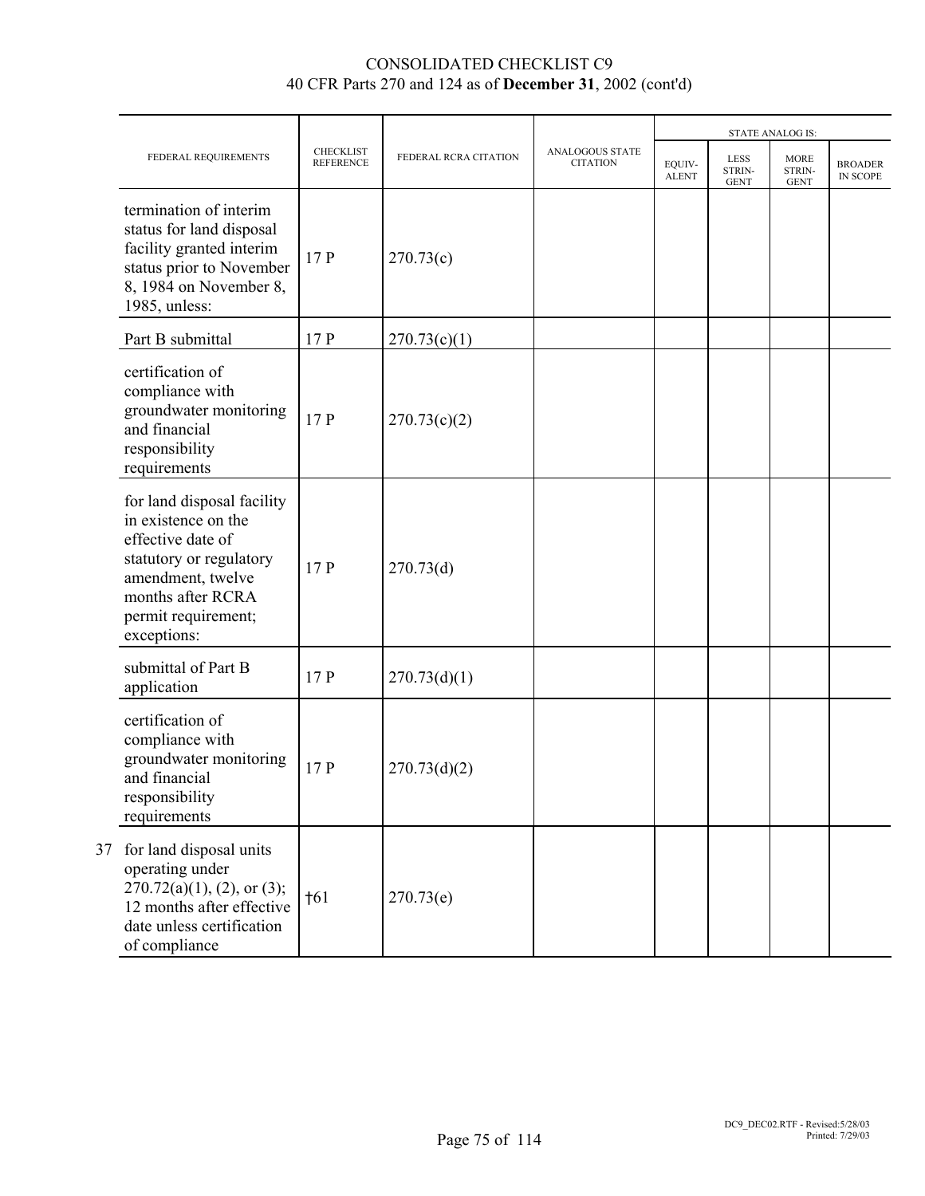# CONSOLIDATED CHECKLIST C9
40 CFR Parts 270 and 124 as of **December 31**, 2002 (cont'd)

| | FEDERAL REQUIREMENTS | CHECKLIST REFERENCE | FEDERAL RCRA CITATION | ANALOGOUS STATE CITATION | STATE ANALOG IS: | | | |
|---|---|---|---|---|---|---|---|---|
| | | | | | EQUIV-ALENT | LESS STRIN-GENT | MORE STRIN-GENT | BROADER IN SCOPE |
| | termination of interim status for land disposal facility granted interim status prior to November 8, 1984 on November 8, 1985, unless: | 17 P | 270.73(c) | | | | | |
| | Part B submittal | 17 P | 270.73(c)(1) | | | | | |
| | certification of compliance with groundwater monitoring and financial responsibility requirements | 17 P | 270.73(c)(2) | | | | | |
| | for land disposal facility in existence on the effective date of statutory or regulatory amendment, twelve months after RCRA permit requirement; exceptions: | 17 P | 270.73(d) | | | | | |
| | submittal of Part B application | 17 P | 270.73(d)(1) | | | | | |
| | certification of compliance with groundwater monitoring and financial responsibility requirements | 17 P | 270.73(d)(2) | | | | | |
| 37 | for land disposal units operating under 270.72(a)(1), (2), or (3); 12 months after effective date unless certification of compliance | †61 | 270.73(e) | | | | | |

DC9_DEC02.RTF - Revised:5/28/03
Printed: 7/29/03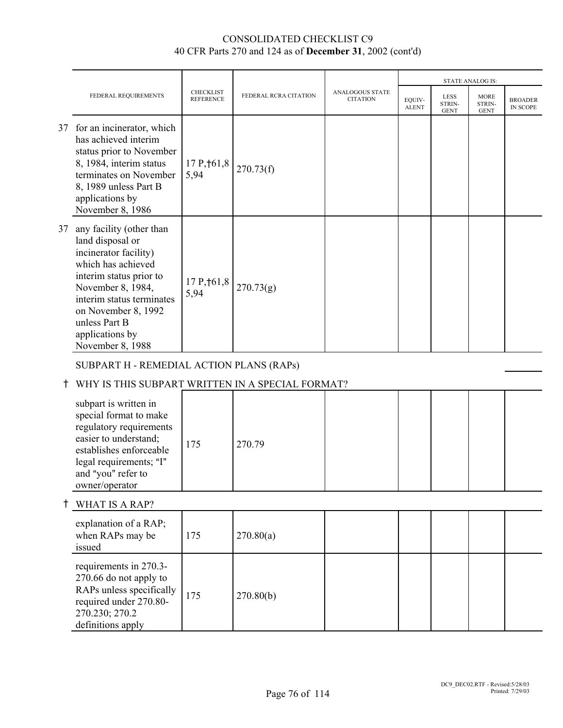# CONSOLIDATED CHECKLIST C9
## 40 CFR Parts 270 and 124 as of **December 31**, 2002 (cont'd)

| | FEDERAL REQUIREMENTS | CHECKLIST REFERENCE | FEDERAL RCRA CITATION | ANALOGOUS STATE CITATION | STATE ANALOG IS: EQUIV-ALENT | LESS STRIN-GENT | MORE STRIN-GENT | BROADER IN SCOPE |
|---|---|---|---|---|---|---|---|---|
| 37 | for an incinerator, which has achieved interim status prior to November 8, 1984, interim status terminates on November 8, 1989 unless Part B applications by November 8, 1986 | 17 P,†61,85,94 | 270.73(f) | | | | | |
| 37 | any facility (other than land disposal or incinerator facility) which has achieved interim status prior to November 8, 1984, interim status terminates on November 8, 1992 unless Part B applications by November 8, 1988 | 17 P,†61,85,94 | 270.73(g) | | | | | |

SUBPART H - REMEDIAL ACTION PLANS (RAPs)

† WHY IS THIS SUBPART WRITTEN IN A SPECIAL FORMAT?

| FEDERAL REQUIREMENTS | CHECKLIST REFERENCE | FEDERAL RCRA CITATION | ANALOGOUS STATE CITATION | EQUIV-ALENT | LESS STRIN-GENT | MORE STRIN-GENT | BROADER IN SCOPE |
|---|---|---|---|---|---|---|---|
| subpart is written in special format to make regulatory requirements easier to understand; establishes enforceable legal requirements; "I" and "you" refer to owner/operator | 175 | 270.79 | | | | | |

† WHAT IS A RAP?

| FEDERAL REQUIREMENTS | CHECKLIST REFERENCE | FEDERAL RCRA CITATION | ANALOGOUS STATE CITATION | EQUIV-ALENT | LESS STRIN-GENT | MORE STRIN-GENT | BROADER IN SCOPE |
|---|---|---|---|---|---|---|---|
| explanation of a RAP; when RAPs may be issued | 175 | 270.80(a) | | | | | |
| requirements in 270.3-270.66 do not apply to RAPs unless specifically required under 270.80-270.230; 270.2 definitions apply | 175 | 270.80(b) | | | | | |

DC9_DEC02.RTF - Revised:5/28/03
Printed: 7/29/03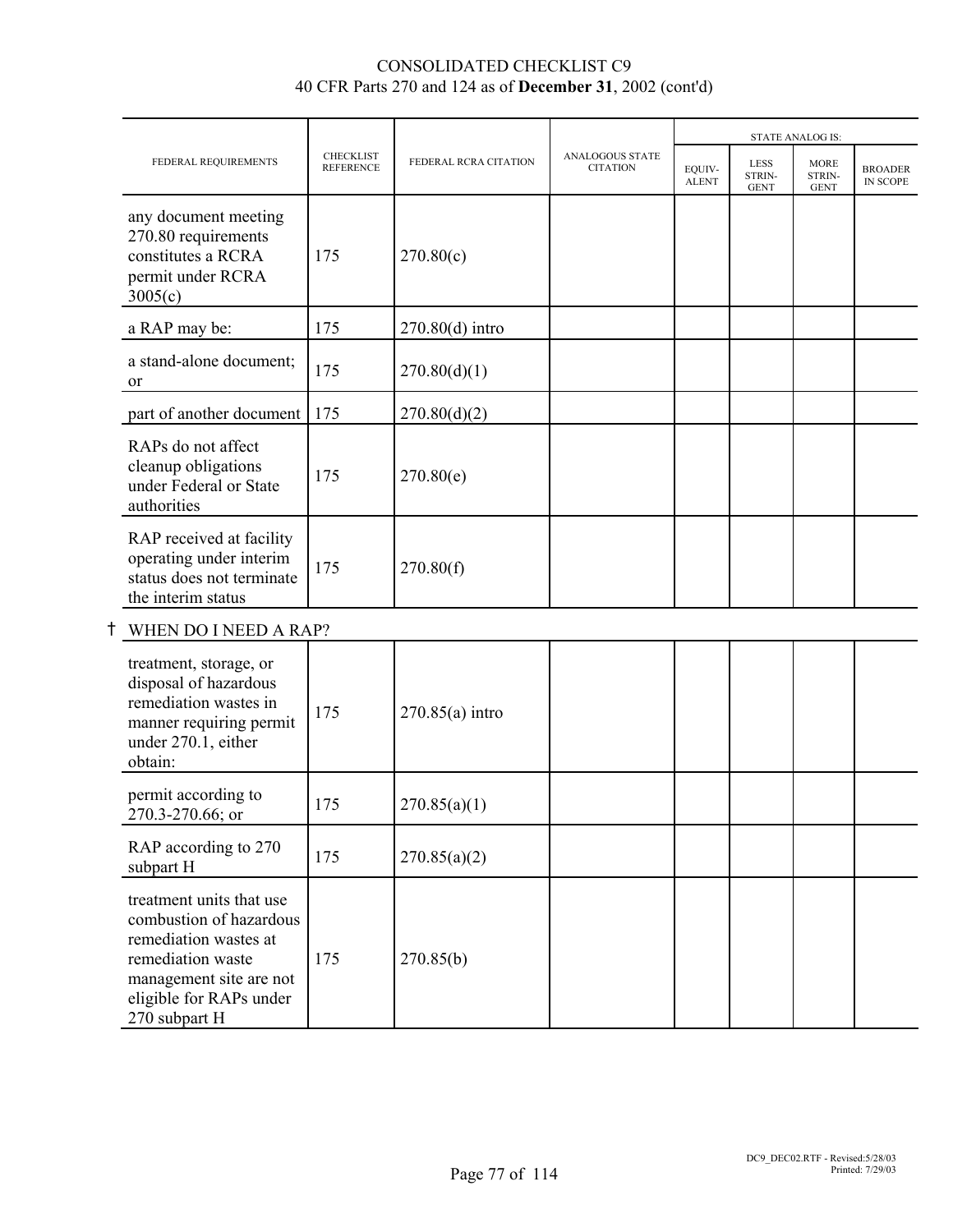CONSOLIDATED CHECKLIST C9
40 CFR Parts 270 and 124 as of **December 31**, 2002 (cont'd)

| FEDERAL REQUIREMENTS | CHECKLIST REFERENCE | FEDERAL RCRA CITATION | ANALOGOUS STATE CITATION | STATE ANALOG IS: | | | |
|---|---|---|---|---|---|---|---|
| | | | | EQUIV-ALENT | LESS STRIN-GENT | MORE STRIN-GENT | BROADER IN SCOPE |
| any document meeting 270.80 requirements constitutes a RCRA permit under RCRA 3005(c) | 175 | 270.80(c) | | | | | |
| a RAP may be: | 175 | 270.80(d) intro | | | | | |
| a stand-alone document; or | 175 | 270.80(d)(1) | | | | | |
| part of another document | 175 | 270.80(d)(2) | | | | | |
| RAPs do not affect cleanup obligations under Federal or State authorities | 175 | 270.80(e) | | | | | |
| RAP received at facility operating under interim status does not terminate the interim status | 175 | 270.80(f) | | | | | |
| † WHEN DO I NEED A RAP? | | | | | | | |
| treatment, storage, or disposal of hazardous remediation wastes in manner requiring permit under 270.1, either obtain: | 175 | 270.85(a) intro | | | | | |
| permit according to 270.3-270.66; or | 175 | 270.85(a)(1) | | | | | |
| RAP according to 270 subpart H | 175 | 270.85(a)(2) | | | | | |
| treatment units that use combustion of hazardous remediation wastes at remediation waste management site are not eligible for RAPs under 270 subpart H | 175 | 270.85(b) | | | | | |

DC9_DEC02.RTF - Revised:5/28/03
Printed: 7/29/03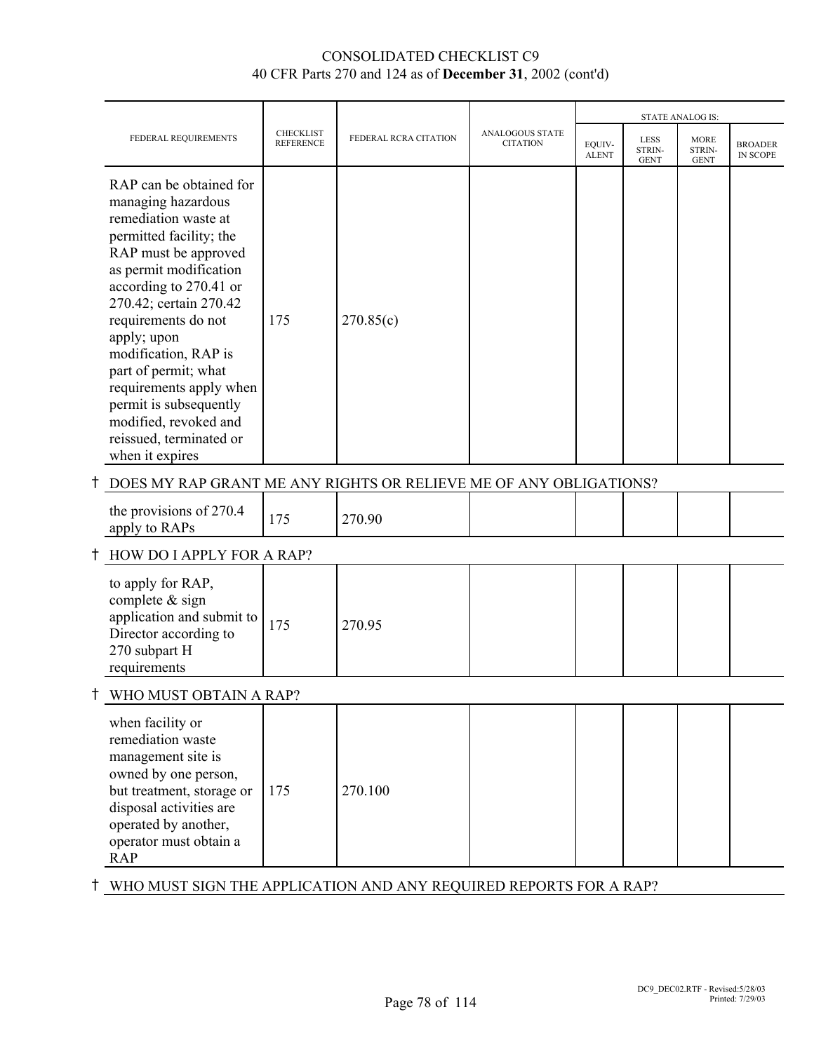# CONSOLIDATED CHECKLIST C9
## 40 CFR Parts 270 and 124 as of **December 31**, 2002 (cont'd)

| FEDERAL REQUIREMENTS | CHECKLIST REFERENCE | FEDERAL RCRA CITATION | ANALOGOUS STATE CITATION | STATE ANALOG IS: EQUIV-ALENT | LESS STRIN-GENT | MORE STRIN-GENT | BROADER IN SCOPE |
|---|---|---|---|---|---|---|---|
| RAP can be obtained for managing hazardous remediation waste at permitted facility; the RAP must be approved as permit modification according to 270.41 or 270.42; certain 270.42 requirements do not apply; upon modification, RAP is part of permit; what requirements apply when permit is subsequently modified, revoked and reissued, terminated or when it expires | 175 | 270.85(c) | | | | | |
| † DOES MY RAP GRANT ME ANY RIGHTS OR RELIEVE ME OF ANY OBLIGATIONS? | | | | | | | |
| the provisions of 270.4 apply to RAPs | 175 | 270.90 | | | | | |
| † HOW DO I APPLY FOR A RAP? | | | | | | | |
| to apply for RAP, complete & sign application and submit to Director according to 270 subpart H requirements | 175 | 270.95 | | | | | |
| † WHO MUST OBTAIN A RAP? | | | | | | | |
| when facility or remediation waste management site is owned by one person, but treatment, storage or disposal activities are operated by another, operator must obtain a RAP | 175 | 270.100 | | | | | |
| † WHO MUST SIGN THE APPLICATION AND ANY REQUIRED REPORTS FOR A RAP? | | | | | | | |

DC9_DEC02.RTF - Revised:5/28/03
Printed: 7/29/03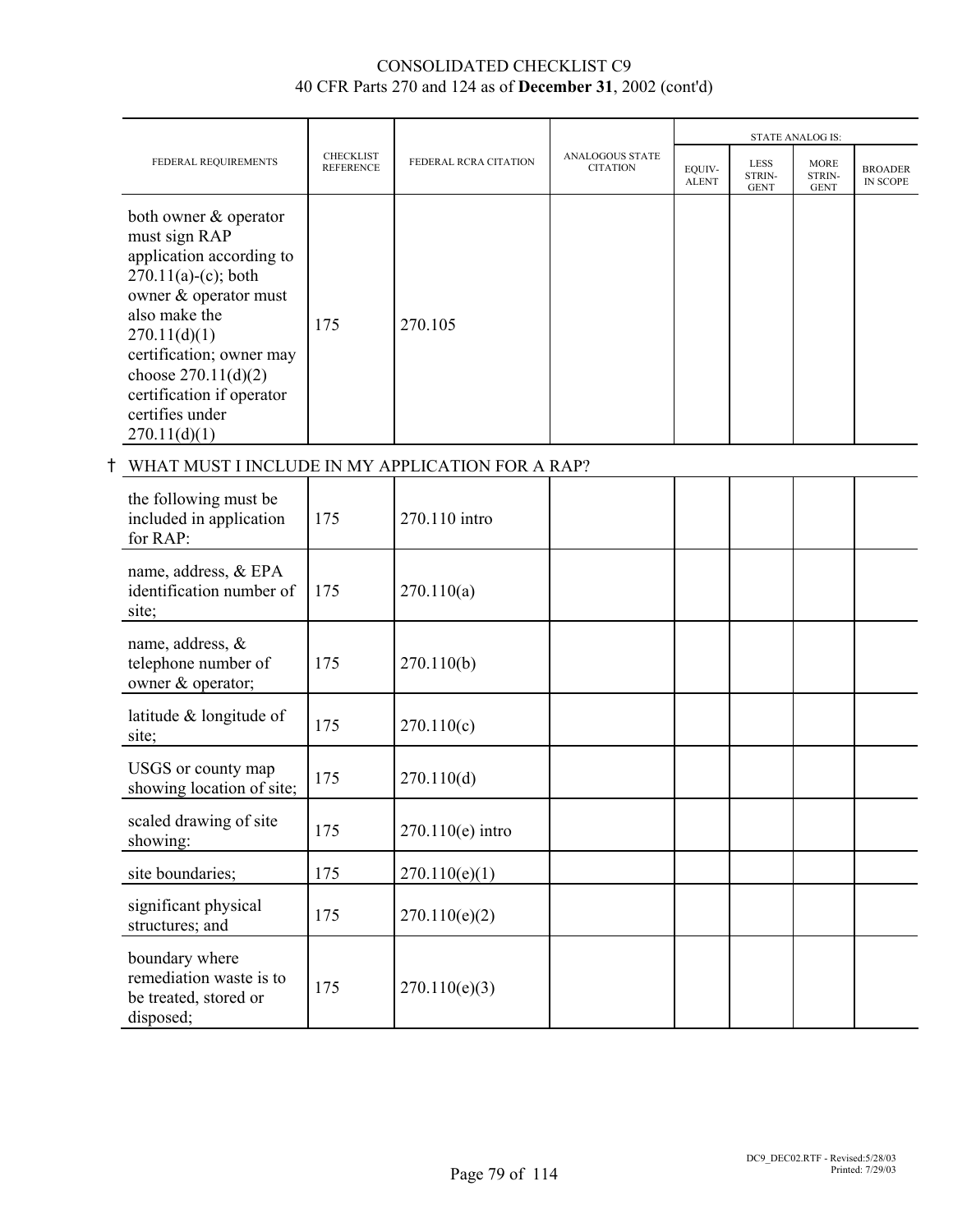CONSOLIDATED CHECKLIST C9
40 CFR Parts 270 and 124 as of **December 31**, 2002 (cont'd)

| FEDERAL REQUIREMENTS | CHECKLIST REFERENCE | FEDERAL RCRA CITATION | ANALOGOUS STATE CITATION | STATE ANALOG IS: | | | |
|---|---|---|---|---|---|---|---|
| | | | | EQUIV-ALENT | LESS STRIN-GENT | MORE STRIN-GENT | BROADER IN SCOPE |
| both owner & operator must sign RAP application according to 270.11(a)-(c); both owner & operator must also make the 270.11(d)(1) certification; owner may choose 270.11(d)(2) certification if operator certifies under 270.11(d)(1) | 175 | 270.105 | | | | | |
| † WHAT MUST I INCLUDE IN MY APPLICATION FOR A RAP? | | | | | | | |
| the following must be included in application for RAP: | 175 | 270.110 intro | | | | | |
| name, address, & EPA identification number of site; | 175 | 270.110(a) | | | | | |
| name, address, & telephone number of owner & operator; | 175 | 270.110(b) | | | | | |
| latitude & longitude of site; | 175 | 270.110(c) | | | | | |
| USGS or county map showing location of site; | 175 | 270.110(d) | | | | | |
| scaled drawing of site showing: | 175 | 270.110(e) intro | | | | | |
| site boundaries; | 175 | 270.110(e)(1) | | | | | |
| significant physical structures; and | 175 | 270.110(e)(2) | | | | | |
| boundary where remediation waste is to be treated, stored or disposed; | 175 | 270.110(e)(3) | | | | | |

DC9_DEC02.RTF - Revised:5/28/03
Printed: 7/29/03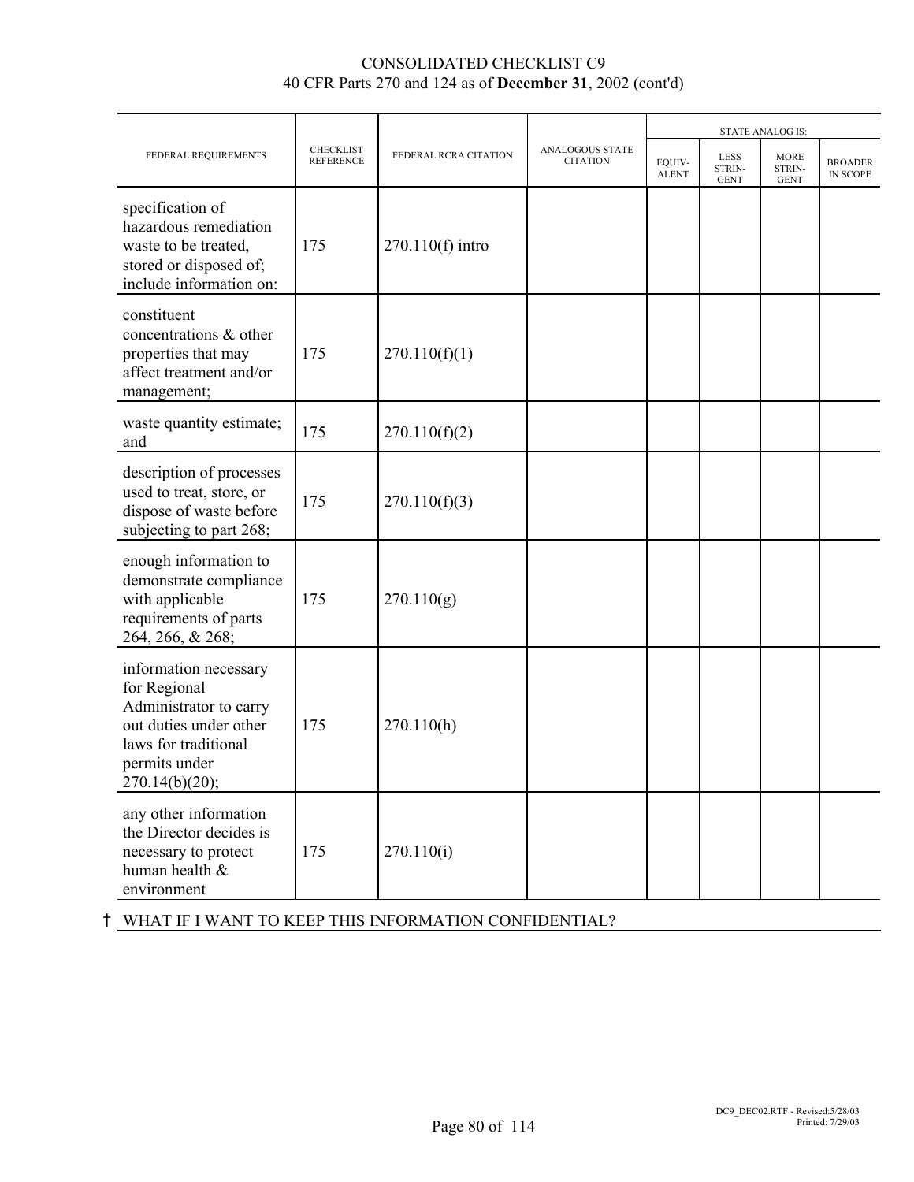# CONSOLIDATED CHECKLIST C9
## 40 CFR Parts 270 and 124 as of **December 31**, 2002 (cont'd)

| FEDERAL REQUIREMENTS | CHECKLIST REFERENCE | FEDERAL RCRA CITATION | ANALOGOUS STATE CITATION | STATE ANALOG IS: | | | |
|---|---|---|---|---|---|---|---|
| | | | | EQUIV-ALENT | LESS STRIN-GENT | MORE STRIN-GENT | BROADER IN SCOPE |
| specification of hazardous remediation waste to be treated, stored or disposed of; include information on: | 175 | 270.110(f) intro | | | | | |
| constituent concentrations & other properties that may affect treatment and/or management; | 175 | 270.110(f)(1) | | | | | |
| waste quantity estimate; and | 175 | 270.110(f)(2) | | | | | |
| description of processes used to treat, store, or dispose of waste before subjecting to part 268; | 175 | 270.110(f)(3) | | | | | |
| enough information to demonstrate compliance with applicable requirements of parts 264, 266, & 268; | 175 | 270.110(g) | | | | | |
| information necessary for Regional Administrator to carry out duties under other laws for traditional permits under 270.14(b)(20); | 175 | 270.110(h) | | | | | |
| any other information the Director decides is necessary to protect human health & environment | 175 | 270.110(i) | | | | | |

† WHAT IF I WANT TO KEEP THIS INFORMATION CONFIDENTIAL?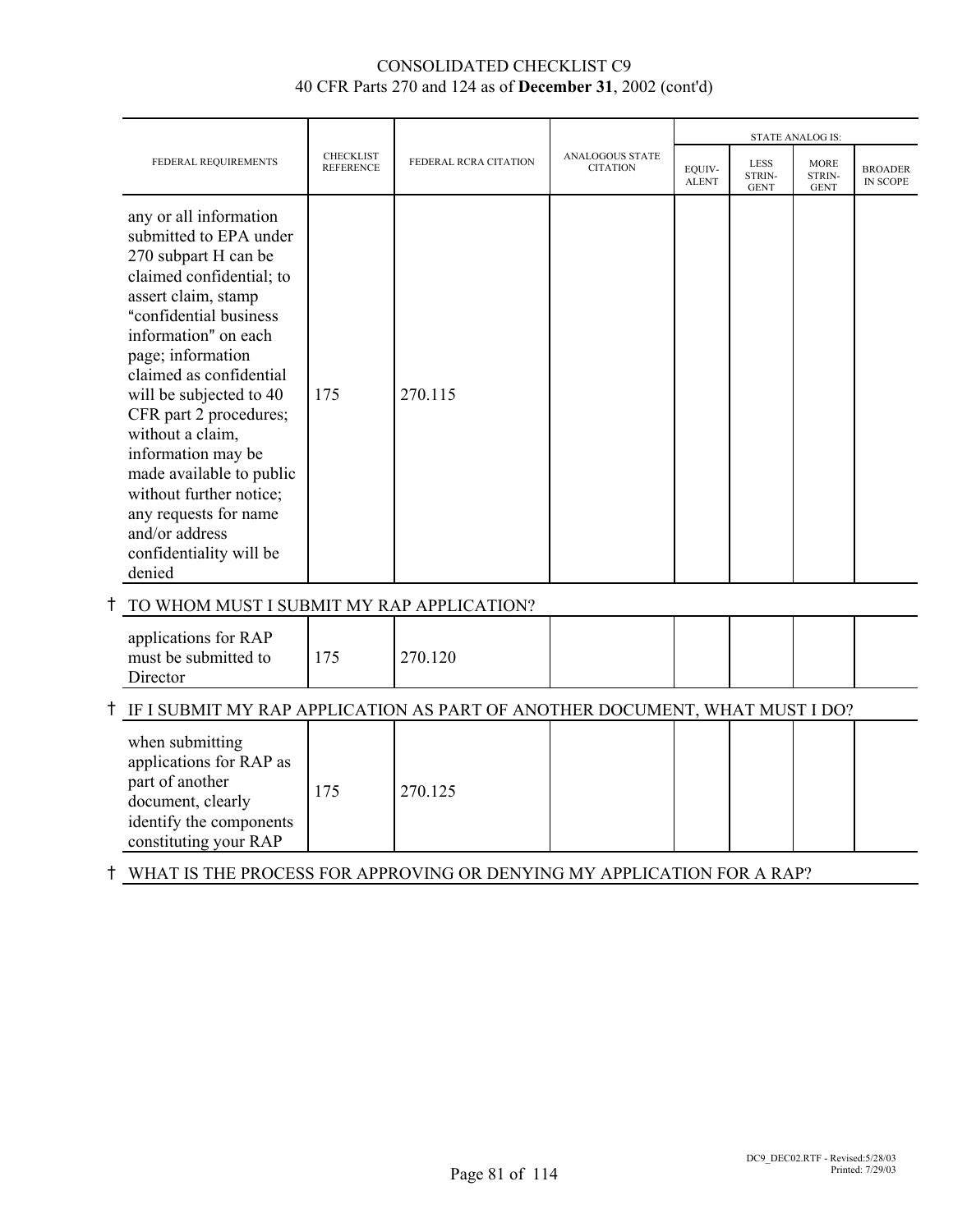CONSOLIDATED CHECKLIST C9
40 CFR Parts 270 and 124 as of **December 31**, 2002 (cont'd)

| FEDERAL REQUIREMENTS | CHECKLIST REFERENCE | FEDERAL RCRA CITATION | ANALOGOUS STATE CITATION | STATE ANALOG IS: | | | |
|---|---|---|---|---|---|---|---|
| | | | | EQUIV-ALENT | LESS STRIN-GENT | MORE STRIN-GENT | BROADER IN SCOPE |
| any or all information submitted to EPA under 270 subpart H can be claimed confidential; to assert claim, stamp "confidential business information" on each page; information claimed as confidential will be subjected to 40 CFR part 2 procedures; without a claim, information may be made available to public without further notice; any requests for name and/or address confidentiality will be denied | 175 | 270.115 | | | | | |
| † TO WHOM MUST I SUBMIT MY RAP APPLICATION? | | | | | | | |
| applications for RAP must be submitted to Director | 175 | 270.120 | | | | | |
| † IF I SUBMIT MY RAP APPLICATION AS PART OF ANOTHER DOCUMENT, WHAT MUST I DO? | | | | | | | |
| when submitting applications for RAP as part of another document, clearly identify the components constituting your RAP | 175 | 270.125 | | | | | |
| † WHAT IS THE PROCESS FOR APPROVING OR DENYING MY APPLICATION FOR A RAP? | | | | | | | |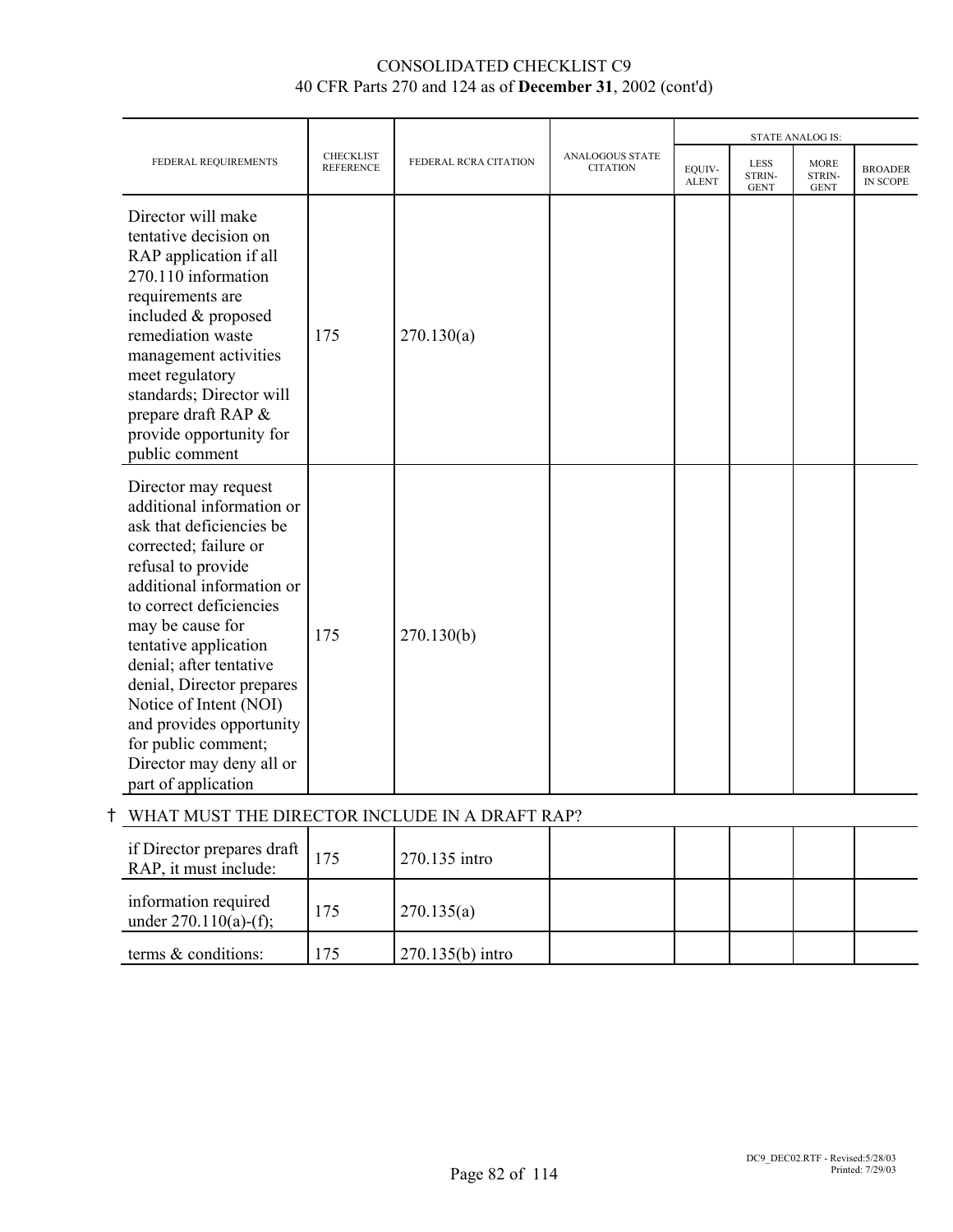# CONSOLIDATED CHECKLIST C9

40 CFR Parts 270 and 124 as of **December 31**, 2002 (cont'd)

| FEDERAL REQUIREMENTS | CHECKLIST REFERENCE | FEDERAL RCRA CITATION | ANALOGOUS STATE CITATION | STATE ANALOG IS: EQUIV-ALENT | LESS STRIN-GENT | MORE STRIN-GENT | BROADER IN SCOPE |
|---|---|---|---|---|---|---|---|
| Director will make tentative decision on RAP application if all 270.110 information requirements are included & proposed remediation waste management activities meet regulatory standards; Director will prepare draft RAP & provide opportunity for public comment | 175 | 270.130(a) | | | | | |
| Director may request additional information or ask that deficiencies be corrected; failure or refusal to provide additional information or to correct deficiencies may be cause for tentative application denial; after tentative denial, Director prepares Notice of Intent (NOI) and provides opportunity for public comment; Director may deny all or part of application | 175 | 270.130(b) | | | | | |
| † WHAT MUST THE DIRECTOR INCLUDE IN A DRAFT RAP? | | | | | | | |
| if Director prepares draft RAP, it must include: | 175 | 270.135 intro | | | | | |
| information required under 270.110(a)-(f); | 175 | 270.135(a) | | | | | |
| terms & conditions: | 175 | 270.135(b) intro | | | | | |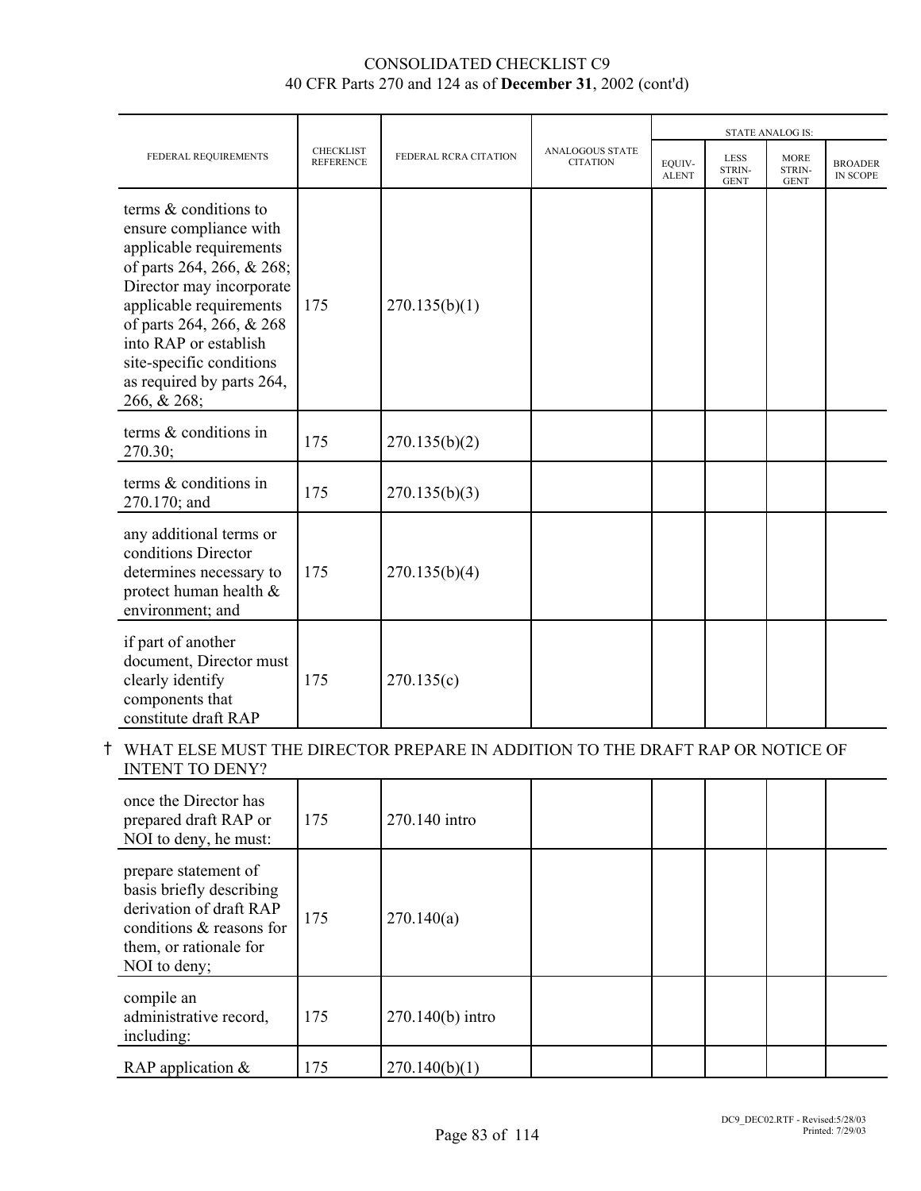# CONSOLIDATED CHECKLIST C9
## 40 CFR Parts 270 and 124 as of **December 31**, 2002 (cont'd)

| FEDERAL REQUIREMENTS | CHECKLIST REFERENCE | FEDERAL RCRA CITATION | ANALOGOUS STATE CITATION | STATE ANALOG IS: | | | |
|---|---|---|---|---|---|---|---|
| | | | | EQUIV-ALENT | LESS STRIN-GENT | MORE STRIN-GENT | BROADER IN SCOPE |
| terms & conditions to ensure compliance with applicable requirements of parts 264, 266, & 268; Director may incorporate applicable requirements of parts 264, 266, & 268 into RAP or establish site-specific conditions as required by parts 264, 266, & 268; | 175 | 270.135(b)(1) | | | | | |
| terms & conditions in 270.30; | 175 | 270.135(b)(2) | | | | | |
| terms & conditions in 270.170; and | 175 | 270.135(b)(3) | | | | | |
| any additional terms or conditions Director determines necessary to protect human health & environment; and | 175 | 270.135(b)(4) | | | | | |
| if part of another document, Director must clearly identify components that constitute draft RAP | 175 | 270.135(c) | | | | | |

† WHAT ELSE MUST THE DIRECTOR PREPARE IN ADDITION TO THE DRAFT RAP OR NOTICE OF INTENT TO DENY?

| FEDERAL REQUIREMENTS | CHECKLIST REFERENCE | FEDERAL RCRA CITATION | ANALOGOUS STATE CITATION | EQUIV-ALENT | LESS STRIN-GENT | MORE STRIN-GENT | BROADER IN SCOPE |
|---|---|---|---|---|---|---|---|
| once the Director has prepared draft RAP or NOI to deny, he must: | 175 | 270.140 intro | | | | | |
| prepare statement of basis briefly describing derivation of draft RAP conditions & reasons for them, or rationale for NOI to deny; | 175 | 270.140(a) | | | | | |
| compile an administrative record, including: | 175 | 270.140(b) intro | | | | | |
| RAP application & | 175 | 270.140(b)(1) | | | | | |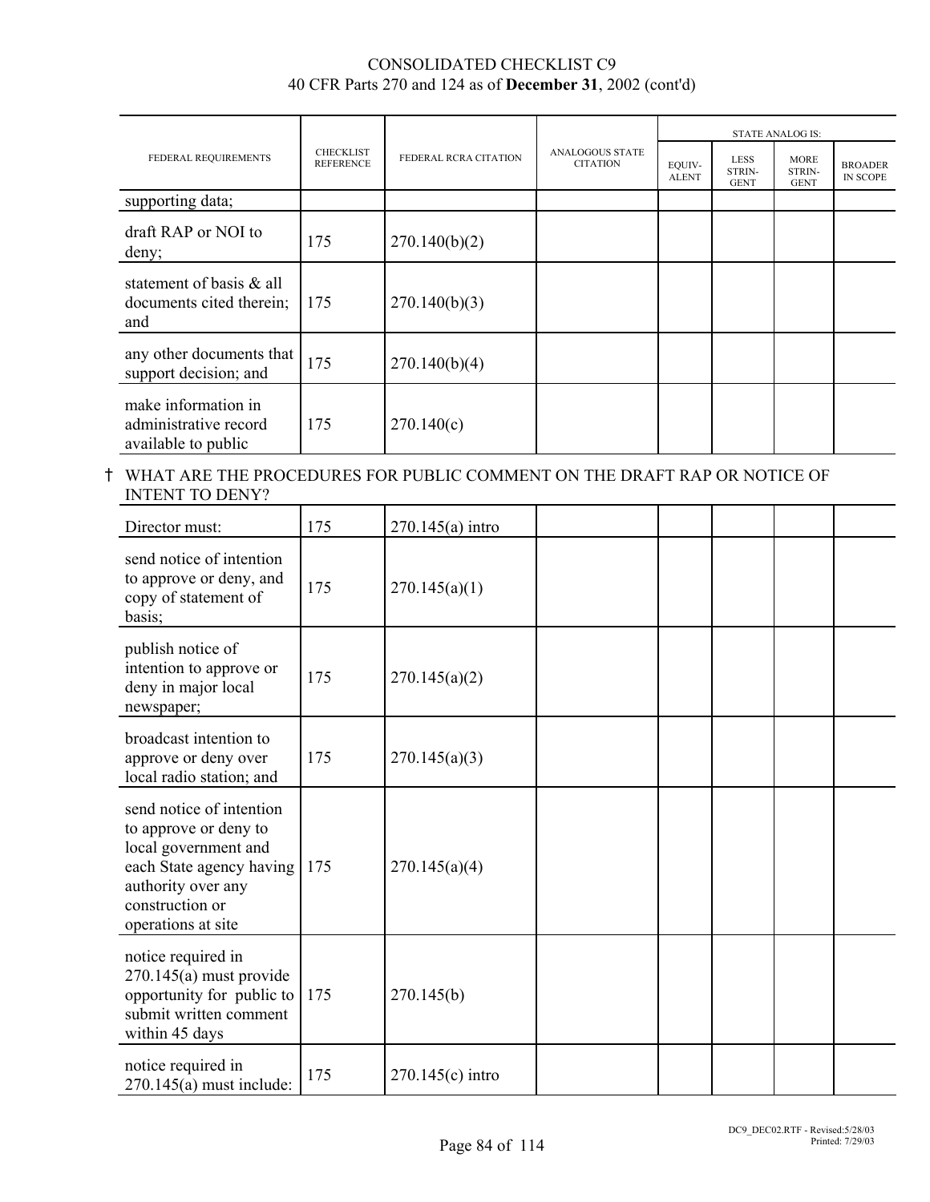# CONSOLIDATED CHECKLIST C9
40 CFR Parts 270 and 124 as of **December 31**, 2002 (cont'd)

| FEDERAL REQUIREMENTS | CHECKLIST REFERENCE | FEDERAL RCRA CITATION | ANALOGOUS STATE CITATION | STATE ANALOG IS: EQUIVALENT | LESS STRINGENT | MORE STRINGENT | BROADER IN SCOPE |
|---|---|---|---|---|---|---|---|
| supporting data; | | | | | | | |
| draft RAP or NOI to deny; | 175 | 270.140(b)(2) | | | | | |
| statement of basis & all documents cited therein; and | 175 | 270.140(b)(3) | | | | | |
| any other documents that support decision; and | 175 | 270.140(b)(4) | | | | | |
| make information in administrative record available to public | 175 | 270.140(c) | | | | | |

† WHAT ARE THE PROCEDURES FOR PUBLIC COMMENT ON THE DRAFT RAP OR NOTICE OF INTENT TO DENY?

| FEDERAL REQUIREMENTS | CHECKLIST REFERENCE | FEDERAL RCRA CITATION | ANALOGOUS STATE CITATION | STATE ANALOG IS: EQUIVALENT | LESS STRINGENT | MORE STRINGENT | BROADER IN SCOPE |
|---|---|---|---|---|---|---|---|
| Director must: | 175 | 270.145(a) intro | | | | | |
| send notice of intention to approve or deny, and copy of statement of basis; | 175 | 270.145(a)(1) | | | | | |
| publish notice of intention to approve or deny in major local newspaper; | 175 | 270.145(a)(2) | | | | | |
| broadcast intention to approve or deny over local radio station; and | 175 | 270.145(a)(3) | | | | | |
| send notice of intention to approve or deny to local government and each State agency having authority over any construction or operations at site | 175 | 270.145(a)(4) | | | | | |
| notice required in 270.145(a) must provide opportunity for public to submit written comment within 45 days | 175 | 270.145(b) | | | | | |
| notice required in 270.145(a) must include: | 175 | 270.145(c) intro | | | | | |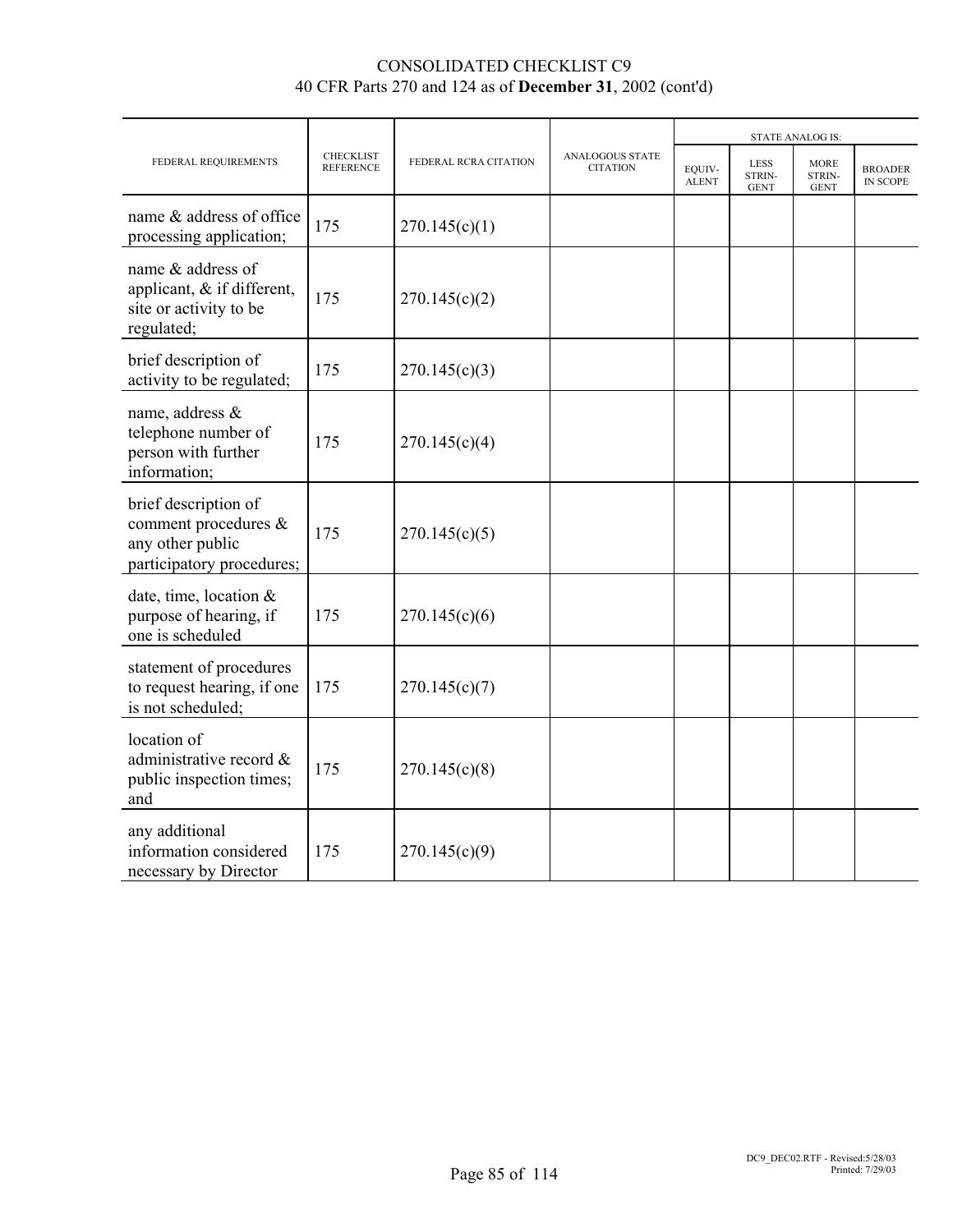# CONSOLIDATED CHECKLIST C9
40 CFR Parts 270 and 124 as of **December 31**, 2002 (cont'd)

| FEDERAL REQUIREMENTS | CHECKLIST REFERENCE | FEDERAL RCRA CITATION | ANALOGOUS STATE CITATION | STATE ANALOG IS: | | | |
|---|---|---|---|---|---|---|---|
| | | | | EQUIV-ALENT | LESS STRIN-GENT | MORE STRIN-GENT | BROADER IN SCOPE |
| name & address of office processing application; | 175 | 270.145(c)(1) | | | | | |
| name & address of applicant, & if different, site or activity to be regulated; | 175 | 270.145(c)(2) | | | | | |
| brief description of activity to be regulated; | 175 | 270.145(c)(3) | | | | | |
| name, address & telephone number of person with further information; | 175 | 270.145(c)(4) | | | | | |
| brief description of comment procedures & any other public participatory procedures; | 175 | 270.145(c)(5) | | | | | |
| date, time, location & purpose of hearing, if one is scheduled | 175 | 270.145(c)(6) | | | | | |
| statement of procedures to request hearing, if one is not scheduled; | 175 | 270.145(c)(7) | | | | | |
| location of administrative record & public inspection times; and | 175 | 270.145(c)(8) | | | | | |
| any additional information considered necessary by Director | 175 | 270.145(c)(9) | | | | | |

DC9_DEC02.RTF - Revised:5/28/03
Printed: 7/29/03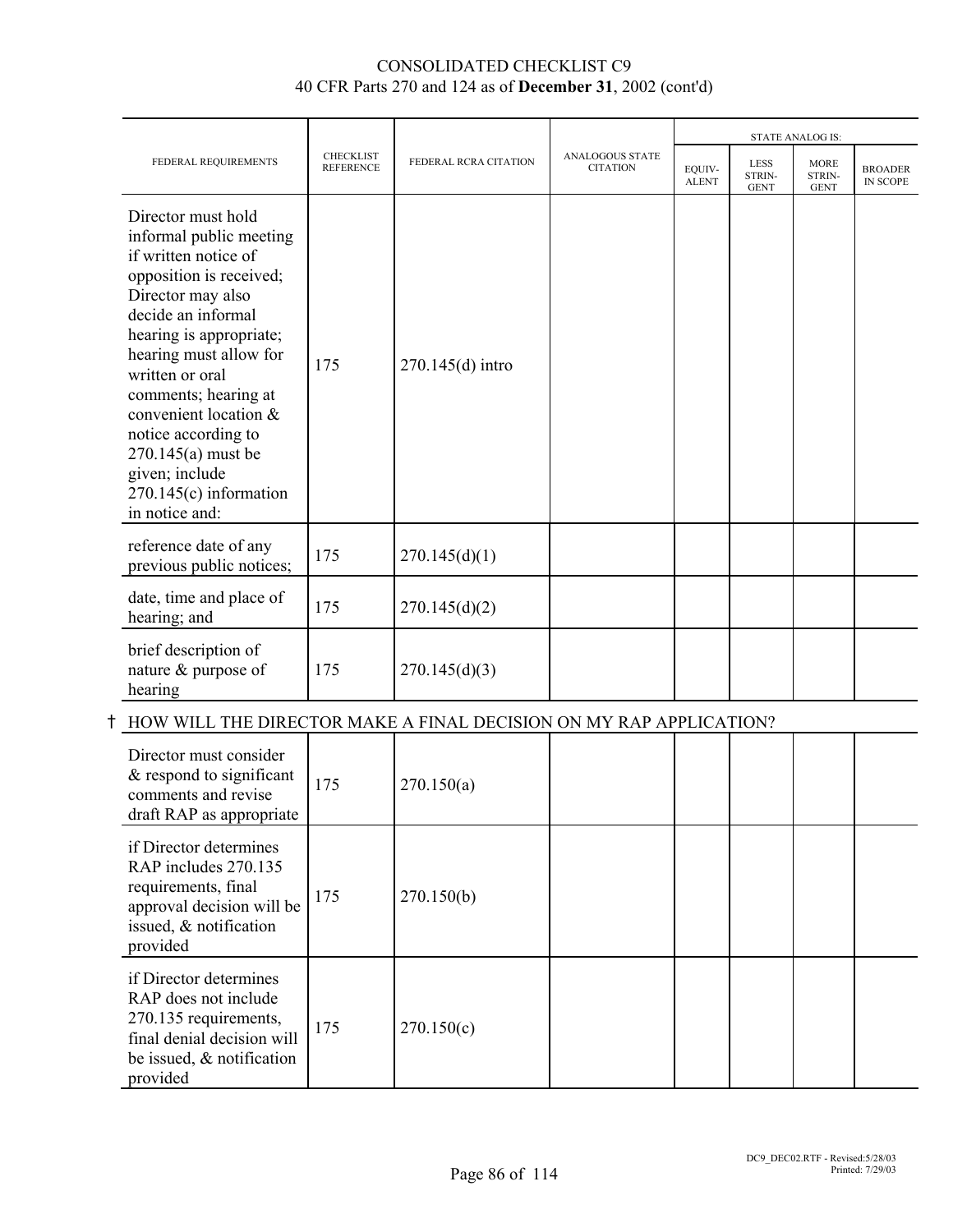# CONSOLIDATED CHECKLIST C9
40 CFR Parts 270 and 124 as of **December 31**, 2002 (cont'd)

| FEDERAL REQUIREMENTS | CHECKLIST REFERENCE | FEDERAL RCRA CITATION | ANALOGOUS STATE CITATION | STATE ANALOG IS: | | | |
|---|---|---|---|---|---|---|---|
| | | | | EQUIV-ALENT | LESS STRIN-GENT | MORE STRIN-GENT | BROADER IN SCOPE |
| Director must hold informal public meeting if written notice of opposition is received; Director may also decide an informal hearing is appropriate; hearing must allow for written or oral comments; hearing at convenient location & notice according to 270.145(a) must be given; include 270.145(c) information in notice and: | 175 | 270.145(d) intro | | | | | |
| reference date of any previous public notices; | 175 | 270.145(d)(1) | | | | | |
| date, time and place of hearing; and | 175 | 270.145(d)(2) | | | | | |
| brief description of nature & purpose of hearing | 175 | 270.145(d)(3) | | | | | |
| † HOW WILL THE DIRECTOR MAKE A FINAL DECISION ON MY RAP APPLICATION? | | | | | | | |
| Director must consider & respond to significant comments and revise draft RAP as appropriate | 175 | 270.150(a) | | | | | |
| if Director determines RAP includes 270.135 requirements, final approval decision will be issued, & notification provided | 175 | 270.150(b) | | | | | |
| if Director determines RAP does not include 270.135 requirements, final denial decision will be issued, & notification provided | 175 | 270.150(c) | | | | | |

DC9_DEC02.RTF - Revised:5/28/03
Printed: 7/29/03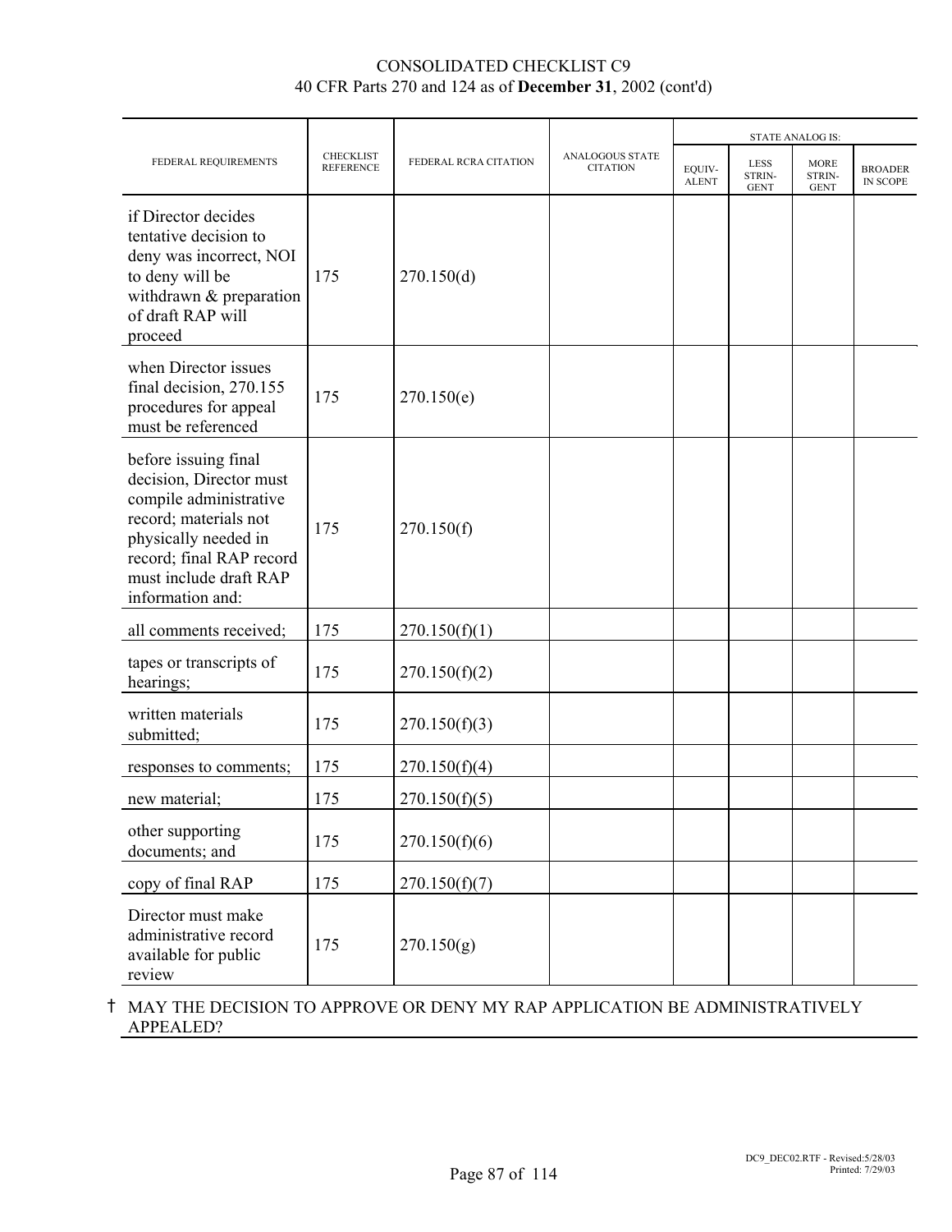CONSOLIDATED CHECKLIST C9
40 CFR Parts 270 and 124 as of **December 31**, 2002 (cont'd)

| FEDERAL REQUIREMENTS | CHECKLIST REFERENCE | FEDERAL RCRA CITATION | ANALOGOUS STATE CITATION | STATE ANALOG IS: | | | |
|---|---|---|---|---|---|---|---|
| | | | | EQUIVALENT | LESS STRINGENT | MORE STRINGENT | BROADER IN SCOPE |
| if Director decides tentative decision to deny was incorrect, NOI to deny will be withdrawn & preparation of draft RAP will proceed | 175 | 270.150(d) | | | | | |
| when Director issues final decision, 270.155 procedures for appeal must be referenced | 175 | 270.150(e) | | | | | |
| before issuing final decision, Director must compile administrative record; materials not physically needed in record; final RAP record must include draft RAP information and: | 175 | 270.150(f) | | | | | |
| all comments received; | 175 | 270.150(f)(1) | | | | | |
| tapes or transcripts of hearings; | 175 | 270.150(f)(2) | | | | | |
| written materials submitted; | 175 | 270.150(f)(3) | | | | | |
| responses to comments; | 175 | 270.150(f)(4) | | | | | |
| new material; | 175 | 270.150(f)(5) | | | | | |
| other supporting documents; and | 175 | 270.150(f)(6) | | | | | |
| copy of final RAP | 175 | 270.150(f)(7) | | | | | |
| Director must make administrative record available for public review | 175 | 270.150(g) | | | | | |

† MAY THE DECISION TO APPROVE OR DENY MY RAP APPLICATION BE ADMINISTRATIVELY APPEALED?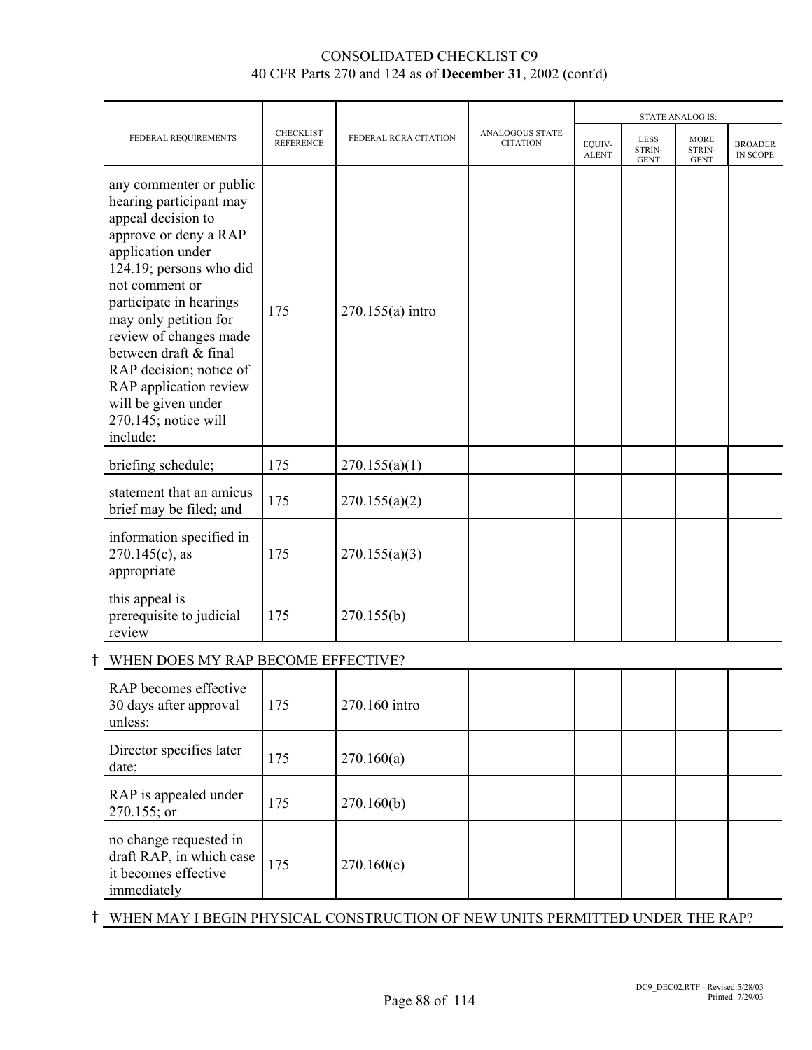CONSOLIDATED CHECKLIST C9
40 CFR Parts 270 and 124 as of **December 31**, 2002 (cont'd)

| FEDERAL REQUIREMENTS | CHECKLIST REFERENCE | FEDERAL RCRA CITATION | ANALOGOUS STATE CITATION | STATE ANALOG IS: EQUIV-ALENT | LESS STRIN-GENT | MORE STRIN-GENT | BROADER IN SCOPE |
|---|---|---|---|---|---|---|---|
| any commenter or public hearing participant may appeal decision to approve or deny a RAP application under 124.19; persons who did not comment or participate in hearings may only petition for review of changes made between draft & final RAP decision; notice of RAP application review will be given under 270.145; notice will include: | 175 | 270.155(a) intro | | | | | |
| briefing schedule; | 175 | 270.155(a)(1) | | | | | |
| statement that an amicus brief may be filed; and | 175 | 270.155(a)(2) | | | | | |
| information specified in 270.145(c), as appropriate | 175 | 270.155(a)(3) | | | | | |
| this appeal is prerequisite to judicial review | 175 | 270.155(b) | | | | | |

† WHEN DOES MY RAP BECOME EFFECTIVE?

| FEDERAL REQUIREMENTS | CHECKLIST REFERENCE | FEDERAL RCRA CITATION | ANALOGOUS STATE CITATION | EQUIV-ALENT | LESS STRIN-GENT | MORE STRIN-GENT | BROADER IN SCOPE |
|---|---|---|---|---|---|---|---|
| RAP becomes effective 30 days after approval unless: | 175 | 270.160 intro | | | | | |
| Director specifies later date; | 175 | 270.160(a) | | | | | |
| RAP is appealed under 270.155; or | 175 | 270.160(b) | | | | | |
| no change requested in draft RAP, in which case it becomes effective immediately | 175 | 270.160(c) | | | | | |

† WHEN MAY I BEGIN PHYSICAL CONSTRUCTION OF NEW UNITS PERMITTED UNDER THE RAP?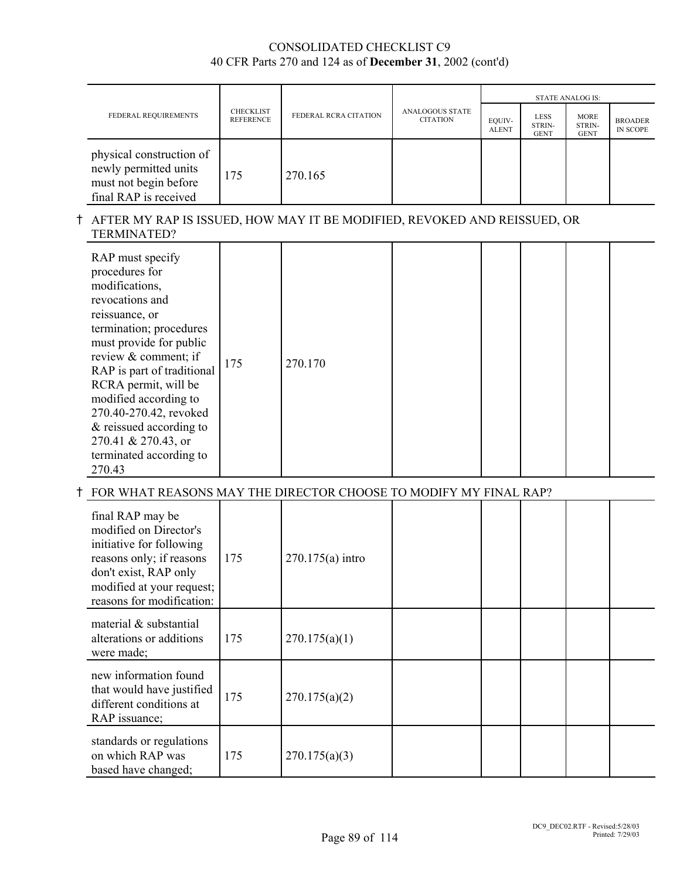# CONSOLIDATED CHECKLIST C9
## 40 CFR Parts 270 and 124 as of **December 31**, 2002 (cont'd)

| FEDERAL REQUIREMENTS | CHECKLIST REFERENCE | FEDERAL RCRA CITATION | ANALOGOUS STATE CITATION | STATE ANALOG IS: EQUIV-ALENT | LESS STRIN-GENT | MORE STRIN-GENT | BROADER IN SCOPE |
|---|---|---|---|---|---|---|---|
| physical construction of newly permitted units must not begin before final RAP is received | 175 | 270.165 | | | | | |
| **† AFTER MY RAP IS ISSUED, HOW MAY IT BE MODIFIED, REVOKED AND REISSUED, OR TERMINATED?** | | | | | | | |
| RAP must specify procedures for modifications, revocations and reissuance, or termination; procedures must provide for public review & comment; if RAP is part of traditional RCRA permit, will be modified according to 270.40-270.42, revoked & reissued according to 270.41 & 270.43, or terminated according to 270.43 | 175 | 270.170 | | | | | |
| **† FOR WHAT REASONS MAY THE DIRECTOR CHOOSE TO MODIFY MY FINAL RAP?** | | | | | | | |
| final RAP may be modified on Director's initiative for following reasons only; if reasons don't exist, RAP only modified at your request; reasons for modification: | 175 | 270.175(a) intro | | | | | |
| material & substantial alterations or additions were made; | 175 | 270.175(a)(1) | | | | | |
| new information found that would have justified different conditions at RAP issuance; | 175 | 270.175(a)(2) | | | | | |
| standards or regulations on which RAP was based have changed; | 175 | 270.175(a)(3) | | | | | |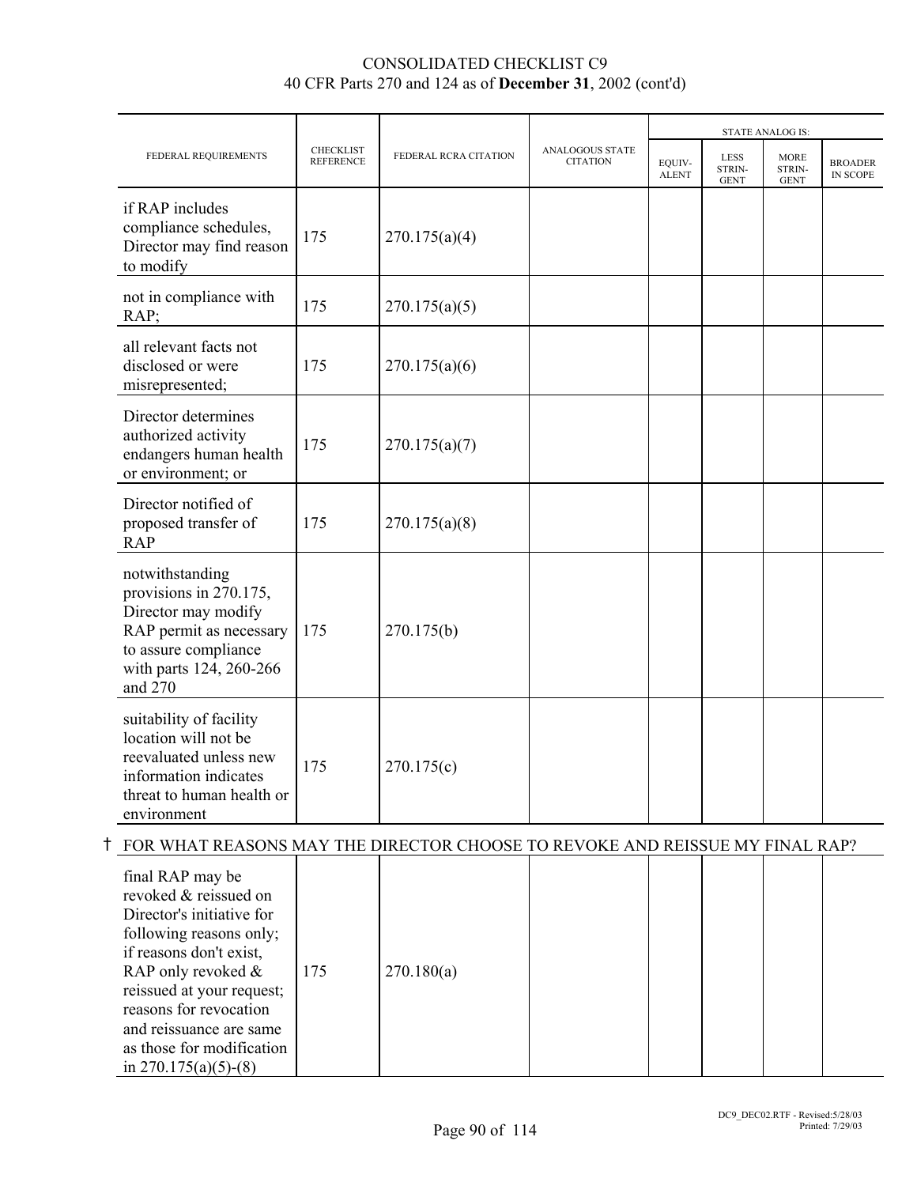| FEDERAL REQUIREMENTS | CHECKLIST REFERENCE | FEDERAL RCRA CITATION | ANALOGOUS STATE CITATION | STATE ANALOG IS: | | | |
|---|---|---|---|---|---|---|---|
| | | | | EQUIV-ALENT | LESS STRIN-GENT | MORE STRIN-GENT | BROADER IN SCOPE |
| if RAP includes compliance schedules, Director may find reason to modify | 175 | 270.175(a)(4) | | | | | |
| not in compliance with RAP; | 175 | 270.175(a)(5) | | | | | |
| all relevant facts not disclosed or were misrepresented; | 175 | 270.175(a)(6) | | | | | |
| Director determines authorized activity endangers human health or environment; or | 175 | 270.175(a)(7) | | | | | |
| Director notified of proposed transfer of RAP | 175 | 270.175(a)(8) | | | | | |
| notwithstanding provisions in 270.175, Director may modify RAP permit as necessary to assure compliance with parts 124, 260-266 and 270 | 175 | 270.175(b) | | | | | |
| suitability of facility location will not be reevaluated unless new information indicates threat to human health or environment | 175 | 270.175(c) | | | | | |
| † FOR WHAT REASONS MAY THE DIRECTOR CHOOSE TO REVOKE AND REISSUE MY FINAL RAP? | | | | | | | |
| final RAP may be revoked & reissued on Director's initiative for following reasons only; if reasons don't exist, RAP only revoked & reissued at your request; reasons for revocation and reissuance are same as those for modification in 270.175(a)(5)-(8) | 175 | 270.180(a) | | | | | |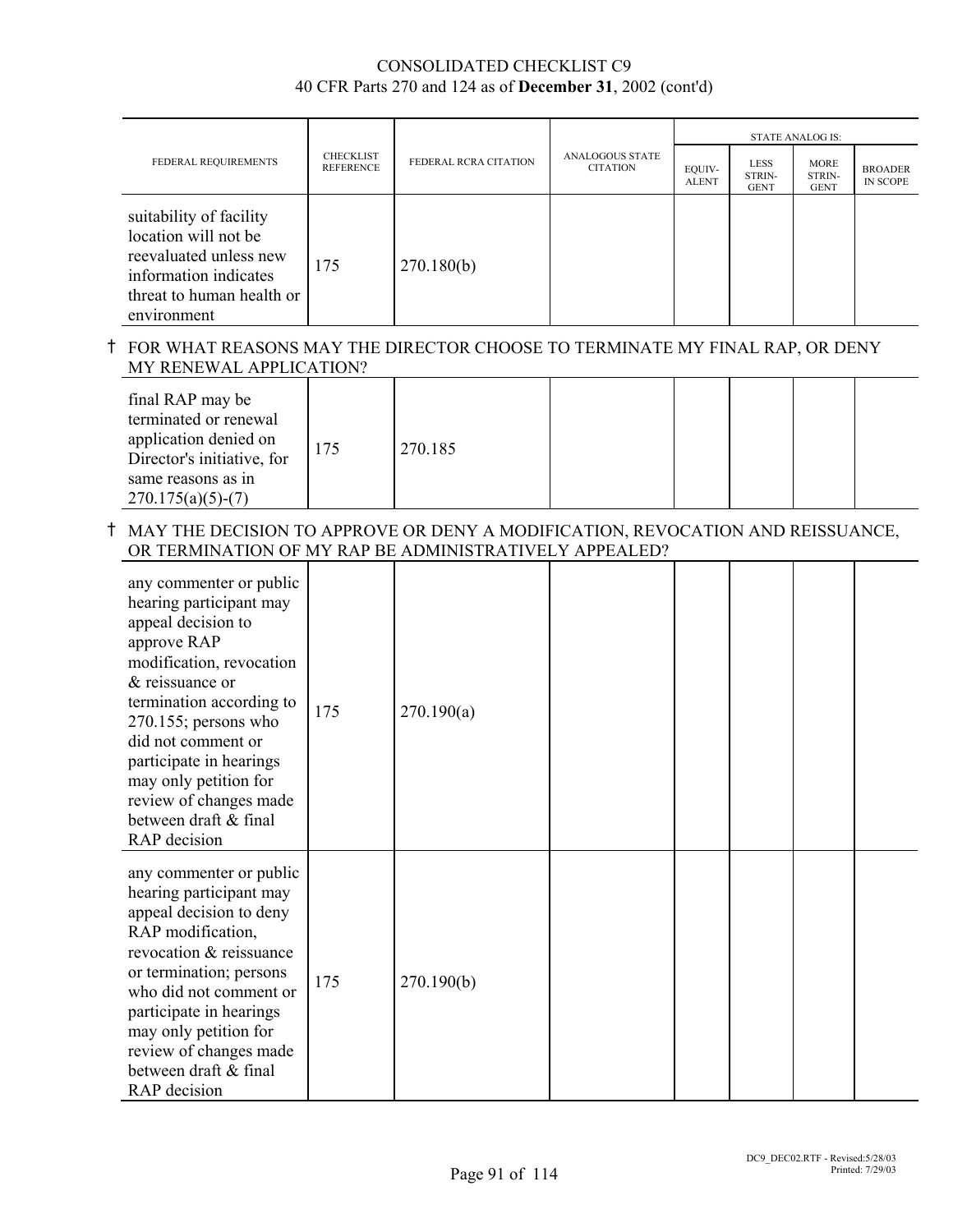CONSOLIDATED CHECKLIST C9
40 CFR Parts 270 and 124 as of **December 31**, 2002 (cont'd)

| FEDERAL REQUIREMENTS | CHECKLIST REFERENCE | FEDERAL RCRA CITATION | ANALOGOUS STATE CITATION | STATE ANALOG IS: EQUIV-ALENT | LESS STRIN-GENT | MORE STRIN-GENT | BROADER IN SCOPE |
|---|---|---|---|---|---|---|---|
| suitability of facility location will not be reevaluated unless new information indicates threat to human health or environment | 175 | 270.180(b) | | | | | |
| † FOR WHAT REASONS MAY THE DIRECTOR CHOOSE TO TERMINATE MY FINAL RAP, OR DENY MY RENEWAL APPLICATION? | | | | | | | |
| final RAP may be terminated or renewal application denied on Director's initiative, for same reasons as in 270.175(a)(5)-(7) | 175 | 270.185 | | | | | |
| † MAY THE DECISION TO APPROVE OR DENY A MODIFICATION, REVOCATION AND REISSUANCE, OR TERMINATION OF MY RAP BE ADMINISTRATIVELY APPEALED? | | | | | | | |
| any commenter or public hearing participant may appeal decision to approve RAP modification, revocation & reissuance or termination according to 270.155; persons who did not comment or participate in hearings may only petition for review of changes made between draft & final RAP decision | 175 | 270.190(a) | | | | | |
| any commenter or public hearing participant may appeal decision to deny RAP modification, revocation & reissuance or termination; persons who did not comment or participate in hearings may only petition for review of changes made between draft & final RAP decision | 175 | 270.190(b) | | | | | |

DC9_DEC02.RTF - Revised:5/28/03
Printed: 7/29/03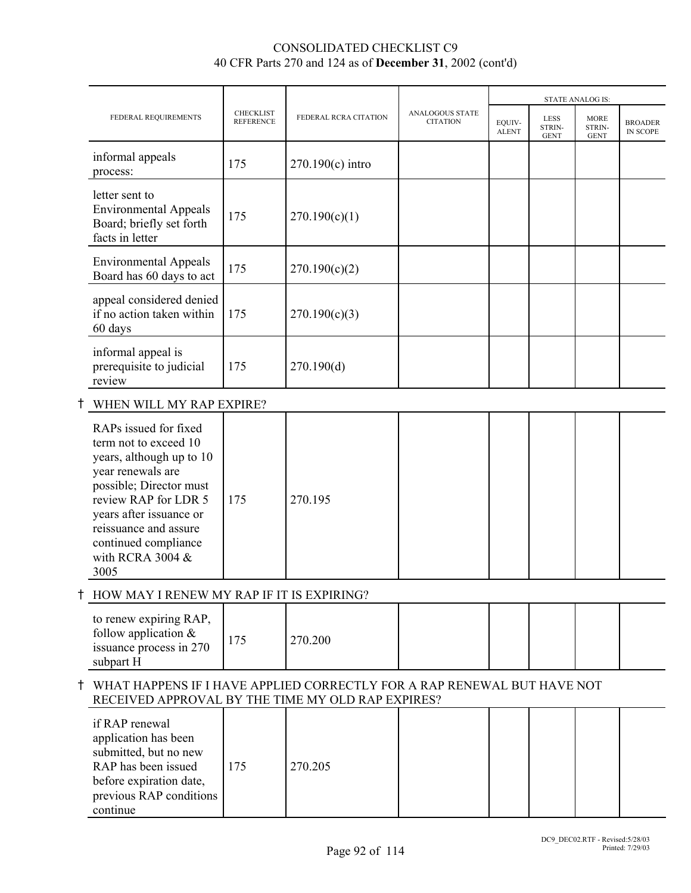# CONSOLIDATED CHECKLIST C9
40 CFR Parts 270 and 124 as of **December 31**, 2002 (cont'd)

| FEDERAL REQUIREMENTS | CHECKLIST REFERENCE | FEDERAL RCRA CITATION | ANALOGOUS STATE CITATION | STATE ANALOG IS: | | | |
|---|---|---|---|---|---|---|---|
| | | | | EQUIV-ALENT | LESS STRIN-GENT | MORE STRIN-GENT | BROADER IN SCOPE |
| informal appeals process: | 175 | 270.190(c) intro | | | | | |
| letter sent to Environmental Appeals Board; briefly set forth facts in letter | 175 | 270.190(c)(1) | | | | | |
| Environmental Appeals Board has 60 days to act | 175 | 270.190(c)(2) | | | | | |
| appeal considered denied if no action taken within 60 days | 175 | 270.190(c)(3) | | | | | |
| informal appeal is prerequisite to judicial review | 175 | 270.190(d) | | | | | |
| † WHEN WILL MY RAP EXPIRE? | | | | | | | |
| RAPs issued for fixed term not to exceed 10 years, although up to 10 year renewals are possible; Director must review RAP for LDR 5 years after issuance or reissuance and assure continued compliance with RCRA 3004 & 3005 | 175 | 270.195 | | | | | |
| † HOW MAY I RENEW MY RAP IF IT IS EXPIRING? | | | | | | | |
| to renew expiring RAP, follow application & issuance process in 270 subpart H | 175 | 270.200 | | | | | |
| † WHAT HAPPENS IF I HAVE APPLIED CORRECTLY FOR A RAP RENEWAL BUT HAVE NOT RECEIVED APPROVAL BY THE TIME MY OLD RAP EXPIRES? | | | | | | | |
| if RAP renewal application has been submitted, but no new RAP has been issued before expiration date, previous RAP conditions continue | 175 | 270.205 | | | | | |

DC9_DEC02.RTF - Revised:5/28/03
Printed: 7/29/03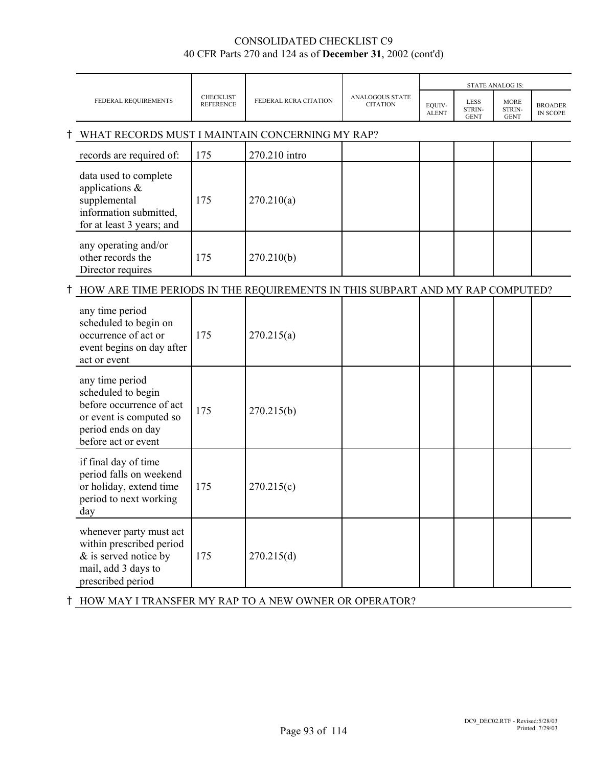# CONSOLIDATED CHECKLIST C9

## 40 CFR Parts 270 and 124 as of **December 31**, 2002 (cont'd)

| FEDERAL REQUIREMENTS | CHECKLIST REFERENCE | FEDERAL RCRA CITATION | ANALOGOUS STATE CITATION | STATE ANALOG IS: EQUIV-ALENT | LESS STRIN-GENT | MORE STRIN-GENT | BROADER IN SCOPE |
|---|---|---|---|---|---|---|---|
| † WHAT RECORDS MUST I MAINTAIN CONCERNING MY RAP? | | | | | | | |
| records are required of: | 175 | 270.210 intro | | | | | |
| data used to complete applications & supplemental information submitted, for at least 3 years; and | 175 | 270.210(a) | | | | | |
| any operating and/or other records the Director requires | 175 | 270.210(b) | | | | | |
| † HOW ARE TIME PERIODS IN THE REQUIREMENTS IN THIS SUBPART AND MY RAP COMPUTED? | | | | | | | |
| any time period scheduled to begin on occurrence of act or event begins on day after act or event | 175 | 270.215(a) | | | | | |
| any time period scheduled to begin before occurrence of act or event is computed so period ends on day before act or event | 175 | 270.215(b) | | | | | |
| if final day of time period falls on weekend or holiday, extend time period to next working day | 175 | 270.215(c) | | | | | |
| whenever party must act within prescribed period & is served notice by mail, add 3 days to prescribed period | 175 | 270.215(d) | | | | | |
| † HOW MAY I TRANSFER MY RAP TO A NEW OWNER OR OPERATOR? | | | | | | | |

DC9_DEC02.RTF - Revised:5/28/03
Printed: 7/29/03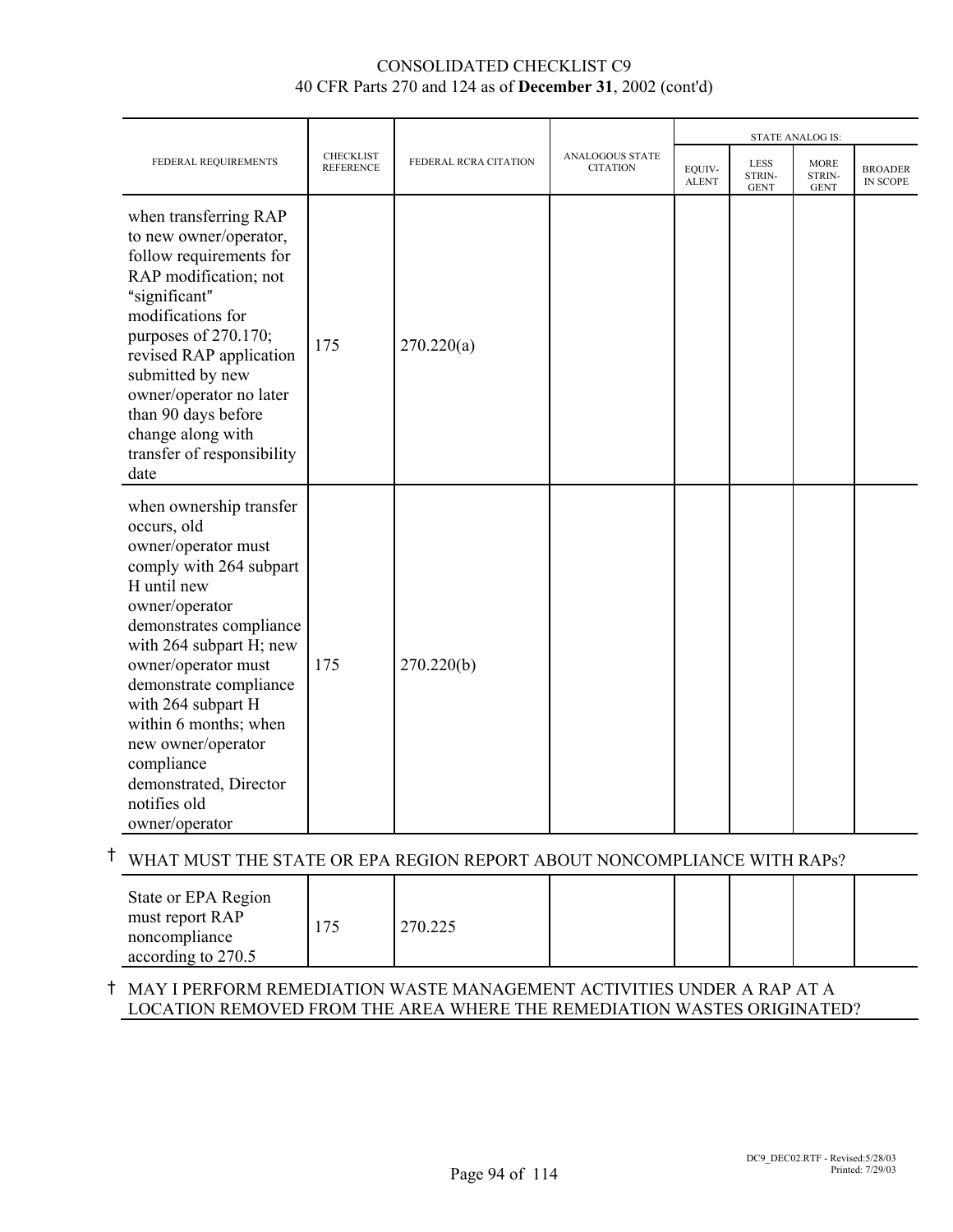| FEDERAL REQUIREMENTS | CHECKLIST REFERENCE | FEDERAL RCRA CITATION | ANALOGOUS STATE CITATION | STATE ANALOG IS: | | | |
|---|---|---|---|---|---|---|---|
| | | | | EQUIV-ALENT | LESS STRIN-GENT | MORE STRIN-GENT | BROADER IN SCOPE |
| when transferring RAP to new owner/operator, follow requirements for RAP modification; not "significant" modifications for purposes of 270.170; revised RAP application submitted by new owner/operator no later than 90 days before change along with transfer of responsibility date | 175 | 270.220(a) | | | | | |
| when ownership transfer occurs, old owner/operator must comply with 264 subpart H until new owner/operator demonstrates compliance with 264 subpart H; new owner/operator must demonstrate compliance with 264 subpart H within 6 months; when new owner/operator compliance demonstrated, Director notifies old owner/operator | 175 | 270.220(b) | | | | | |

† WHAT MUST THE STATE OR EPA REGION REPORT ABOUT NONCOMPLIANCE WITH RAPs?

| | | | | | | | |
|---|---|---|---|---|---|---|---|
| State or EPA Region must report RAP noncompliance according to 270.5 | 175 | 270.225 | | | | | |

† MAY I PERFORM REMEDIATION WASTE MANAGEMENT ACTIVITIES UNDER A RAP AT A LOCATION REMOVED FROM THE AREA WHERE THE REMEDIATION WASTES ORIGINATED?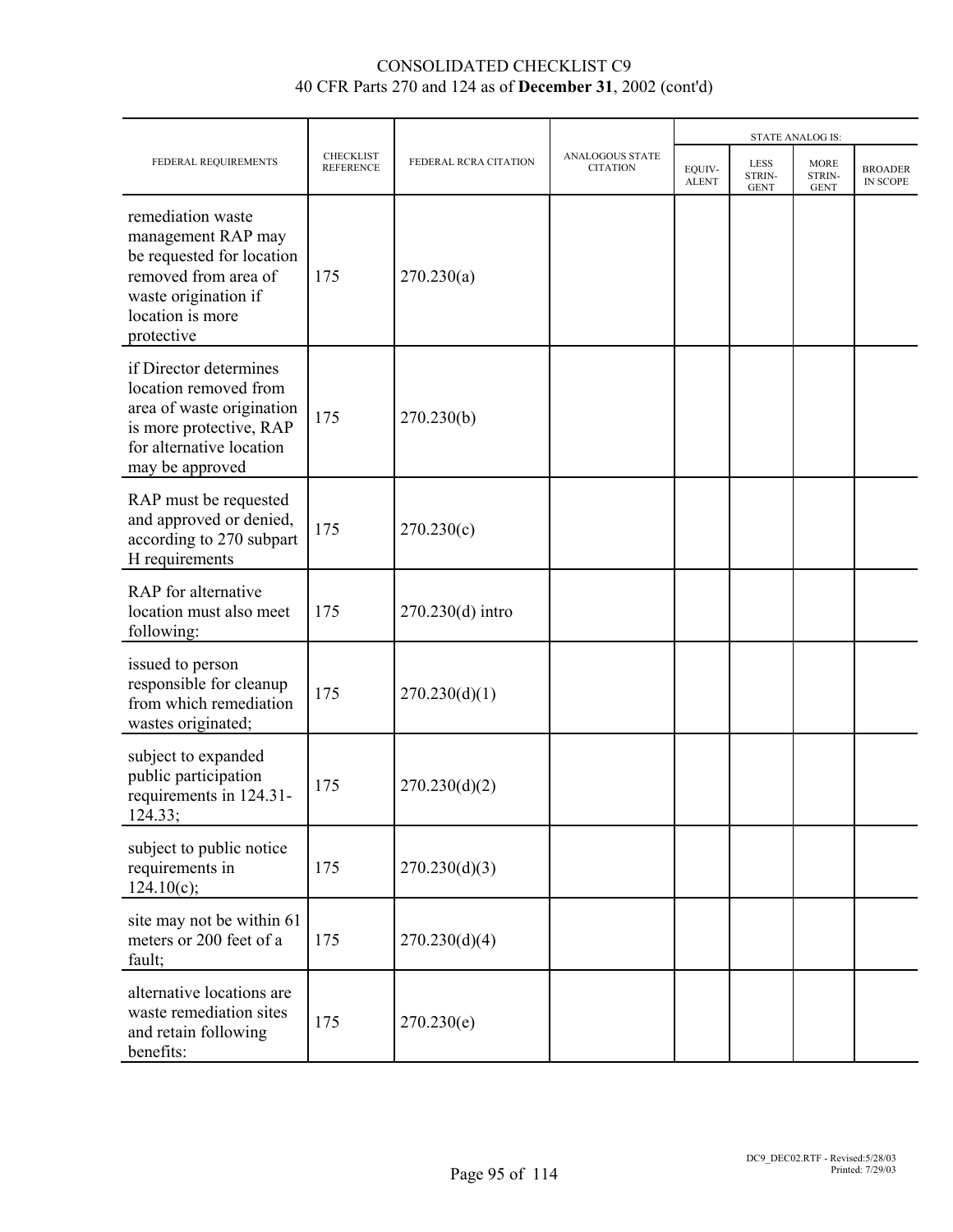# CONSOLIDATED CHECKLIST C9
## 40 CFR Parts 270 and 124 as of **December 31**, 2002 (cont'd)

| FEDERAL REQUIREMENTS | CHECKLIST REFERENCE | FEDERAL RCRA CITATION | ANALOGOUS STATE CITATION | STATE ANALOG IS: | | | |
|---|---|---|---|---|---|---|---|
| | | | | EQUIV-ALENT | LESS STRIN-GENT | MORE STRIN-GENT | BROADER IN SCOPE |
| remediation waste management RAP may be requested for location removed from area of waste origination if location is more protective | 175 | 270.230(a) | | | | | |
| if Director determines location removed from area of waste origination is more protective, RAP for alternative location may be approved | 175 | 270.230(b) | | | | | |
| RAP must be requested and approved or denied, according to 270 subpart H requirements | 175 | 270.230(c) | | | | | |
| RAP for alternative location must also meet following: | 175 | 270.230(d) intro | | | | | |
| issued to person responsible for cleanup from which remediation wastes originated; | 175 | 270.230(d)(1) | | | | | |
| subject to expanded public participation requirements in 124.31-124.33; | 175 | 270.230(d)(2) | | | | | |
| subject to public notice requirements in 124.10(c); | 175 | 270.230(d)(3) | | | | | |
| site may not be within 61 meters or 200 feet of a fault; | 175 | 270.230(d)(4) | | | | | |
| alternative locations are waste remediation sites and retain following benefits: | 175 | 270.230(e) | | | | | |

DC9_DEC02.RTF - Revised:5/28/03
Printed: 7/29/03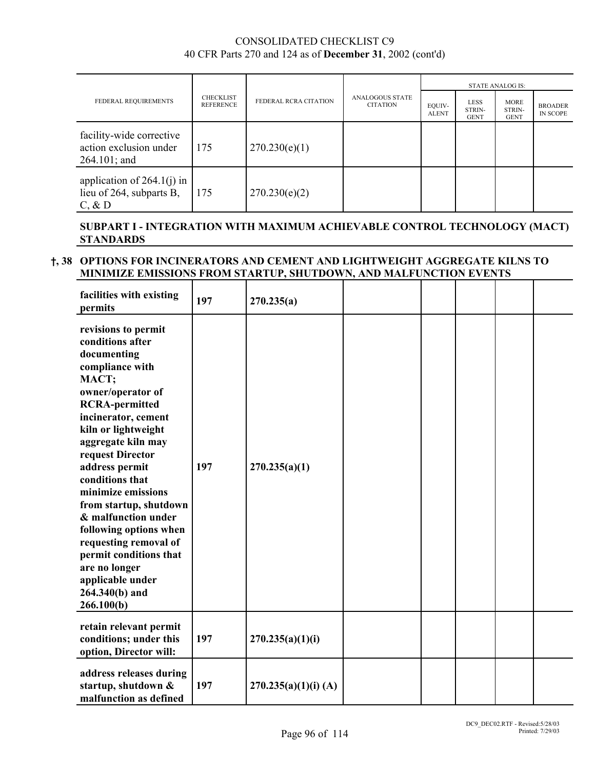| FEDERAL REQUIREMENTS | CHECKLIST REFERENCE | FEDERAL RCRA CITATION | ANALOGOUS STATE CITATION | STATE ANALOG IS: | | | |
|---|---|---|---|---|---|---|---|
| | | | | EQUIV-ALENT | LESS STRIN-GENT | MORE STRIN-GENT | BROADER IN SCOPE |
| facility-wide corrective action exclusion under 264.101; and | 175 | 270.230(e)(1) | | | | | |
| application of 264.1(j) in lieu of 264, subparts B, C, & D | 175 | 270.230(e)(2) | | | | | |

**SUBPART I - INTEGRATION WITH MAXIMUM ACHIEVABLE CONTROL TECHNOLOGY (MACT) STANDARDS**

**†, 38 OPTIONS FOR INCINERATORS AND CEMENT AND LIGHTWEIGHT AGGREGATE KILNS TO MINIMIZE EMISSIONS FROM STARTUP, SHUTDOWN, AND MALFUNCTION EVENTS**

| FEDERAL REQUIREMENTS | CHECKLIST REFERENCE | FEDERAL RCRA CITATION | ANALOGOUS STATE CITATION | EQUIV-ALENT | LESS STRIN-GENT | MORE STRIN-GENT | BROADER IN SCOPE |
|---|---|---|---|---|---|---|---|
| **facilities with existing permits** | **197** | **270.235(a)** | | | | | |
| **revisions to permit conditions after documenting compliance with MACT; owner/operator of RCRA-permitted incinerator, cement kiln or lightweight aggregate kiln may request Director address permit conditions that minimize emissions from startup, shutdown & malfunction under following options when requesting removal of permit conditions that are no longer applicable under 264.340(b) and 266.100(b)** | **197** | **270.235(a)(1)** | | | | | |
| **retain relevant permit conditions; under this option, Director will:** | **197** | **270.235(a)(1)(i)** | | | | | |
| **address releases during startup, shutdown & malfunction as defined** | **197** | **270.235(a)(1)(i) (A)** | | | | | |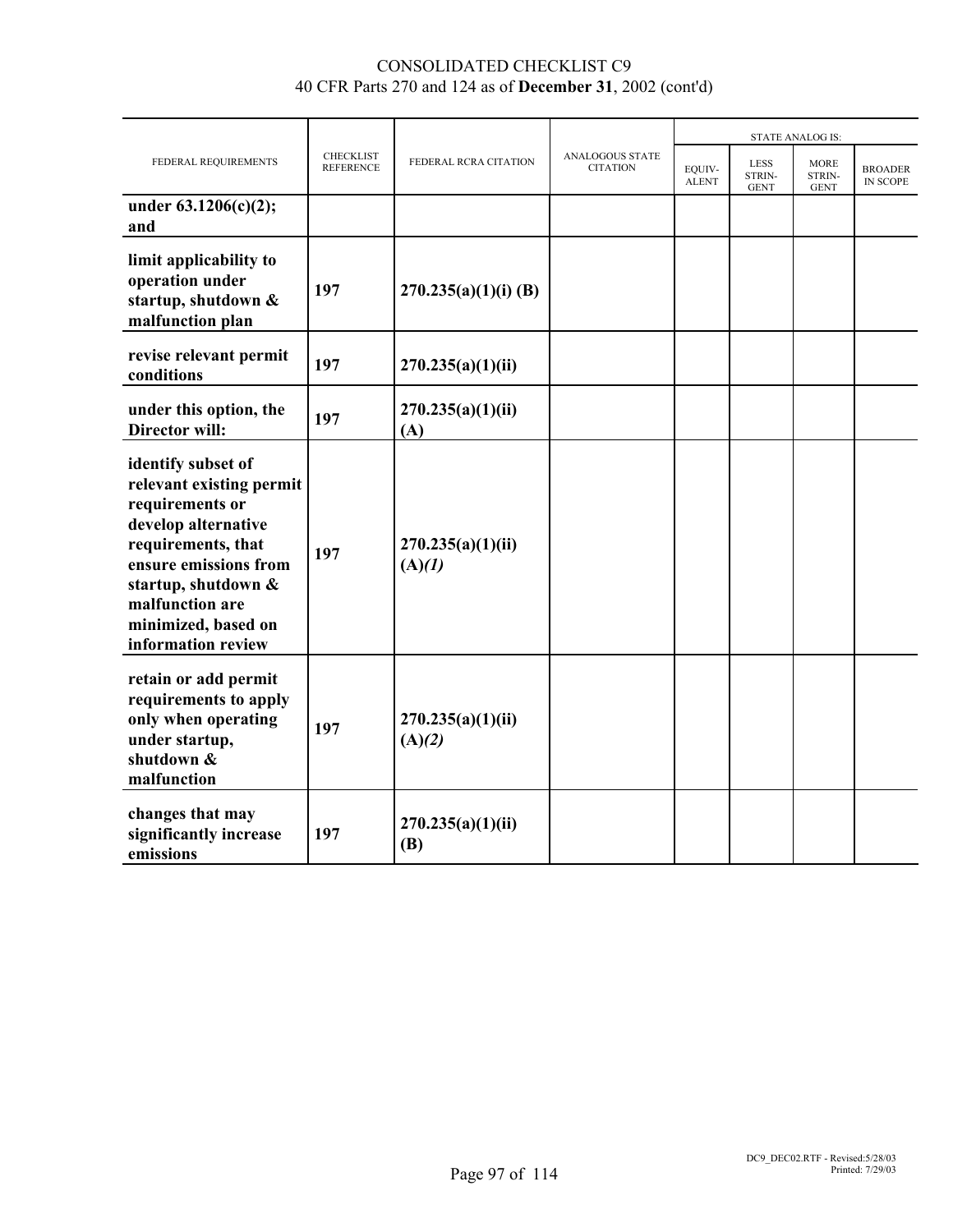CONSOLIDATED CHECKLIST C9
40 CFR Parts 270 and 124 as of **December 31**, 2002 (cont'd)

| FEDERAL REQUIREMENTS | CHECKLIST REFERENCE | FEDERAL RCRA CITATION | ANALOGOUS STATE CITATION | STATE ANALOG IS: | | | |
|---|---|---|---|---|---|---|---|
| | | | | EQUIV-ALENT | LESS STRIN-GENT | MORE STRIN-GENT | BROADER IN SCOPE |
| **under 63.1206(c)(2); and** | | | | | | | |
| **limit applicability to operation under startup, shutdown & malfunction plan** | **197** | **270.235(a)(1)(i) (B)** | | | | | |
| **revise relevant permit conditions** | **197** | **270.235(a)(1)(ii)** | | | | | |
| **under this option, the Director will:** | **197** | **270.235(a)(1)(ii) (A)** | | | | | |
| **identify subset of relevant existing permit requirements or develop alternative requirements, that ensure emissions from startup, shutdown & malfunction are minimized, based on information review** | **197** | **270.235(a)(1)(ii) (A)*(1)*** | | | | | |
| **retain or add permit requirements to apply only when operating under startup, shutdown & malfunction** | **197** | **270.235(a)(1)(ii) (A)*(2)*** | | | | | |
| **changes that may significantly increase emissions** | **197** | **270.235(a)(1)(ii) (B)** | | | | | |

DC9_DEC02.RTF - Revised:5/28/03
Printed: 7/29/03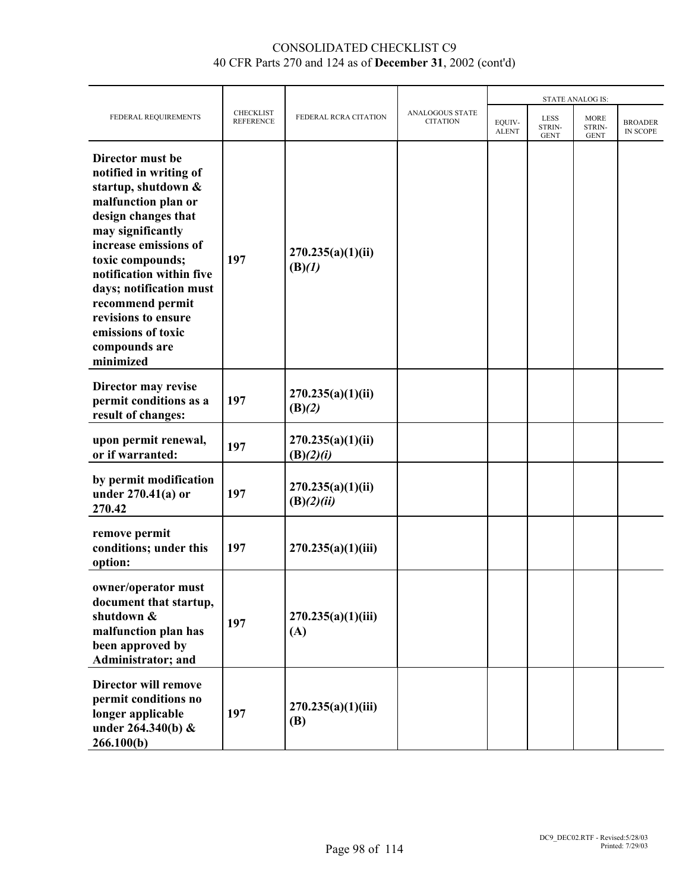CONSOLIDATED CHECKLIST C9
40 CFR Parts 270 and 124 as of **December 31**, 2002 (cont'd)

| FEDERAL REQUIREMENTS | CHECKLIST REFERENCE | FEDERAL RCRA CITATION | ANALOGOUS STATE CITATION | STATE ANALOG IS: | | | |
|---|---|---|---|---|---|---|---|
| | | | | EQUIV-ALENT | LESS STRIN-GENT | MORE STRIN-GENT | BROADER IN SCOPE |
| **Director must be notified in writing of startup, shutdown & malfunction plan or design changes that may significantly increase emissions of toxic compounds; notification within five days; notification must recommend permit revisions to ensure emissions of toxic compounds are minimized** | **197** | **270.235(a)(1)(ii)(B)*(1)*** | | | | | |
| **Director may revise permit conditions as a result of changes:** | **197** | **270.235(a)(1)(ii)(B)*(2)*** | | | | | |
| **upon permit renewal, or if warranted:** | **197** | **270.235(a)(1)(ii)(B)*(2)(i)*** | | | | | |
| **by permit modification under 270.41(a) or 270.42** | **197** | **270.235(a)(1)(ii)(B)*(2)(ii)*** | | | | | |
| **remove permit conditions; under this option:** | **197** | **270.235(a)(1)(iii)** | | | | | |
| **owner/operator must document that startup, shutdown & malfunction plan has been approved by Administrator; and** | **197** | **270.235(a)(1)(iii)(A)** | | | | | |
| **Director will remove permit conditions no longer applicable under 264.340(b) & 266.100(b)** | **197** | **270.235(a)(1)(iii)(B)** | | | | | |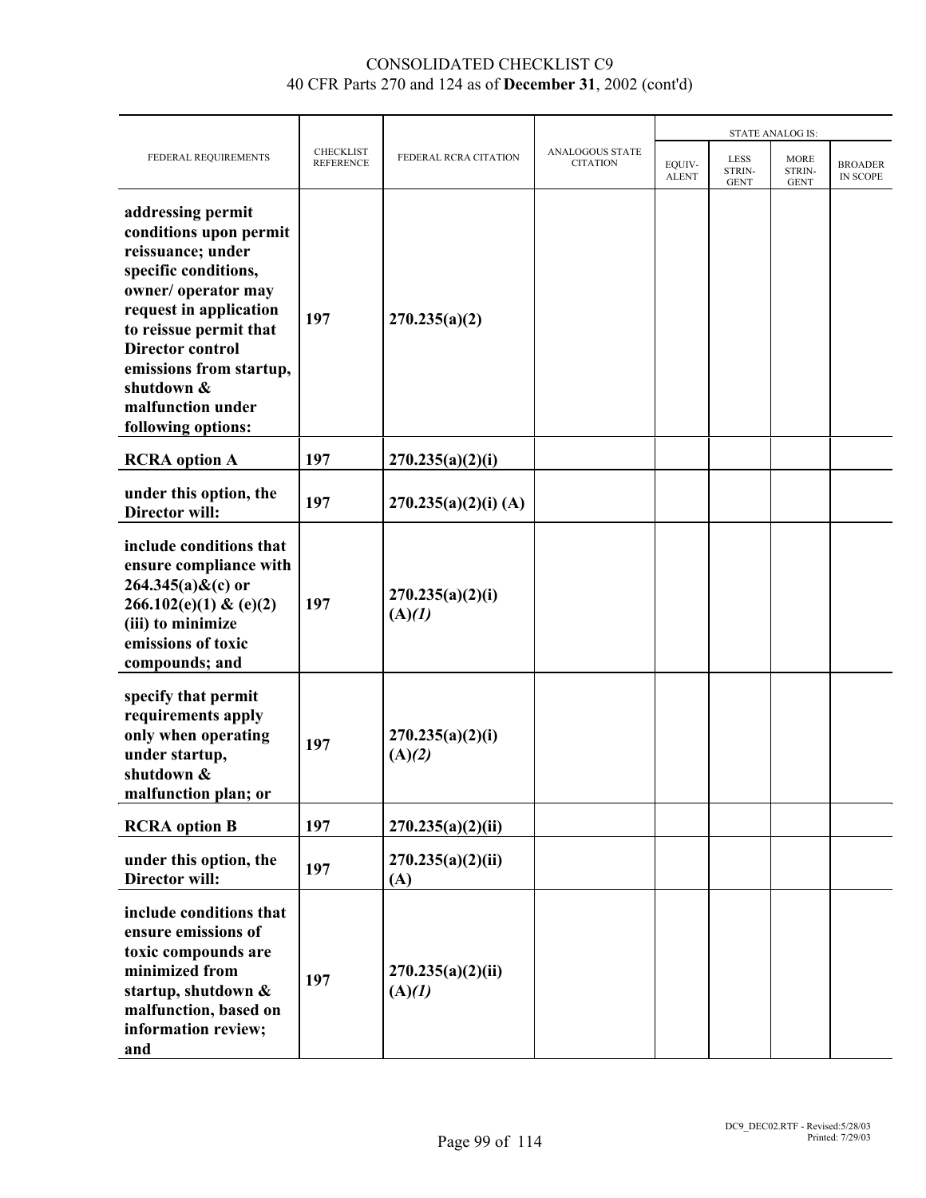| FEDERAL REQUIREMENTS | CHECKLIST REFERENCE | FEDERAL RCRA CITATION | ANALOGOUS STATE CITATION | STATE ANALOG IS: | | | |
|---|---|---|---|---|---|---|---|
| | | | | EQUIV-ALENT | LESS STRIN-GENT | MORE STRIN-GENT | BROADER IN SCOPE |
| **addressing permit conditions upon permit reissuance; under specific conditions, owner/ operator may request in application to reissue permit that Director control emissions from startup, shutdown & malfunction under following options:** | **197** | **270.235(a)(2)** | | | | | |
| **RCRA option A** | **197** | **270.235(a)(2)(i)** | | | | | |
| **under this option, the Director will:** | **197** | **270.235(a)(2)(i) (A)** | | | | | |
| **include conditions that ensure compliance with 264.345(a)&(c) or 266.102(e)(1) & (e)(2)(iii) to minimize emissions of toxic compounds; and** | **197** | **270.235(a)(2)(i)(A)*(1)*** | | | | | |
| **specify that permit requirements apply only when operating under startup, shutdown & malfunction plan; or** | **197** | **270.235(a)(2)(i)(A)*(2)*** | | | | | |
| **RCRA option B** | **197** | **270.235(a)(2)(ii)** | | | | | |
| **under this option, the Director will:** | **197** | **270.235(a)(2)(ii)(A)** | | | | | |
| **include conditions that ensure emissions of toxic compounds are minimized from startup, shutdown & malfunction, based on information review; and** | **197** | **270.235(a)(2)(ii)(A)*(1)*** | | | | | |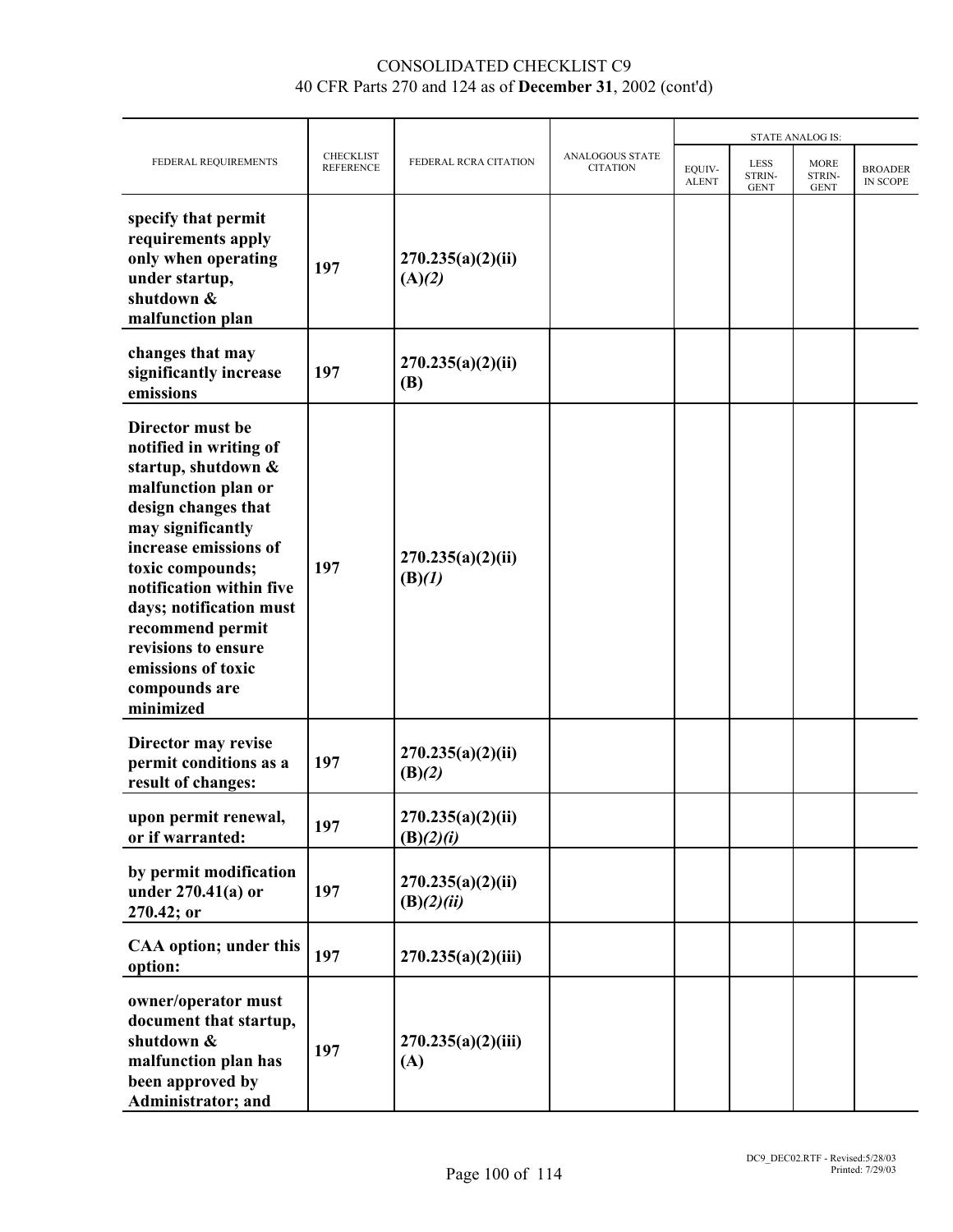# CONSOLIDATED CHECKLIST C9
40 CFR Parts 270 and 124 as of **December 31**, 2002 (cont'd)

| FEDERAL REQUIREMENTS | CHECKLIST REFERENCE | FEDERAL RCRA CITATION | ANALOGOUS STATE CITATION | STATE ANALOG IS: | | | |
|---|---|---|---|---|---|---|---|
| | | | | EQUIV-ALENT | LESS STRIN-GENT | MORE STRIN-GENT | BROADER IN SCOPE |
| **specify that permit requirements apply only when operating under startup, shutdown & malfunction plan** | **197** | **270.235(a)(2)(ii)(A)*(2)*** | | | | | |
| **changes that may significantly increase emissions** | **197** | **270.235(a)(2)(ii)(B)** | | | | | |
| **Director must be notified in writing of startup, shutdown & malfunction plan or design changes that may significantly increase emissions of toxic compounds; notification within five days; notification must recommend permit revisions to ensure emissions of toxic compounds are minimized** | **197** | **270.235(a)(2)(ii)(B)*(1)*** | | | | | |
| **Director may revise permit conditions as a result of changes:** | **197** | **270.235(a)(2)(ii)(B)*(2)*** | | | | | |
| **upon permit renewal, or if warranted:** | **197** | **270.235(a)(2)(ii)(B)*(2)(i)*** | | | | | |
| **by permit modification under 270.41(a) or 270.42; or** | **197** | **270.235(a)(2)(ii)(B)*(2)(ii)*** | | | | | |
| **CAA option; under this option:** | **197** | **270.235(a)(2)(iii)** | | | | | |
| **owner/operator must document that startup, shutdown & malfunction plan has been approved by Administrator; and** | **197** | **270.235(a)(2)(iii)(A)** | | | | | |

DC9_DEC02.RTF - Revised:5/28/03
Printed: 7/29/03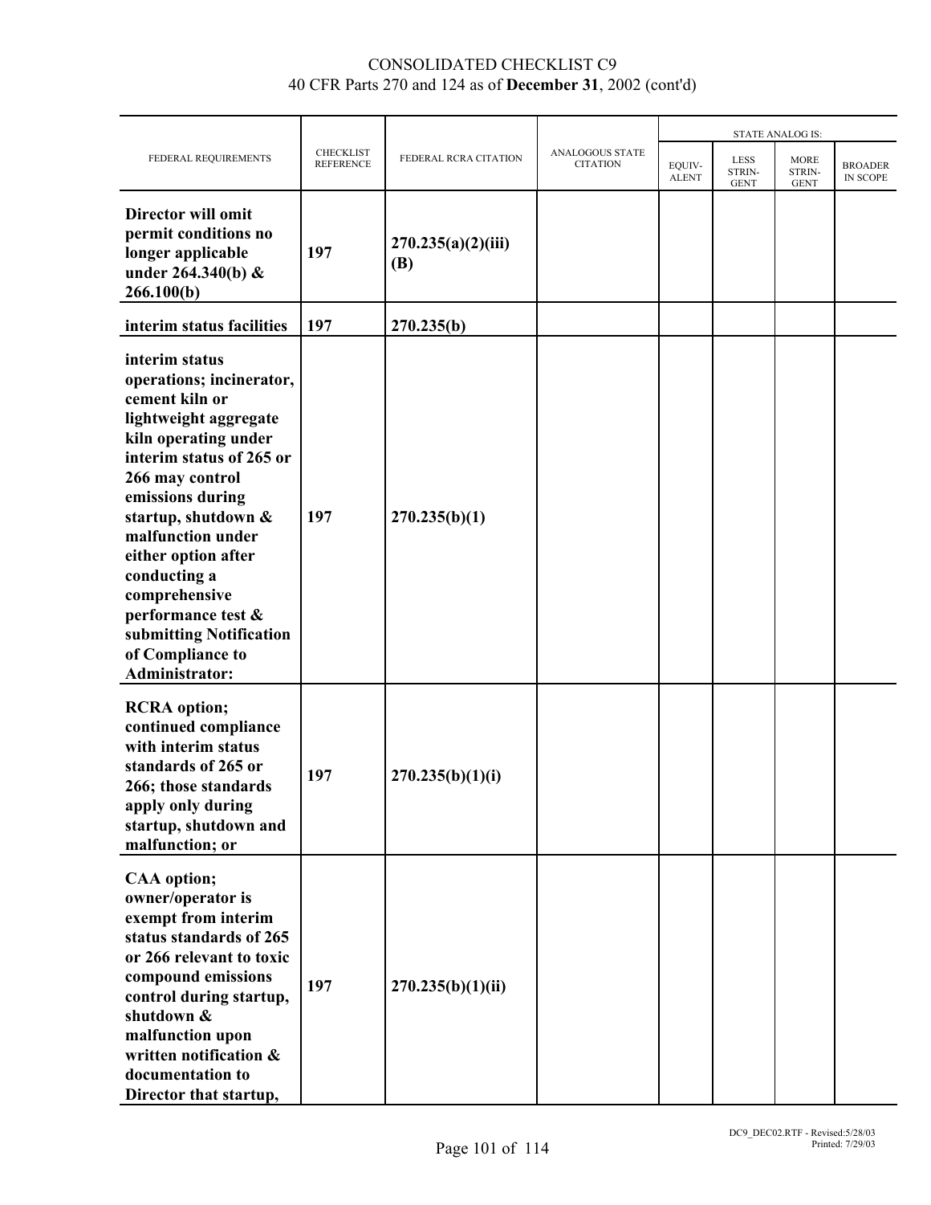CONSOLIDATED CHECKLIST C9
40 CFR Parts 270 and 124 as of **December 31**, 2002 (cont'd)

| FEDERAL REQUIREMENTS | CHECKLIST REFERENCE | FEDERAL RCRA CITATION | ANALOGOUS STATE CITATION | STATE ANALOG IS: | | | |
|---|---|---|---|---|---|---|---|
| | | | | EQUIV-ALENT | LESS STRIN-GENT | MORE STRIN-GENT | BROADER IN SCOPE |
| **Director will omit permit conditions no longer applicable under 264.340(b) & 266.100(b)** | **197** | **270.235(a)(2)(iii)(B)** | | | | | |
| **interim status facilities** | **197** | **270.235(b)** | | | | | |
| **interim status operations; incinerator, cement kiln or lightweight aggregate kiln operating under interim status of 265 or 266 may control emissions during startup, shutdown & malfunction under either option after conducting a comprehensive performance test & submitting Notification of Compliance to Administrator:** | **197** | **270.235(b)(1)** | | | | | |
| **RCRA option; continued compliance with interim status standards of 265 or 266; those standards apply only during startup, shutdown and malfunction; or** | **197** | **270.235(b)(1)(i)** | | | | | |
| **CAA option; owner/operator is exempt from interim status standards of 265 or 266 relevant to toxic compound emissions control during startup, shutdown & malfunction upon written notification & documentation to Director that startup,** | **197** | **270.235(b)(1)(ii)** | | | | | |

DC9_DEC02.RTF - Revised:5/28/03
Printed: 7/29/03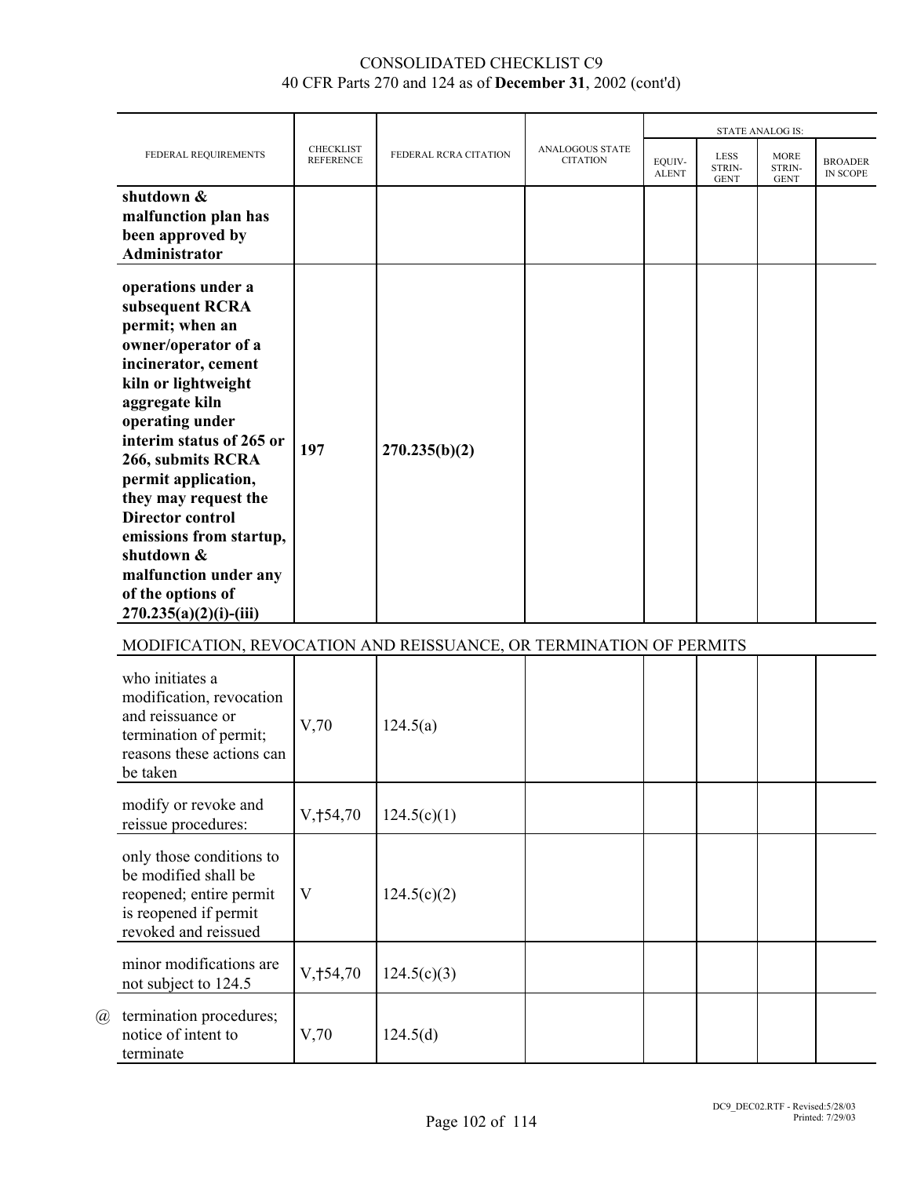# CONSOLIDATED CHECKLIST C9
## 40 CFR Parts 270 and 124 as of **December 31**, 2002 (cont'd)

| FEDERAL REQUIREMENTS | CHECKLIST REFERENCE | FEDERAL RCRA CITATION | ANALOGOUS STATE CITATION | STATE ANALOG IS: EQUIV-ALENT | LESS STRIN-GENT | MORE STRIN-GENT | BROADER IN SCOPE |
|---|---|---|---|---|---|---|---|
| **shutdown & malfunction plan has been approved by Administrator** | | | | | | | |
| **operations under a subsequent RCRA permit; when an owner/operator of a incinerator, cement kiln or lightweight aggregate kiln operating under interim status of 265 or 266, submits RCRA permit application, they may request the Director control emissions from startup, shutdown & malfunction under any of the options of 270.235(a)(2)(i)-(iii)** | **197** | **270.235(b)(2)** | | | | | |
| MODIFICATION, REVOCATION AND REISSUANCE, OR TERMINATION OF PERMITS | | | | | | | |
| who initiates a modification, revocation and reissuance or termination of permit; reasons these actions can be taken | V,70 | 124.5(a) | | | | | |
| modify or revoke and reissue procedures: | V,†54,70 | 124.5(c)(1) | | | | | |
| only those conditions to be modified shall be reopened; entire permit is reopened if permit revoked and reissued | V | 124.5(c)(2) | | | | | |
| minor modifications are not subject to 124.5 | V,†54,70 | 124.5(c)(3) | | | | | |
| @ termination procedures; notice of intent to terminate | V,70 | 124.5(d) | | | | | |

DC9_DEC02.RTF - Revised:5/28/03
Printed: 7/29/03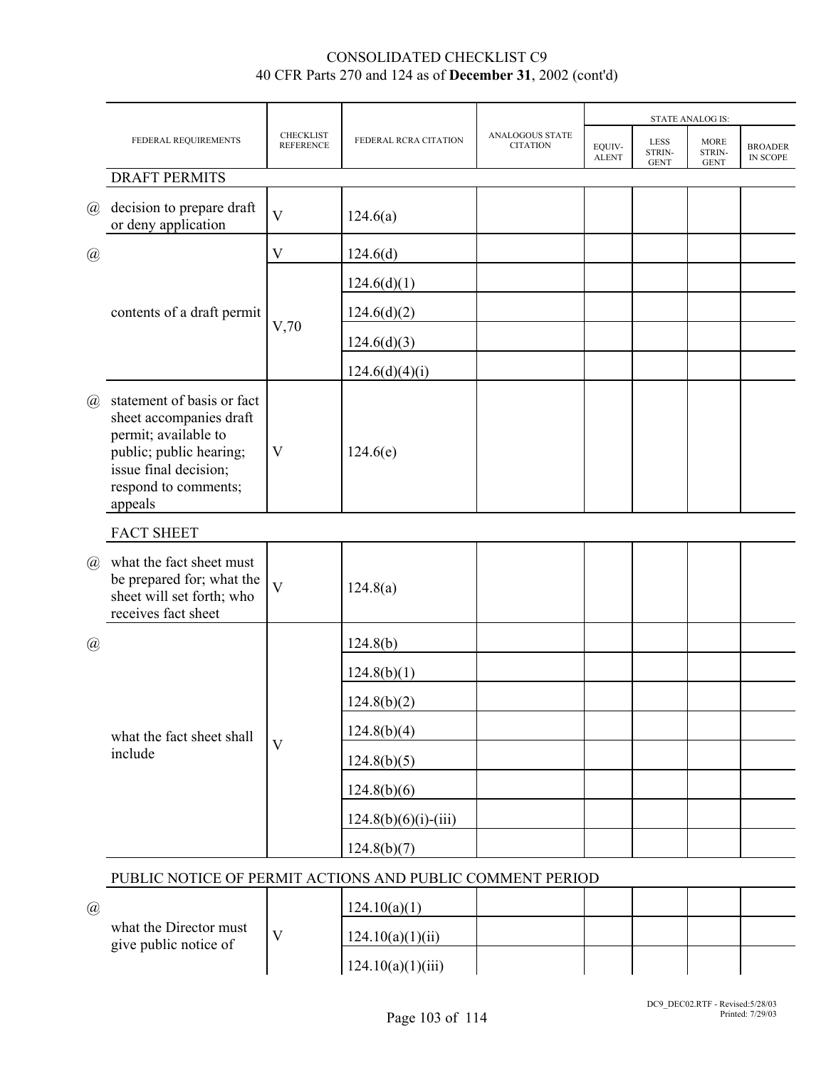# CONSOLIDATED CHECKLIST C9
## 40 CFR Parts 270 and 124 as of **December 31**, 2002 (cont'd)

| | FEDERAL REQUIREMENTS | CHECKLIST REFERENCE | FEDERAL RCRA CITATION | ANALOGOUS STATE CITATION | STATE ANALOG IS: EQUIVALENT | LESS STRINGENT | MORE STRINGENT | BROADER IN SCOPE |
|---|---|---|---|---|---|---|---|---|
| | DRAFT PERMITS | | | | | | | |
| @ | decision to prepare draft or deny application | V | 124.6(a) | | | | | |
| @ | contents of a draft permit | V | 124.6(d) | | | | | |
| | | V,70 | 124.6(d)(1) | | | | | |
| | | | 124.6(d)(2) | | | | | |
| | | | 124.6(d)(3) | | | | | |
| | | | 124.6(d)(4)(i) | | | | | |
| @ | statement of basis or fact sheet accompanies draft permit; available to public; public hearing; issue final decision; respond to comments; appeals | V | 124.6(e) | | | | | |
| | FACT SHEET | | | | | | | |
| @ | what the fact sheet must be prepared for; what the sheet will set forth; who receives fact sheet | V | 124.8(a) | | | | | |
| @ | what the fact sheet shall include | V | 124.8(b) | | | | | |
| | | | 124.8(b)(1) | | | | | |
| | | | 124.8(b)(2) | | | | | |
| | | | 124.8(b)(4) | | | | | |
| | | | 124.8(b)(5) | | | | | |
| | | | 124.8(b)(6) | | | | | |
| | | | 124.8(b)(6)(i)-(iii) | | | | | |
| | | | 124.8(b)(7) | | | | | |
| | PUBLIC NOTICE OF PERMIT ACTIONS AND PUBLIC COMMENT PERIOD | | | | | | | |
| @ | what the Director must give public notice of | V | 124.10(a)(1) | | | | | |
| | | | 124.10(a)(1)(ii) | | | | | |
| | | | 124.10(a)(1)(iii) | | | | | |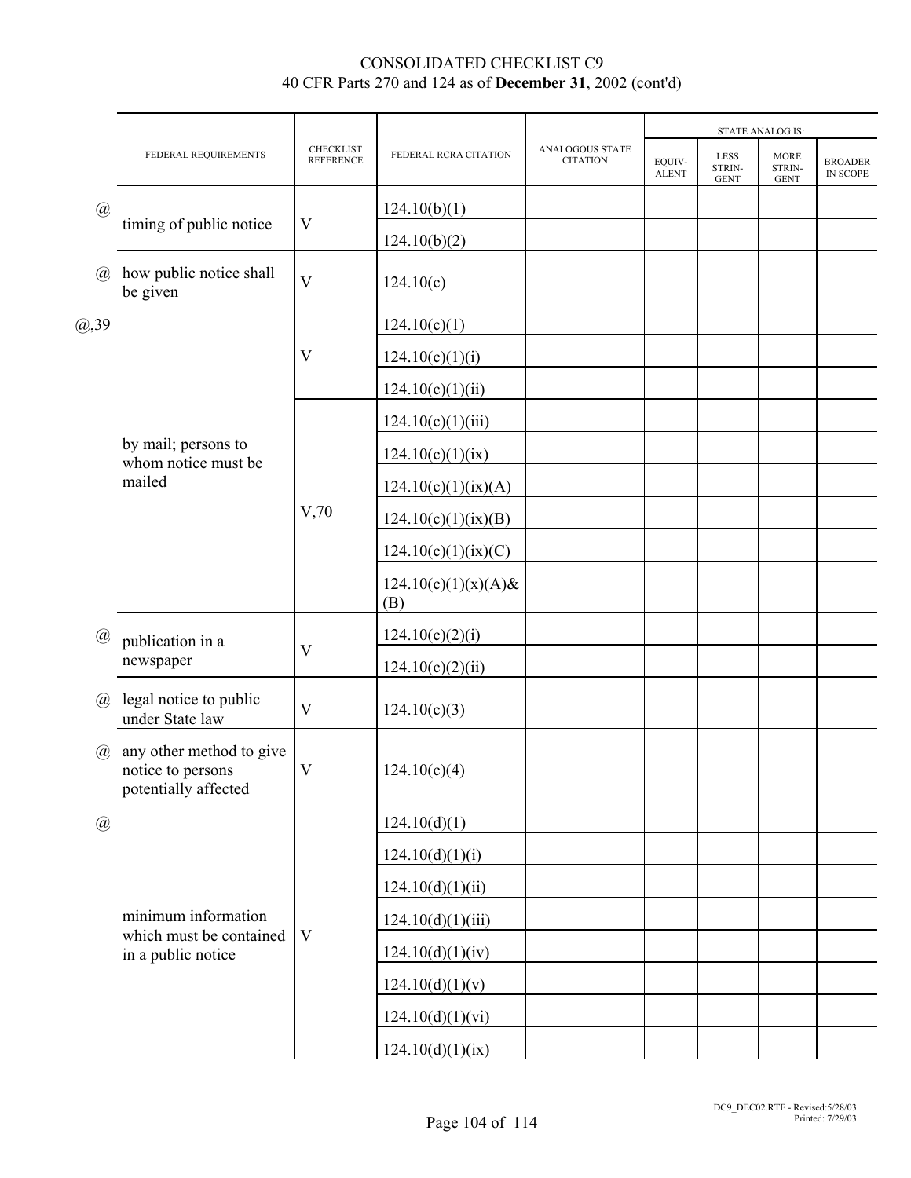# CONSOLIDATED CHECKLIST C9
40 CFR Parts 270 and 124 as of **December 31**, 2002 (cont'd)

| | FEDERAL REQUIREMENTS | CHECKLIST REFERENCE | FEDERAL RCRA CITATION | ANALOGOUS STATE CITATION | STATE ANALOG IS: EQUIV-ALENT | LESS STRIN-GENT | MORE STRIN-GENT | BROADER IN SCOPE |
|---|---|---|---|---|---|---|---|---|
| @ | timing of public notice | V | 124.10(b)(1) | | | | | |
| | | | 124.10(b)(2) | | | | | |
| @ | how public notice shall be given | V | 124.10(c) | | | | | |
| @,39 | by mail; persons to whom notice must be mailed | V | 124.10(c)(1) | | | | | |
| | | | 124.10(c)(1)(i) | | | | | |
| | | | 124.10(c)(1)(ii) | | | | | |
| | | V,70 | 124.10(c)(1)(iii) | | | | | |
| | | | 124.10(c)(1)(ix) | | | | | |
| | | | 124.10(c)(1)(ix)(A) | | | | | |
| | | | 124.10(c)(1)(ix)(B) | | | | | |
| | | | 124.10(c)(1)(ix)(C) | | | | | |
| | | | 124.10(c)(1)(x)(A)&(B) | | | | | |
| @ | publication in a newspaper | V | 124.10(c)(2)(i) | | | | | |
| | | | 124.10(c)(2)(ii) | | | | | |
| @ | legal notice to public under State law | V | 124.10(c)(3) | | | | | |
| @ | any other method to give notice to persons potentially affected | V | 124.10(c)(4) | | | | | |
| @ | minimum information which must be contained in a public notice | V | 124.10(d)(1) | | | | | |
| | | | 124.10(d)(1)(i) | | | | | |
| | | | 124.10(d)(1)(ii) | | | | | |
| | | | 124.10(d)(1)(iii) | | | | | |
| | | | 124.10(d)(1)(iv) | | | | | |
| | | | 124.10(d)(1)(v) | | | | | |
| | | | 124.10(d)(1)(vi) | | | | | |
| | | | 124.10(d)(1)(ix) | | | | | |

DC9_DEC02.RTF - Revised:5/28/03
Printed: 7/29/03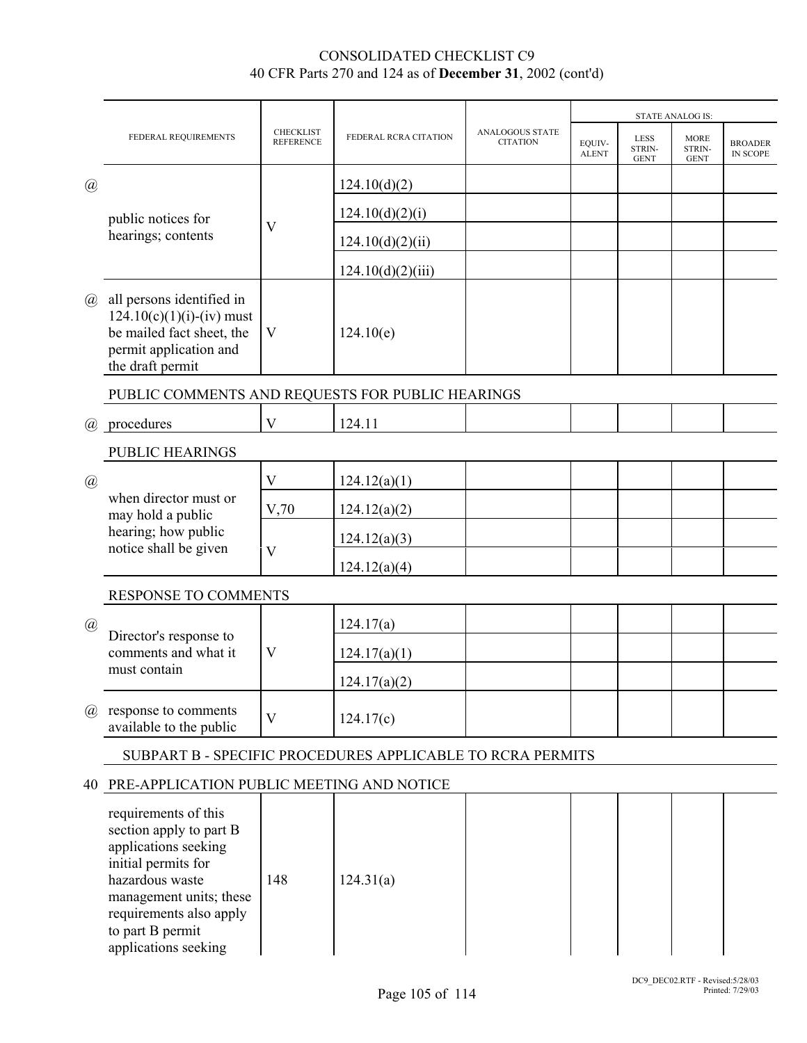# CONSOLIDATED CHECKLIST C9
## 40 CFR Parts 270 and 124 as of **December 31**, 2002 (cont'd)

| | FEDERAL REQUIREMENTS | CHECKLIST REFERENCE | FEDERAL RCRA CITATION | ANALOGOUS STATE CITATION | STATE ANALOG IS: EQUIV-ALENT | LESS STRIN-GENT | MORE STRIN-GENT | BROADER IN SCOPE |
|---|---|---|---|---|---|---|---|---|
| @ | public notices for hearings; contents | V | 124.10(d)(2) | | | | | |
| | | | 124.10(d)(2)(i) | | | | | |
| | | | 124.10(d)(2)(ii) | | | | | |
| | | | 124.10(d)(2)(iii) | | | | | |
| @ | all persons identified in 124.10(c)(1)(i)-(iv) must be mailed fact sheet, the permit application and the draft permit | V | 124.10(e) | | | | | |
| | PUBLIC COMMENTS AND REQUESTS FOR PUBLIC HEARINGS | | | | | | | |
| @ | procedures | V | 124.11 | | | | | |
| | PUBLIC HEARINGS | | | | | | | |
| @ | when director must or may hold a public hearing; how public notice shall be given | V | 124.12(a)(1) | | | | | |
| | | V,70 | 124.12(a)(2) | | | | | |
| | | V | 124.12(a)(3) | | | | | |
| | | | 124.12(a)(4) | | | | | |
| | RESPONSE TO COMMENTS | | | | | | | |
| @ | Director's response to comments and what it must contain | V | 124.17(a) | | | | | |
| | | | 124.17(a)(1) | | | | | |
| | | | 124.17(a)(2) | | | | | |
| @ | response to comments available to the public | V | 124.17(c) | | | | | |
| | SUBPART B - SPECIFIC PROCEDURES APPLICABLE TO RCRA PERMITS | | | | | | | |
| 40 | PRE-APPLICATION PUBLIC MEETING AND NOTICE | | | | | | | |
| | requirements of this section apply to part B applications seeking initial permits for hazardous waste management units; these requirements also apply to part B permit applications seeking | 148 | 124.31(a) | | | | | |

DC9_DEC02.RTF - Revised:5/28/03
Printed: 7/29/03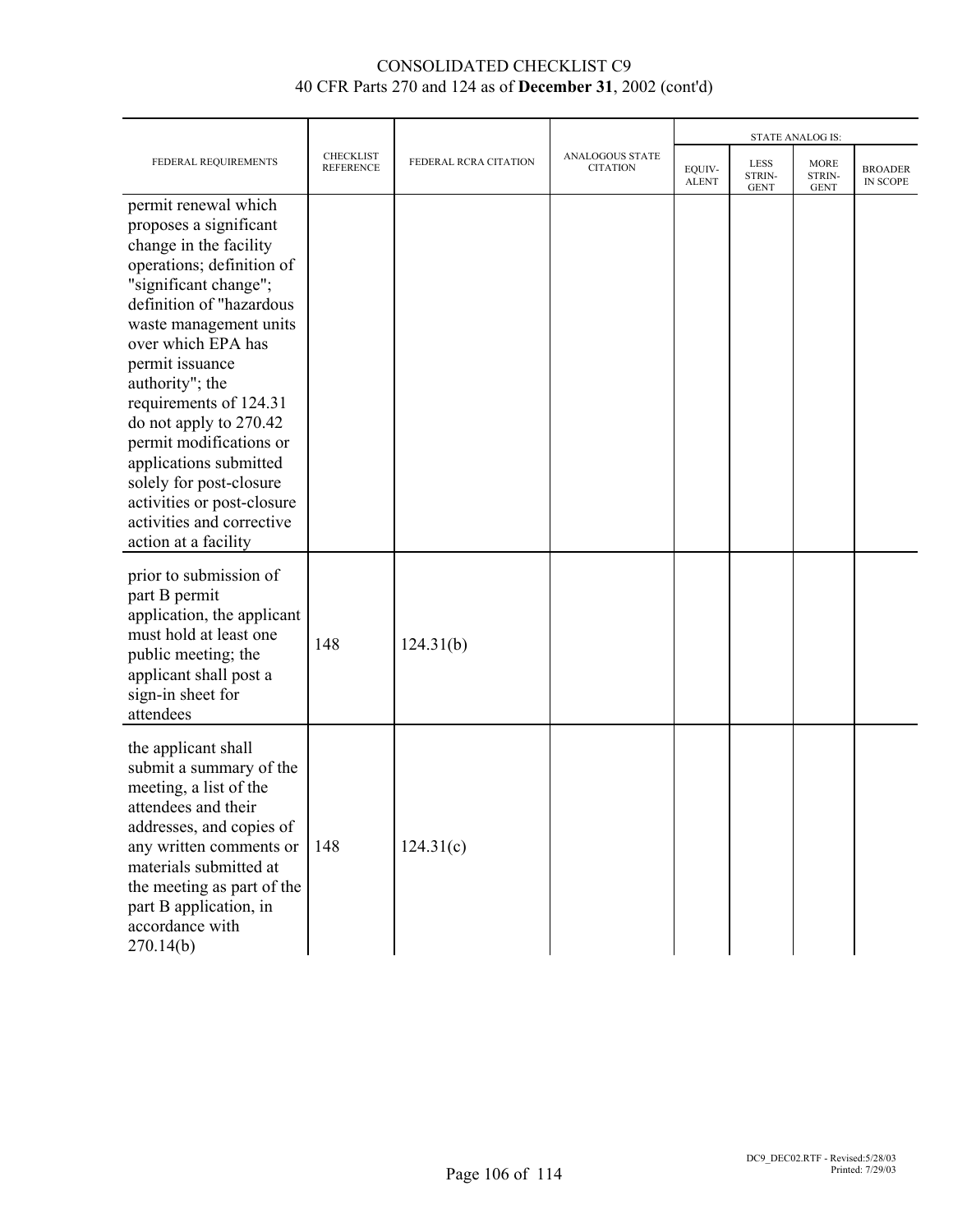# CONSOLIDATED CHECKLIST C9
40 CFR Parts 270 and 124 as of **December 31**, 2002 (cont'd)

| FEDERAL REQUIREMENTS | CHECKLIST REFERENCE | FEDERAL RCRA CITATION | ANALOGOUS STATE CITATION | STATE ANALOG IS: EQUIV-ALENT | LESS STRIN-GENT | MORE STRIN-GENT | BROADER IN SCOPE |
|---|---|---|---|---|---|---|---|
| permit renewal which proposes a significant change in the facility operations; definition of "significant change"; definition of "hazardous waste management units over which EPA has permit issuance authority"; the requirements of 124.31 do not apply to 270.42 permit modifications or applications submitted solely for post-closure activities or post-closure activities and corrective action at a facility | | | | | | | |
| prior to submission of part B permit application, the applicant must hold at least one public meeting; the applicant shall post a sign-in sheet for attendees | 148 | 124.31(b) | | | | | |
| the applicant shall submit a summary of the meeting, a list of the attendees and their addresses, and copies of any written comments or materials submitted at the meeting as part of the part B application, in accordance with 270.14(b) | 148 | 124.31(c) | | | | | |

DC9_DEC02.RTF - Revised:5/28/03
Printed: 7/29/03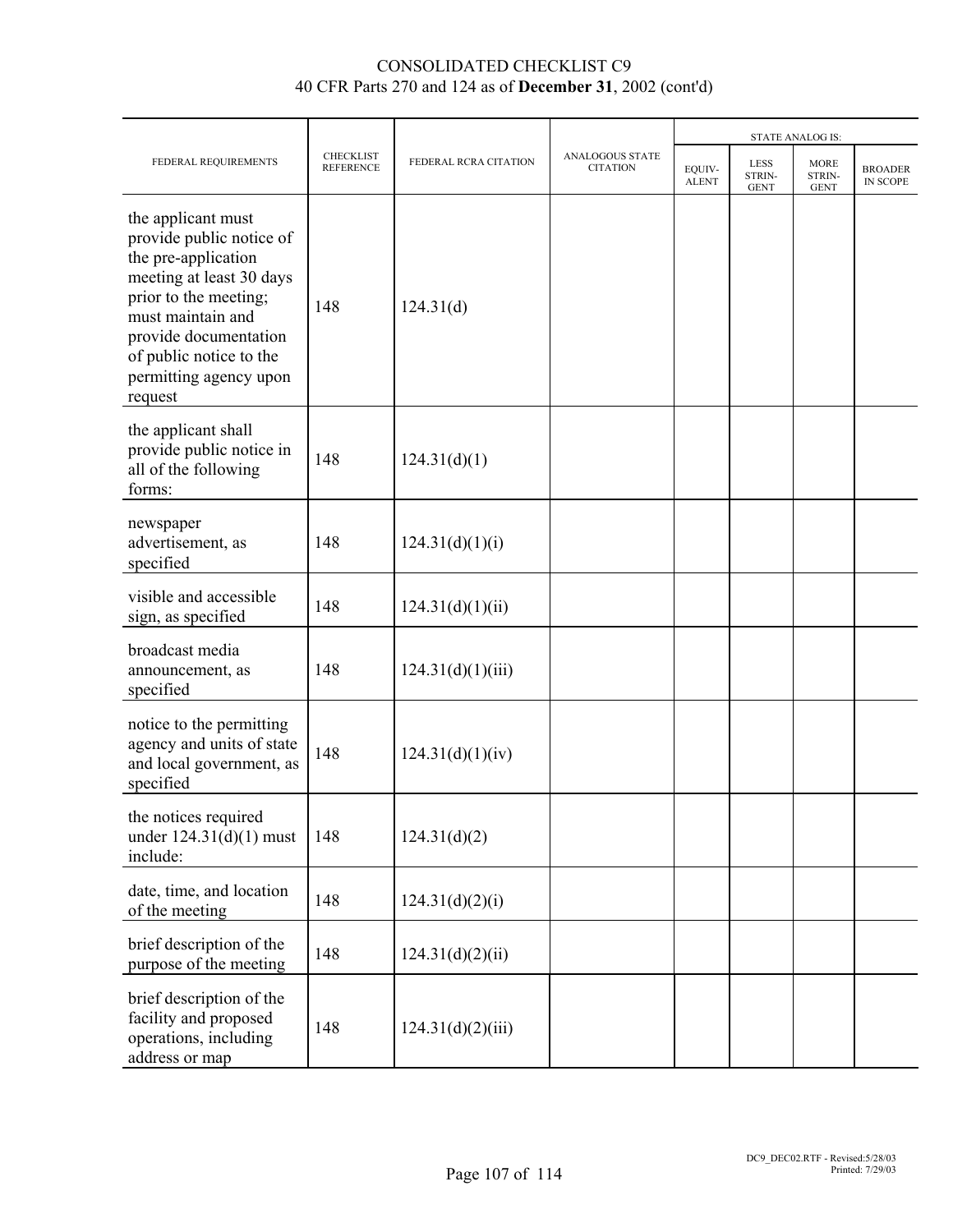CONSOLIDATED CHECKLIST C9
40 CFR Parts 270 and 124 as of **December 31**, 2002 (cont'd)

| FEDERAL REQUIREMENTS | CHECKLIST REFERENCE | FEDERAL RCRA CITATION | ANALOGOUS STATE CITATION | STATE ANALOG IS: | | | |
|---|---|---|---|---|---|---|---|
| | | | | EQUIV-ALENT | LESS STRIN-GENT | MORE STRIN-GENT | BROADER IN SCOPE |
| the applicant must provide public notice of the pre-application meeting at least 30 days prior to the meeting; must maintain and provide documentation of public notice to the permitting agency upon request | 148 | 124.31(d) | | | | | |
| the applicant shall provide public notice in all of the following forms: | 148 | 124.31(d)(1) | | | | | |
| newspaper advertisement, as specified | 148 | 124.31(d)(1)(i) | | | | | |
| visible and accessible sign, as specified | 148 | 124.31(d)(1)(ii) | | | | | |
| broadcast media announcement, as specified | 148 | 124.31(d)(1)(iii) | | | | | |
| notice to the permitting agency and units of state and local government, as specified | 148 | 124.31(d)(1)(iv) | | | | | |
| the notices required under 124.31(d)(1) must include: | 148 | 124.31(d)(2) | | | | | |
| date, time, and location of the meeting | 148 | 124.31(d)(2)(i) | | | | | |
| brief description of the purpose of the meeting | 148 | 124.31(d)(2)(ii) | | | | | |
| brief description of the facility and proposed operations, including address or map | 148 | 124.31(d)(2)(iii) | | | | | |

DC9_DEC02.RTF - Revised:5/28/03
Printed: 7/29/03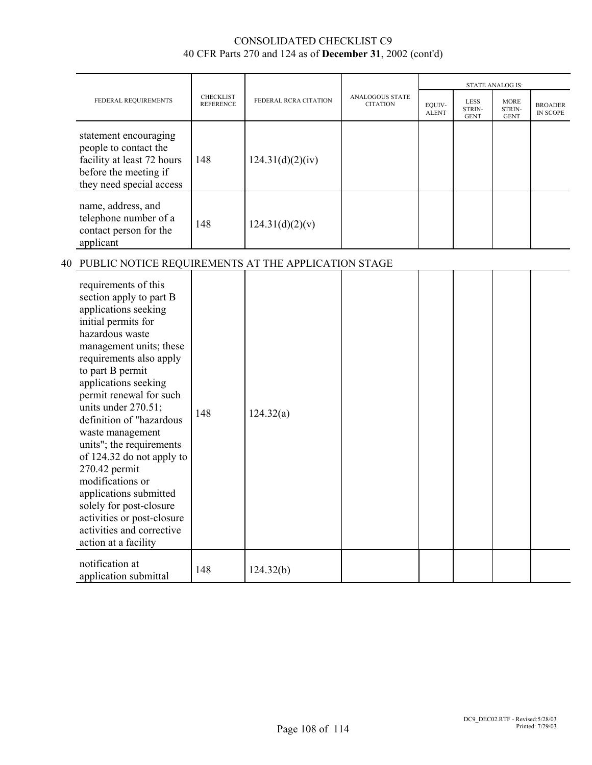# CONSOLIDATED CHECKLIST C9
40 CFR Parts 270 and 124 as of **December 31**, 2002 (cont'd)

| FEDERAL REQUIREMENTS | CHECKLIST REFERENCE | FEDERAL RCRA CITATION | ANALOGOUS STATE CITATION | STATE ANALOG IS: EQUIVALENT | LESS STRINGENT | MORE STRINGENT | BROADER IN SCOPE |
|---|---|---|---|---|---|---|---|
| statement encouraging people to contact the facility at least 72 hours before the meeting if they need special access | 148 | 124.31(d)(2)(iv) | | | | | |
| name, address, and telephone number of a contact person for the applicant | 148 | 124.31(d)(2)(v) | | | | | |
| **40 PUBLIC NOTICE REQUIREMENTS AT THE APPLICATION STAGE** | | | | | | | |
| requirements of this section apply to part B applications seeking initial permits for hazardous waste management units; these requirements also apply to part B permit applications seeking permit renewal for such units under 270.51; definition of "hazardous waste management units"; the requirements of 124.32 do not apply to 270.42 permit modifications or applications submitted solely for post-closure activities or post-closure activities and corrective action at a facility | 148 | 124.32(a) | | | | | |
| notification at application submittal | 148 | 124.32(b) | | | | | |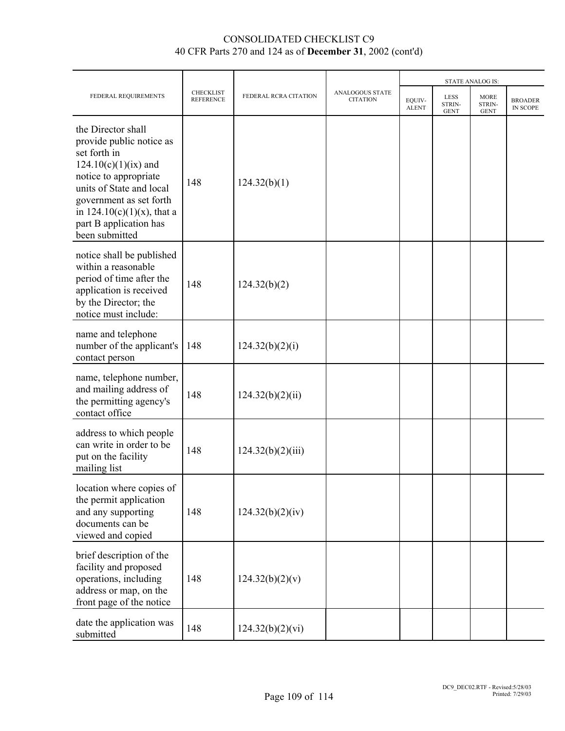CONSOLIDATED CHECKLIST C9
40 CFR Parts 270 and 124 as of **December 31**, 2002 (cont'd)

| FEDERAL REQUIREMENTS | CHECKLIST REFERENCE | FEDERAL RCRA CITATION | ANALOGOUS STATE CITATION | STATE ANALOG IS: | | | |
|---|---|---|---|---|---|---|---|
| | | | | EQUIVALENT | LESS STRINGENT | MORE STRINGENT | BROADER IN SCOPE |
| the Director shall provide public notice as set forth in 124.10(c)(1)(ix) and notice to appropriate units of State and local government as set forth in 124.10(c)(1)(x), that a part B application has been submitted | 148 | 124.32(b)(1) | | | | | |
| notice shall be published within a reasonable period of time after the application is received by the Director; the notice must include: | 148 | 124.32(b)(2) | | | | | |
| name and telephone number of the applicant's contact person | 148 | 124.32(b)(2)(i) | | | | | |
| name, telephone number, and mailing address of the permitting agency's contact office | 148 | 124.32(b)(2)(ii) | | | | | |
| address to which people can write in order to be put on the facility mailing list | 148 | 124.32(b)(2)(iii) | | | | | |
| location where copies of the permit application and any supporting documents can be viewed and copied | 148 | 124.32(b)(2)(iv) | | | | | |
| brief description of the facility and proposed operations, including address or map, on the front page of the notice | 148 | 124.32(b)(2)(v) | | | | | |
| date the application was submitted | 148 | 124.32(b)(2)(vi) | | | | | |

DC9_DEC02.RTF - Revised:5/28/03
Printed: 7/29/03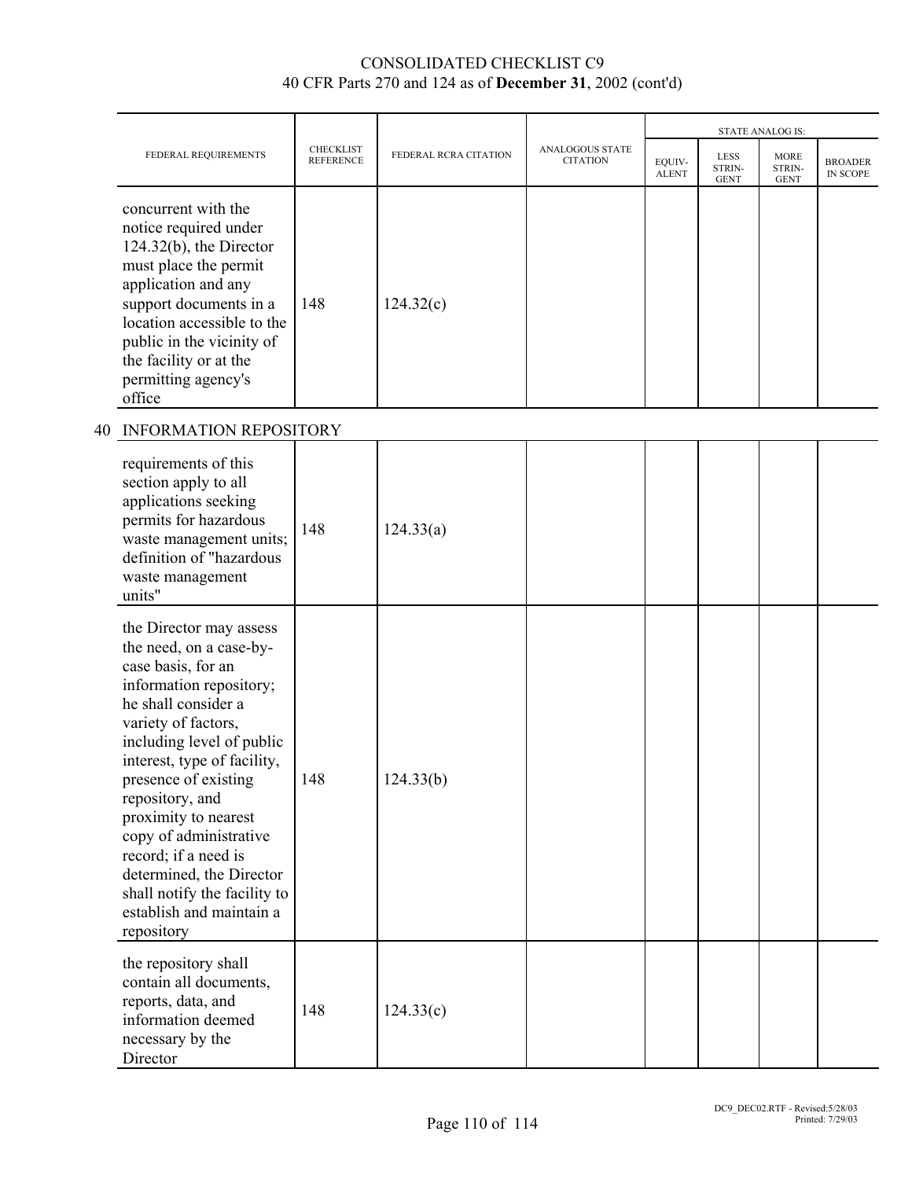CONSOLIDATED CHECKLIST C9
40 CFR Parts 270 and 124 as of **December 31**, 2002 (cont'd)

| FEDERAL REQUIREMENTS | CHECKLIST REFERENCE | FEDERAL RCRA CITATION | ANALOGOUS STATE CITATION | STATE ANALOG IS: EQUIV-ALENT | LESS STRIN-GENT | MORE STRIN-GENT | BROADER IN SCOPE |
|---|---|---|---|---|---|---|---|
| concurrent with the notice required under 124.32(b), the Director must place the permit application and any support documents in a location accessible to the public in the vicinity of the facility or at the permitting agency's office | 148 | 124.32(c) | | | | | |
| **40 INFORMATION REPOSITORY** | | | | | | | |
| requirements of this section apply to all applications seeking permits for hazardous waste management units; definition of "hazardous waste management units" | 148 | 124.33(a) | | | | | |
| the Director may assess the need, on a case-by-case basis, for an information repository; he shall consider a variety of factors, including level of public interest, type of facility, presence of existing repository, and proximity to nearest copy of administrative record; if a need is determined, the Director shall notify the facility to establish and maintain a repository | 148 | 124.33(b) | | | | | |
| the repository shall contain all documents, reports, data, and information deemed necessary by the Director | 148 | 124.33(c) | | | | | |

DC9_DEC02.RTF - Revised:5/28/03
Printed: 7/29/03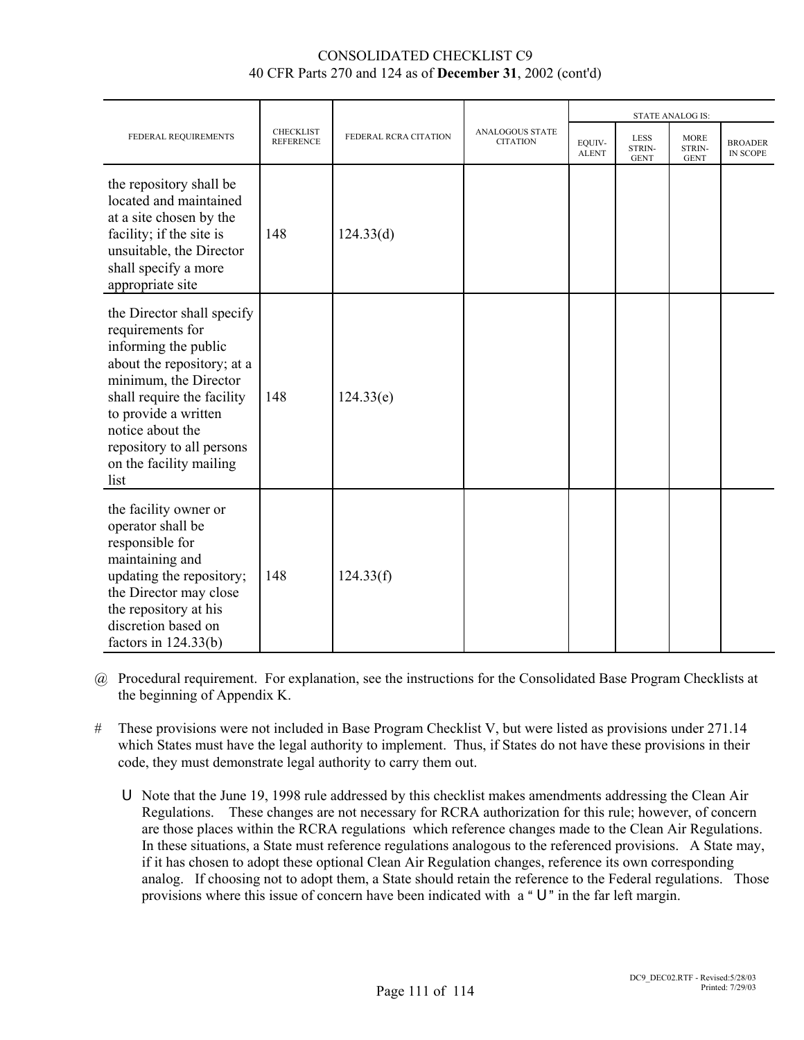CONSOLIDATED CHECKLIST C9
40 CFR Parts 270 and 124 as of **December 31**, 2002 (cont'd)

| FEDERAL REQUIREMENTS | CHECKLIST REFERENCE | FEDERAL RCRA CITATION | ANALOGOUS STATE CITATION | STATE ANALOG IS: | | | |
|---|---|---|---|---|---|---|---|
| | | | | EQUIV-ALENT | LESS STRIN-GENT | MORE STRIN-GENT | BROADER IN SCOPE |
| the repository shall be located and maintained at a site chosen by the facility; if the site is unsuitable, the Director shall specify a more appropriate site | 148 | 124.33(d) | | | | | |
| the Director shall specify requirements for informing the public about the repository; at a minimum, the Director shall require the facility to provide a written notice about the repository to all persons on the facility mailing list | 148 | 124.33(e) | | | | | |
| the facility owner or operator shall be responsible for maintaining and updating the repository; the Director may close the repository at his discretion based on factors in 124.33(b) | 148 | 124.33(f) | | | | | |

@ Procedural requirement. For explanation, see the instructions for the Consolidated Base Program Checklists at the beginning of Appendix K.

\# These provisions were not included in Base Program Checklist V, but were listed as provisions under 271.14 which States must have the legal authority to implement. Thus, if States do not have these provisions in their code, they must demonstrate legal authority to carry them out.

U Note that the June 19, 1998 rule addressed by this checklist makes amendments addressing the Clean Air Regulations. These changes are not necessary for RCRA authorization for this rule; however, of concern are those places within the RCRA regulations which reference changes made to the Clean Air Regulations. In these situations, a State must reference regulations analogous to the referenced provisions. A State may, if it has chosen to adopt these optional Clean Air Regulation changes, reference its own corresponding analog. If choosing not to adopt them, a State should retain the reference to the Federal regulations. Those provisions where this issue of concern have been indicated with a "U" in the far left margin.

DC9_DEC02.RTF - Revised:5/28/03
Printed: 7/29/03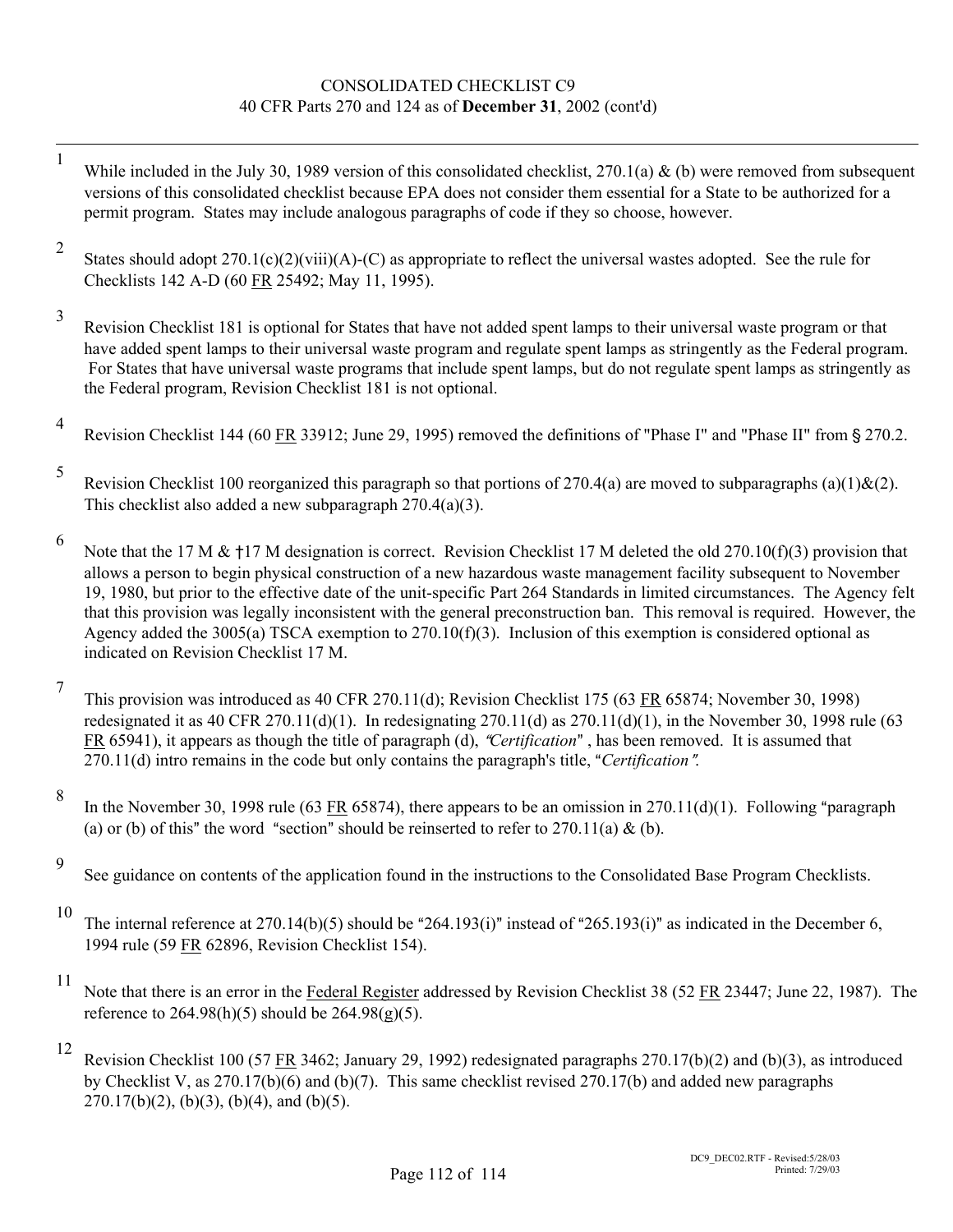CONSOLIDATED CHECKLIST C9
40 CFR Parts 270 and 124 as of **December 31**, 2002 (cont'd)

---

1 While included in the July 30, 1989 version of this consolidated checklist, 270.1(a) & (b) were removed from subsequent versions of this consolidated checklist because EPA does not consider them essential for a State to be authorized for a permit program. States may include analogous paragraphs of code if they so choose, however.

2 States should adopt 270.1(c)(2)(viii)(A)-(C) as appropriate to reflect the universal wastes adopted. See the rule for Checklists 142 A-D (60 FR 25492; May 11, 1995).

3 Revision Checklist 181 is optional for States that have not added spent lamps to their universal waste program or that have added spent lamps to their universal waste program and regulate spent lamps as stringently as the Federal program. For States that have universal waste programs that include spent lamps, but do not regulate spent lamps as stringently as the Federal program, Revision Checklist 181 is not optional.

4 Revision Checklist 144 (60 FR 33912; June 29, 1995) removed the definitions of "Phase I" and "Phase II" from § 270.2.

5 Revision Checklist 100 reorganized this paragraph so that portions of 270.4(a) are moved to subparagraphs (a)(1)&(2). This checklist also added a new subparagraph 270.4(a)(3).

6 Note that the 17 M & †17 M designation is correct. Revision Checklist 17 M deleted the old 270.10(f)(3) provision that allows a person to begin physical construction of a new hazardous waste management facility subsequent to November 19, 1980, but prior to the effective date of the unit-specific Part 264 Standards in limited circumstances. The Agency felt that this provision was legally inconsistent with the general preconstruction ban. This removal is required. However, the Agency added the 3005(a) TSCA exemption to 270.10(f)(3). Inclusion of this exemption is considered optional as indicated on Revision Checklist 17 M.

7 This provision was introduced as 40 CFR 270.11(d); Revision Checklist 175 (63 FR 65874; November 30, 1998) redesignated it as 40 CFR 270.11(d)(1). In redesignating 270.11(d) as 270.11(d)(1), in the November 30, 1998 rule (63 FR 65941), it appears as though the title of paragraph (d), "*Certification*", has been removed. It is assumed that 270.11(d) intro remains in the code but only contains the paragraph's title, "*Certification*".

8 In the November 30, 1998 rule (63 FR 65874), there appears to be an omission in 270.11(d)(1). Following "paragraph (a) or (b) of this" the word "section" should be reinserted to refer to 270.11(a) & (b).

9 See guidance on contents of the application found in the instructions to the Consolidated Base Program Checklists.

10 The internal reference at 270.14(b)(5) should be "264.193(i)" instead of "265.193(i)" as indicated in the December 6, 1994 rule (59 FR 62896, Revision Checklist 154).

11 Note that there is an error in the Federal Register addressed by Revision Checklist 38 (52 FR 23447; June 22, 1987). The reference to 264.98(h)(5) should be 264.98(g)(5).

12 Revision Checklist 100 (57 FR 3462; January 29, 1992) redesignated paragraphs 270.17(b)(2) and (b)(3), as introduced by Checklist V, as 270.17(b)(6) and (b)(7). This same checklist revised 270.17(b) and added new paragraphs 270.17(b)(2), (b)(3), (b)(4), and (b)(5).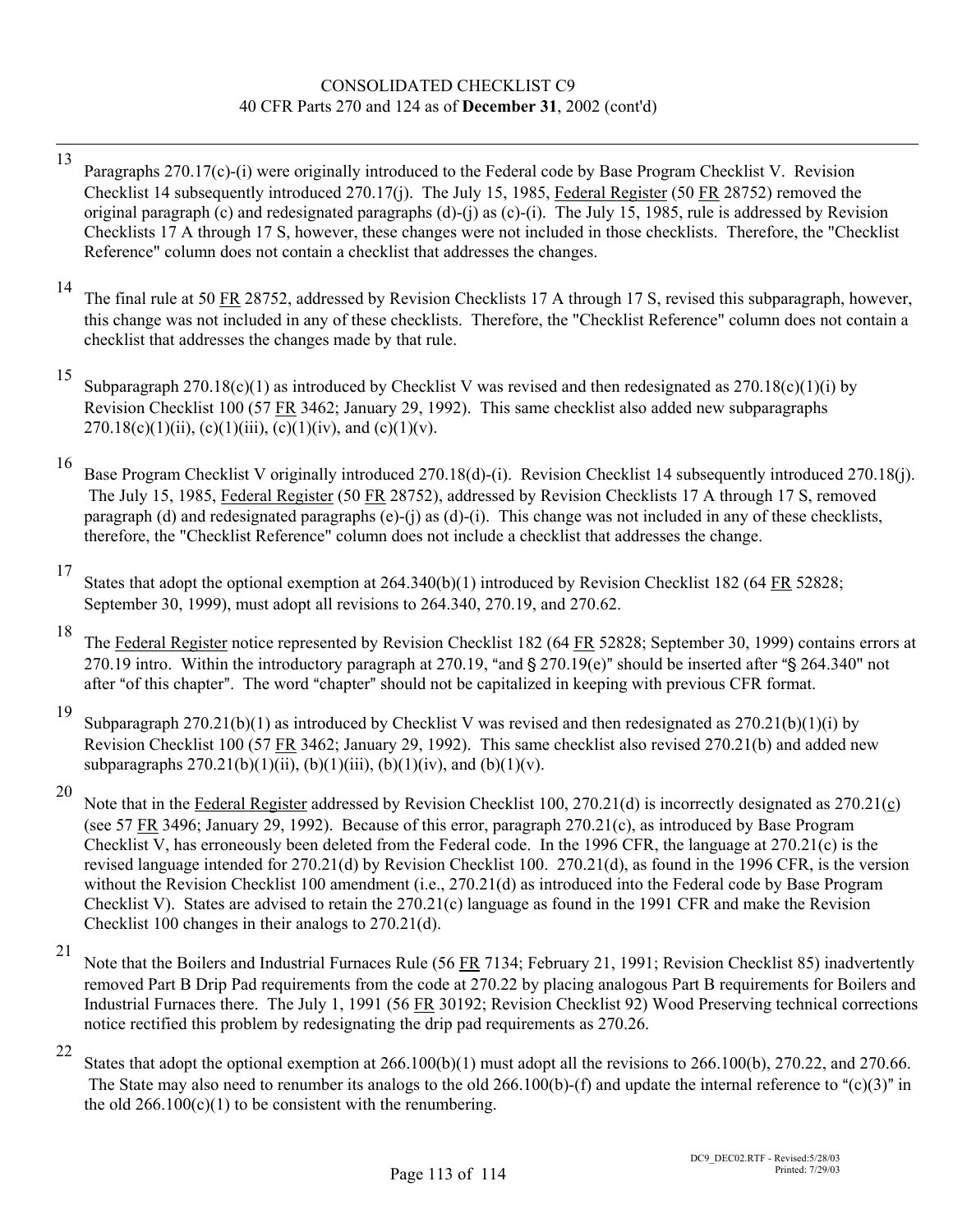13 Paragraphs 270.17(c)-(i) were originally introduced to the Federal code by Base Program Checklist V. Revision Checklist 14 subsequently introduced 270.17(j). The July 15, 1985, Federal Register (50 FR 28752) removed the original paragraph (c) and redesignated paragraphs (d)-(j) as (c)-(i). The July 15, 1985, rule is addressed by Revision Checklists 17 A through 17 S, however, these changes were not included in those checklists. Therefore, the "Checklist Reference" column does not contain a checklist that addresses the changes.

14 The final rule at 50 FR 28752, addressed by Revision Checklists 17 A through 17 S, revised this subparagraph, however, this change was not included in any of these checklists. Therefore, the "Checklist Reference" column does not contain a checklist that addresses the changes made by that rule.

15 Subparagraph 270.18(c)(1) as introduced by Checklist V was revised and then redesignated as 270.18(c)(1)(i) by Revision Checklist 100 (57 FR 3462; January 29, 1992). This same checklist also added new subparagraphs 270.18(c)(1)(ii), (c)(1)(iii), (c)(1)(iv), and (c)(1)(v).

16 Base Program Checklist V originally introduced 270.18(d)-(i). Revision Checklist 14 subsequently introduced 270.18(j). The July 15, 1985, Federal Register (50 FR 28752), addressed by Revision Checklists 17 A through 17 S, removed paragraph (d) and redesignated paragraphs (e)-(j) as (d)-(i). This change was not included in any of these checklists, therefore, the "Checklist Reference" column does not include a checklist that addresses the change.

17 States that adopt the optional exemption at 264.340(b)(1) introduced by Revision Checklist 182 (64 FR 52828; September 30, 1999), must adopt all revisions to 264.340, 270.19, and 270.62.

18 The Federal Register notice represented by Revision Checklist 182 (64 FR 52828; September 30, 1999) contains errors at 270.19 intro. Within the introductory paragraph at 270.19, "and § 270.19(e)" should be inserted after "§ 264.340" not after "of this chapter". The word "chapter" should not be capitalized in keeping with previous CFR format.

19 Subparagraph 270.21(b)(1) as introduced by Checklist V was revised and then redesignated as 270.21(b)(1)(i) by Revision Checklist 100 (57 FR 3462; January 29, 1992). This same checklist also revised 270.21(b) and added new subparagraphs 270.21(b)(1)(ii), (b)(1)(iii), (b)(1)(iv), and (b)(1)(v).

20 Note that in the Federal Register addressed by Revision Checklist 100, 270.21(d) is incorrectly designated as 270.21(c) (see 57 FR 3496; January 29, 1992). Because of this error, paragraph 270.21(c), as introduced by Base Program Checklist V, has erroneously been deleted from the Federal code. In the 1996 CFR, the language at 270.21(c) is the revised language intended for 270.21(d) by Revision Checklist 100. 270.21(d), as found in the 1996 CFR, is the version without the Revision Checklist 100 amendment (i.e., 270.21(d) as introduced into the Federal code by Base Program Checklist V). States are advised to retain the 270.21(c) language as found in the 1991 CFR and make the Revision Checklist 100 changes in their analogs to 270.21(d).

21 Note that the Boilers and Industrial Furnaces Rule (56 FR 7134; February 21, 1991; Revision Checklist 85) inadvertently removed Part B Drip Pad requirements from the code at 270.22 by placing analogous Part B requirements for Boilers and Industrial Furnaces there. The July 1, 1991 (56 FR 30192; Revision Checklist 92) Wood Preserving technical corrections notice rectified this problem by redesignating the drip pad requirements as 270.26.

22 States that adopt the optional exemption at 266.100(b)(1) must adopt all the revisions to 266.100(b), 270.22, and 270.66. The State may also need to renumber its analogs to the old 266.100(b)-(f) and update the internal reference to "(c)(3)" in the old 266.100(c)(1) to be consistent with the renumbering.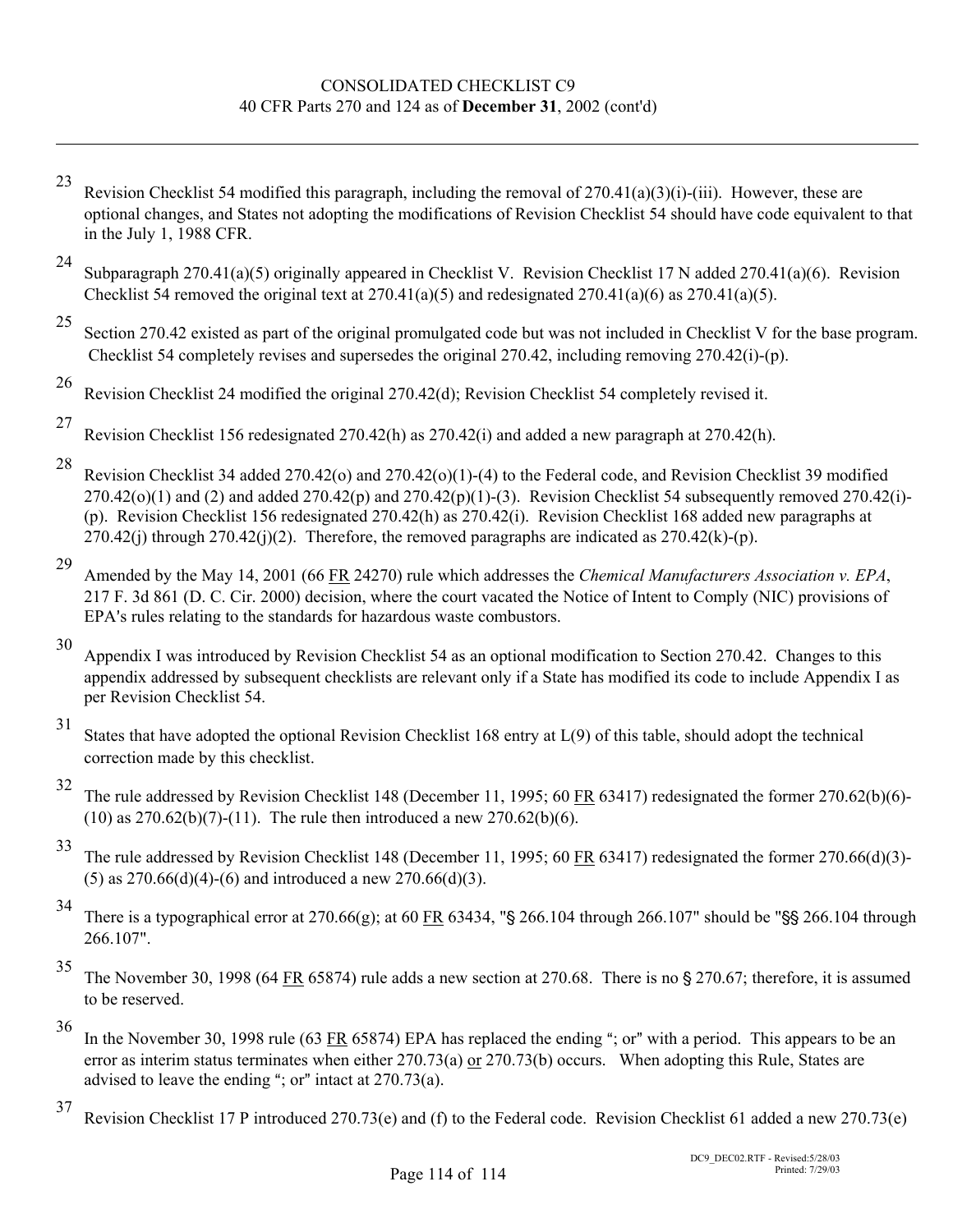23 Revision Checklist 54 modified this paragraph, including the removal of 270.41(a)(3)(i)-(iii). However, these are optional changes, and States not adopting the modifications of Revision Checklist 54 should have code equivalent to that in the July 1, 1988 CFR.

24 Subparagraph 270.41(a)(5) originally appeared in Checklist V. Revision Checklist 17 N added 270.41(a)(6). Revision Checklist 54 removed the original text at 270.41(a)(5) and redesignated 270.41(a)(6) as 270.41(a)(5).

25 Section 270.42 existed as part of the original promulgated code but was not included in Checklist V for the base program. Checklist 54 completely revises and supersedes the original 270.42, including removing 270.42(i)-(p).

26 Revision Checklist 24 modified the original 270.42(d); Revision Checklist 54 completely revised it.

27 Revision Checklist 156 redesignated 270.42(h) as 270.42(i) and added a new paragraph at 270.42(h).

28 Revision Checklist 34 added 270.42(o) and 270.42(o)(1)-(4) to the Federal code, and Revision Checklist 39 modified 270.42(o)(1) and (2) and added 270.42(p) and 270.42(p)(1)-(3). Revision Checklist 54 subsequently removed 270.42(i)-(p). Revision Checklist 156 redesignated 270.42(h) as 270.42(i). Revision Checklist 168 added new paragraphs at 270.42(j) through 270.42(j)(2). Therefore, the removed paragraphs are indicated as 270.42(k)-(p).

29 Amended by the May 14, 2001 (66 FR 24270) rule which addresses the *Chemical Manufacturers Association v. EPA*, 217 F. 3d 861 (D. C. Cir. 2000) decision, where the court vacated the Notice of Intent to Comply (NIC) provisions of EPA's rules relating to the standards for hazardous waste combustors.

30 Appendix I was introduced by Revision Checklist 54 as an optional modification to Section 270.42. Changes to this appendix addressed by subsequent checklists are relevant only if a State has modified its code to include Appendix I as per Revision Checklist 54.

31 States that have adopted the optional Revision Checklist 168 entry at L(9) of this table, should adopt the technical correction made by this checklist.

32 The rule addressed by Revision Checklist 148 (December 11, 1995; 60 FR 63417) redesignated the former 270.62(b)(6)-(10) as 270.62(b)(7)-(11). The rule then introduced a new 270.62(b)(6).

33 The rule addressed by Revision Checklist 148 (December 11, 1995; 60 FR 63417) redesignated the former 270.66(d)(3)-(5) as 270.66(d)(4)-(6) and introduced a new 270.66(d)(3).

34 There is a typographical error at 270.66(g); at 60 FR 63434, "§ 266.104 through 266.107" should be "§§ 266.104 through 266.107".

35 The November 30, 1998 (64 FR 65874) rule adds a new section at 270.68. There is no § 270.67; therefore, it is assumed to be reserved.

36 In the November 30, 1998 rule (63 FR 65874) EPA has replaced the ending "; or" with a period. This appears to be an error as interim status terminates when either 270.73(a) or 270.73(b) occurs. When adopting this Rule, States are advised to leave the ending "; or" intact at 270.73(a).

37 Revision Checklist 17 P introduced 270.73(e) and (f) to the Federal code. Revision Checklist 61 added a new 270.73(e)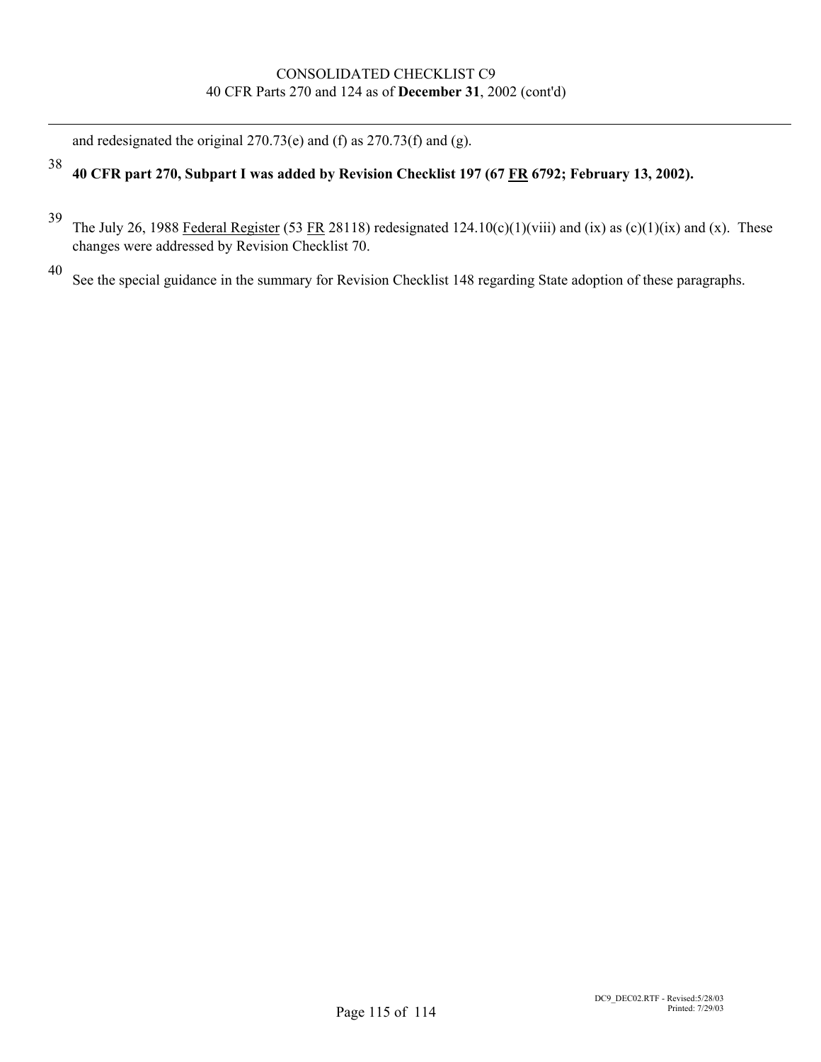and redesignated the original 270.73(e) and (f) as 270.73(f) and (g).

38 **40 CFR part 270, Subpart I was added by Revision Checklist 197 (67 FR 6792; February 13, 2002).**

39 The July 26, 1988 Federal Register (53 FR 28118) redesignated 124.10(c)(1)(viii) and (ix) as (c)(1)(ix) and (x). These changes were addressed by Revision Checklist 70.

40 See the special guidance in the summary for Revision Checklist 148 regarding State adoption of these paragraphs.